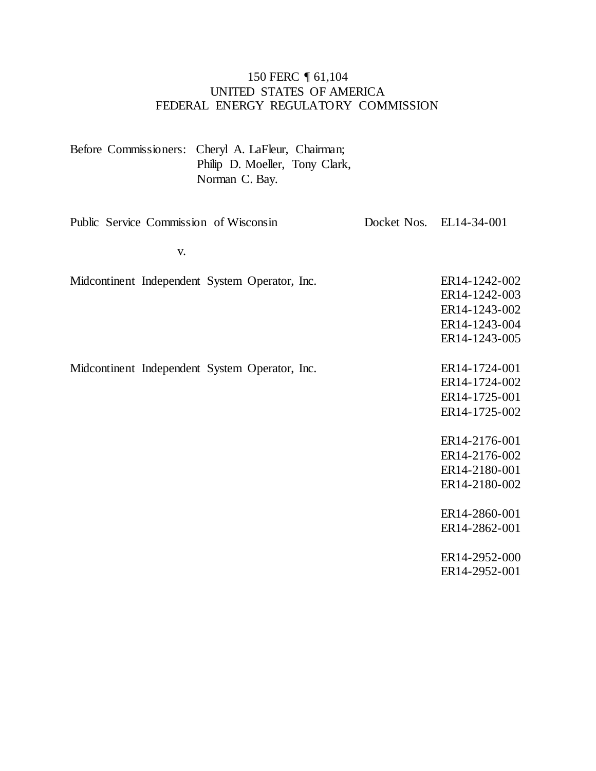150 FERC ¶ 61,104
UNITED STATES OF AMERICA
FEDERAL ENERGY REGULATORY COMMISSION

Before Commissioners: Cheryl A. LaFleur, Chairman;
Philip D. Moeller, Tony Clark,
Norman C. Bay.

| | |
|---|---|
| Public Service Commission of Wisconsin | Docket Nos. EL14-34-001 |
| v. | |
| Midcontinent Independent System Operator, Inc. | ER14-1242-002<br>ER14-1242-003<br>ER14-1243-002<br>ER14-1243-004<br>ER14-1243-005 |
| Midcontinent Independent System Operator, Inc. | ER14-1724-001<br>ER14-1724-002<br>ER14-1725-001<br>ER14-1725-002 |
| | ER14-2176-001<br>ER14-2176-002<br>ER14-2180-001<br>ER14-2180-002 |
| | ER14-2860-001<br>ER14-2862-001 |
| | ER14-2952-000<br>ER14-2952-001 |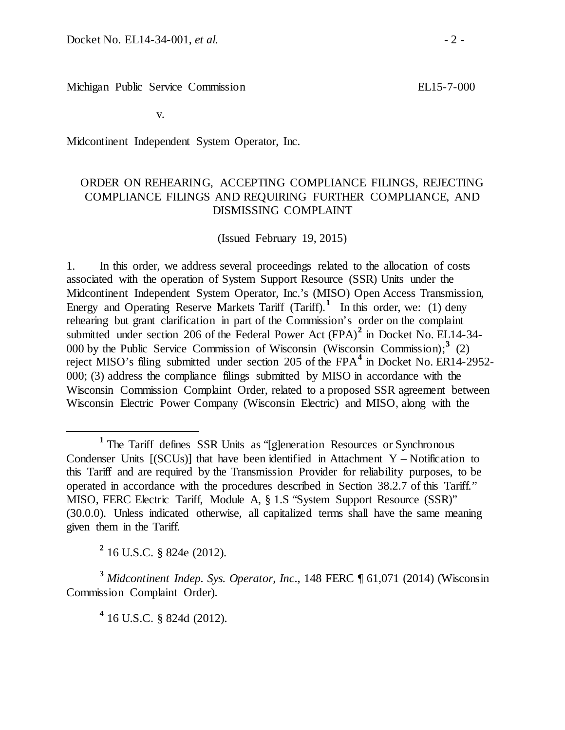Michigan Public Service Commission EL15-7-000

v.

Midcontinent Independent System Operator, Inc.

ORDER ON REHEARING, ACCEPTING COMPLIANCE FILINGS, REJECTING COMPLIANCE FILINGS AND REQUIRING FURTHER COMPLIANCE, AND DISMISSING COMPLAINT

(Issued February 19, 2015)

1. In this order, we address several proceedings related to the allocation of costs associated with the operation of System Support Resource (SSR) Units under the Midcontinent Independent System Operator, Inc.'s (MISO) Open Access Transmission, Energy and Operating Reserve Markets Tariff (Tariff).[1] In this order, we: (1) deny rehearing but grant clarification in part of the Commission's order on the complaint submitted under section 206 of the Federal Power Act (FPA)[2] in Docket No. EL14-34-000 by the Public Service Commission of Wisconsin (Wisconsin Commission);[3] (2) reject MISO's filing submitted under section 205 of the FPA[4] in Docket No. ER14-2952-000; (3) address the compliance filings submitted by MISO in accordance with the Wisconsin Commission Complaint Order, related to a proposed SSR agreement between Wisconsin Electric Power Company (Wisconsin Electric) and MISO, along with the

---

[1] The Tariff defines SSR Units as "[g]eneration Resources or Synchronous Condenser Units [(SCUs)] that have been identified in Attachment Y – Notification to this Tariff and are required by the Transmission Provider for reliability purposes, to be operated in accordance with the procedures described in Section 38.2.7 of this Tariff." MISO, FERC Electric Tariff, Module A, § 1.S "System Support Resource (SSR)" (30.0.0). Unless indicated otherwise, all capitalized terms shall have the same meaning given them in the Tariff.

[2] 16 U.S.C. § 824e (2012).

[3] *Midcontinent Indep. Sys. Operator, Inc.*, 148 FERC ¶ 61,071 (2014) (Wisconsin Commission Complaint Order).

[4] 16 U.S.C. § 824d (2012).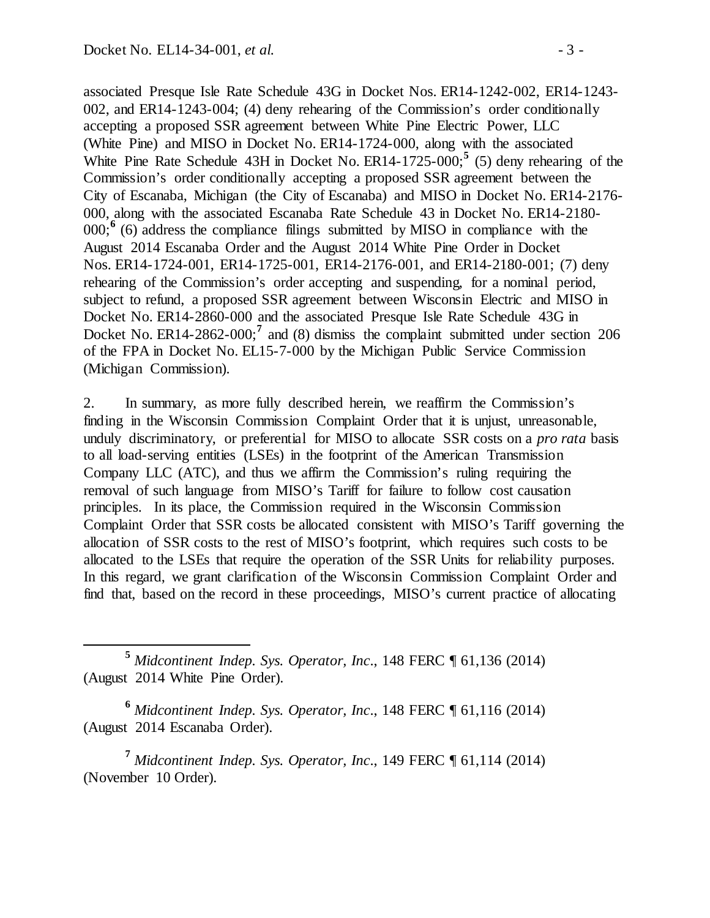associated Presque Isle Rate Schedule 43G in Docket Nos. ER14-1242-002, ER14-1243-002, and ER14-1243-004; (4) deny rehearing of the Commission's order conditionally accepting a proposed SSR agreement between White Pine Electric Power, LLC (White Pine) and MISO in Docket No. ER14-1724-000, along with the associated White Pine Rate Schedule 43H in Docket No. ER14-1725-000;[5] (5) deny rehearing of the Commission's order conditionally accepting a proposed SSR agreement between the City of Escanaba, Michigan (the City of Escanaba) and MISO in Docket No. ER14-2176-000, along with the associated Escanaba Rate Schedule 43 in Docket No. ER14-2180-000;[6] (6) address the compliance filings submitted by MISO in compliance with the August 2014 Escanaba Order and the August 2014 White Pine Order in Docket Nos. ER14-1724-001, ER14-1725-001, ER14-2176-001, and ER14-2180-001; (7) deny rehearing of the Commission's order accepting and suspending, for a nominal period, subject to refund, a proposed SSR agreement between Wisconsin Electric and MISO in Docket No. ER14-2860-000 and the associated Presque Isle Rate Schedule 43G in Docket No. ER14-2862-000;[7] and (8) dismiss the complaint submitted under section 206 of the FPA in Docket No. EL15-7-000 by the Michigan Public Service Commission (Michigan Commission).

2. In summary, as more fully described herein, we reaffirm the Commission's finding in the Wisconsin Commission Complaint Order that it is unjust, unreasonable, unduly discriminatory, or preferential for MISO to allocate SSR costs on a *pro rata* basis to all load-serving entities (LSEs) in the footprint of the American Transmission Company LLC (ATC), and thus we affirm the Commission's ruling requiring the removal of such language from MISO's Tariff for failure to follow cost causation principles. In its place, the Commission required in the Wisconsin Commission Complaint Order that SSR costs be allocated consistent with MISO's Tariff governing the allocation of SSR costs to the rest of MISO's footprint, which requires such costs to be allocated to the LSEs that require the operation of the SSR Units for reliability purposes. In this regard, we grant clarification of the Wisconsin Commission Complaint Order and find that, based on the record in these proceedings, MISO's current practice of allocating

---

[5] *Midcontinent Indep. Sys. Operator, Inc.*, 148 FERC ¶ 61,136 (2014) (August 2014 White Pine Order).

[6] *Midcontinent Indep. Sys. Operator, Inc.*, 148 FERC ¶ 61,116 (2014) (August 2014 Escanaba Order).

[7] *Midcontinent Indep. Sys. Operator, Inc.*, 149 FERC ¶ 61,114 (2014) (November 10 Order).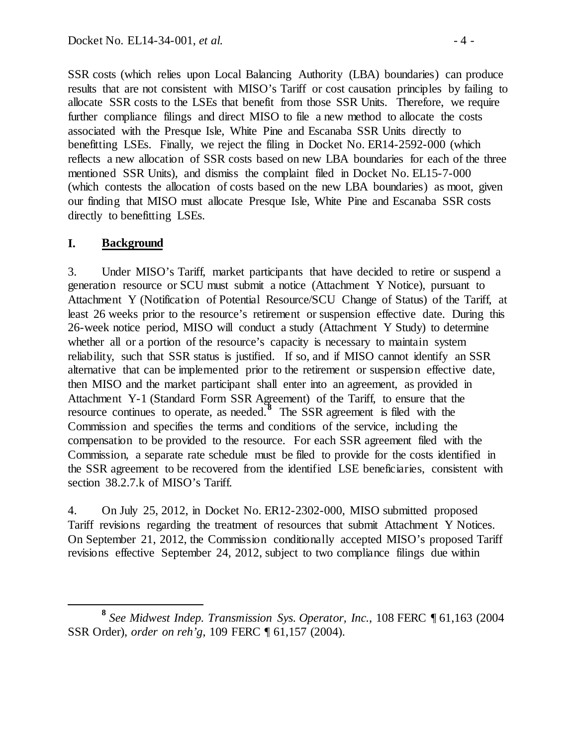SSR costs (which relies upon Local Balancing Authority (LBA) boundaries) can produce results that are not consistent with MISO's Tariff or cost causation principles by failing to allocate SSR costs to the LSEs that benefit from those SSR Units. Therefore, we require further compliance filings and direct MISO to file a new method to allocate the costs associated with the Presque Isle, White Pine and Escanaba SSR Units directly to benefitting LSEs. Finally, we reject the filing in Docket No. ER14-2592-000 (which reflects a new allocation of SSR costs based on new LBA boundaries for each of the three mentioned SSR Units), and dismiss the complaint filed in Docket No. EL15-7-000 (which contests the allocation of costs based on the new LBA boundaries) as moot, given our finding that MISO must allocate Presque Isle, White Pine and Escanaba SSR costs directly to benefitting LSEs.

## I. Background

3. Under MISO's Tariff, market participants that have decided to retire or suspend a generation resource or SCU must submit a notice (Attachment Y Notice), pursuant to Attachment Y (Notification of Potential Resource/SCU Change of Status) of the Tariff, at least 26 weeks prior to the resource's retirement or suspension effective date. During this 26-week notice period, MISO will conduct a study (Attachment Y Study) to determine whether all or a portion of the resource's capacity is necessary to maintain system reliability, such that SSR status is justified. If so, and if MISO cannot identify an SSR alternative that can be implemented prior to the retirement or suspension effective date, then MISO and the market participant shall enter into an agreement, as provided in Attachment Y-1 (Standard Form SSR Agreement) of the Tariff, to ensure that the resource continues to operate, as needed.[8] The SSR agreement is filed with the Commission and specifies the terms and conditions of the service, including the compensation to be provided to the resource. For each SSR agreement filed with the Commission, a separate rate schedule must be filed to provide for the costs identified in the SSR agreement to be recovered from the identified LSE beneficiaries, consistent with section 38.2.7.k of MISO's Tariff.

4. On July 25, 2012, in Docket No. ER12-2302-000, MISO submitted proposed Tariff revisions regarding the treatment of resources that submit Attachment Y Notices. On September 21, 2012, the Commission conditionally accepted MISO's proposed Tariff revisions effective September 24, 2012, subject to two compliance filings due within

---

[8] *See Midwest Indep. Transmission Sys. Operator, Inc.*, 108 FERC ¶ 61,163 (2004 SSR Order), *order on reh'g*, 109 FERC ¶ 61,157 (2004).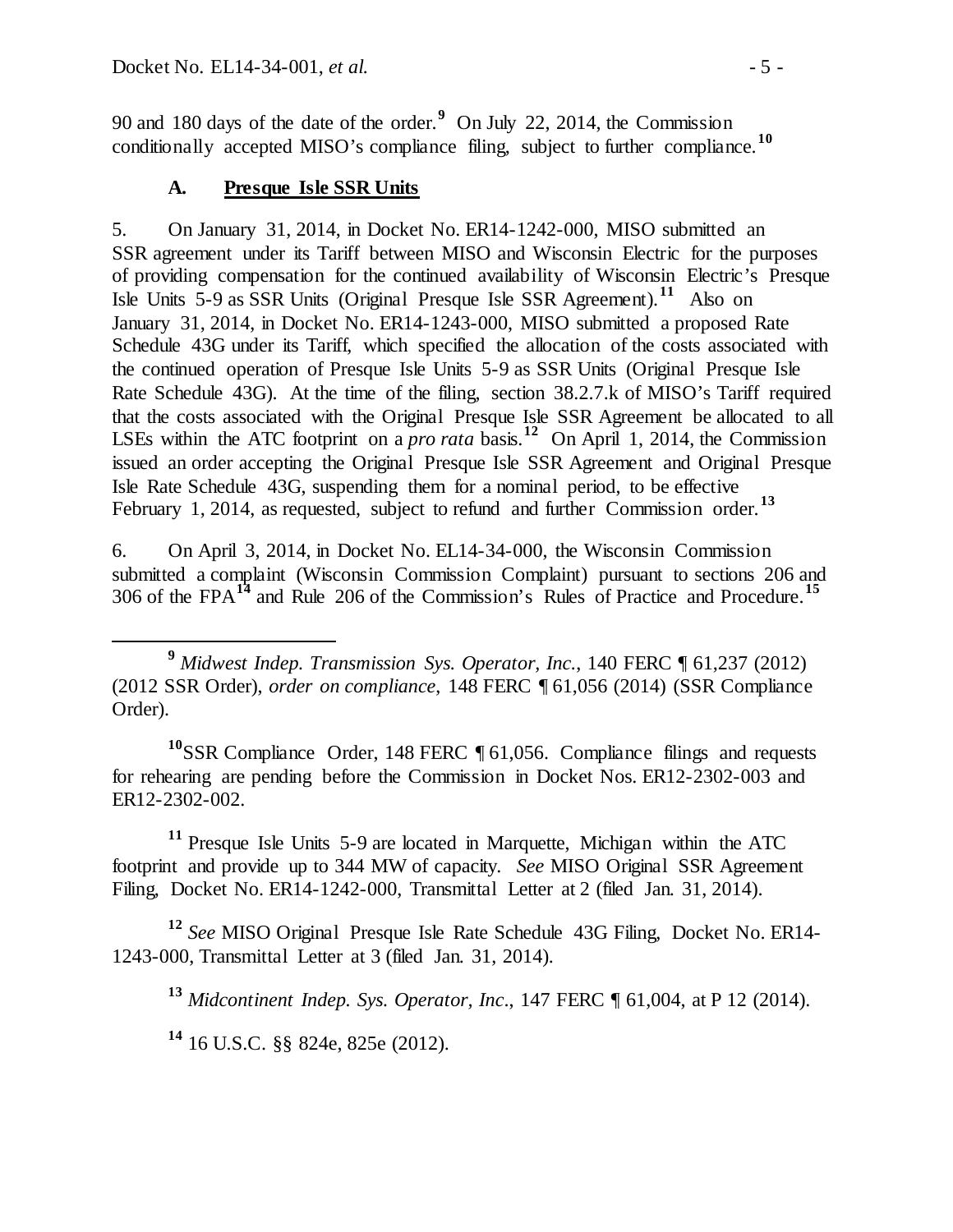90 and 180 days of the date of the order.[9] On July 22, 2014, the Commission conditionally accepted MISO's compliance filing, subject to further compliance.[10]

### A. Presque Isle SSR Units

5. On January 31, 2014, in Docket No. ER14-1242-000, MISO submitted an SSR agreement under its Tariff between MISO and Wisconsin Electric for the purposes of providing compensation for the continued availability of Wisconsin Electric's Presque Isle Units 5-9 as SSR Units (Original Presque Isle SSR Agreement).[11] Also on January 31, 2014, in Docket No. ER14-1243-000, MISO submitted a proposed Rate Schedule 43G under its Tariff, which specified the allocation of the costs associated with the continued operation of Presque Isle Units 5-9 as SSR Units (Original Presque Isle Rate Schedule 43G). At the time of the filing, section 38.2.7.k of MISO's Tariff required that the costs associated with the Original Presque Isle SSR Agreement be allocated to all LSEs within the ATC footprint on a *pro rata* basis.[12] On April 1, 2014, the Commission issued an order accepting the Original Presque Isle SSR Agreement and Original Presque Isle Rate Schedule 43G, suspending them for a nominal period, to be effective February 1, 2014, as requested, subject to refund and further Commission order.[13]

6. On April 3, 2014, in Docket No. EL14-34-000, the Wisconsin Commission submitted a complaint (Wisconsin Commission Complaint) pursuant to sections 206 and 306 of the FPA[14] and Rule 206 of the Commission's Rules of Practice and Procedure.[15]

---

[9] *Midwest Indep. Transmission Sys. Operator, Inc.*, 140 FERC ¶ 61,237 (2012) (2012 SSR Order), *order on compliance*, 148 FERC ¶ 61,056 (2014) (SSR Compliance Order).

[10] SSR Compliance Order, 148 FERC ¶ 61,056. Compliance filings and requests for rehearing are pending before the Commission in Docket Nos. ER12-2302-003 and ER12-2302-002.

[11] Presque Isle Units 5-9 are located in Marquette, Michigan within the ATC footprint and provide up to 344 MW of capacity. *See* MISO Original SSR Agreement Filing, Docket No. ER14-1242-000, Transmittal Letter at 2 (filed Jan. 31, 2014).

[12] *See* MISO Original Presque Isle Rate Schedule 43G Filing, Docket No. ER14-1243-000, Transmittal Letter at 3 (filed Jan. 31, 2014).

[13] *Midcontinent Indep. Sys. Operator, Inc*., 147 FERC ¶ 61,004, at P 12 (2014).

[14] 16 U.S.C. §§ 824e, 825e (2012).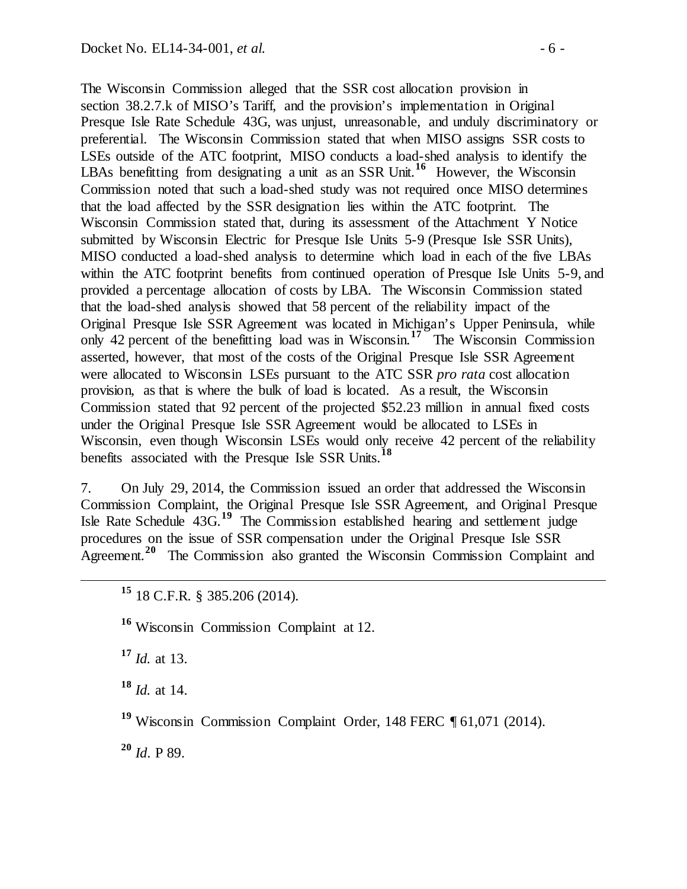The Wisconsin Commission alleged that the SSR cost allocation provision in section 38.2.7.k of MISO's Tariff, and the provision's implementation in Original Presque Isle Rate Schedule 43G, was unjust, unreasonable, and unduly discriminatory or preferential. The Wisconsin Commission stated that when MISO assigns SSR costs to LSEs outside of the ATC footprint, MISO conducts a load-shed analysis to identify the LBAs benefitting from designating a unit as an SSR Unit.[16] However, the Wisconsin Commission noted that such a load-shed study was not required once MISO determines that the load affected by the SSR designation lies within the ATC footprint. The Wisconsin Commission stated that, during its assessment of the Attachment Y Notice submitted by Wisconsin Electric for Presque Isle Units 5-9 (Presque Isle SSR Units), MISO conducted a load-shed analysis to determine which load in each of the five LBAs within the ATC footprint benefits from continued operation of Presque Isle Units 5-9, and provided a percentage allocation of costs by LBA. The Wisconsin Commission stated that the load-shed analysis showed that 58 percent of the reliability impact of the Original Presque Isle SSR Agreement was located in Michigan's Upper Peninsula, while only 42 percent of the benefitting load was in Wisconsin.[17] The Wisconsin Commission asserted, however, that most of the costs of the Original Presque Isle SSR Agreement were allocated to Wisconsin LSEs pursuant to the ATC SSR *pro rata* cost allocation provision, as that is where the bulk of load is located. As a result, the Wisconsin Commission stated that 92 percent of the projected $52.23 million in annual fixed costs under the Original Presque Isle SSR Agreement would be allocated to LSEs in Wisconsin, even though Wisconsin LSEs would only receive 42 percent of the reliability benefits associated with the Presque Isle SSR Units.[18]

7. On July 29, 2014, the Commission issued an order that addressed the Wisconsin Commission Complaint, the Original Presque Isle SSR Agreement, and Original Presque Isle Rate Schedule 43G.[19] The Commission established hearing and settlement judge procedures on the issue of SSR compensation under the Original Presque Isle SSR Agreement.[20] The Commission also granted the Wisconsin Commission Complaint and

---

[15] 18 C.F.R. § 385.206 (2014).

[16] Wisconsin Commission Complaint at 12.

[17] *Id.* at 13.

[18] *Id.* at 14.

[19] Wisconsin Commission Complaint Order, 148 FERC ¶ 61,071 (2014).

[20] *Id.* P 89.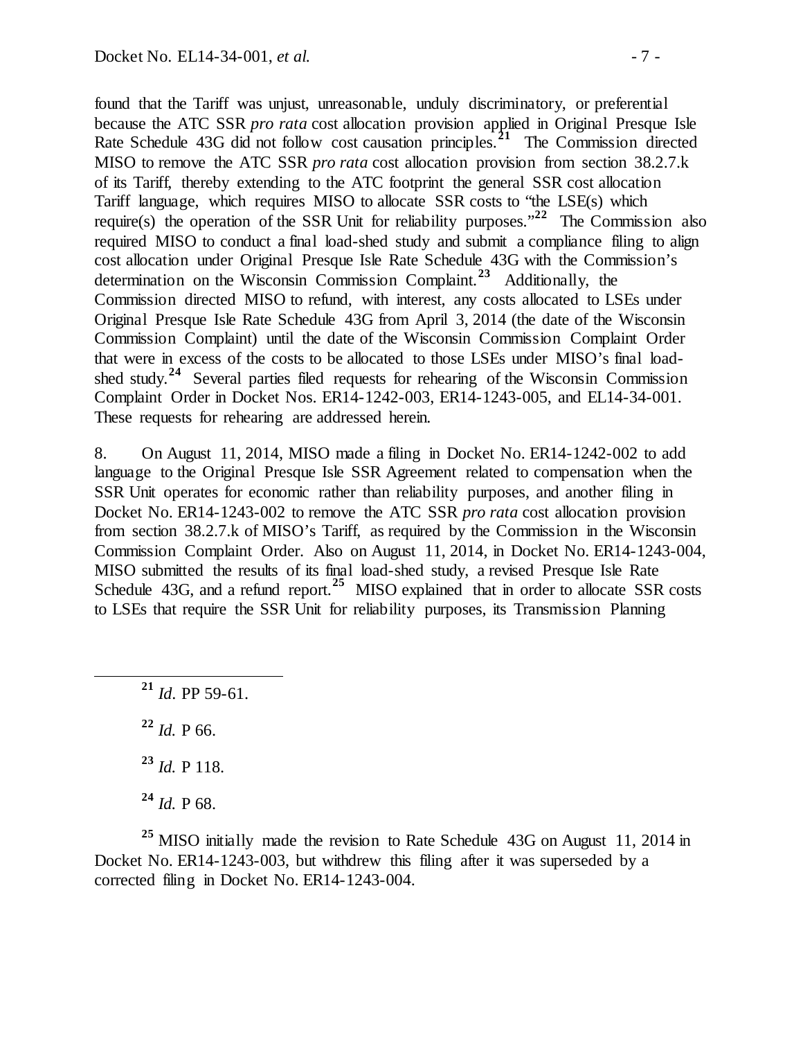found that the Tariff was unjust, unreasonable, unduly discriminatory, or preferential because the ATC SSR *pro rata* cost allocation provision applied in Original Presque Isle Rate Schedule 43G did not follow cost causation principles.[21] The Commission directed MISO to remove the ATC SSR *pro rata* cost allocation provision from section 38.2.7.k of its Tariff, thereby extending to the ATC footprint the general SSR cost allocation Tariff language, which requires MISO to allocate SSR costs to "the LSE(s) which require(s) the operation of the SSR Unit for reliability purposes."[22] The Commission also required MISO to conduct a final load-shed study and submit a compliance filing to align cost allocation under Original Presque Isle Rate Schedule 43G with the Commission's determination on the Wisconsin Commission Complaint.[23] Additionally, the Commission directed MISO to refund, with interest, any costs allocated to LSEs under Original Presque Isle Rate Schedule 43G from April 3, 2014 (the date of the Wisconsin Commission Complaint) until the date of the Wisconsin Commission Complaint Order that were in excess of the costs to be allocated to those LSEs under MISO's final load-shed study.[24] Several parties filed requests for rehearing of the Wisconsin Commission Complaint Order in Docket Nos. ER14-1242-003, ER14-1243-005, and EL14-34-001. These requests for rehearing are addressed herein.

8. On August 11, 2014, MISO made a filing in Docket No. ER14-1242-002 to add language to the Original Presque Isle SSR Agreement related to compensation when the SSR Unit operates for economic rather than reliability purposes, and another filing in Docket No. ER14-1243-002 to remove the ATC SSR *pro rata* cost allocation provision from section 38.2.7.k of MISO's Tariff, as required by the Commission in the Wisconsin Commission Complaint Order. Also on August 11, 2014, in Docket No. ER14-1243-004, MISO submitted the results of its final load-shed study, a revised Presque Isle Rate Schedule 43G, and a refund report.[25] MISO explained that in order to allocate SSR costs to LSEs that require the SSR Unit for reliability purposes, its Transmission Planning

---

[21] *Id.* PP 59-61.

[22] *Id.* P 66.

[23] *Id.* P 118.

[24] *Id.* P 68.

[25] MISO initially made the revision to Rate Schedule 43G on August 11, 2014 in Docket No. ER14-1243-003, but withdrew this filing after it was superseded by a corrected filing in Docket No. ER14-1243-004.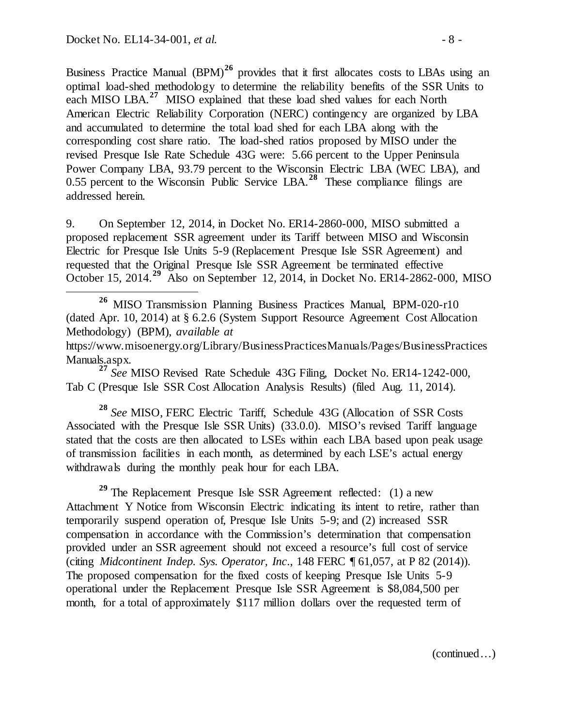Business Practice Manual (BPM)[26] provides that it first allocates costs to LBAs using an optimal load-shed methodology to determine the reliability benefits of the SSR Units to each MISO LBA.[27] MISO explained that these load shed values for each North American Electric Reliability Corporation (NERC) contingency are organized by LBA and accumulated to determine the total load shed for each LBA along with the corresponding cost share ratio. The load-shed ratios proposed by MISO under the revised Presque Isle Rate Schedule 43G were: 5.66 percent to the Upper Peninsula Power Company LBA, 93.79 percent to the Wisconsin Electric LBA (WEC LBA), and 0.55 percent to the Wisconsin Public Service LBA.[28] These compliance filings are addressed herein.

9. On September 12, 2014, in Docket No. ER14-2860-000, MISO submitted a proposed replacement SSR agreement under its Tariff between MISO and Wisconsin Electric for Presque Isle Units 5-9 (Replacement Presque Isle SSR Agreement) and requested that the Original Presque Isle SSR Agreement be terminated effective October 15, 2014.[29] Also on September 12, 2014, in Docket No. ER14-2862-000, MISO

---

[26] MISO Transmission Planning Business Practices Manual, BPM-020-r10 (dated Apr. 10, 2014) at § 6.2.6 (System Support Resource Agreement Cost Allocation Methodology) (BPM), *available at* https://www.misoenergy.org/Library/BusinessPracticesManuals/Pages/BusinessPracticesManuals.aspx.

[27] *See* MISO Revised Rate Schedule 43G Filing, Docket No. ER14-1242-000, Tab C (Presque Isle SSR Cost Allocation Analysis Results) (filed Aug. 11, 2014).

[28] *See* MISO, FERC Electric Tariff, Schedule 43G (Allocation of SSR Costs Associated with the Presque Isle SSR Units) (33.0.0). MISO's revised Tariff language stated that the costs are then allocated to LSEs within each LBA based upon peak usage of transmission facilities in each month, as determined by each LSE's actual energy withdrawals during the monthly peak hour for each LBA.

[29] The Replacement Presque Isle SSR Agreement reflected: (1) a new Attachment Y Notice from Wisconsin Electric indicating its intent to retire, rather than temporarily suspend operation of, Presque Isle Units 5-9; and (2) increased SSR compensation in accordance with the Commission's determination that compensation provided under an SSR agreement should not exceed a resource's full cost of service (citing *Midcontinent Indep. Sys. Operator, Inc.*, 148 FERC ¶ 61,057, at P 82 (2014)). The proposed compensation for the fixed costs of keeping Presque Isle Units 5-9 operational under the Replacement Presque Isle SSR Agreement is $8,084,500 per month, for a total of approximately $117 million dollars over the requested term of

(continued…)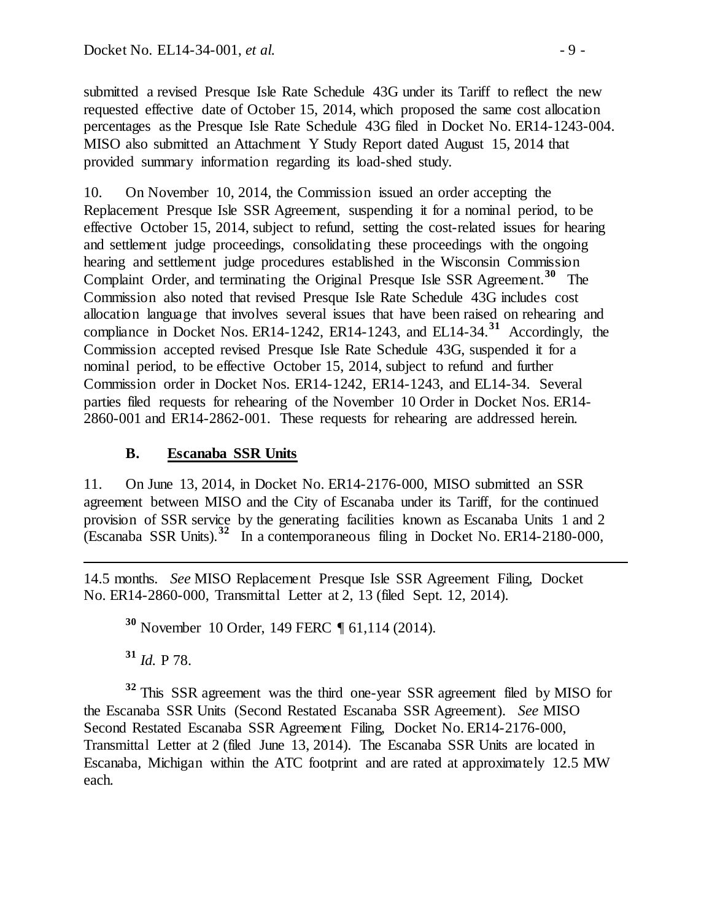submitted a revised Presque Isle Rate Schedule 43G under its Tariff to reflect the new requested effective date of October 15, 2014, which proposed the same cost allocation percentages as the Presque Isle Rate Schedule 43G filed in Docket No. ER14-1243-004. MISO also submitted an Attachment Y Study Report dated August 15, 2014 that provided summary information regarding its load-shed study.

10. On November 10, 2014, the Commission issued an order accepting the Replacement Presque Isle SSR Agreement, suspending it for a nominal period, to be effective October 15, 2014, subject to refund, setting the cost-related issues for hearing and settlement judge proceedings, consolidating these proceedings with the ongoing hearing and settlement judge procedures established in the Wisconsin Commission Complaint Order, and terminating the Original Presque Isle SSR Agreement.[30] The Commission also noted that revised Presque Isle Rate Schedule 43G includes cost allocation language that involves several issues that have been raised on rehearing and compliance in Docket Nos. ER14-1242, ER14-1243, and EL14-34.[31] Accordingly, the Commission accepted revised Presque Isle Rate Schedule 43G, suspended it for a nominal period, to be effective October 15, 2014, subject to refund and further Commission order in Docket Nos. ER14-1242, ER14-1243, and EL14-34. Several parties filed requests for rehearing of the November 10 Order in Docket Nos. ER14-2860-001 and ER14-2862-001. These requests for rehearing are addressed herein.

### B. Escanaba SSR Units

11. On June 13, 2014, in Docket No. ER14-2176-000, MISO submitted an SSR agreement between MISO and the City of Escanaba under its Tariff, for the continued provision of SSR service by the generating facilities known as Escanaba Units 1 and 2 (Escanaba SSR Units).[32] In a contemporaneous filing in Docket No. ER14-2180-000,

---

14.5 months. *See* MISO Replacement Presque Isle SSR Agreement Filing, Docket No. ER14-2860-000, Transmittal Letter at 2, 13 (filed Sept. 12, 2014).

[30] November 10 Order, 149 FERC ¶ 61,114 (2014).

[31] *Id.* P 78.

[32] This SSR agreement was the third one-year SSR agreement filed by MISO for the Escanaba SSR Units (Second Restated Escanaba SSR Agreement). *See* MISO Second Restated Escanaba SSR Agreement Filing, Docket No. ER14-2176-000, Transmittal Letter at 2 (filed June 13, 2014). The Escanaba SSR Units are located in Escanaba, Michigan within the ATC footprint and are rated at approximately 12.5 MW each.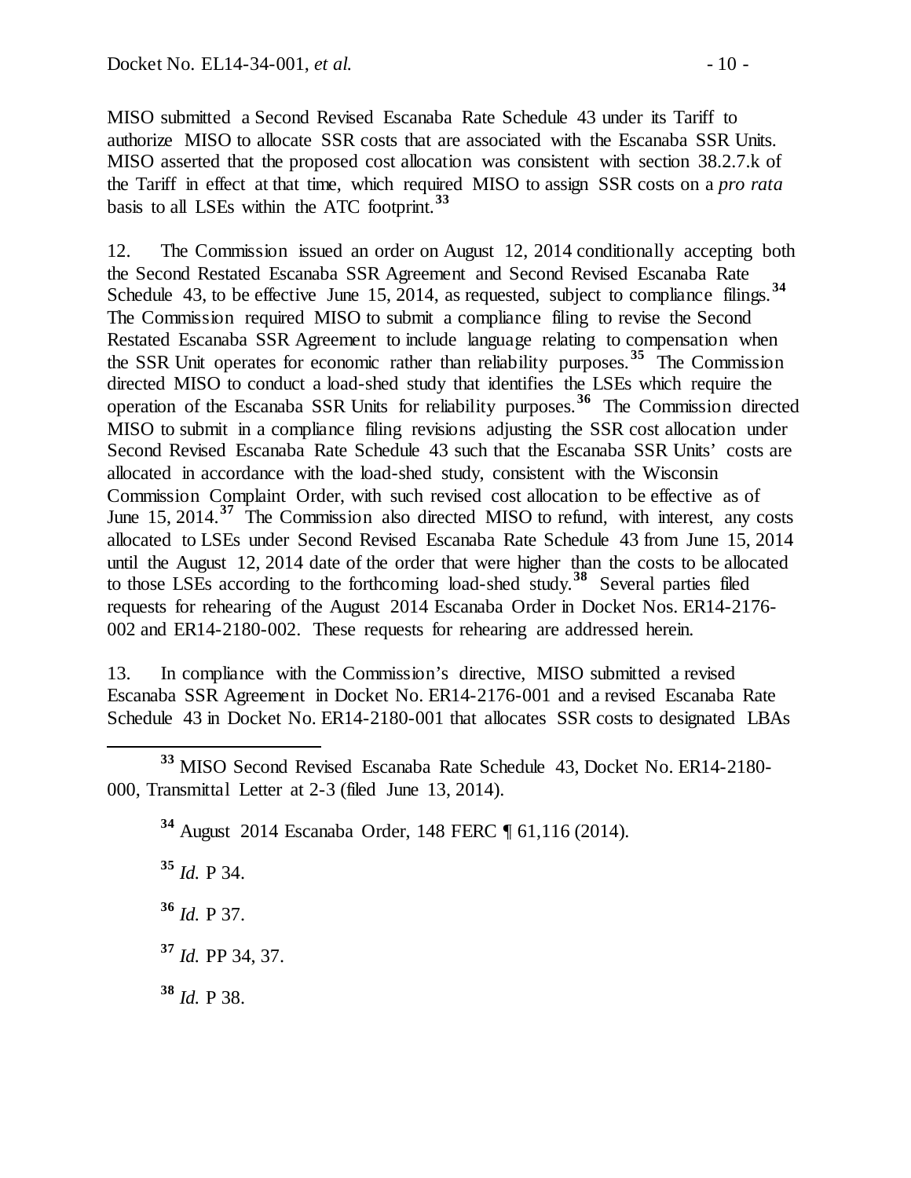MISO submitted a Second Revised Escanaba Rate Schedule 43 under its Tariff to authorize MISO to allocate SSR costs that are associated with the Escanaba SSR Units. MISO asserted that the proposed cost allocation was consistent with section 38.2.7.k of the Tariff in effect at that time, which required MISO to assign SSR costs on a *pro rata* basis to all LSEs within the ATC footprint.[33]

12. The Commission issued an order on August 12, 2014 conditionally accepting both the Second Restated Escanaba SSR Agreement and Second Revised Escanaba Rate Schedule 43, to be effective June 15, 2014, as requested, subject to compliance filings.[34] The Commission required MISO to submit a compliance filing to revise the Second Restated Escanaba SSR Agreement to include language relating to compensation when the SSR Unit operates for economic rather than reliability purposes.[35] The Commission directed MISO to conduct a load-shed study that identifies the LSEs which require the operation of the Escanaba SSR Units for reliability purposes.[36] The Commission directed MISO to submit in a compliance filing revisions adjusting the SSR cost allocation under Second Revised Escanaba Rate Schedule 43 such that the Escanaba SSR Units' costs are allocated in accordance with the load-shed study, consistent with the Wisconsin Commission Complaint Order, with such revised cost allocation to be effective as of June 15, 2014.[37] The Commission also directed MISO to refund, with interest, any costs allocated to LSEs under Second Revised Escanaba Rate Schedule 43 from June 15, 2014 until the August 12, 2014 date of the order that were higher than the costs to be allocated to those LSEs according to the forthcoming load-shed study.[38] Several parties filed requests for rehearing of the August 2014 Escanaba Order in Docket Nos. ER14-2176-002 and ER14-2180-002. These requests for rehearing are addressed herein.

13. In compliance with the Commission's directive, MISO submitted a revised Escanaba SSR Agreement in Docket No. ER14-2176-001 and a revised Escanaba Rate Schedule 43 in Docket No. ER14-2180-001 that allocates SSR costs to designated LBAs

---

[33] MISO Second Revised Escanaba Rate Schedule 43, Docket No. ER14-2180-000, Transmittal Letter at 2-3 (filed June 13, 2014).

[34] August 2014 Escanaba Order, 148 FERC ¶ 61,116 (2014).

[35] *Id.* P 34.

[36] *Id.* P 37.

[37] *Id.* PP 34, 37.

[38] *Id.* P 38.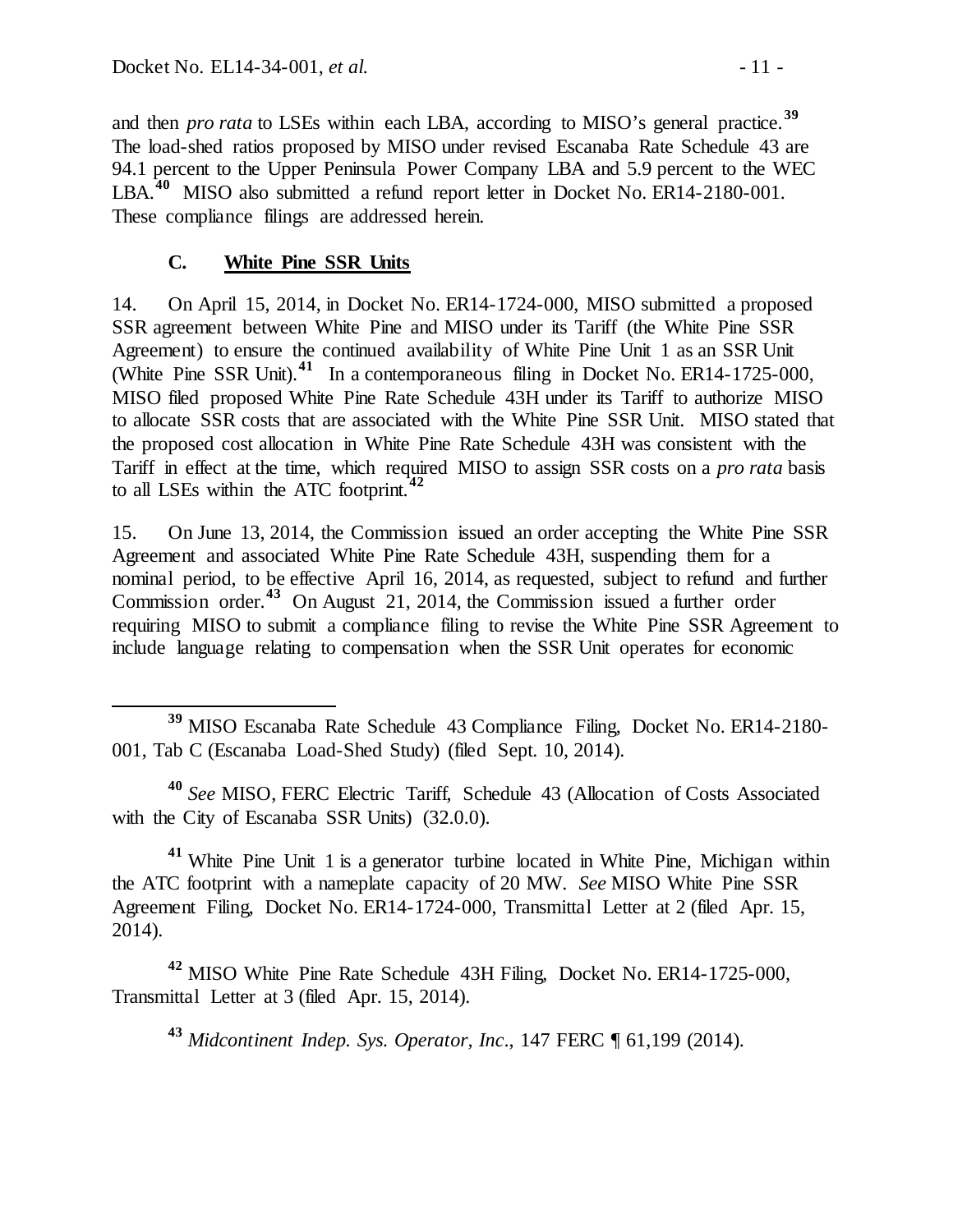and then *pro rata* to LSEs within each LBA, according to MISO's general practice.[39] The load-shed ratios proposed by MISO under revised Escanaba Rate Schedule 43 are 94.1 percent to the Upper Peninsula Power Company LBA and 5.9 percent to the WEC LBA.[40] MISO also submitted a refund report letter in Docket No. ER14-2180-001. These compliance filings are addressed herein.

### C. White Pine SSR Units

14. On April 15, 2014, in Docket No. ER14-1724-000, MISO submitted a proposed SSR agreement between White Pine and MISO under its Tariff (the White Pine SSR Agreement) to ensure the continued availability of White Pine Unit 1 as an SSR Unit (White Pine SSR Unit).[41] In a contemporaneous filing in Docket No. ER14-1725-000, MISO filed proposed White Pine Rate Schedule 43H under its Tariff to authorize MISO to allocate SSR costs that are associated with the White Pine SSR Unit. MISO stated that the proposed cost allocation in White Pine Rate Schedule 43H was consistent with the Tariff in effect at the time, which required MISO to assign SSR costs on a *pro rata* basis to all LSEs within the ATC footprint.[42]

15. On June 13, 2014, the Commission issued an order accepting the White Pine SSR Agreement and associated White Pine Rate Schedule 43H, suspending them for a nominal period, to be effective April 16, 2014, as requested, subject to refund and further Commission order.[43] On August 21, 2014, the Commission issued a further order requiring MISO to submit a compliance filing to revise the White Pine SSR Agreement to include language relating to compensation when the SSR Unit operates for economic

---

[39] MISO Escanaba Rate Schedule 43 Compliance Filing, Docket No. ER14-2180-001, Tab C (Escanaba Load-Shed Study) (filed Sept. 10, 2014).

[40] *See* MISO, FERC Electric Tariff, Schedule 43 (Allocation of Costs Associated with the City of Escanaba SSR Units) (32.0.0).

[41] White Pine Unit 1 is a generator turbine located in White Pine, Michigan within the ATC footprint with a nameplate capacity of 20 MW. *See* MISO White Pine SSR Agreement Filing, Docket No. ER14-1724-000, Transmittal Letter at 2 (filed Apr. 15, 2014).

[42] MISO White Pine Rate Schedule 43H Filing, Docket No. ER14-1725-000, Transmittal Letter at 3 (filed Apr. 15, 2014).

[43] *Midcontinent Indep. Sys. Operator, Inc*., 147 FERC ¶ 61,199 (2014).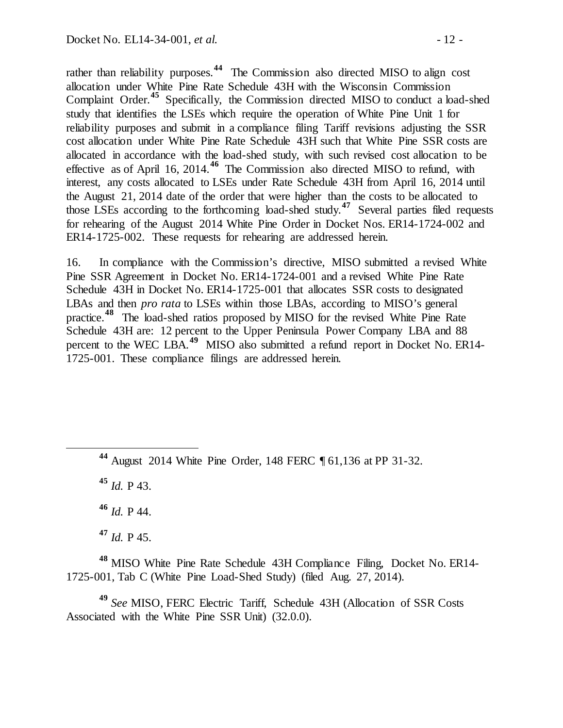rather than reliability purposes.[44] The Commission also directed MISO to align cost allocation under White Pine Rate Schedule 43H with the Wisconsin Commission Complaint Order.[45] Specifically, the Commission directed MISO to conduct a load-shed study that identifies the LSEs which require the operation of White Pine Unit 1 for reliability purposes and submit in a compliance filing Tariff revisions adjusting the SSR cost allocation under White Pine Rate Schedule 43H such that White Pine SSR costs are allocated in accordance with the load-shed study, with such revised cost allocation to be effective as of April 16, 2014.[46] The Commission also directed MISO to refund, with interest, any costs allocated to LSEs under Rate Schedule 43H from April 16, 2014 until the August 21, 2014 date of the order that were higher than the costs to be allocated to those LSEs according to the forthcoming load-shed study.[47] Several parties filed requests for rehearing of the August 2014 White Pine Order in Docket Nos. ER14-1724-002 and ER14-1725-002. These requests for rehearing are addressed herein.

16. In compliance with the Commission's directive, MISO submitted a revised White Pine SSR Agreement in Docket No. ER14-1724-001 and a revised White Pine Rate Schedule 43H in Docket No. ER14-1725-001 that allocates SSR costs to designated LBAs and then *pro rata* to LSEs within those LBAs, according to MISO's general practice.[48] The load-shed ratios proposed by MISO for the revised White Pine Rate Schedule 43H are: 12 percent to the Upper Peninsula Power Company LBA and 88 percent to the WEC LBA.[49] MISO also submitted a refund report in Docket No. ER14-1725-001. These compliance filings are addressed herein.

---

[44] August 2014 White Pine Order, 148 FERC ¶ 61,136 at PP 31-32.

[45] *Id.* P 43.

[46] *Id.* P 44.

[47] *Id.* P 45.

[48] MISO White Pine Rate Schedule 43H Compliance Filing, Docket No. ER14-1725-001, Tab C (White Pine Load-Shed Study) (filed Aug. 27, 2014).

[49] *See* MISO, FERC Electric Tariff, Schedule 43H (Allocation of SSR Costs Associated with the White Pine SSR Unit) (32.0.0).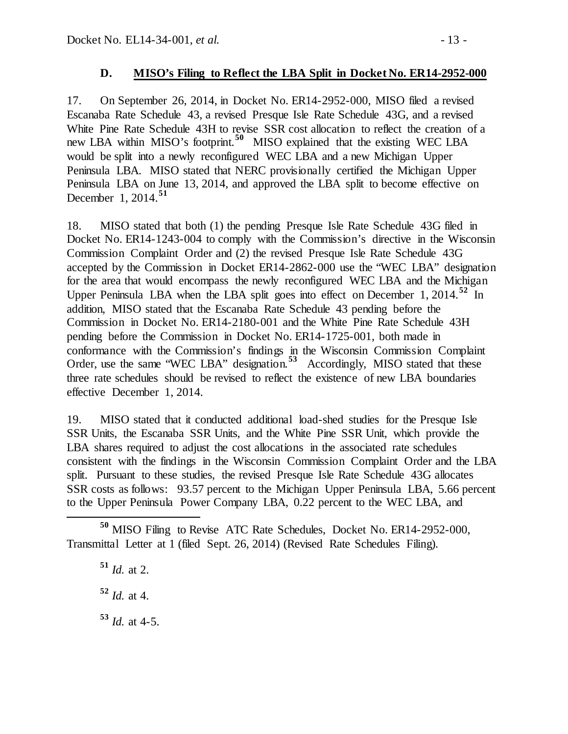### D. MISO's Filing to Reflect the LBA Split in Docket No. ER14-2952-000

17. On September 26, 2014, in Docket No. ER14-2952-000, MISO filed a revised Escanaba Rate Schedule 43, a revised Presque Isle Rate Schedule 43G, and a revised White Pine Rate Schedule 43H to revise SSR cost allocation to reflect the creation of a new LBA within MISO's footprint.[50] MISO explained that the existing WEC LBA would be split into a newly reconfigured WEC LBA and a new Michigan Upper Peninsula LBA. MISO stated that NERC provisionally certified the Michigan Upper Peninsula LBA on June 13, 2014, and approved the LBA split to become effective on December 1, 2014.[51]

18. MISO stated that both (1) the pending Presque Isle Rate Schedule 43G filed in Docket No. ER14-1243-004 to comply with the Commission's directive in the Wisconsin Commission Complaint Order and (2) the revised Presque Isle Rate Schedule 43G accepted by the Commission in Docket ER14-2862-000 use the "WEC LBA" designation for the area that would encompass the newly reconfigured WEC LBA and the Michigan Upper Peninsula LBA when the LBA split goes into effect on December 1, 2014.[52] In addition, MISO stated that the Escanaba Rate Schedule 43 pending before the Commission in Docket No. ER14-2180-001 and the White Pine Rate Schedule 43H pending before the Commission in Docket No. ER14-1725-001, both made in conformance with the Commission's findings in the Wisconsin Commission Complaint Order, use the same "WEC LBA" designation.[53] Accordingly, MISO stated that these three rate schedules should be revised to reflect the existence of new LBA boundaries effective December 1, 2014.

19. MISO stated that it conducted additional load-shed studies for the Presque Isle SSR Units, the Escanaba SSR Units, and the White Pine SSR Unit, which provide the LBA shares required to adjust the cost allocations in the associated rate schedules consistent with the findings in the Wisconsin Commission Complaint Order and the LBA split. Pursuant to these studies, the revised Presque Isle Rate Schedule 43G allocates SSR costs as follows: 93.57 percent to the Michigan Upper Peninsula LBA, 5.66 percent to the Upper Peninsula Power Company LBA, 0.22 percent to the WEC LBA, and

---

[50] MISO Filing to Revise ATC Rate Schedules, Docket No. ER14-2952-000, Transmittal Letter at 1 (filed Sept. 26, 2014) (Revised Rate Schedules Filing).

[51] *Id.* at 2.

[52] *Id.* at 4.

[53] *Id.* at 4-5.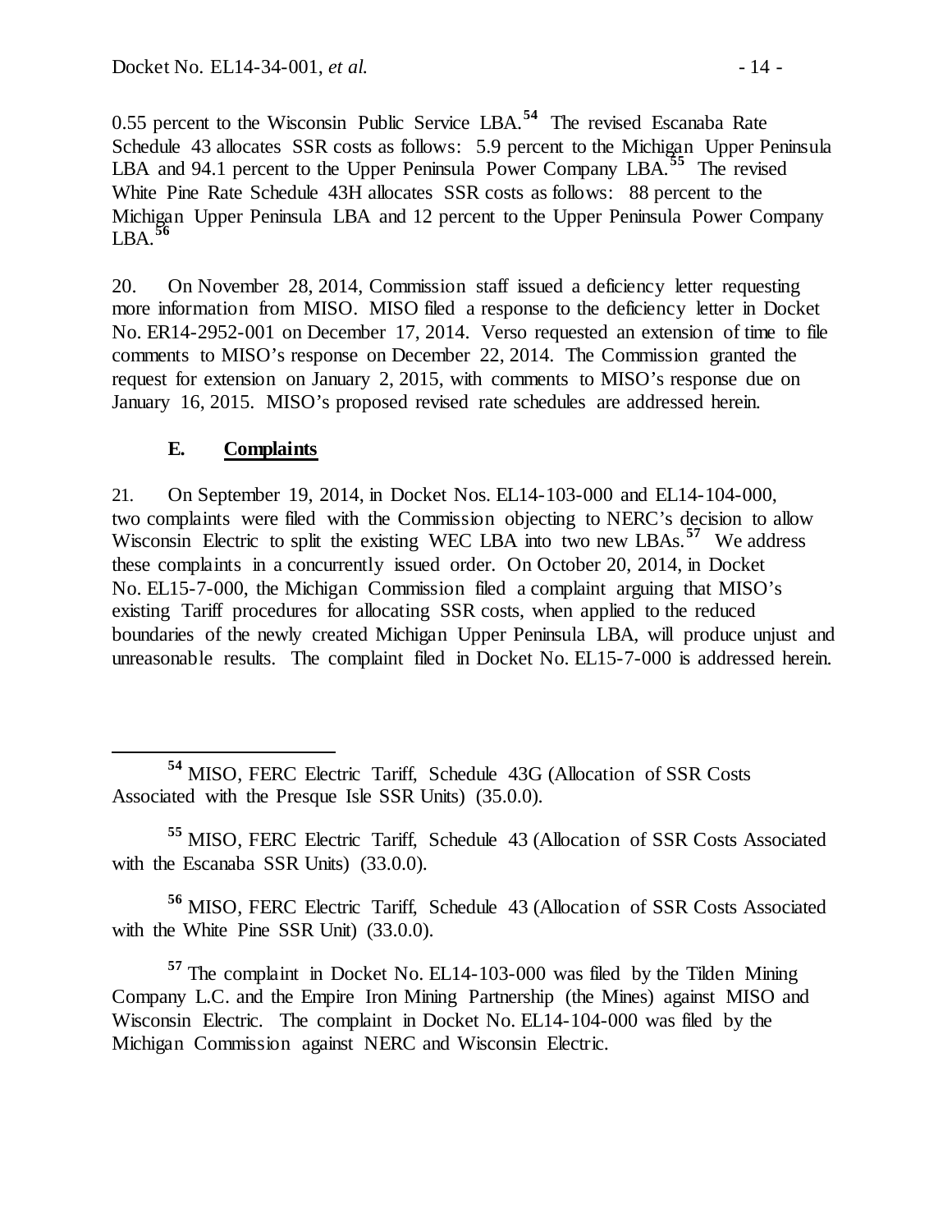0.55 percent to the Wisconsin Public Service LBA.[54] The revised Escanaba Rate Schedule 43 allocates SSR costs as follows: 5.9 percent to the Michigan Upper Peninsula LBA and 94.1 percent to the Upper Peninsula Power Company LBA.[55] The revised White Pine Rate Schedule 43H allocates SSR costs as follows: 88 percent to the Michigan Upper Peninsula LBA and 12 percent to the Upper Peninsula Power Company LBA.[56]

20. On November 28, 2014, Commission staff issued a deficiency letter requesting more information from MISO. MISO filed a response to the deficiency letter in Docket No. ER14-2952-001 on December 17, 2014. Verso requested an extension of time to file comments to MISO's response on December 22, 2014. The Commission granted the request for extension on January 2, 2015, with comments to MISO's response due on January 16, 2015. MISO's proposed revised rate schedules are addressed herein.

### E. Complaints

21. On September 19, 2014, in Docket Nos. EL14-103-000 and EL14-104-000, two complaints were filed with the Commission objecting to NERC's decision to allow Wisconsin Electric to split the existing WEC LBA into two new LBAs.[57] We address these complaints in a concurrently issued order. On October 20, 2014, in Docket No. EL15-7-000, the Michigan Commission filed a complaint arguing that MISO's existing Tariff procedures for allocating SSR costs, when applied to the reduced boundaries of the newly created Michigan Upper Peninsula LBA, will produce unjust and unreasonable results. The complaint filed in Docket No. EL15-7-000 is addressed herein.

---

[54] MISO, FERC Electric Tariff, Schedule 43G (Allocation of SSR Costs Associated with the Presque Isle SSR Units) (35.0.0).

[55] MISO, FERC Electric Tariff, Schedule 43 (Allocation of SSR Costs Associated with the Escanaba SSR Units) (33.0.0).

[56] MISO, FERC Electric Tariff, Schedule 43 (Allocation of SSR Costs Associated with the White Pine SSR Unit) (33.0.0).

[57] The complaint in Docket No. EL14-103-000 was filed by the Tilden Mining Company L.C. and the Empire Iron Mining Partnership (the Mines) against MISO and Wisconsin Electric. The complaint in Docket No. EL14-104-000 was filed by the Michigan Commission against NERC and Wisconsin Electric.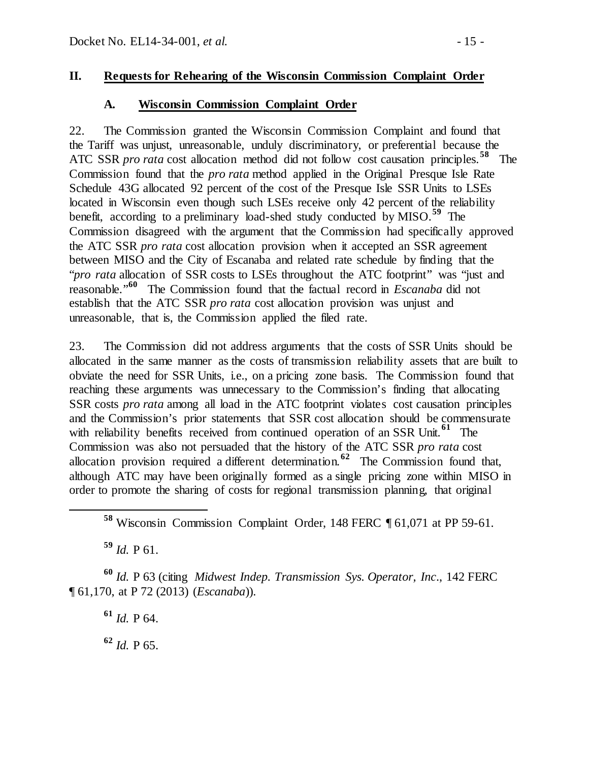## II. Requests for Rehearing of the Wisconsin Commission Complaint Order

### A. Wisconsin Commission Complaint Order

22. The Commission granted the Wisconsin Commission Complaint and found that the Tariff was unjust, unreasonable, unduly discriminatory, or preferential because the ATC SSR *pro rata* cost allocation method did not follow cost causation principles.[58] The Commission found that the *pro rata* method applied in the Original Presque Isle Rate Schedule 43G allocated 92 percent of the cost of the Presque Isle SSR Units to LSEs located in Wisconsin even though such LSEs receive only 42 percent of the reliability benefit, according to a preliminary load-shed study conducted by MISO.[59] The Commission disagreed with the argument that the Commission had specifically approved the ATC SSR *pro rata* cost allocation provision when it accepted an SSR agreement between MISO and the City of Escanaba and related rate schedule by finding that the "*pro rata* allocation of SSR costs to LSEs throughout the ATC footprint" was "just and reasonable."[60] The Commission found that the factual record in *Escanaba* did not establish that the ATC SSR *pro rata* cost allocation provision was unjust and unreasonable, that is, the Commission applied the filed rate.

23. The Commission did not address arguments that the costs of SSR Units should be allocated in the same manner as the costs of transmission reliability assets that are built to obviate the need for SSR Units, i.e., on a pricing zone basis. The Commission found that reaching these arguments was unnecessary to the Commission's finding that allocating SSR costs *pro rata* among all load in the ATC footprint violates cost causation principles and the Commission's prior statements that SSR cost allocation should be commensurate with reliability benefits received from continued operation of an SSR Unit.[61] The Commission was also not persuaded that the history of the ATC SSR *pro rata* cost allocation provision required a different determination.[62] The Commission found that, although ATC may have been originally formed as a single pricing zone within MISO in order to promote the sharing of costs for regional transmission planning, that original

---

[58] Wisconsin Commission Complaint Order, 148 FERC ¶ 61,071 at PP 59-61.

[59] *Id.* P 61.

[60] *Id.* P 63 (citing *Midwest Indep. Transmission Sys. Operator, Inc.*, 142 FERC ¶ 61,170, at P 72 (2013) (*Escanaba*)).

[61] *Id.* P 64.

[62] *Id.* P 65.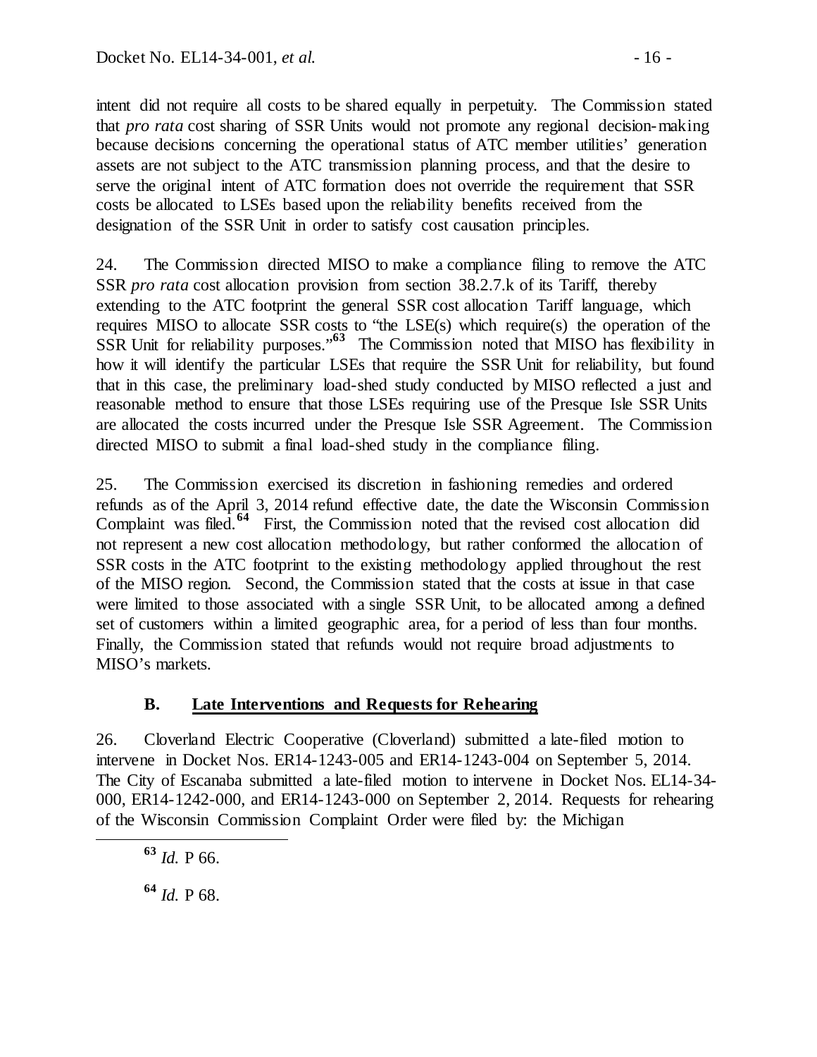intent did not require all costs to be shared equally in perpetuity. The Commission stated that *pro rata* cost sharing of SSR Units would not promote any regional decision-making because decisions concerning the operational status of ATC member utilities' generation assets are not subject to the ATC transmission planning process, and that the desire to serve the original intent of ATC formation does not override the requirement that SSR costs be allocated to LSEs based upon the reliability benefits received from the designation of the SSR Unit in order to satisfy cost causation principles.

24. The Commission directed MISO to make a compliance filing to remove the ATC SSR *pro rata* cost allocation provision from section 38.2.7.k of its Tariff, thereby extending to the ATC footprint the general SSR cost allocation Tariff language, which requires MISO to allocate SSR costs to "the LSE(s) which require(s) the operation of the SSR Unit for reliability purposes."[63] The Commission noted that MISO has flexibility in how it will identify the particular LSEs that require the SSR Unit for reliability, but found that in this case, the preliminary load-shed study conducted by MISO reflected a just and reasonable method to ensure that those LSEs requiring use of the Presque Isle SSR Units are allocated the costs incurred under the Presque Isle SSR Agreement. The Commission directed MISO to submit a final load-shed study in the compliance filing.

25. The Commission exercised its discretion in fashioning remedies and ordered refunds as of the April 3, 2014 refund effective date, the date the Wisconsin Commission Complaint was filed.[64] First, the Commission noted that the revised cost allocation did not represent a new cost allocation methodology, but rather conformed the allocation of SSR costs in the ATC footprint to the existing methodology applied throughout the rest of the MISO region. Second, the Commission stated that the costs at issue in that case were limited to those associated with a single SSR Unit, to be allocated among a defined set of customers within a limited geographic area, for a period of less than four months. Finally, the Commission stated that refunds would not require broad adjustments to MISO's markets.

### B. Late Interventions and Requests for Rehearing

26. Cloverland Electric Cooperative (Cloverland) submitted a late-filed motion to intervene in Docket Nos. ER14-1243-005 and ER14-1243-004 on September 5, 2014. The City of Escanaba submitted a late-filed motion to intervene in Docket Nos. EL14-34-000, ER14-1242-000, and ER14-1243-000 on September 2, 2014. Requests for rehearing of the Wisconsin Commission Complaint Order were filed by: the Michigan

---

[63] *Id.* P 66.

[64] *Id.* P 68.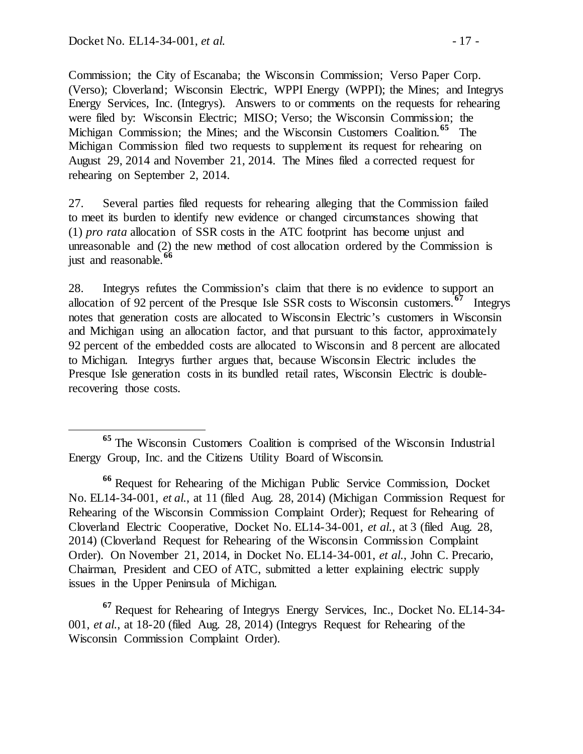Commission; the City of Escanaba; the Wisconsin Commission; Verso Paper Corp. (Verso); Cloverland; Wisconsin Electric, WPPI Energy (WPPI); the Mines; and Integrys Energy Services, Inc. (Integrys). Answers to or comments on the requests for rehearing were filed by: Wisconsin Electric; MISO; Verso; the Wisconsin Commission; the Michigan Commission; the Mines; and the Wisconsin Customers Coalition.[65] The Michigan Commission filed two requests to supplement its request for rehearing on August 29, 2014 and November 21, 2014. The Mines filed a corrected request for rehearing on September 2, 2014.

27. Several parties filed requests for rehearing alleging that the Commission failed to meet its burden to identify new evidence or changed circumstances showing that (1) *pro rata* allocation of SSR costs in the ATC footprint has become unjust and unreasonable and (2) the new method of cost allocation ordered by the Commission is just and reasonable.[66]

28. Integrys refutes the Commission's claim that there is no evidence to support an allocation of 92 percent of the Presque Isle SSR costs to Wisconsin customers.[67] Integrys notes that generation costs are allocated to Wisconsin Electric's customers in Wisconsin and Michigan using an allocation factor, and that pursuant to this factor, approximately 92 percent of the embedded costs are allocated to Wisconsin and 8 percent are allocated to Michigan. Integrys further argues that, because Wisconsin Electric includes the Presque Isle generation costs in its bundled retail rates, Wisconsin Electric is double-recovering those costs.

---

[65] The Wisconsin Customers Coalition is comprised of the Wisconsin Industrial Energy Group, Inc. and the Citizens Utility Board of Wisconsin.

[66] Request for Rehearing of the Michigan Public Service Commission, Docket No. EL14-34-001, *et al.*, at 11 (filed Aug. 28, 2014) (Michigan Commission Request for Rehearing of the Wisconsin Commission Complaint Order); Request for Rehearing of Cloverland Electric Cooperative, Docket No. EL14-34-001, *et al.*, at 3 (filed Aug. 28, 2014) (Cloverland Request for Rehearing of the Wisconsin Commission Complaint Order). On November 21, 2014, in Docket No. EL14-34-001, *et al.*, John C. Precario, Chairman, President and CEO of ATC, submitted a letter explaining electric supply issues in the Upper Peninsula of Michigan.

[67] Request for Rehearing of Integrys Energy Services, Inc., Docket No. EL14-34-001, *et al.*, at 18-20 (filed Aug. 28, 2014) (Integrys Request for Rehearing of the Wisconsin Commission Complaint Order).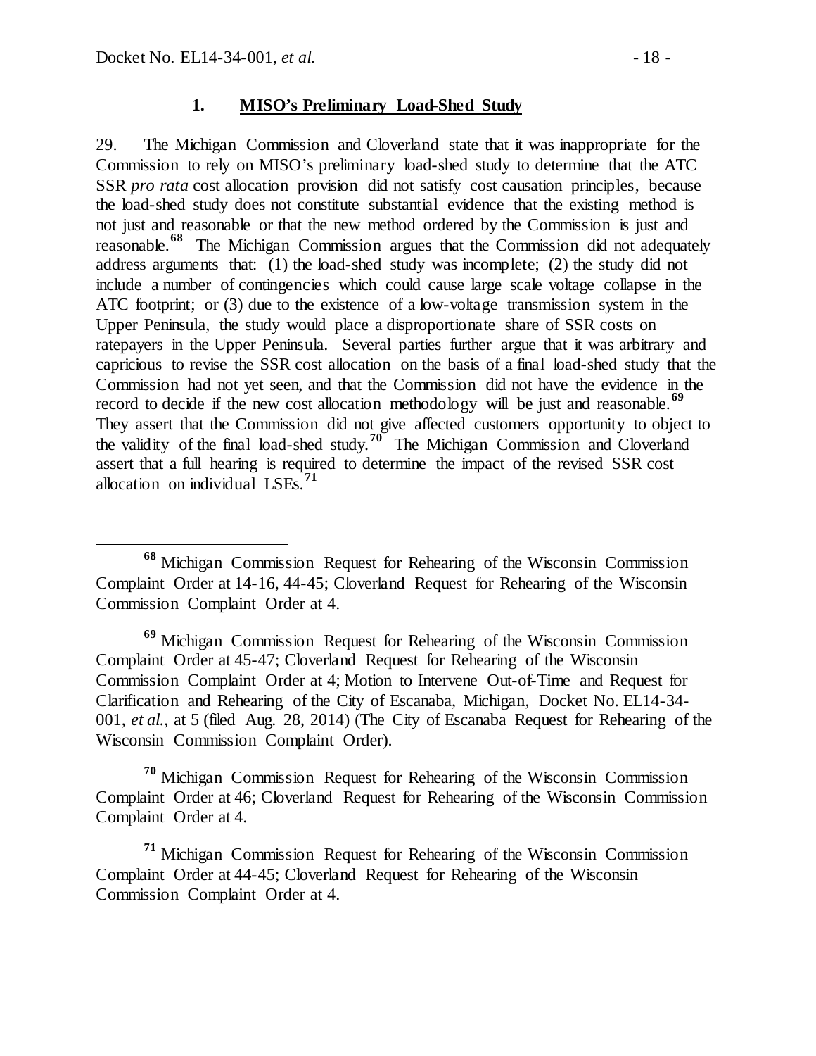### 1. MISO's Preliminary Load-Shed Study

29. The Michigan Commission and Cloverland state that it was inappropriate for the Commission to rely on MISO's preliminary load-shed study to determine that the ATC SSR *pro rata* cost allocation provision did not satisfy cost causation principles, because the load-shed study does not constitute substantial evidence that the existing method is not just and reasonable or that the new method ordered by the Commission is just and reasonable.[68] The Michigan Commission argues that the Commission did not adequately address arguments that: (1) the load-shed study was incomplete; (2) the study did not include a number of contingencies which could cause large scale voltage collapse in the ATC footprint; or (3) due to the existence of a low-voltage transmission system in the Upper Peninsula, the study would place a disproportionate share of SSR costs on ratepayers in the Upper Peninsula. Several parties further argue that it was arbitrary and capricious to revise the SSR cost allocation on the basis of a final load-shed study that the Commission had not yet seen, and that the Commission did not have the evidence in the record to decide if the new cost allocation methodology will be just and reasonable.[69] They assert that the Commission did not give affected customers opportunity to object to the validity of the final load-shed study.[70] The Michigan Commission and Cloverland assert that a full hearing is required to determine the impact of the revised SSR cost allocation on individual LSEs.[71]

---

[68] Michigan Commission Request for Rehearing of the Wisconsin Commission Complaint Order at 14-16, 44-45; Cloverland Request for Rehearing of the Wisconsin Commission Complaint Order at 4.

[69] Michigan Commission Request for Rehearing of the Wisconsin Commission Complaint Order at 45-47; Cloverland Request for Rehearing of the Wisconsin Commission Complaint Order at 4; Motion to Intervene Out-of-Time and Request for Clarification and Rehearing of the City of Escanaba, Michigan, Docket No. EL14-34-001, *et al.*, at 5 (filed Aug. 28, 2014) (The City of Escanaba Request for Rehearing of the Wisconsin Commission Complaint Order).

[70] Michigan Commission Request for Rehearing of the Wisconsin Commission Complaint Order at 46; Cloverland Request for Rehearing of the Wisconsin Commission Complaint Order at 4.

[71] Michigan Commission Request for Rehearing of the Wisconsin Commission Complaint Order at 44-45; Cloverland Request for Rehearing of the Wisconsin Commission Complaint Order at 4.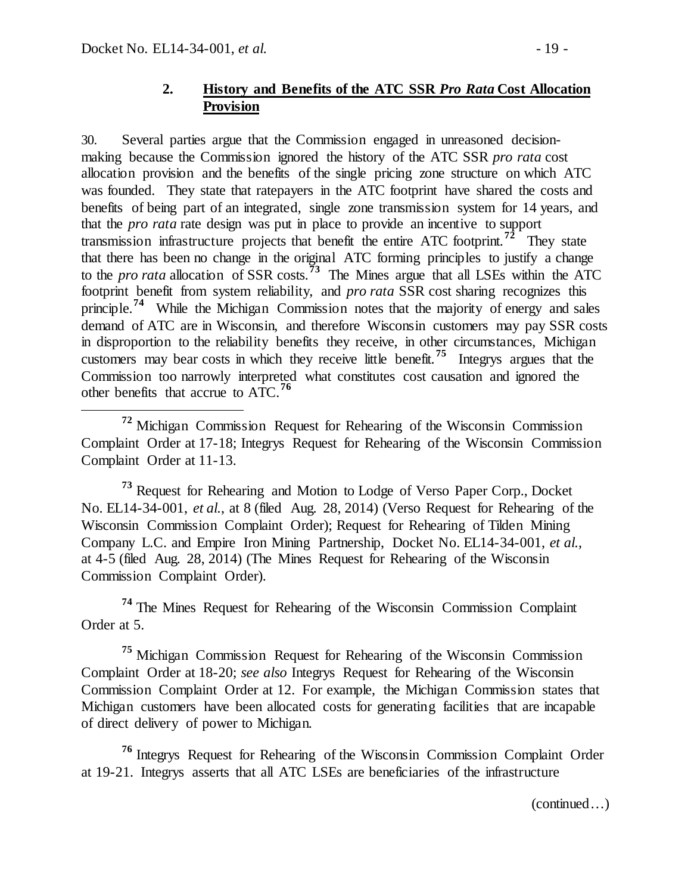### 2. History and Benefits of the ATC SSR *Pro Rata* Cost Allocation Provision

30. Several parties argue that the Commission engaged in unreasoned decision-making because the Commission ignored the history of the ATC SSR *pro rata* cost allocation provision and the benefits of the single pricing zone structure on which ATC was founded. They state that ratepayers in the ATC footprint have shared the costs and benefits of being part of an integrated, single zone transmission system for 14 years, and that the *pro rata* rate design was put in place to provide an incentive to support transmission infrastructure projects that benefit the entire ATC footprint.[72] They state that there has been no change in the original ATC forming principles to justify a change to the *pro rata* allocation of SSR costs.[73] The Mines argue that all LSEs within the ATC footprint benefit from system reliability, and *pro rata* SSR cost sharing recognizes this principle.[74] While the Michigan Commission notes that the majority of energy and sales demand of ATC are in Wisconsin, and therefore Wisconsin customers may pay SSR costs in disproportion to the reliability benefits they receive, in other circumstances, Michigan customers may bear costs in which they receive little benefit.[75] Integrys argues that the Commission too narrowly interpreted what constitutes cost causation and ignored the other benefits that accrue to ATC.[76]

---

[72] Michigan Commission Request for Rehearing of the Wisconsin Commission Complaint Order at 17-18; Integrys Request for Rehearing of the Wisconsin Commission Complaint Order at 11-13.

[73] Request for Rehearing and Motion to Lodge of Verso Paper Corp., Docket No. EL14-34-001, *et al.*, at 8 (filed Aug. 28, 2014) (Verso Request for Rehearing of the Wisconsin Commission Complaint Order); Request for Rehearing of Tilden Mining Company L.C. and Empire Iron Mining Partnership, Docket No. EL14-34-001, *et al.*, at 4-5 (filed Aug. 28, 2014) (The Mines Request for Rehearing of the Wisconsin Commission Complaint Order).

[74] The Mines Request for Rehearing of the Wisconsin Commission Complaint Order at 5.

[75] Michigan Commission Request for Rehearing of the Wisconsin Commission Complaint Order at 18-20; *see also* Integrys Request for Rehearing of the Wisconsin Commission Complaint Order at 12. For example, the Michigan Commission states that Michigan customers have been allocated costs for generating facilities that are incapable of direct delivery of power to Michigan.

[76] Integrys Request for Rehearing of the Wisconsin Commission Complaint Order at 19-21. Integrys asserts that all ATC LSEs are beneficiaries of the infrastructure

(continued…)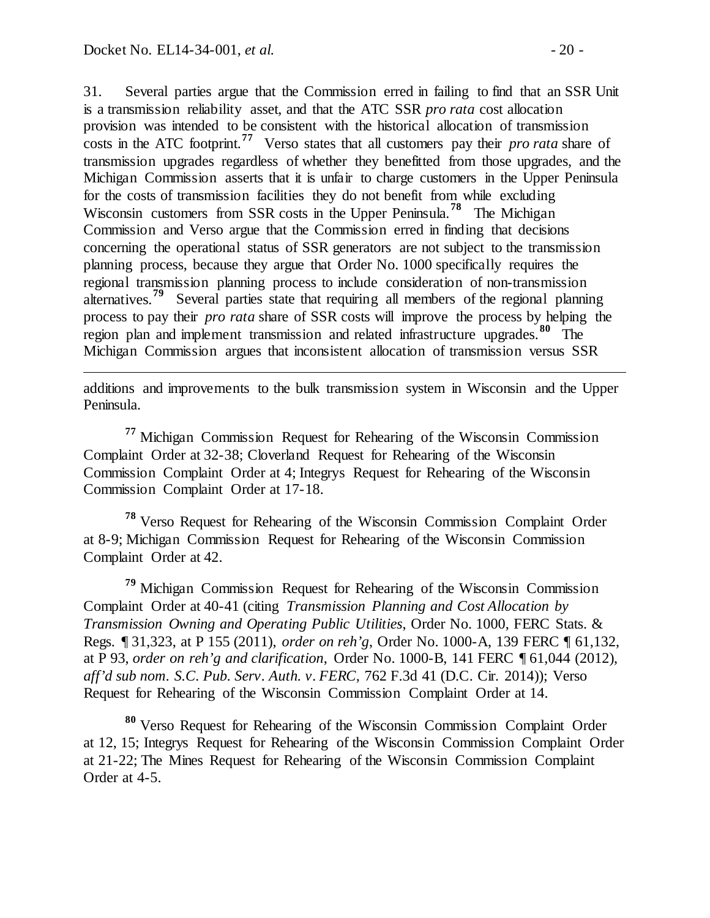31. Several parties argue that the Commission erred in failing to find that an SSR Unit is a transmission reliability asset, and that the ATC SSR *pro rata* cost allocation provision was intended to be consistent with the historical allocation of transmission costs in the ATC footprint.[77] Verso states that all customers pay their *pro rata* share of transmission upgrades regardless of whether they benefitted from those upgrades, and the Michigan Commission asserts that it is unfair to charge customers in the Upper Peninsula for the costs of transmission facilities they do not benefit from while excluding Wisconsin customers from SSR costs in the Upper Peninsula.[78] The Michigan Commission and Verso argue that the Commission erred in finding that decisions concerning the operational status of SSR generators are not subject to the transmission planning process, because they argue that Order No. 1000 specifically requires the regional transmission planning process to include consideration of non-transmission alternatives.[79] Several parties state that requiring all members of the regional planning process to pay their *pro rata* share of SSR costs will improve the process by helping the region plan and implement transmission and related infrastructure upgrades.[80] The Michigan Commission argues that inconsistent allocation of transmission versus SSR

---

additions and improvements to the bulk transmission system in Wisconsin and the Upper Peninsula.

[77] Michigan Commission Request for Rehearing of the Wisconsin Commission Complaint Order at 32-38; Cloverland Request for Rehearing of the Wisconsin Commission Complaint Order at 4; Integrys Request for Rehearing of the Wisconsin Commission Complaint Order at 17-18.

[78] Verso Request for Rehearing of the Wisconsin Commission Complaint Order at 8-9; Michigan Commission Request for Rehearing of the Wisconsin Commission Complaint Order at 42.

[79] Michigan Commission Request for Rehearing of the Wisconsin Commission Complaint Order at 40-41 (citing *Transmission Planning and Cost Allocation by Transmission Owning and Operating Public Utilities*, Order No. 1000, FERC Stats. & Regs. ¶ 31,323, at P 155 (2011), *order on reh'g*, Order No. 1000-A, 139 FERC ¶ 61,132, at P 93, *order on reh'g and clarification,* Order No. 1000-B, 141 FERC ¶ 61,044 (2012), *aff'd sub nom. S.C. Pub. Serv. Auth. v. FERC*, 762 F.3d 41 (D.C. Cir. 2014)); Verso Request for Rehearing of the Wisconsin Commission Complaint Order at 14.

[80] Verso Request for Rehearing of the Wisconsin Commission Complaint Order at 12, 15; Integrys Request for Rehearing of the Wisconsin Commission Complaint Order at 21-22; The Mines Request for Rehearing of the Wisconsin Commission Complaint Order at 4-5.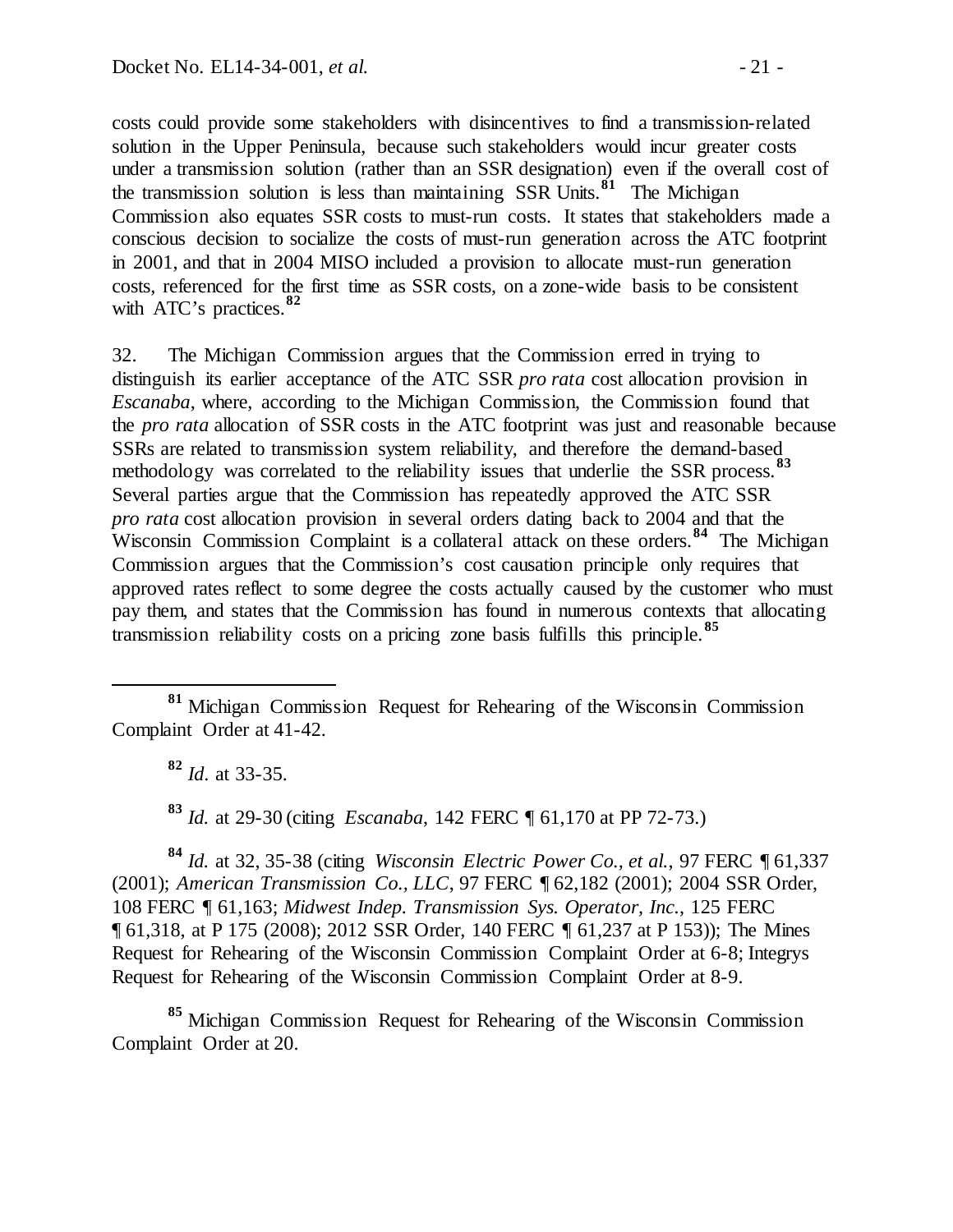costs could provide some stakeholders with disincentives to find a transmission-related solution in the Upper Peninsula, because such stakeholders would incur greater costs under a transmission solution (rather than an SSR designation) even if the overall cost of the transmission solution is less than maintaining SSR Units.[81] The Michigan Commission also equates SSR costs to must-run costs. It states that stakeholders made a conscious decision to socialize the costs of must-run generation across the ATC footprint in 2001, and that in 2004 MISO included a provision to allocate must-run generation costs, referenced for the first time as SSR costs, on a zone-wide basis to be consistent with ATC's practices.[82]

32. The Michigan Commission argues that the Commission erred in trying to distinguish its earlier acceptance of the ATC SSR *pro rata* cost allocation provision in *Escanaba*, where, according to the Michigan Commission, the Commission found that the *pro rata* allocation of SSR costs in the ATC footprint was just and reasonable because SSRs are related to transmission system reliability, and therefore the demand-based methodology was correlated to the reliability issues that underlie the SSR process.[83] Several parties argue that the Commission has repeatedly approved the ATC SSR *pro rata* cost allocation provision in several orders dating back to 2004 and that the Wisconsin Commission Complaint is a collateral attack on these orders.[84] The Michigan Commission argues that the Commission's cost causation principle only requires that approved rates reflect to some degree the costs actually caused by the customer who must pay them, and states that the Commission has found in numerous contexts that allocating transmission reliability costs on a pricing zone basis fulfills this principle.[85]

---

[81] Michigan Commission Request for Rehearing of the Wisconsin Commission Complaint Order at 41-42.

[82] *Id.* at 33-35.

[83] *Id.* at 29-30 (citing *Escanaba*, 142 FERC ¶ 61,170 at PP 72-73.)

[84] *Id.* at 32, 35-38 (citing *Wisconsin Electric Power Co., et al.*, 97 FERC ¶ 61,337 (2001); *American Transmission Co., LLC*, 97 FERC ¶ 62,182 (2001); 2004 SSR Order, 108 FERC ¶ 61,163; *Midwest Indep. Transmission Sys. Operator, Inc.*, 125 FERC ¶ 61,318, at P 175 (2008); 2012 SSR Order, 140 FERC ¶ 61,237 at P 153)); The Mines Request for Rehearing of the Wisconsin Commission Complaint Order at 6-8; Integrys Request for Rehearing of the Wisconsin Commission Complaint Order at 8-9.

[85] Michigan Commission Request for Rehearing of the Wisconsin Commission Complaint Order at 20.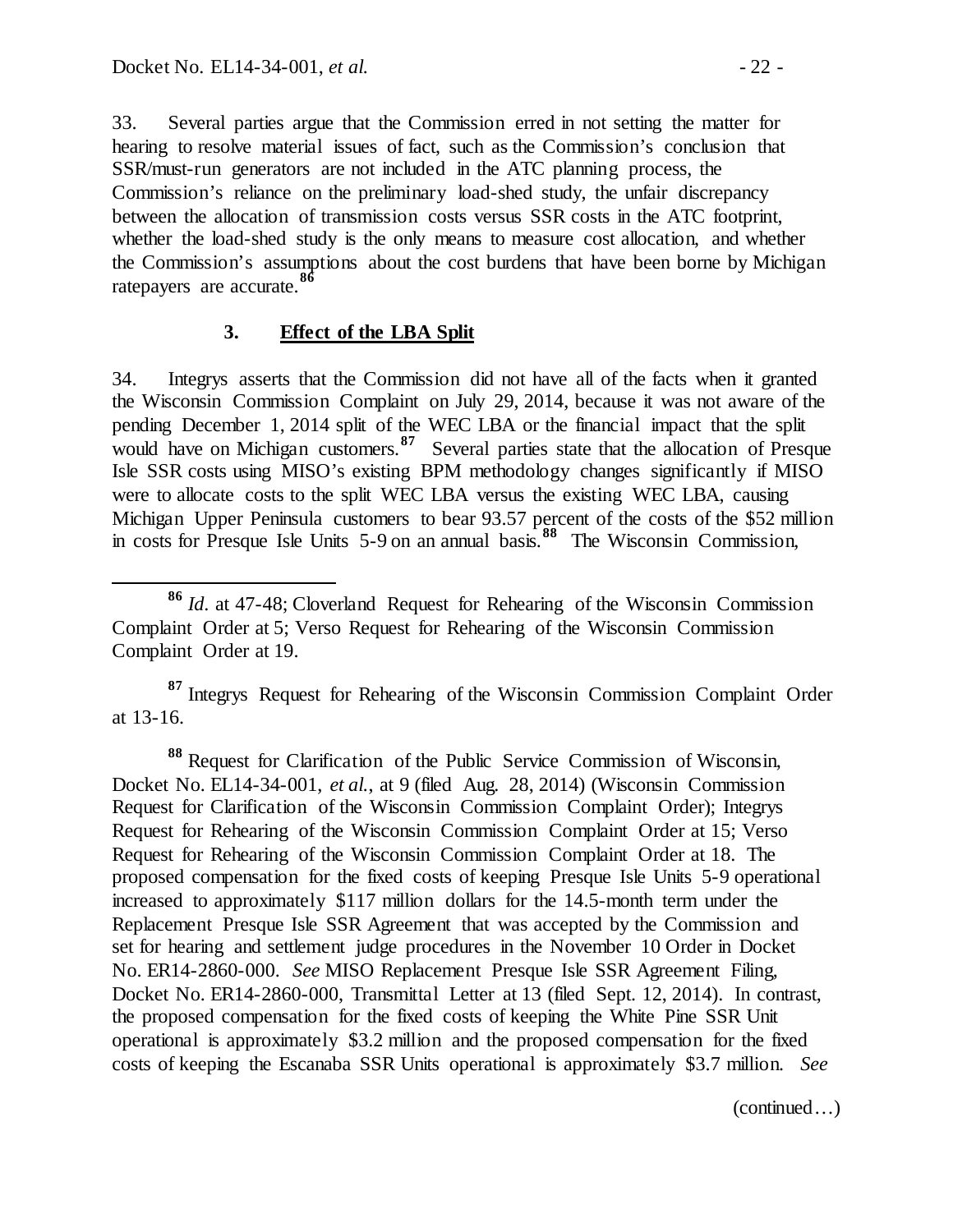33. Several parties argue that the Commission erred in not setting the matter for hearing to resolve material issues of fact, such as the Commission's conclusion that SSR/must-run generators are not included in the ATC planning process, the Commission's reliance on the preliminary load-shed study, the unfair discrepancy between the allocation of transmission costs versus SSR costs in the ATC footprint, whether the load-shed study is the only means to measure cost allocation, and whether the Commission's assumptions about the cost burdens that have been borne by Michigan ratepayers are accurate.[86]

### 3. Effect of the LBA Split

34. Integrys asserts that the Commission did not have all of the facts when it granted the Wisconsin Commission Complaint on July 29, 2014, because it was not aware of the pending December 1, 2014 split of the WEC LBA or the financial impact that the split would have on Michigan customers.[87] Several parties state that the allocation of Presque Isle SSR costs using MISO's existing BPM methodology changes significantly if MISO were to allocate costs to the split WEC LBA versus the existing WEC LBA, causing Michigan Upper Peninsula customers to bear 93.57 percent of the costs of the $52 million in costs for Presque Isle Units 5-9 on an annual basis.[88] The Wisconsin Commission,

[86] *Id*. at 47-48; Cloverland Request for Rehearing of the Wisconsin Commission Complaint Order at 5; Verso Request for Rehearing of the Wisconsin Commission Complaint Order at 19.

[87] Integrys Request for Rehearing of the Wisconsin Commission Complaint Order at 13-16.

[88] Request for Clarification of the Public Service Commission of Wisconsin, Docket No. EL14-34-001, *et al.*, at 9 (filed Aug. 28, 2014) (Wisconsin Commission Request for Clarification of the Wisconsin Commission Complaint Order); Integrys Request for Rehearing of the Wisconsin Commission Complaint Order at 15; Verso Request for Rehearing of the Wisconsin Commission Complaint Order at 18. The proposed compensation for the fixed costs of keeping Presque Isle Units 5-9 operational increased to approximately $117 million dollars for the 14.5-month term under the Replacement Presque Isle SSR Agreement that was accepted by the Commission and set for hearing and settlement judge procedures in the November 10 Order in Docket No. ER14-2860-000. *See* MISO Replacement Presque Isle SSR Agreement Filing, Docket No. ER14-2860-000, Transmittal Letter at 13 (filed Sept. 12, 2014). In contrast, the proposed compensation for the fixed costs of keeping the White Pine SSR Unit operational is approximately $3.2 million and the proposed compensation for the fixed costs of keeping the Escanaba SSR Units operational is approximately $3.7 million. *See*

(continued…)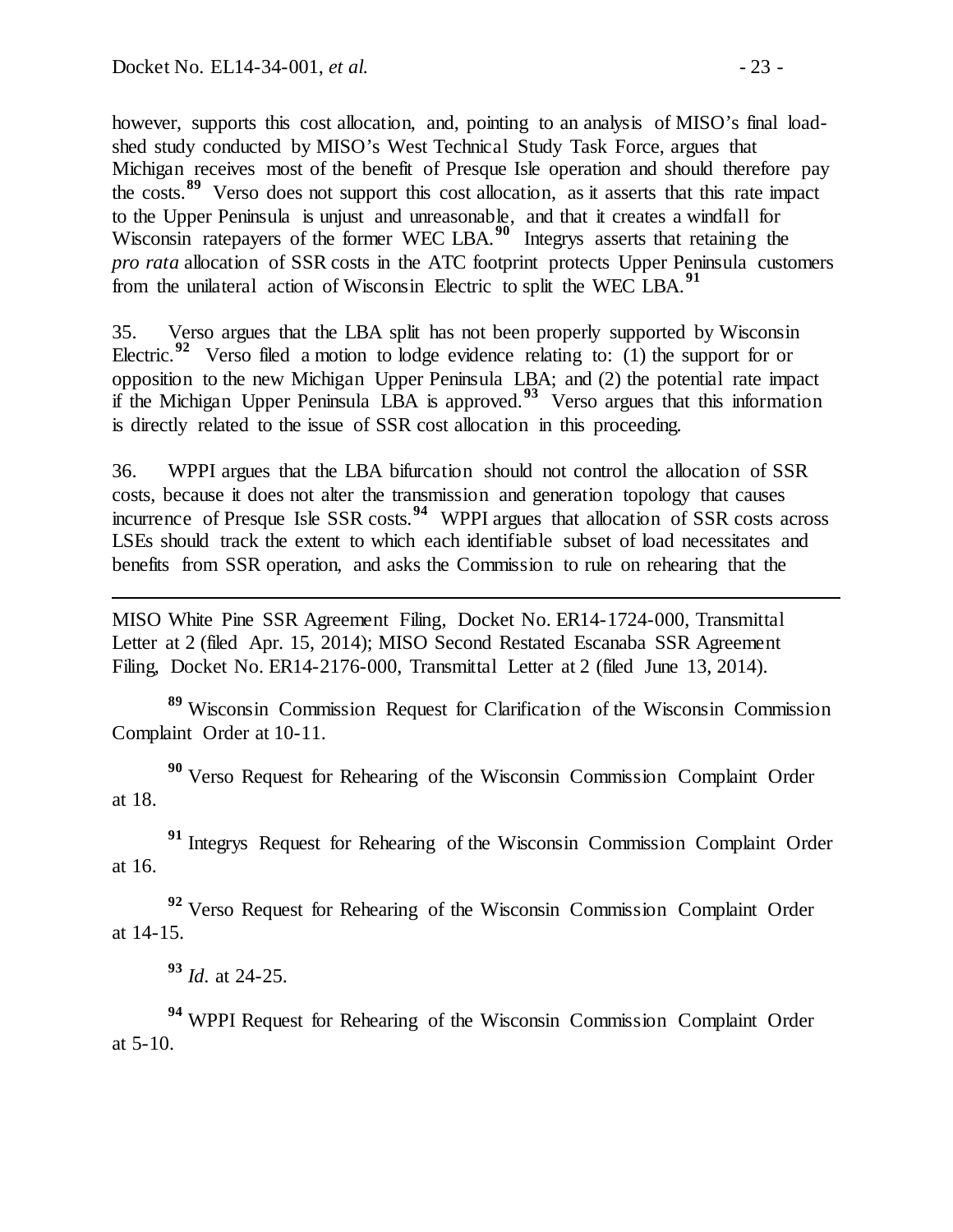however, supports this cost allocation, and, pointing to an analysis of MISO's final load-shed study conducted by MISO's West Technical Study Task Force, argues that Michigan receives most of the benefit of Presque Isle operation and should therefore pay the costs.[89] Verso does not support this cost allocation, as it asserts that this rate impact to the Upper Peninsula is unjust and unreasonable, and that it creates a windfall for Wisconsin ratepayers of the former WEC LBA.[90] Integrys asserts that retaining the *pro rata* allocation of SSR costs in the ATC footprint protects Upper Peninsula customers from the unilateral action of Wisconsin Electric to split the WEC LBA.[91]

35. Verso argues that the LBA split has not been properly supported by Wisconsin Electric.[92] Verso filed a motion to lodge evidence relating to: (1) the support for or opposition to the new Michigan Upper Peninsula LBA; and (2) the potential rate impact if the Michigan Upper Peninsula LBA is approved.[93] Verso argues that this information is directly related to the issue of SSR cost allocation in this proceeding.

36. WPPI argues that the LBA bifurcation should not control the allocation of SSR costs, because it does not alter the transmission and generation topology that causes incurrence of Presque Isle SSR costs.[94] WPPI argues that allocation of SSR costs across LSEs should track the extent to which each identifiable subset of load necessitates and benefits from SSR operation, and asks the Commission to rule on rehearing that the

---

MISO White Pine SSR Agreement Filing, Docket No. ER14-1724-000, Transmittal Letter at 2 (filed Apr. 15, 2014); MISO Second Restated Escanaba SSR Agreement Filing, Docket No. ER14-2176-000, Transmittal Letter at 2 (filed June 13, 2014).

[89] Wisconsin Commission Request for Clarification of the Wisconsin Commission Complaint Order at 10-11.

[90] Verso Request for Rehearing of the Wisconsin Commission Complaint Order at 18.

[91] Integrys Request for Rehearing of the Wisconsin Commission Complaint Order at 16.

[92] Verso Request for Rehearing of the Wisconsin Commission Complaint Order at 14-15.

[93] *Id.* at 24-25.

[94] WPPI Request for Rehearing of the Wisconsin Commission Complaint Order at 5-10.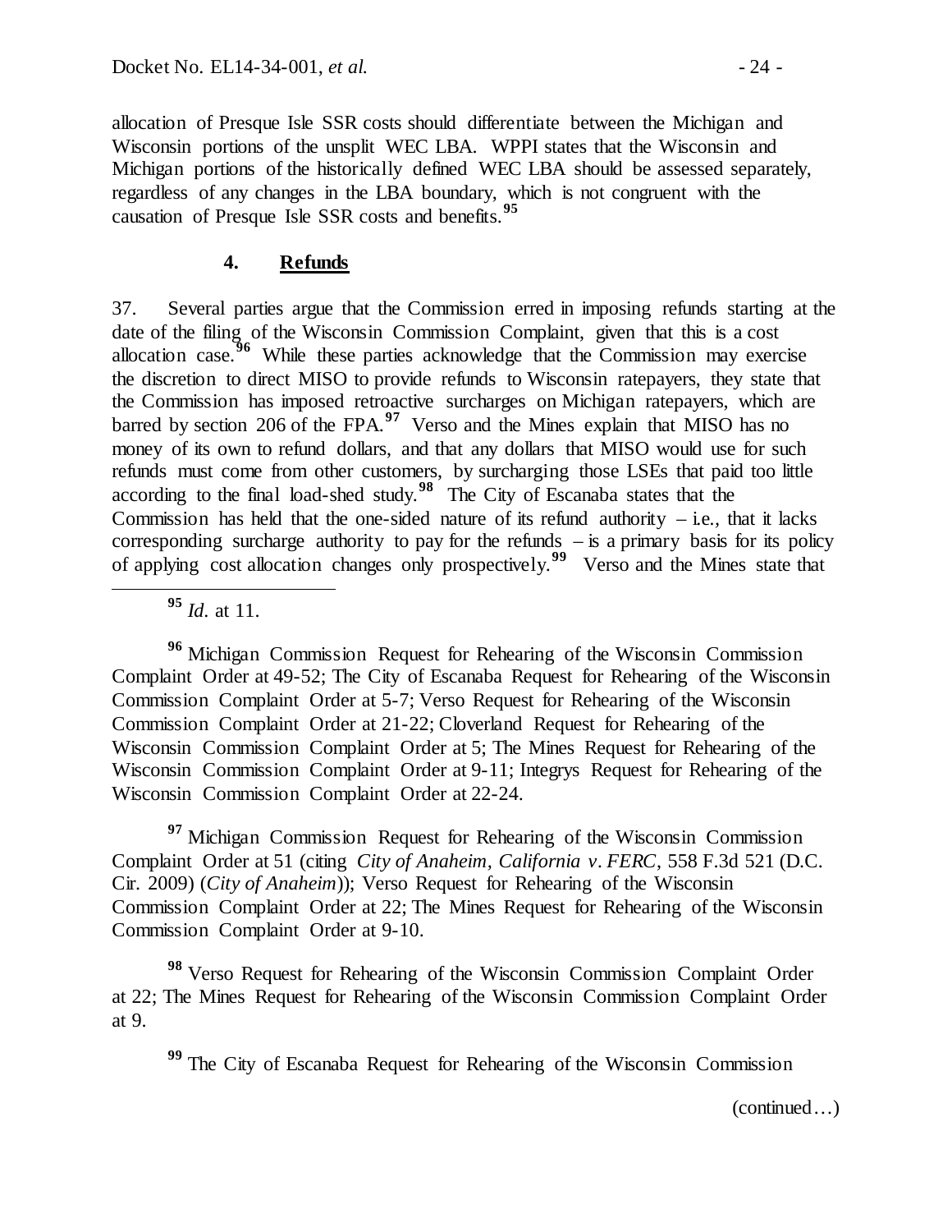allocation of Presque Isle SSR costs should differentiate between the Michigan and Wisconsin portions of the unsplit WEC LBA. WPPI states that the Wisconsin and Michigan portions of the historically defined WEC LBA should be assessed separately, regardless of any changes in the LBA boundary, which is not congruent with the causation of Presque Isle SSR costs and benefits.[95]

### 4. **Refunds**

37. Several parties argue that the Commission erred in imposing refunds starting at the date of the filing of the Wisconsin Commission Complaint, given that this is a cost allocation case.[96] While these parties acknowledge that the Commission may exercise the discretion to direct MISO to provide refunds to Wisconsin ratepayers, they state that the Commission has imposed retroactive surcharges on Michigan ratepayers, which are barred by section 206 of the FPA.[97] Verso and the Mines explain that MISO has no money of its own to refund dollars, and that any dollars that MISO would use for such refunds must come from other customers, by surcharging those LSEs that paid too little according to the final load-shed study.[98] The City of Escanaba states that the Commission has held that the one-sided nature of its refund authority – i.e., that it lacks corresponding surcharge authority to pay for the refunds – is a primary basis for its policy of applying cost allocation changes only prospectively.[99] Verso and the Mines state that

---

[95] *Id.* at 11.

[96] Michigan Commission Request for Rehearing of the Wisconsin Commission Complaint Order at 49-52; The City of Escanaba Request for Rehearing of the Wisconsin Commission Complaint Order at 5-7; Verso Request for Rehearing of the Wisconsin Commission Complaint Order at 21-22; Cloverland Request for Rehearing of the Wisconsin Commission Complaint Order at 5; The Mines Request for Rehearing of the Wisconsin Commission Complaint Order at 9-11; Integrys Request for Rehearing of the Wisconsin Commission Complaint Order at 22-24.

[97] Michigan Commission Request for Rehearing of the Wisconsin Commission Complaint Order at 51 (citing *City of Anaheim, California v. FERC*, 558 F.3d 521 (D.C. Cir. 2009) (*City of Anaheim*)); Verso Request for Rehearing of the Wisconsin Commission Complaint Order at 22; The Mines Request for Rehearing of the Wisconsin Commission Complaint Order at 9-10.

[98] Verso Request for Rehearing of the Wisconsin Commission Complaint Order at 22; The Mines Request for Rehearing of the Wisconsin Commission Complaint Order at 9.

[99] The City of Escanaba Request for Rehearing of the Wisconsin Commission

(continued…)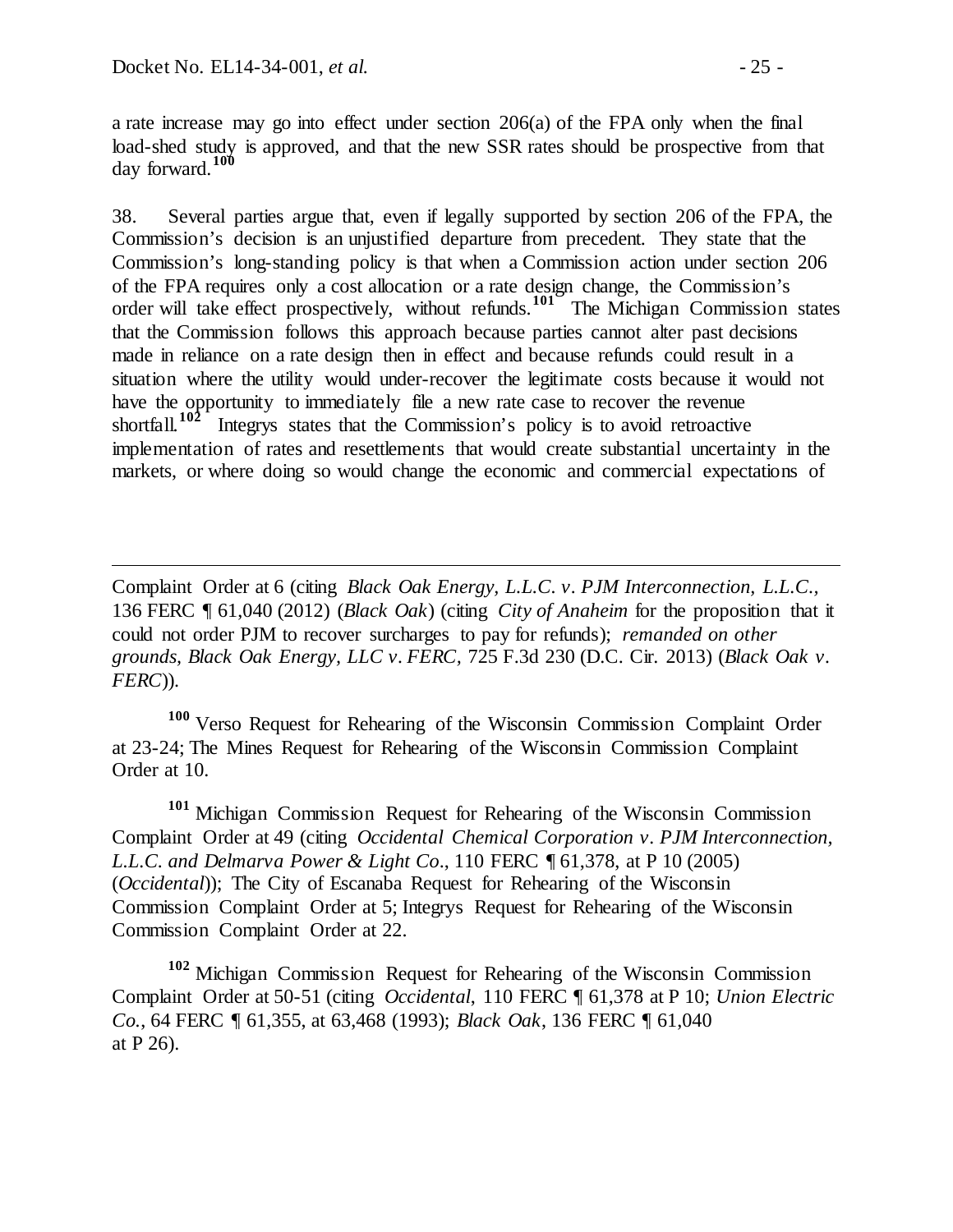a rate increase may go into effect under section 206(a) of the FPA only when the final load-shed study is approved, and that the new SSR rates should be prospective from that day forward.[100]

38. Several parties argue that, even if legally supported by section 206 of the FPA, the Commission's decision is an unjustified departure from precedent. They state that the Commission's long-standing policy is that when a Commission action under section 206 of the FPA requires only a cost allocation or a rate design change, the Commission's order will take effect prospectively, without refunds.[101] The Michigan Commission states that the Commission follows this approach because parties cannot alter past decisions made in reliance on a rate design then in effect and because refunds could result in a situation where the utility would under-recover the legitimate costs because it would not have the opportunity to immediately file a new rate case to recover the revenue shortfall.[102] Integrys states that the Commission's policy is to avoid retroactive implementation of rates and resettlements that would create substantial uncertainty in the markets, or where doing so would change the economic and commercial expectations of

---

Complaint Order at 6 (citing *Black Oak Energy, L.L.C. v. PJM Interconnection, L.L.C.*, 136 FERC ¶ 61,040 (2012) (*Black Oak*) (citing *City of Anaheim* for the proposition that it could not order PJM to recover surcharges to pay for refunds); *remanded on other grounds*, *Black Oak Energy, LLC v. FERC*, 725 F.3d 230 (D.C. Cir. 2013) (*Black Oak v. FERC*)).

[100] Verso Request for Rehearing of the Wisconsin Commission Complaint Order at 23-24; The Mines Request for Rehearing of the Wisconsin Commission Complaint Order at 10.

[101] Michigan Commission Request for Rehearing of the Wisconsin Commission Complaint Order at 49 (citing *Occidental Chemical Corporation v. PJM Interconnection, L.L.C. and Delmarva Power & Light Co*., 110 FERC ¶ 61,378, at P 10 (2005) (*Occidental*)); The City of Escanaba Request for Rehearing of the Wisconsin Commission Complaint Order at 5; Integrys Request for Rehearing of the Wisconsin Commission Complaint Order at 22.

[102] Michigan Commission Request for Rehearing of the Wisconsin Commission Complaint Order at 50-51 (citing *Occidental*, 110 FERC ¶ 61,378 at P 10; *Union Electric Co.*, 64 FERC ¶ 61,355, at 63,468 (1993); *Black Oak*, 136 FERC ¶ 61,040 at P 26).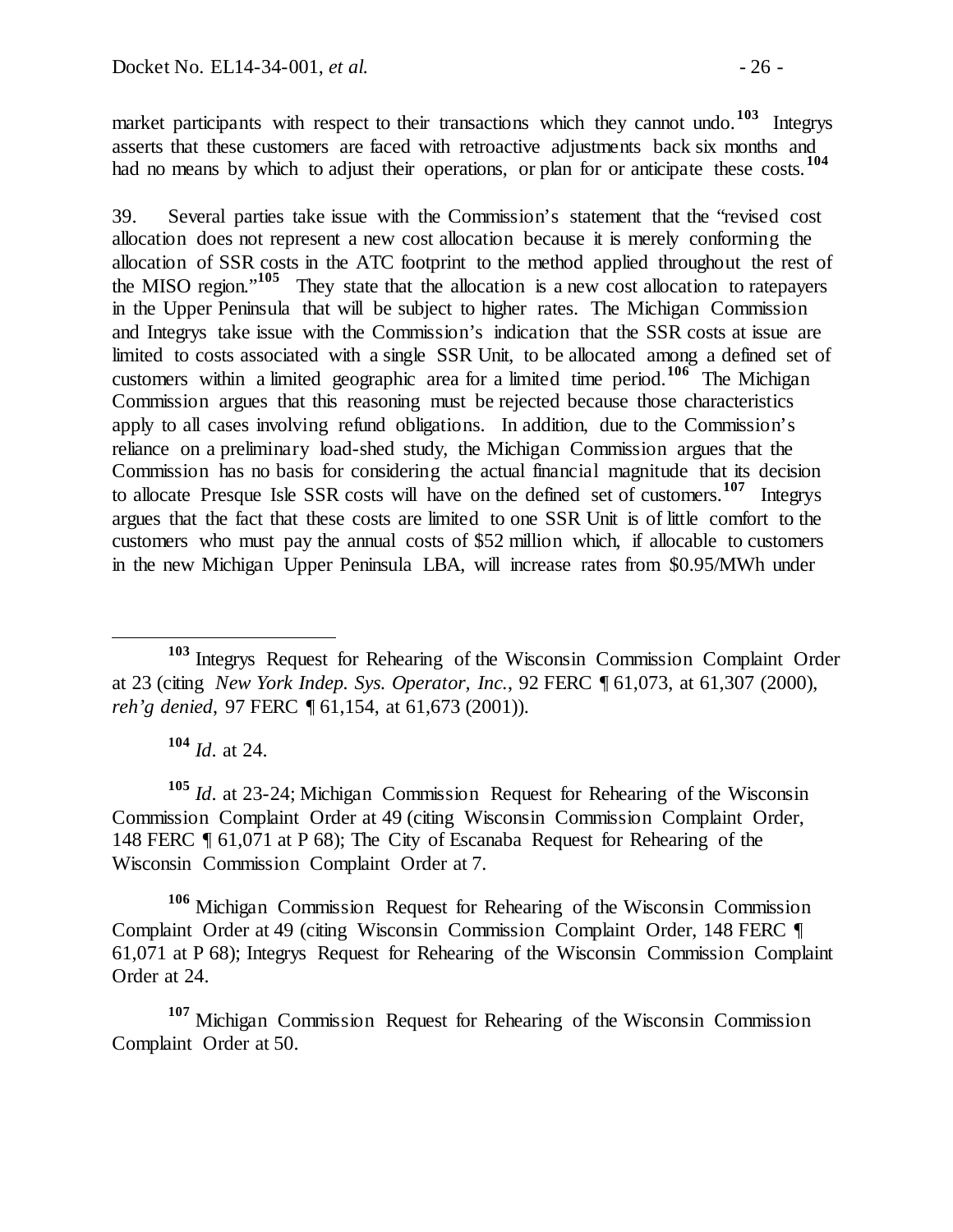market participants with respect to their transactions which they cannot undo.[103] Integrys asserts that these customers are faced with retroactive adjustments back six months and had no means by which to adjust their operations, or plan for or anticipate these costs.[104]

39. Several parties take issue with the Commission's statement that the "revised cost allocation does not represent a new cost allocation because it is merely conforming the allocation of SSR costs in the ATC footprint to the method applied throughout the rest of the MISO region."[105] They state that the allocation is a new cost allocation to ratepayers in the Upper Peninsula that will be subject to higher rates. The Michigan Commission and Integrys take issue with the Commission's indication that the SSR costs at issue are limited to costs associated with a single SSR Unit, to be allocated among a defined set of customers within a limited geographic area for a limited time period.[106] The Michigan Commission argues that this reasoning must be rejected because those characteristics apply to all cases involving refund obligations. In addition, due to the Commission's reliance on a preliminary load-shed study, the Michigan Commission argues that the Commission has no basis for considering the actual financial magnitude that its decision to allocate Presque Isle SSR costs will have on the defined set of customers.[107] Integrys argues that the fact that these costs are limited to one SSR Unit is of little comfort to the customers who must pay the annual costs of $52 million which, if allocable to customers in the new Michigan Upper Peninsula LBA, will increase rates from $0.95/MWh under

---

[103] Integrys Request for Rehearing of the Wisconsin Commission Complaint Order at 23 (citing *New York Indep. Sys. Operator, Inc.*, 92 FERC ¶ 61,073, at 61,307 (2000), *reh'g denied*, 97 FERC ¶ 61,154, at 61,673 (2001)).

[104] *Id*. at 24.

[105] *Id*. at 23-24; Michigan Commission Request for Rehearing of the Wisconsin Commission Complaint Order at 49 (citing Wisconsin Commission Complaint Order, 148 FERC ¶ 61,071 at P 68); The City of Escanaba Request for Rehearing of the Wisconsin Commission Complaint Order at 7.

[106] Michigan Commission Request for Rehearing of the Wisconsin Commission Complaint Order at 49 (citing Wisconsin Commission Complaint Order, 148 FERC ¶ 61,071 at P 68); Integrys Request for Rehearing of the Wisconsin Commission Complaint Order at 24.

[107] Michigan Commission Request for Rehearing of the Wisconsin Commission Complaint Order at 50.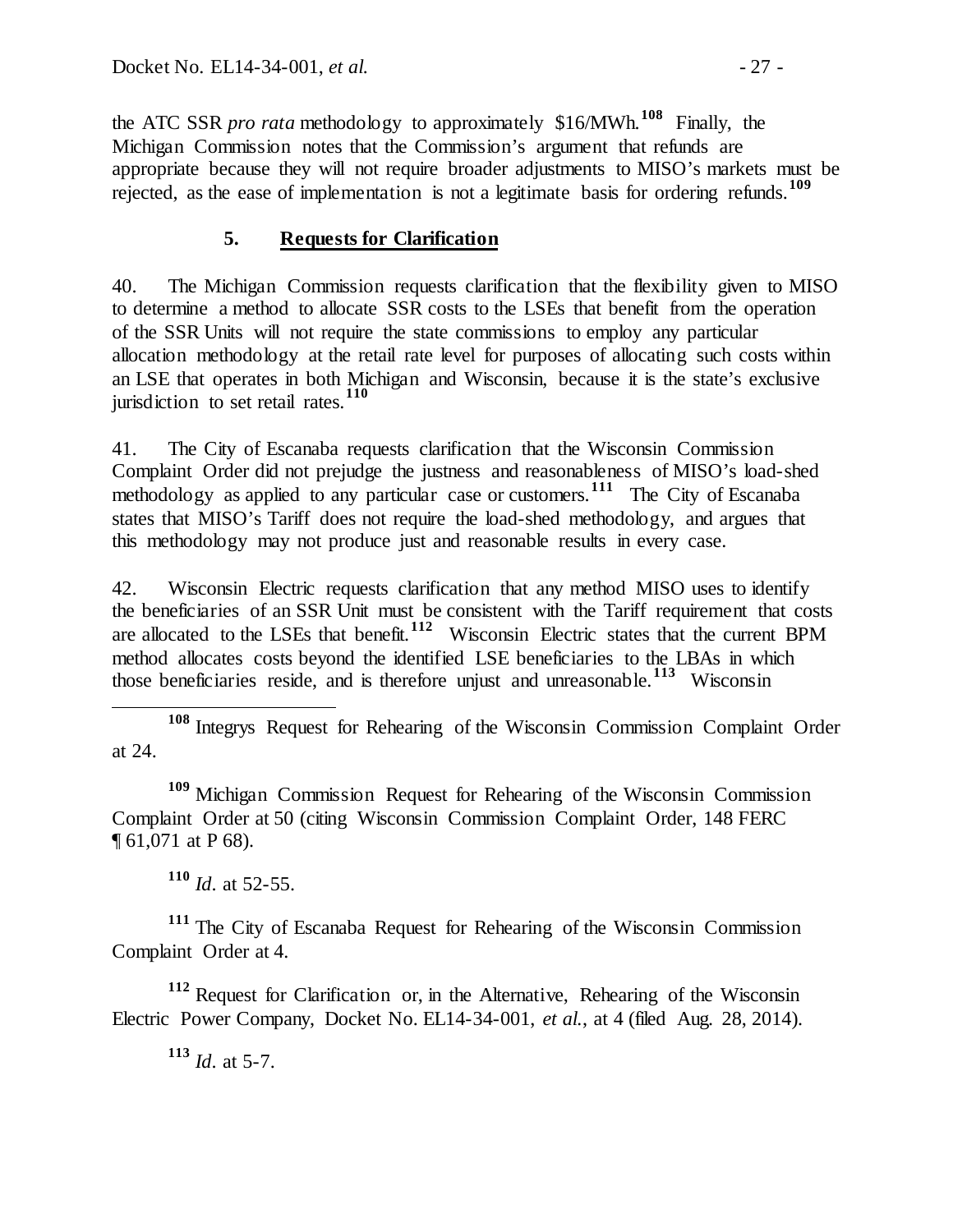the ATC SSR *pro rata* methodology to approximately $16/MWh.[108] Finally, the Michigan Commission notes that the Commission's argument that refunds are appropriate because they will not require broader adjustments to MISO's markets must be rejected, as the ease of implementation is not a legitimate basis for ordering refunds.[109]

### 5. Requests for Clarification

40. The Michigan Commission requests clarification that the flexibility given to MISO to determine a method to allocate SSR costs to the LSEs that benefit from the operation of the SSR Units will not require the state commissions to employ any particular allocation methodology at the retail rate level for purposes of allocating such costs within an LSE that operates in both Michigan and Wisconsin, because it is the state's exclusive jurisdiction to set retail rates.[110]

41. The City of Escanaba requests clarification that the Wisconsin Commission Complaint Order did not prejudge the justness and reasonableness of MISO's load-shed methodology as applied to any particular case or customers.[111] The City of Escanaba states that MISO's Tariff does not require the load-shed methodology, and argues that this methodology may not produce just and reasonable results in every case.

42. Wisconsin Electric requests clarification that any method MISO uses to identify the beneficiaries of an SSR Unit must be consistent with the Tariff requirement that costs are allocated to the LSEs that benefit.[112] Wisconsin Electric states that the current BPM method allocates costs beyond the identified LSE beneficiaries to the LBAs in which those beneficiaries reside, and is therefore unjust and unreasonable.[113] Wisconsin

---

[108] Integrys Request for Rehearing of the Wisconsin Commission Complaint Order at 24.

[109] Michigan Commission Request for Rehearing of the Wisconsin Commission Complaint Order at 50 (citing Wisconsin Commission Complaint Order, 148 FERC ¶ 61,071 at P 68).

[110] *Id*. at 52-55.

[111] The City of Escanaba Request for Rehearing of the Wisconsin Commission Complaint Order at 4.

[112] Request for Clarification or, in the Alternative, Rehearing of the Wisconsin Electric Power Company, Docket No. EL14-34-001, *et al.*, at 4 (filed Aug. 28, 2014).

[113] *Id*. at 5-7.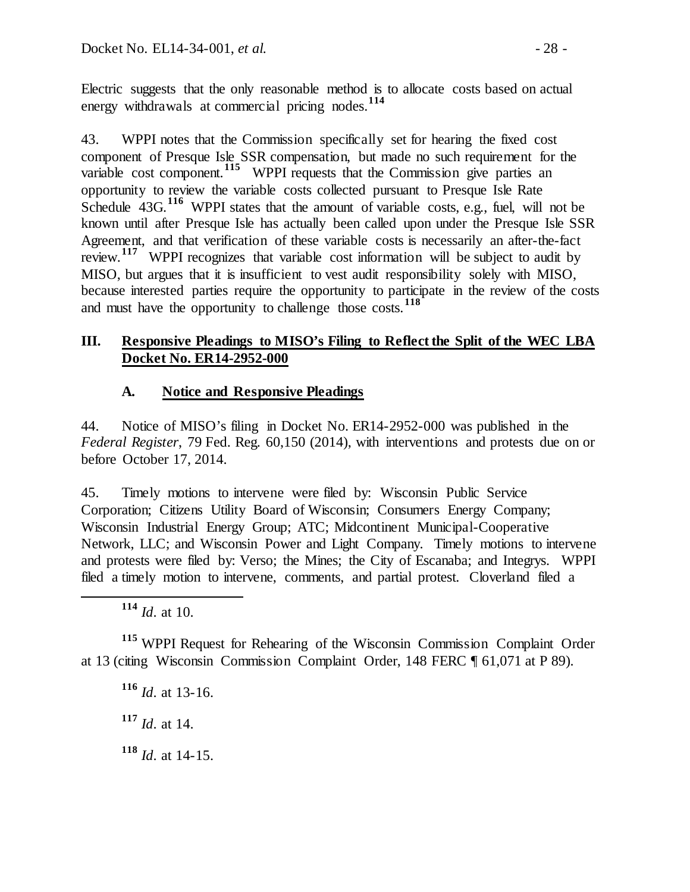Electric suggests that the only reasonable method is to allocate costs based on actual energy withdrawals at commercial pricing nodes.[114]

43. WPPI notes that the Commission specifically set for hearing the fixed cost component of Presque Isle SSR compensation, but made no such requirement for the variable cost component.[115] WPPI requests that the Commission give parties an opportunity to review the variable costs collected pursuant to Presque Isle Rate Schedule 43G.[116] WPPI states that the amount of variable costs, e.g., fuel, will not be known until after Presque Isle has actually been called upon under the Presque Isle SSR Agreement, and that verification of these variable costs is necessarily an after-the-fact review.[117] WPPI recognizes that variable cost information will be subject to audit by MISO, but argues that it is insufficient to vest audit responsibility solely with MISO, because interested parties require the opportunity to participate in the review of the costs and must have the opportunity to challenge those costs.[118]

## III. Responsive Pleadings to MISO's Filing to Reflect the Split of the WEC LBA Docket No. ER14-2952-000

### A. Notice and Responsive Pleadings

44. Notice of MISO's filing in Docket No. ER14-2952-000 was published in the *Federal Register*, 79 Fed. Reg. 60,150 (2014), with interventions and protests due on or before October 17, 2014.

45. Timely motions to intervene were filed by: Wisconsin Public Service Corporation; Citizens Utility Board of Wisconsin; Consumers Energy Company; Wisconsin Industrial Energy Group; ATC; Midcontinent Municipal-Cooperative Network, LLC; and Wisconsin Power and Light Company. Timely motions to intervene and protests were filed by: Verso; the Mines; the City of Escanaba; and Integrys. WPPI filed a timely motion to intervene, comments, and partial protest. Cloverland filed a

---

[114] *Id*. at 10.

[115] WPPI Request for Rehearing of the Wisconsin Commission Complaint Order at 13 (citing Wisconsin Commission Complaint Order, 148 FERC ¶ 61,071 at P 89).

[116] *Id*. at 13-16.

[117] *Id*. at 14.

[118] *Id*. at 14-15.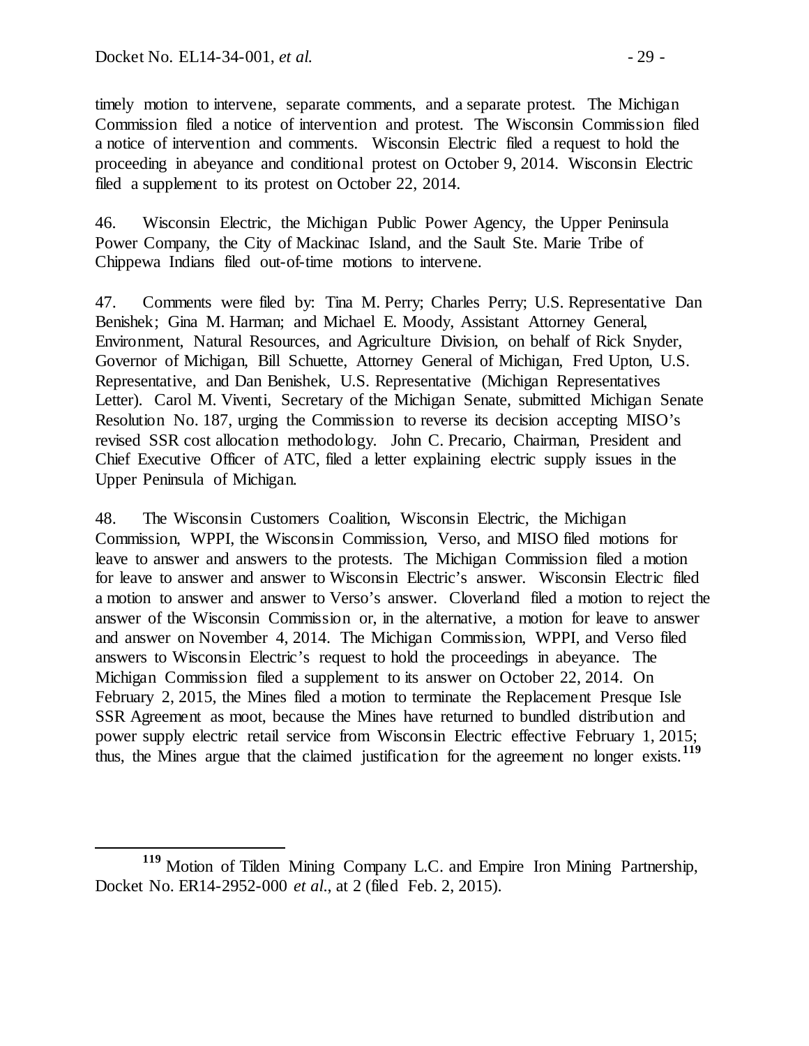timely motion to intervene, separate comments, and a separate protest. The Michigan Commission filed a notice of intervention and protest. The Wisconsin Commission filed a notice of intervention and comments. Wisconsin Electric filed a request to hold the proceeding in abeyance and conditional protest on October 9, 2014. Wisconsin Electric filed a supplement to its protest on October 22, 2014.

46. Wisconsin Electric, the Michigan Public Power Agency, the Upper Peninsula Power Company, the City of Mackinac Island, and the Sault Ste. Marie Tribe of Chippewa Indians filed out-of-time motions to intervene.

47. Comments were filed by: Tina M. Perry; Charles Perry; U.S. Representative Dan Benishek; Gina M. Harman; and Michael E. Moody, Assistant Attorney General, Environment, Natural Resources, and Agriculture Division, on behalf of Rick Snyder, Governor of Michigan, Bill Schuette, Attorney General of Michigan, Fred Upton, U.S. Representative, and Dan Benishek, U.S. Representative (Michigan Representatives Letter). Carol M. Viventi, Secretary of the Michigan Senate, submitted Michigan Senate Resolution No. 187, urging the Commission to reverse its decision accepting MISO's revised SSR cost allocation methodology. John C. Precario, Chairman, President and Chief Executive Officer of ATC, filed a letter explaining electric supply issues in the Upper Peninsula of Michigan.

48. The Wisconsin Customers Coalition, Wisconsin Electric, the Michigan Commission, WPPI, the Wisconsin Commission, Verso, and MISO filed motions for leave to answer and answers to the protests. The Michigan Commission filed a motion for leave to answer and answer to Wisconsin Electric's answer. Wisconsin Electric filed a motion to answer and answer to Verso's answer. Cloverland filed a motion to reject the answer of the Wisconsin Commission or, in the alternative, a motion for leave to answer and answer on November 4, 2014. The Michigan Commission, WPPI, and Verso filed answers to Wisconsin Electric's request to hold the proceedings in abeyance. The Michigan Commission filed a supplement to its answer on October 22, 2014. On February 2, 2015, the Mines filed a motion to terminate the Replacement Presque Isle SSR Agreement as moot, because the Mines have returned to bundled distribution and power supply electric retail service from Wisconsin Electric effective February 1, 2015; thus, the Mines argue that the claimed justification for the agreement no longer exists.[119]

---

[119] Motion of Tilden Mining Company L.C. and Empire Iron Mining Partnership, Docket No. ER14-2952-000 *et al.*, at 2 (filed Feb. 2, 2015).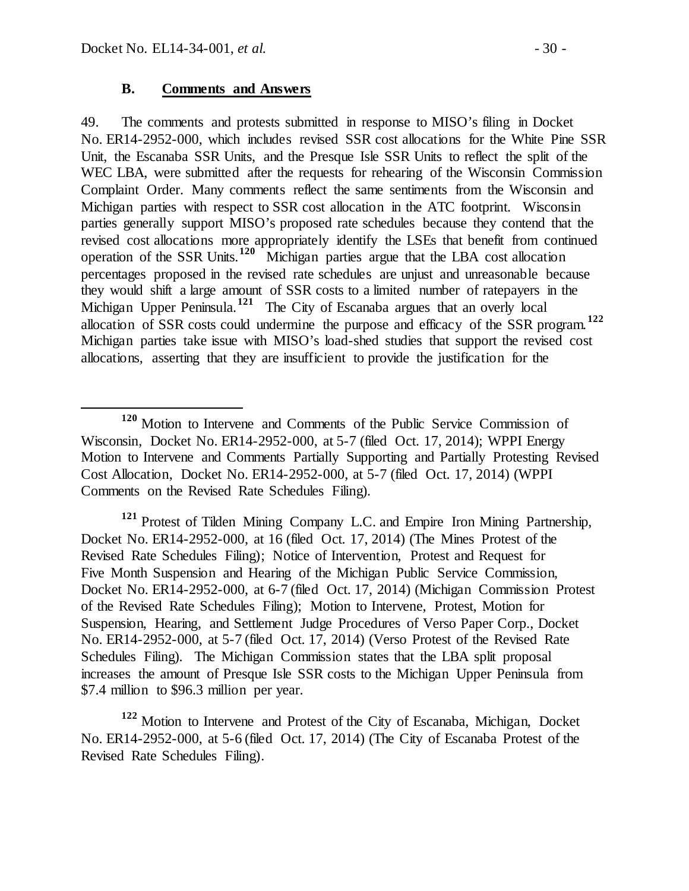### B. Comments and Answers

49. The comments and protests submitted in response to MISO's filing in Docket No. ER14-2952-000, which includes revised SSR cost allocations for the White Pine SSR Unit, the Escanaba SSR Units, and the Presque Isle SSR Units to reflect the split of the WEC LBA, were submitted after the requests for rehearing of the Wisconsin Commission Complaint Order. Many comments reflect the same sentiments from the Wisconsin and Michigan parties with respect to SSR cost allocation in the ATC footprint. Wisconsin parties generally support MISO's proposed rate schedules because they contend that the revised cost allocations more appropriately identify the LSEs that benefit from continued operation of the SSR Units.[120] Michigan parties argue that the LBA cost allocation percentages proposed in the revised rate schedules are unjust and unreasonable because they would shift a large amount of SSR costs to a limited number of ratepayers in the Michigan Upper Peninsula.[121] The City of Escanaba argues that an overly local allocation of SSR costs could undermine the purpose and efficacy of the SSR program.[122] Michigan parties take issue with MISO's load-shed studies that support the revised cost allocations, asserting that they are insufficient to provide the justification for the

---

[120] Motion to Intervene and Comments of the Public Service Commission of Wisconsin, Docket No. ER14-2952-000, at 5-7 (filed Oct. 17, 2014); WPPI Energy Motion to Intervene and Comments Partially Supporting and Partially Protesting Revised Cost Allocation, Docket No. ER14-2952-000, at 5-7 (filed Oct. 17, 2014) (WPPI Comments on the Revised Rate Schedules Filing).

[121] Protest of Tilden Mining Company L.C. and Empire Iron Mining Partnership, Docket No. ER14-2952-000, at 16 (filed Oct. 17, 2014) (The Mines Protest of the Revised Rate Schedules Filing); Notice of Intervention, Protest and Request for Five Month Suspension and Hearing of the Michigan Public Service Commission, Docket No. ER14-2952-000, at 6-7 (filed Oct. 17, 2014) (Michigan Commission Protest of the Revised Rate Schedules Filing); Motion to Intervene, Protest, Motion for Suspension, Hearing, and Settlement Judge Procedures of Verso Paper Corp., Docket No. ER14-2952-000, at 5-7 (filed Oct. 17, 2014) (Verso Protest of the Revised Rate Schedules Filing). The Michigan Commission states that the LBA split proposal increases the amount of Presque Isle SSR costs to the Michigan Upper Peninsula from $7.4 million to $96.3 million per year.

[122] Motion to Intervene and Protest of the City of Escanaba, Michigan, Docket No. ER14-2952-000, at 5-6 (filed Oct. 17, 2014) (The City of Escanaba Protest of the Revised Rate Schedules Filing).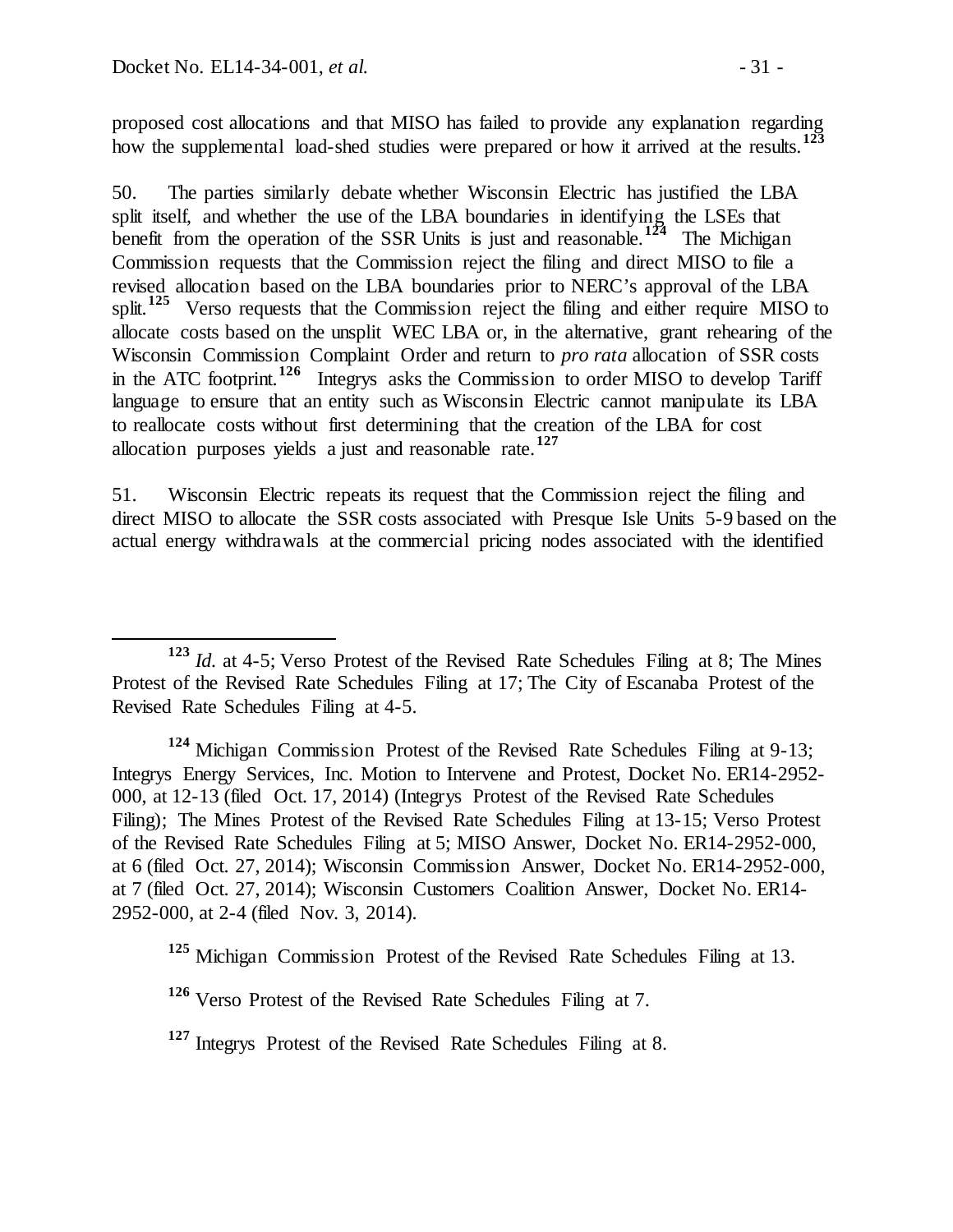proposed cost allocations and that MISO has failed to provide any explanation regarding how the supplemental load-shed studies were prepared or how it arrived at the results.[123]

50. The parties similarly debate whether Wisconsin Electric has justified the LBA split itself, and whether the use of the LBA boundaries in identifying the LSEs that benefit from the operation of the SSR Units is just and reasonable.[124] The Michigan Commission requests that the Commission reject the filing and direct MISO to file a revised allocation based on the LBA boundaries prior to NERC's approval of the LBA split.[125] Verso requests that the Commission reject the filing and either require MISO to allocate costs based on the unsplit WEC LBA or, in the alternative, grant rehearing of the Wisconsin Commission Complaint Order and return to *pro rata* allocation of SSR costs in the ATC footprint.[126] Integrys asks the Commission to order MISO to develop Tariff language to ensure that an entity such as Wisconsin Electric cannot manipulate its LBA to reallocate costs without first determining that the creation of the LBA for cost allocation purposes yields a just and reasonable rate.[127]

51. Wisconsin Electric repeats its request that the Commission reject the filing and direct MISO to allocate the SSR costs associated with Presque Isle Units 5-9 based on the actual energy withdrawals at the commercial pricing nodes associated with the identified

---

[123] *Id.* at 4-5; Verso Protest of the Revised Rate Schedules Filing at 8; The Mines Protest of the Revised Rate Schedules Filing at 17; The City of Escanaba Protest of the Revised Rate Schedules Filing at 4-5.

[124] Michigan Commission Protest of the Revised Rate Schedules Filing at 9-13; Integrys Energy Services, Inc. Motion to Intervene and Protest, Docket No. ER14-2952-000, at 12-13 (filed Oct. 17, 2014) (Integrys Protest of the Revised Rate Schedules Filing); The Mines Protest of the Revised Rate Schedules Filing at 13-15; Verso Protest of the Revised Rate Schedules Filing at 5; MISO Answer, Docket No. ER14-2952-000, at 6 (filed Oct. 27, 2014); Wisconsin Commission Answer, Docket No. ER14-2952-000, at 7 (filed Oct. 27, 2014); Wisconsin Customers Coalition Answer, Docket No. ER14-2952-000, at 2-4 (filed Nov. 3, 2014).

[125] Michigan Commission Protest of the Revised Rate Schedules Filing at 13.

[126] Verso Protest of the Revised Rate Schedules Filing at 7.

[127] Integrys Protest of the Revised Rate Schedules Filing at 8.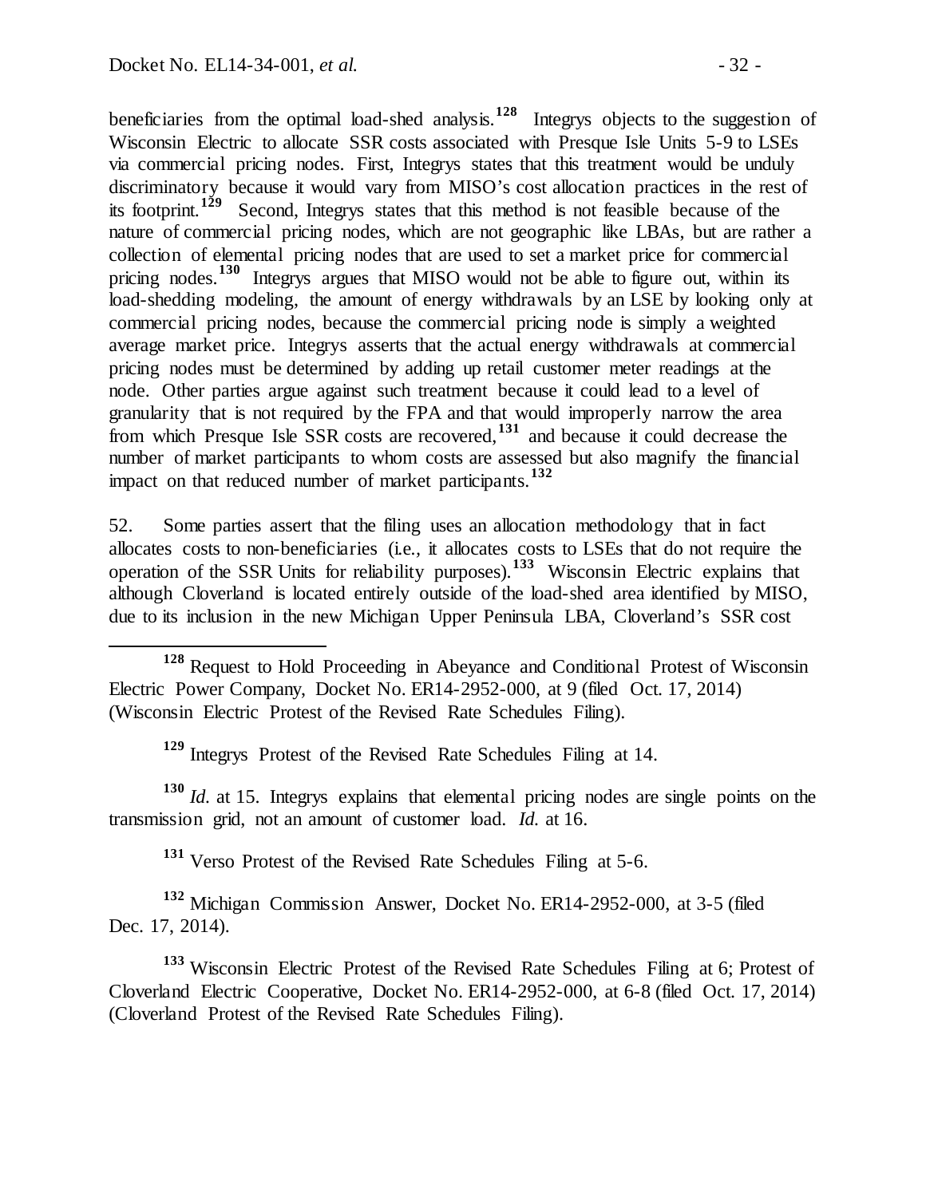beneficiaries from the optimal load-shed analysis.[128] Integrys objects to the suggestion of Wisconsin Electric to allocate SSR costs associated with Presque Isle Units 5-9 to LSEs via commercial pricing nodes. First, Integrys states that this treatment would be unduly discriminatory because it would vary from MISO's cost allocation practices in the rest of its footprint.[129] Second, Integrys states that this method is not feasible because of the nature of commercial pricing nodes, which are not geographic like LBAs, but are rather a collection of elemental pricing nodes that are used to set a market price for commercial pricing nodes.[130] Integrys argues that MISO would not be able to figure out, within its load-shedding modeling, the amount of energy withdrawals by an LSE by looking only at commercial pricing nodes, because the commercial pricing node is simply a weighted average market price. Integrys asserts that the actual energy withdrawals at commercial pricing nodes must be determined by adding up retail customer meter readings at the node. Other parties argue against such treatment because it could lead to a level of granularity that is not required by the FPA and that would improperly narrow the area from which Presque Isle SSR costs are recovered,[131] and because it could decrease the number of market participants to whom costs are assessed but also magnify the financial impact on that reduced number of market participants.[132]

52. Some parties assert that the filing uses an allocation methodology that in fact allocates costs to non-beneficiaries (i.e., it allocates costs to LSEs that do not require the operation of the SSR Units for reliability purposes).[133] Wisconsin Electric explains that although Cloverland is located entirely outside of the load-shed area identified by MISO, due to its inclusion in the new Michigan Upper Peninsula LBA, Cloverland's SSR cost

---

[128] Request to Hold Proceeding in Abeyance and Conditional Protest of Wisconsin Electric Power Company, Docket No. ER14-2952-000, at 9 (filed Oct. 17, 2014) (Wisconsin Electric Protest of the Revised Rate Schedules Filing).

[129] Integrys Protest of the Revised Rate Schedules Filing at 14.

[130] *Id.* at 15. Integrys explains that elemental pricing nodes are single points on the transmission grid, not an amount of customer load. *Id.* at 16.

[131] Verso Protest of the Revised Rate Schedules Filing at 5-6.

[132] Michigan Commission Answer, Docket No. ER14-2952-000, at 3-5 (filed Dec. 17, 2014).

[133] Wisconsin Electric Protest of the Revised Rate Schedules Filing at 6; Protest of Cloverland Electric Cooperative, Docket No. ER14-2952-000, at 6-8 (filed Oct. 17, 2014) (Cloverland Protest of the Revised Rate Schedules Filing).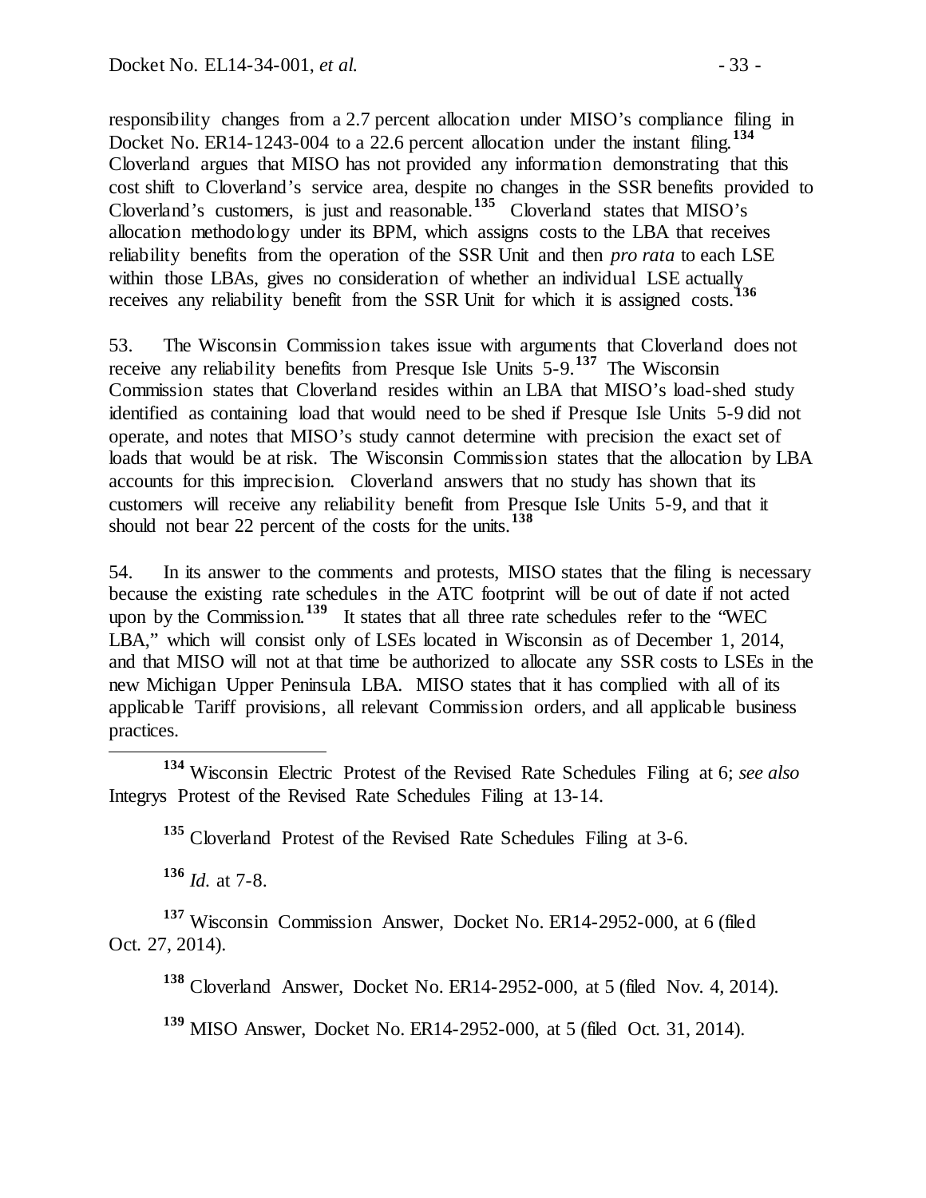responsibility changes from a 2.7 percent allocation under MISO's compliance filing in Docket No. ER14-1243-004 to a 22.6 percent allocation under the instant filing.[134] Cloverland argues that MISO has not provided any information demonstrating that this cost shift to Cloverland's service area, despite no changes in the SSR benefits provided to Cloverland's customers, is just and reasonable.[135] Cloverland states that MISO's allocation methodology under its BPM, which assigns costs to the LBA that receives reliability benefits from the operation of the SSR Unit and then *pro rata* to each LSE within those LBAs, gives no consideration of whether an individual LSE actually receives any reliability benefit from the SSR Unit for which it is assigned costs.[136]

53. The Wisconsin Commission takes issue with arguments that Cloverland does not receive any reliability benefits from Presque Isle Units 5-9.[137] The Wisconsin Commission states that Cloverland resides within an LBA that MISO's load-shed study identified as containing load that would need to be shed if Presque Isle Units 5-9 did not operate, and notes that MISO's study cannot determine with precision the exact set of loads that would be at risk. The Wisconsin Commission states that the allocation by LBA accounts for this imprecision. Cloverland answers that no study has shown that its customers will receive any reliability benefit from Presque Isle Units 5-9, and that it should not bear 22 percent of the costs for the units.[138]

54. In its answer to the comments and protests, MISO states that the filing is necessary because the existing rate schedules in the ATC footprint will be out of date if not acted upon by the Commission.[139] It states that all three rate schedules refer to the "WEC LBA," which will consist only of LSEs located in Wisconsin as of December 1, 2014, and that MISO will not at that time be authorized to allocate any SSR costs to LSEs in the new Michigan Upper Peninsula LBA. MISO states that it has complied with all of its applicable Tariff provisions, all relevant Commission orders, and all applicable business practices.

---

[134] Wisconsin Electric Protest of the Revised Rate Schedules Filing at 6; *see also* Integrys Protest of the Revised Rate Schedules Filing at 13-14.

[135] Cloverland Protest of the Revised Rate Schedules Filing at 3-6.

[136] *Id.* at 7-8.

[137] Wisconsin Commission Answer, Docket No. ER14-2952-000, at 6 (filed Oct. 27, 2014).

[138] Cloverland Answer, Docket No. ER14-2952-000, at 5 (filed Nov. 4, 2014).

[139] MISO Answer, Docket No. ER14-2952-000, at 5 (filed Oct. 31, 2014).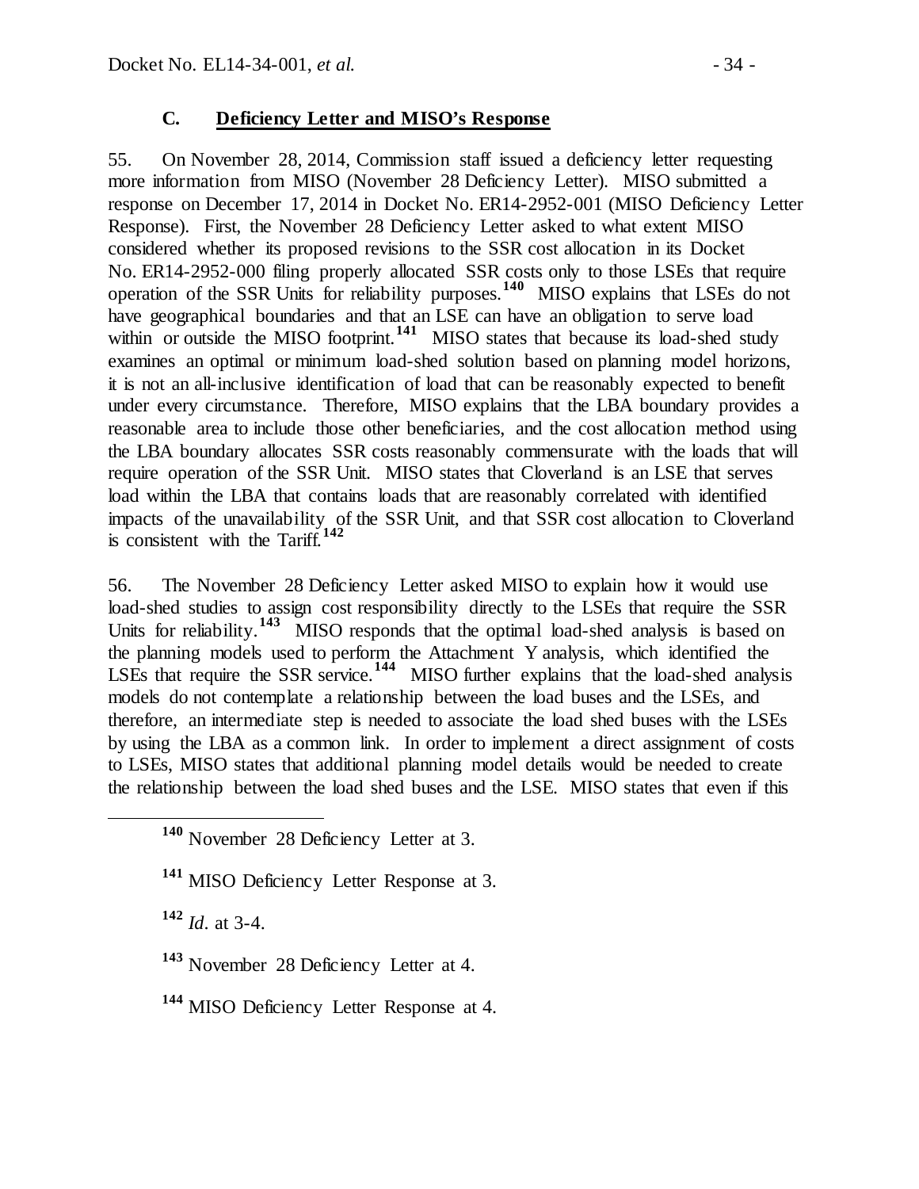### C. Deficiency Letter and MISO's Response

55. On November 28, 2014, Commission staff issued a deficiency letter requesting more information from MISO (November 28 Deficiency Letter). MISO submitted a response on December 17, 2014 in Docket No. ER14-2952-001 (MISO Deficiency Letter Response). First, the November 28 Deficiency Letter asked to what extent MISO considered whether its proposed revisions to the SSR cost allocation in its Docket No. ER14-2952-000 filing properly allocated SSR costs only to those LSEs that require operation of the SSR Units for reliability purposes.[140] MISO explains that LSEs do not have geographical boundaries and that an LSE can have an obligation to serve load within or outside the MISO footprint.[141] MISO states that because its load-shed study examines an optimal or minimum load-shed solution based on planning model horizons, it is not an all-inclusive identification of load that can be reasonably expected to benefit under every circumstance. Therefore, MISO explains that the LBA boundary provides a reasonable area to include those other beneficiaries, and the cost allocation method using the LBA boundary allocates SSR costs reasonably commensurate with the loads that will require operation of the SSR Unit. MISO states that Cloverland is an LSE that serves load within the LBA that contains loads that are reasonably correlated with identified impacts of the unavailability of the SSR Unit, and that SSR cost allocation to Cloverland is consistent with the Tariff.[142]

56. The November 28 Deficiency Letter asked MISO to explain how it would use load-shed studies to assign cost responsibility directly to the LSEs that require the SSR Units for reliability.[143] MISO responds that the optimal load-shed analysis is based on the planning models used to perform the Attachment Y analysis, which identified the LSEs that require the SSR service.[144] MISO further explains that the load-shed analysis models do not contemplate a relationship between the load buses and the LSEs, and therefore, an intermediate step is needed to associate the load shed buses with the LSEs by using the LBA as a common link. In order to implement a direct assignment of costs to LSEs, MISO states that additional planning model details would be needed to create the relationship between the load shed buses and the LSE. MISO states that even if this

[140] November 28 Deficiency Letter at 3.

[141] MISO Deficiency Letter Response at 3.

[142] *Id.* at 3-4.

[143] November 28 Deficiency Letter at 4.

[144] MISO Deficiency Letter Response at 4.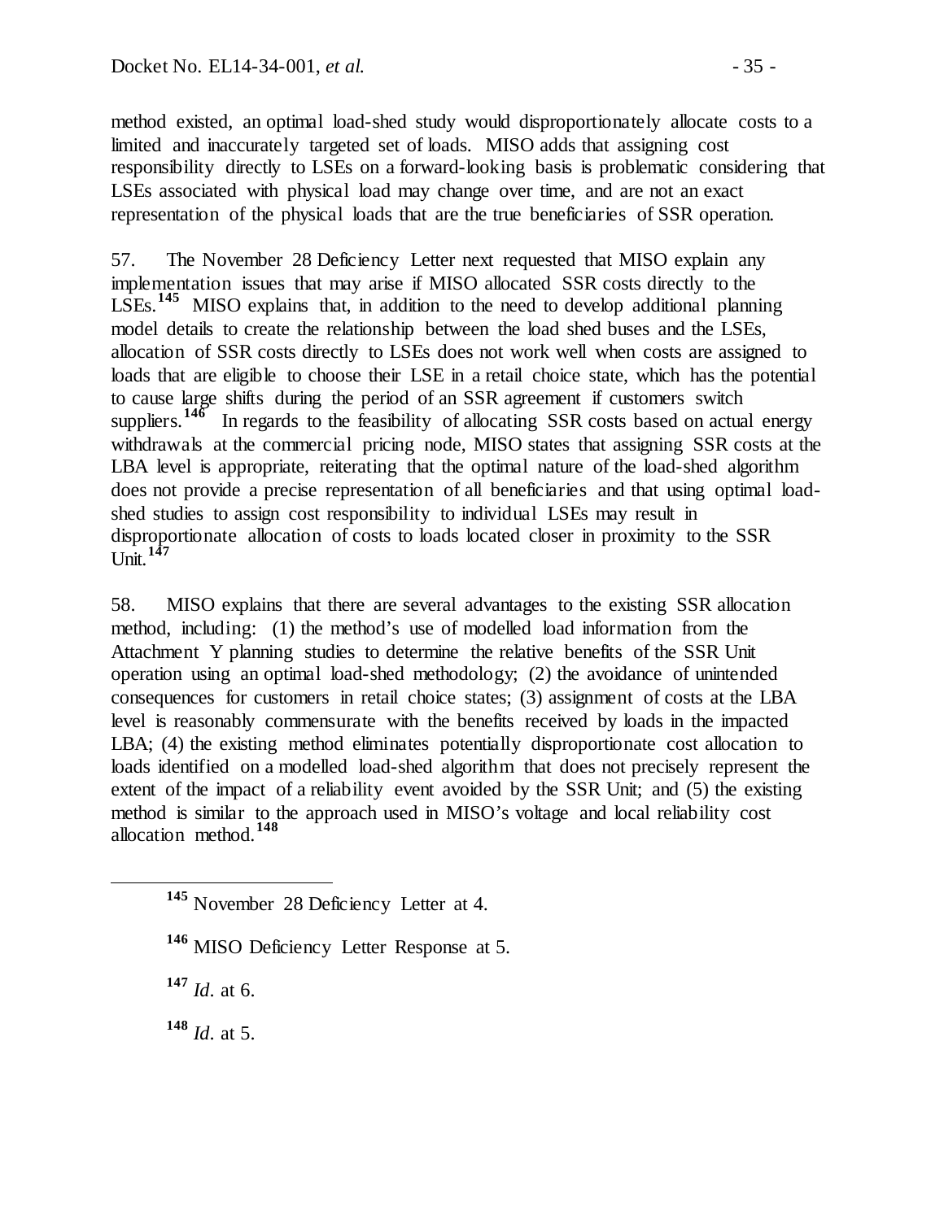method existed, an optimal load-shed study would disproportionately allocate costs to a limited and inaccurately targeted set of loads. MISO adds that assigning cost responsibility directly to LSEs on a forward-looking basis is problematic considering that LSEs associated with physical load may change over time, and are not an exact representation of the physical loads that are the true beneficiaries of SSR operation.

57. The November 28 Deficiency Letter next requested that MISO explain any implementation issues that may arise if MISO allocated SSR costs directly to the LSEs.[145] MISO explains that, in addition to the need to develop additional planning model details to create the relationship between the load shed buses and the LSEs, allocation of SSR costs directly to LSEs does not work well when costs are assigned to loads that are eligible to choose their LSE in a retail choice state, which has the potential to cause large shifts during the period of an SSR agreement if customers switch suppliers.[146] In regards to the feasibility of allocating SSR costs based on actual energy withdrawals at the commercial pricing node, MISO states that assigning SSR costs at the LBA level is appropriate, reiterating that the optimal nature of the load-shed algorithm does not provide a precise representation of all beneficiaries and that using optimal load-shed studies to assign cost responsibility to individual LSEs may result in disproportionate allocation of costs to loads located closer in proximity to the SSR Unit.[147]

58. MISO explains that there are several advantages to the existing SSR allocation method, including: (1) the method's use of modelled load information from the Attachment Y planning studies to determine the relative benefits of the SSR Unit operation using an optimal load-shed methodology; (2) the avoidance of unintended consequences for customers in retail choice states; (3) assignment of costs at the LBA level is reasonably commensurate with the benefits received by loads in the impacted LBA; (4) the existing method eliminates potentially disproportionate cost allocation to loads identified on a modelled load-shed algorithm that does not precisely represent the extent of the impact of a reliability event avoided by the SSR Unit; and (5) the existing method is similar to the approach used in MISO's voltage and local reliability cost allocation method.[148]

---

[145] November 28 Deficiency Letter at 4.

[146] MISO Deficiency Letter Response at 5.

[147] *Id.* at 6.

[148] *Id.* at 5.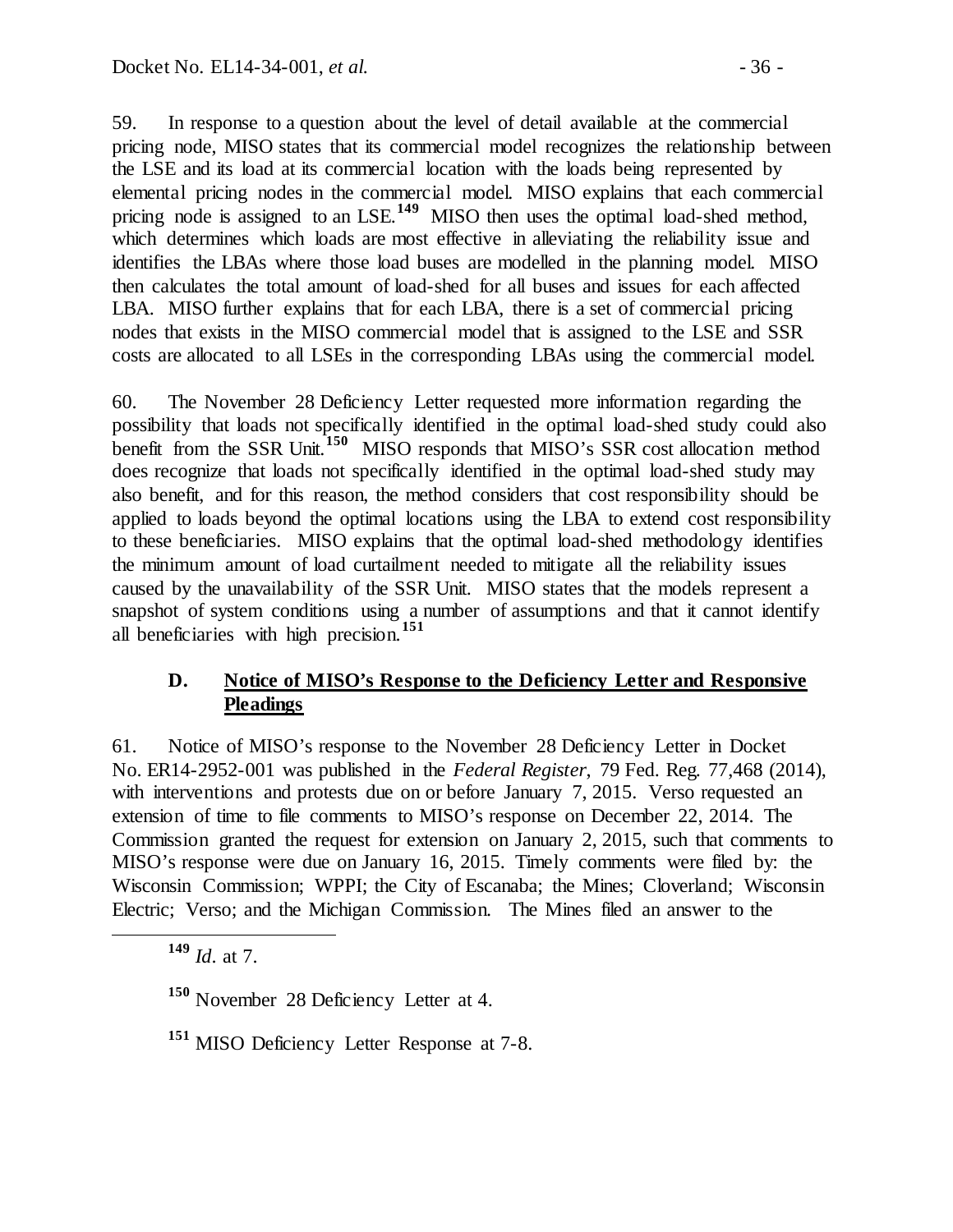59. In response to a question about the level of detail available at the commercial pricing node, MISO states that its commercial model recognizes the relationship between the LSE and its load at its commercial location with the loads being represented by elemental pricing nodes in the commercial model. MISO explains that each commercial pricing node is assigned to an LSE.[149] MISO then uses the optimal load-shed method, which determines which loads are most effective in alleviating the reliability issue and identifies the LBAs where those load buses are modelled in the planning model. MISO then calculates the total amount of load-shed for all buses and issues for each affected LBA. MISO further explains that for each LBA, there is a set of commercial pricing nodes that exists in the MISO commercial model that is assigned to the LSE and SSR costs are allocated to all LSEs in the corresponding LBAs using the commercial model.

60. The November 28 Deficiency Letter requested more information regarding the possibility that loads not specifically identified in the optimal load-shed study could also benefit from the SSR Unit.[150] MISO responds that MISO's SSR cost allocation method does recognize that loads not specifically identified in the optimal load-shed study may also benefit, and for this reason, the method considers that cost responsibility should be applied to loads beyond the optimal locations using the LBA to extend cost responsibility to these beneficiaries. MISO explains that the optimal load-shed methodology identifies the minimum amount of load curtailment needed to mitigate all the reliability issues caused by the unavailability of the SSR Unit. MISO states that the models represent a snapshot of system conditions using a number of assumptions and that it cannot identify all beneficiaries with high precision.[151]

### D. Notice of MISO's Response to the Deficiency Letter and Responsive Pleadings

61. Notice of MISO's response to the November 28 Deficiency Letter in Docket No. ER14-2952-001 was published in the *Federal Register*, 79 Fed. Reg. 77,468 (2014), with interventions and protests due on or before January 7, 2015. Verso requested an extension of time to file comments to MISO's response on December 22, 2014. The Commission granted the request for extension on January 2, 2015, such that comments to MISO's response were due on January 16, 2015. Timely comments were filed by: the Wisconsin Commission; WPPI; the City of Escanaba; the Mines; Cloverland; Wisconsin Electric; Verso; and the Michigan Commission. The Mines filed an answer to the

[149] *Id*. at 7.

[150] November 28 Deficiency Letter at 4.

[151] MISO Deficiency Letter Response at 7-8.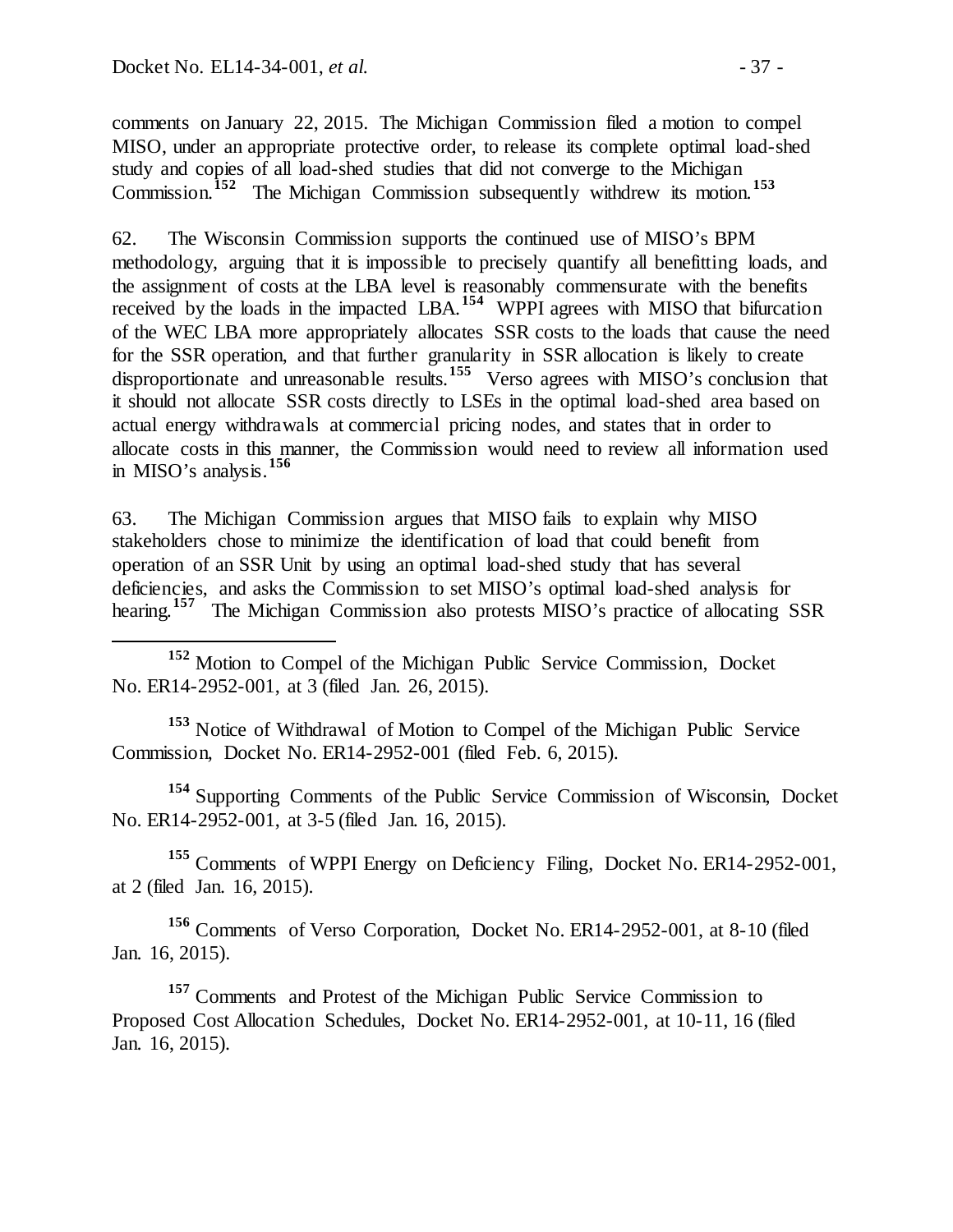comments on January 22, 2015. The Michigan Commission filed a motion to compel MISO, under an appropriate protective order, to release its complete optimal load-shed study and copies of all load-shed studies that did not converge to the Michigan Commission.[152] The Michigan Commission subsequently withdrew its motion.[153]

62. The Wisconsin Commission supports the continued use of MISO's BPM methodology, arguing that it is impossible to precisely quantify all benefitting loads, and the assignment of costs at the LBA level is reasonably commensurate with the benefits received by the loads in the impacted LBA.[154] WPPI agrees with MISO that bifurcation of the WEC LBA more appropriately allocates SSR costs to the loads that cause the need for the SSR operation, and that further granularity in SSR allocation is likely to create disproportionate and unreasonable results.[155] Verso agrees with MISO's conclusion that it should not allocate SSR costs directly to LSEs in the optimal load-shed area based on actual energy withdrawals at commercial pricing nodes, and states that in order to allocate costs in this manner, the Commission would need to review all information used in MISO's analysis.[156]

63. The Michigan Commission argues that MISO fails to explain why MISO stakeholders chose to minimize the identification of load that could benefit from operation of an SSR Unit by using an optimal load-shed study that has several deficiencies, and asks the Commission to set MISO's optimal load-shed analysis for hearing.[157] The Michigan Commission also protests MISO's practice of allocating SSR

---

[152] Motion to Compel of the Michigan Public Service Commission, Docket No. ER14-2952-001, at 3 (filed Jan. 26, 2015).

[153] Notice of Withdrawal of Motion to Compel of the Michigan Public Service Commission, Docket No. ER14-2952-001 (filed Feb. 6, 2015).

[154] Supporting Comments of the Public Service Commission of Wisconsin, Docket No. ER14-2952-001, at 3-5 (filed Jan. 16, 2015).

[155] Comments of WPPI Energy on Deficiency Filing, Docket No. ER14-2952-001, at 2 (filed Jan. 16, 2015).

[156] Comments of Verso Corporation, Docket No. ER14-2952-001, at 8-10 (filed Jan. 16, 2015).

[157] Comments and Protest of the Michigan Public Service Commission to Proposed Cost Allocation Schedules, Docket No. ER14-2952-001, at 10-11, 16 (filed Jan. 16, 2015).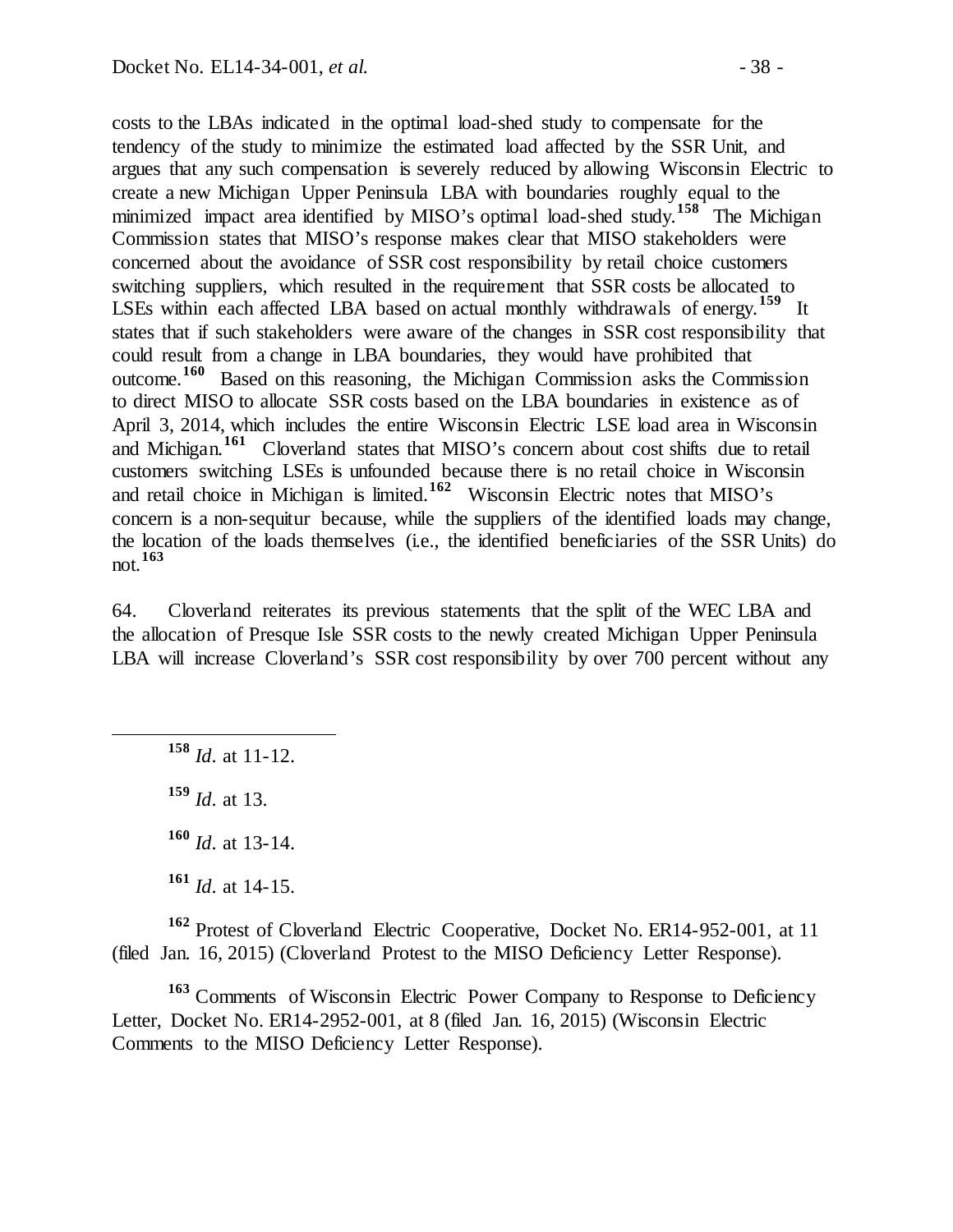costs to the LBAs indicated in the optimal load-shed study to compensate for the tendency of the study to minimize the estimated load affected by the SSR Unit, and argues that any such compensation is severely reduced by allowing Wisconsin Electric to create a new Michigan Upper Peninsula LBA with boundaries roughly equal to the minimized impact area identified by MISO's optimal load-shed study.[158] The Michigan Commission states that MISO's response makes clear that MISO stakeholders were concerned about the avoidance of SSR cost responsibility by retail choice customers switching suppliers, which resulted in the requirement that SSR costs be allocated to LSEs within each affected LBA based on actual monthly withdrawals of energy.[159] It states that if such stakeholders were aware of the changes in SSR cost responsibility that could result from a change in LBA boundaries, they would have prohibited that outcome.[160] Based on this reasoning, the Michigan Commission asks the Commission to direct MISO to allocate SSR costs based on the LBA boundaries in existence as of April 3, 2014, which includes the entire Wisconsin Electric LSE load area in Wisconsin and Michigan.[161] Cloverland states that MISO's concern about cost shifts due to retail customers switching LSEs is unfounded because there is no retail choice in Wisconsin and retail choice in Michigan is limited.[162] Wisconsin Electric notes that MISO's concern is a non-sequitur because, while the suppliers of the identified loads may change, the location of the loads themselves (i.e., the identified beneficiaries of the SSR Units) do not.[163]

64. Cloverland reiterates its previous statements that the split of the WEC LBA and the allocation of Presque Isle SSR costs to the newly created Michigan Upper Peninsula LBA will increase Cloverland's SSR cost responsibility by over 700 percent without any

---

[158] *Id.* at 11-12.

[159] *Id.* at 13.

[160] *Id.* at 13-14.

[161] *Id.* at 14-15.

[162] Protest of Cloverland Electric Cooperative, Docket No. ER14-952-001, at 11 (filed Jan. 16, 2015) (Cloverland Protest to the MISO Deficiency Letter Response).

[163] Comments of Wisconsin Electric Power Company to Response to Deficiency Letter, Docket No. ER14-2952-001, at 8 (filed Jan. 16, 2015) (Wisconsin Electric Comments to the MISO Deficiency Letter Response).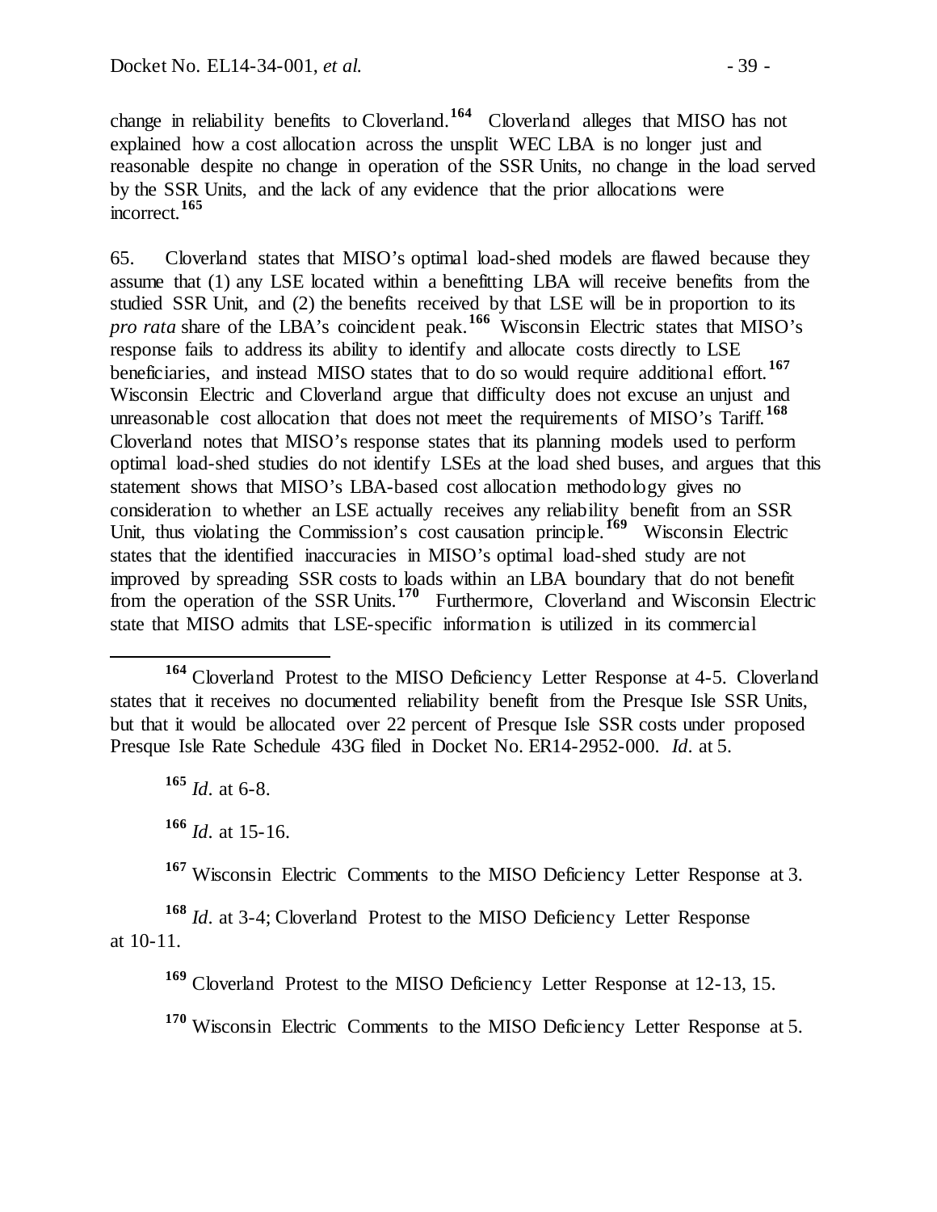change in reliability benefits to Cloverland.[164] Cloverland alleges that MISO has not explained how a cost allocation across the unsplit WEC LBA is no longer just and reasonable despite no change in operation of the SSR Units, no change in the load served by the SSR Units, and the lack of any evidence that the prior allocations were incorrect.[165]

65. Cloverland states that MISO's optimal load-shed models are flawed because they assume that (1) any LSE located within a benefitting LBA will receive benefits from the studied SSR Unit, and (2) the benefits received by that LSE will be in proportion to its *pro rata* share of the LBA's coincident peak.[166] Wisconsin Electric states that MISO's response fails to address its ability to identify and allocate costs directly to LSE beneficiaries, and instead MISO states that to do so would require additional effort.[167] Wisconsin Electric and Cloverland argue that difficulty does not excuse an unjust and unreasonable cost allocation that does not meet the requirements of MISO's Tariff.[168] Cloverland notes that MISO's response states that its planning models used to perform optimal load-shed studies do not identify LSEs at the load shed buses, and argues that this statement shows that MISO's LBA-based cost allocation methodology gives no consideration to whether an LSE actually receives any reliability benefit from an SSR Unit, thus violating the Commission's cost causation principle.[169] Wisconsin Electric states that the identified inaccuracies in MISO's optimal load-shed study are not improved by spreading SSR costs to loads within an LBA boundary that do not benefit from the operation of the SSR Units.[170] Furthermore, Cloverland and Wisconsin Electric state that MISO admits that LSE-specific information is utilized in its commercial

---

[164] Cloverland Protest to the MISO Deficiency Letter Response at 4-5. Cloverland states that it receives no documented reliability benefit from the Presque Isle SSR Units, but that it would be allocated over 22 percent of Presque Isle SSR costs under proposed Presque Isle Rate Schedule 43G filed in Docket No. ER14-2952-000. *Id*. at 5.

[165] *Id*. at 6-8.

[166] *Id*. at 15-16.

[167] Wisconsin Electric Comments to the MISO Deficiency Letter Response at 3.

[168] *Id*. at 3-4; Cloverland Protest to the MISO Deficiency Letter Response at 10-11.

[169] Cloverland Protest to the MISO Deficiency Letter Response at 12-13, 15.

[170] Wisconsin Electric Comments to the MISO Deficiency Letter Response at 5.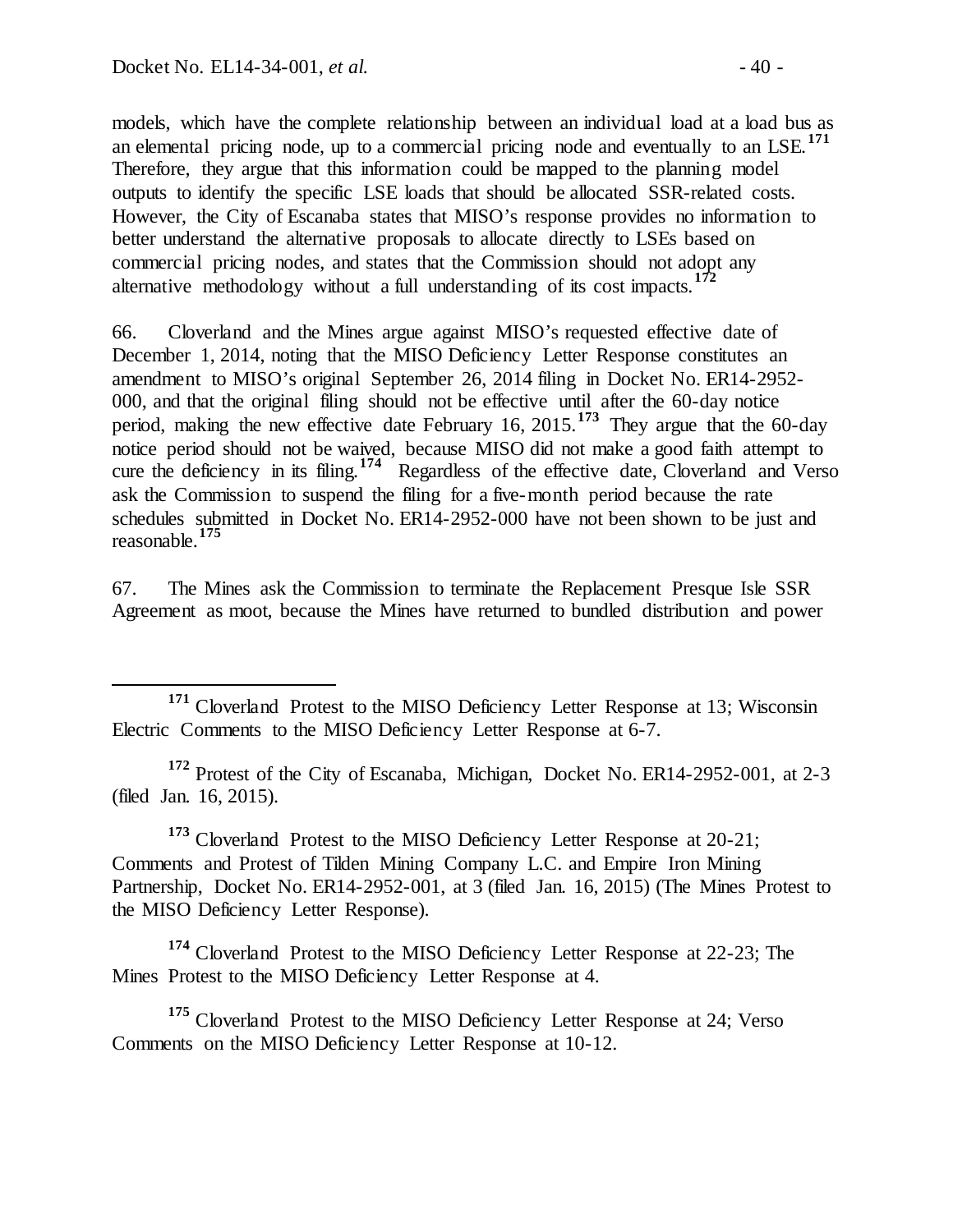models, which have the complete relationship between an individual load at a load bus as an elemental pricing node, up to a commercial pricing node and eventually to an LSE.[171] Therefore, they argue that this information could be mapped to the planning model outputs to identify the specific LSE loads that should be allocated SSR-related costs. However, the City of Escanaba states that MISO's response provides no information to better understand the alternative proposals to allocate directly to LSEs based on commercial pricing nodes, and states that the Commission should not adopt any alternative methodology without a full understanding of its cost impacts.[172]

66. Cloverland and the Mines argue against MISO's requested effective date of December 1, 2014, noting that the MISO Deficiency Letter Response constitutes an amendment to MISO's original September 26, 2014 filing in Docket No. ER14-2952-000, and that the original filing should not be effective until after the 60-day notice period, making the new effective date February 16, 2015.[173] They argue that the 60-day notice period should not be waived, because MISO did not make a good faith attempt to cure the deficiency in its filing.[174] Regardless of the effective date, Cloverland and Verso ask the Commission to suspend the filing for a five-month period because the rate schedules submitted in Docket No. ER14-2952-000 have not been shown to be just and reasonable.[175]

67. The Mines ask the Commission to terminate the Replacement Presque Isle SSR Agreement as moot, because the Mines have returned to bundled distribution and power

---

[171] Cloverland Protest to the MISO Deficiency Letter Response at 13; Wisconsin Electric Comments to the MISO Deficiency Letter Response at 6-7.

[172] Protest of the City of Escanaba, Michigan, Docket No. ER14-2952-001, at 2-3 (filed Jan. 16, 2015).

[173] Cloverland Protest to the MISO Deficiency Letter Response at 20-21; Comments and Protest of Tilden Mining Company L.C. and Empire Iron Mining Partnership, Docket No. ER14-2952-001, at 3 (filed Jan. 16, 2015) (The Mines Protest to the MISO Deficiency Letter Response).

[174] Cloverland Protest to the MISO Deficiency Letter Response at 22-23; The Mines Protest to the MISO Deficiency Letter Response at 4.

[175] Cloverland Protest to the MISO Deficiency Letter Response at 24; Verso Comments on the MISO Deficiency Letter Response at 10-12.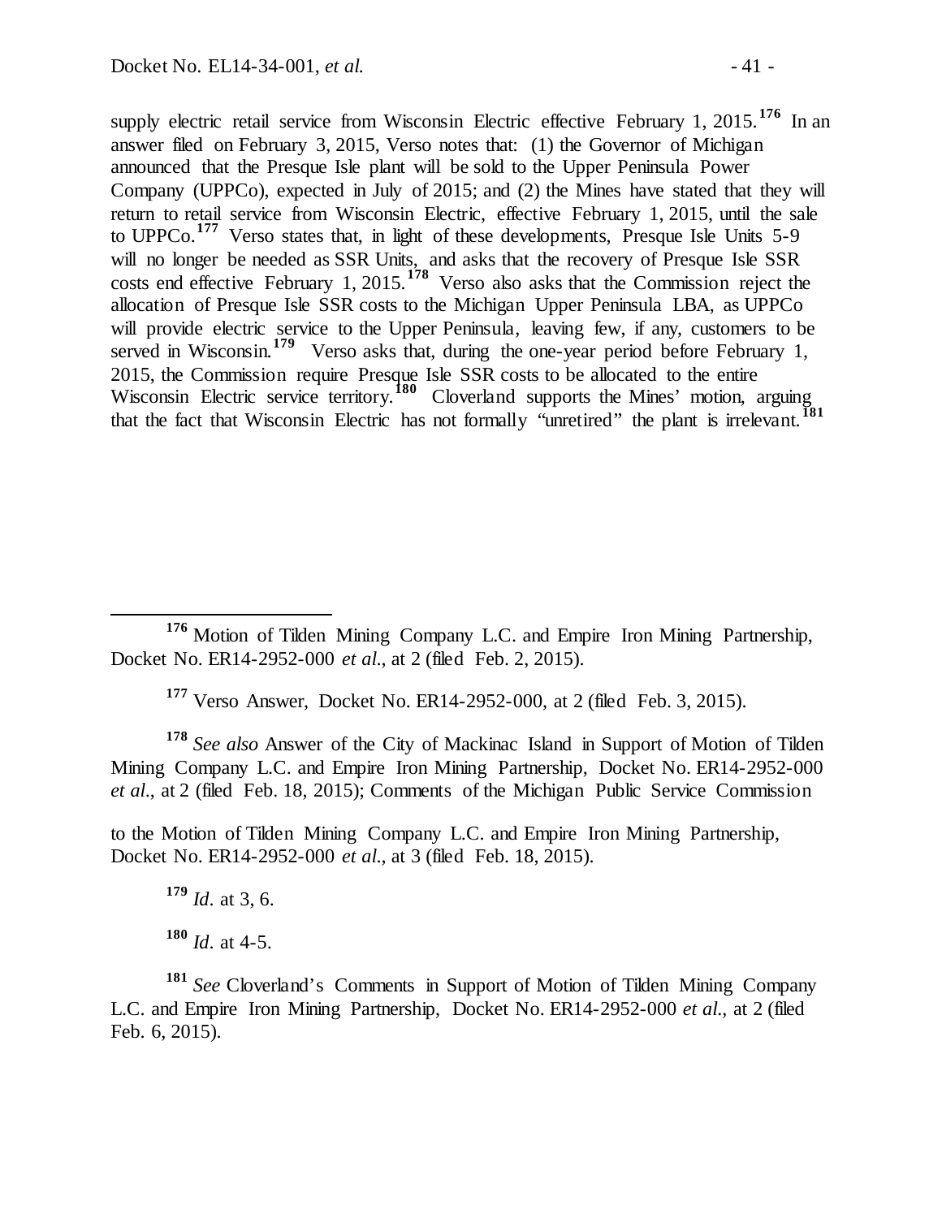supply electric retail service from Wisconsin Electric effective February 1, 2015.[176] In an answer filed on February 3, 2015, Verso notes that: (1) the Governor of Michigan announced that the Presque Isle plant will be sold to the Upper Peninsula Power Company (UPPCo), expected in July of 2015; and (2) the Mines have stated that they will return to retail service from Wisconsin Electric, effective February 1, 2015, until the sale to UPPCo.[177] Verso states that, in light of these developments, Presque Isle Units 5-9 will no longer be needed as SSR Units, and asks that the recovery of Presque Isle SSR costs end effective February 1, 2015.[178] Verso also asks that the Commission reject the allocation of Presque Isle SSR costs to the Michigan Upper Peninsula LBA, as UPPCo will provide electric service to the Upper Peninsula, leaving few, if any, customers to be served in Wisconsin.[179] Verso asks that, during the one-year period before February 1, 2015, the Commission require Presque Isle SSR costs to be allocated to the entire Wisconsin Electric service territory.[180] Cloverland supports the Mines' motion, arguing that the fact that Wisconsin Electric has not formally "unretired" the plant is irrelevant.[181]

---

[176] Motion of Tilden Mining Company L.C. and Empire Iron Mining Partnership, Docket No. ER14-2952-000 *et al.*, at 2 (filed Feb. 2, 2015).

[177] Verso Answer, Docket No. ER14-2952-000, at 2 (filed Feb. 3, 2015).

[178] *See also* Answer of the City of Mackinac Island in Support of Motion of Tilden Mining Company L.C. and Empire Iron Mining Partnership, Docket No. ER14-2952-000 *et al.*, at 2 (filed Feb. 18, 2015); Comments of the Michigan Public Service Commission to the Motion of Tilden Mining Company L.C. and Empire Iron Mining Partnership, Docket No. ER14-2952-000 *et al.*, at 3 (filed Feb. 18, 2015).

[179] *Id.* at 3, 6.

[180] *Id.* at 4-5.

[181] *See* Cloverland's Comments in Support of Motion of Tilden Mining Company L.C. and Empire Iron Mining Partnership, Docket No. ER14-2952-000 *et al.*, at 2 (filed Feb. 6, 2015).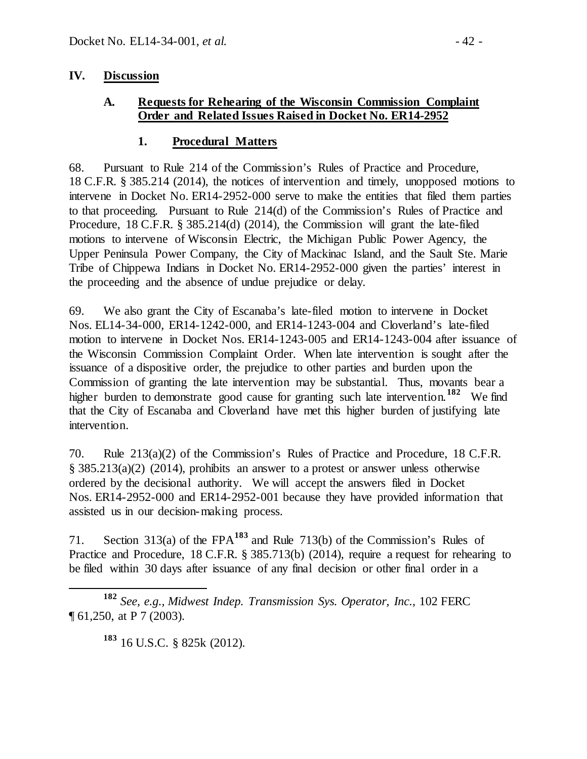## IV. Discussion

### A. Requests for Rehearing of the Wisconsin Commission Complaint Order and Related Issues Raised in Docket No. ER14-2952

#### 1. Procedural Matters

68. Pursuant to Rule 214 of the Commission's Rules of Practice and Procedure, 18 C.F.R. § 385.214 (2014), the notices of intervention and timely, unopposed motions to intervene in Docket No. ER14-2952-000 serve to make the entities that filed them parties to that proceeding. Pursuant to Rule 214(d) of the Commission's Rules of Practice and Procedure, 18 C.F.R. § 385.214(d) (2014), the Commission will grant the late-filed motions to intervene of Wisconsin Electric, the Michigan Public Power Agency, the Upper Peninsula Power Company, the City of Mackinac Island, and the Sault Ste. Marie Tribe of Chippewa Indians in Docket No. ER14-2952-000 given the parties' interest in the proceeding and the absence of undue prejudice or delay.

69. We also grant the City of Escanaba's late-filed motion to intervene in Docket Nos. EL14-34-000, ER14-1242-000, and ER14-1243-004 and Cloverland's late-filed motion to intervene in Docket Nos. ER14-1243-005 and ER14-1243-004 after issuance of the Wisconsin Commission Complaint Order. When late intervention is sought after the issuance of a dispositive order, the prejudice to other parties and burden upon the Commission of granting the late intervention may be substantial. Thus, movants bear a higher burden to demonstrate good cause for granting such late intervention.[182] We find that the City of Escanaba and Cloverland have met this higher burden of justifying late intervention.

70. Rule 213(a)(2) of the Commission's Rules of Practice and Procedure, 18 C.F.R. § 385.213(a)(2) (2014), prohibits an answer to a protest or answer unless otherwise ordered by the decisional authority. We will accept the answers filed in Docket Nos. ER14-2952-000 and ER14-2952-001 because they have provided information that assisted us in our decision-making process.

71. Section 313(a) of the FPA[183] and Rule 713(b) of the Commission's Rules of Practice and Procedure, 18 C.F.R. § 385.713(b) (2014), require a request for rehearing to be filed within 30 days after issuance of any final decision or other final order in a

---

[182] *See, e.g., Midwest Indep. Transmission Sys. Operator, Inc.*, 102 FERC ¶ 61,250, at P 7 (2003).

[183] 16 U.S.C. § 825k (2012).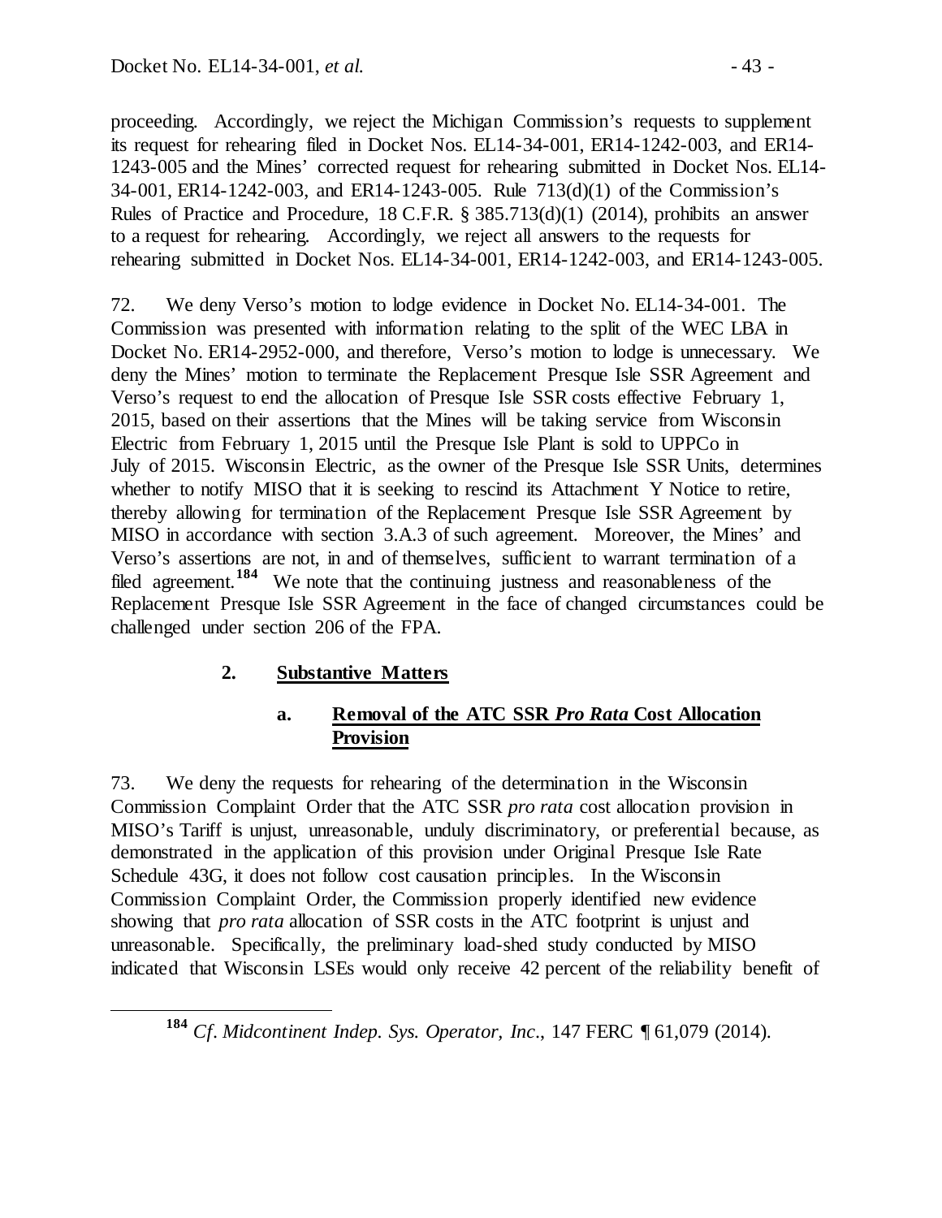proceeding. Accordingly, we reject the Michigan Commission's requests to supplement its request for rehearing filed in Docket Nos. EL14-34-001, ER14-1242-003, and ER14-1243-005 and the Mines' corrected request for rehearing submitted in Docket Nos. EL14-34-001, ER14-1242-003, and ER14-1243-005. Rule 713(d)(1) of the Commission's Rules of Practice and Procedure, 18 C.F.R. § 385.713(d)(1) (2014), prohibits an answer to a request for rehearing. Accordingly, we reject all answers to the requests for rehearing submitted in Docket Nos. EL14-34-001, ER14-1242-003, and ER14-1243-005.

72. We deny Verso's motion to lodge evidence in Docket No. EL14-34-001. The Commission was presented with information relating to the split of the WEC LBA in Docket No. ER14-2952-000, and therefore, Verso's motion to lodge is unnecessary. We deny the Mines' motion to terminate the Replacement Presque Isle SSR Agreement and Verso's request to end the allocation of Presque Isle SSR costs effective February 1, 2015, based on their assertions that the Mines will be taking service from Wisconsin Electric from February 1, 2015 until the Presque Isle Plant is sold to UPPCo in July of 2015. Wisconsin Electric, as the owner of the Presque Isle SSR Units, determines whether to notify MISO that it is seeking to rescind its Attachment Y Notice to retire, thereby allowing for termination of the Replacement Presque Isle SSR Agreement by MISO in accordance with section 3.A.3 of such agreement. Moreover, the Mines' and Verso's assertions are not, in and of themselves, sufficient to warrant termination of a filed agreement.[184] We note that the continuing justness and reasonableness of the Replacement Presque Isle SSR Agreement in the face of changed circumstances could be challenged under section 206 of the FPA.

### 2. Substantive Matters

#### a. Removal of the ATC SSR *Pro Rata* Cost Allocation Provision

73. We deny the requests for rehearing of the determination in the Wisconsin Commission Complaint Order that the ATC SSR *pro rata* cost allocation provision in MISO's Tariff is unjust, unreasonable, unduly discriminatory, or preferential because, as demonstrated in the application of this provision under Original Presque Isle Rate Schedule 43G, it does not follow cost causation principles. In the Wisconsin Commission Complaint Order, the Commission properly identified new evidence showing that *pro rata* allocation of SSR costs in the ATC footprint is unjust and unreasonable. Specifically, the preliminary load-shed study conducted by MISO indicated that Wisconsin LSEs would only receive 42 percent of the reliability benefit of

[184] *Cf*. *Midcontinent Indep. Sys. Operator, Inc*., 147 FERC ¶ 61,079 (2014).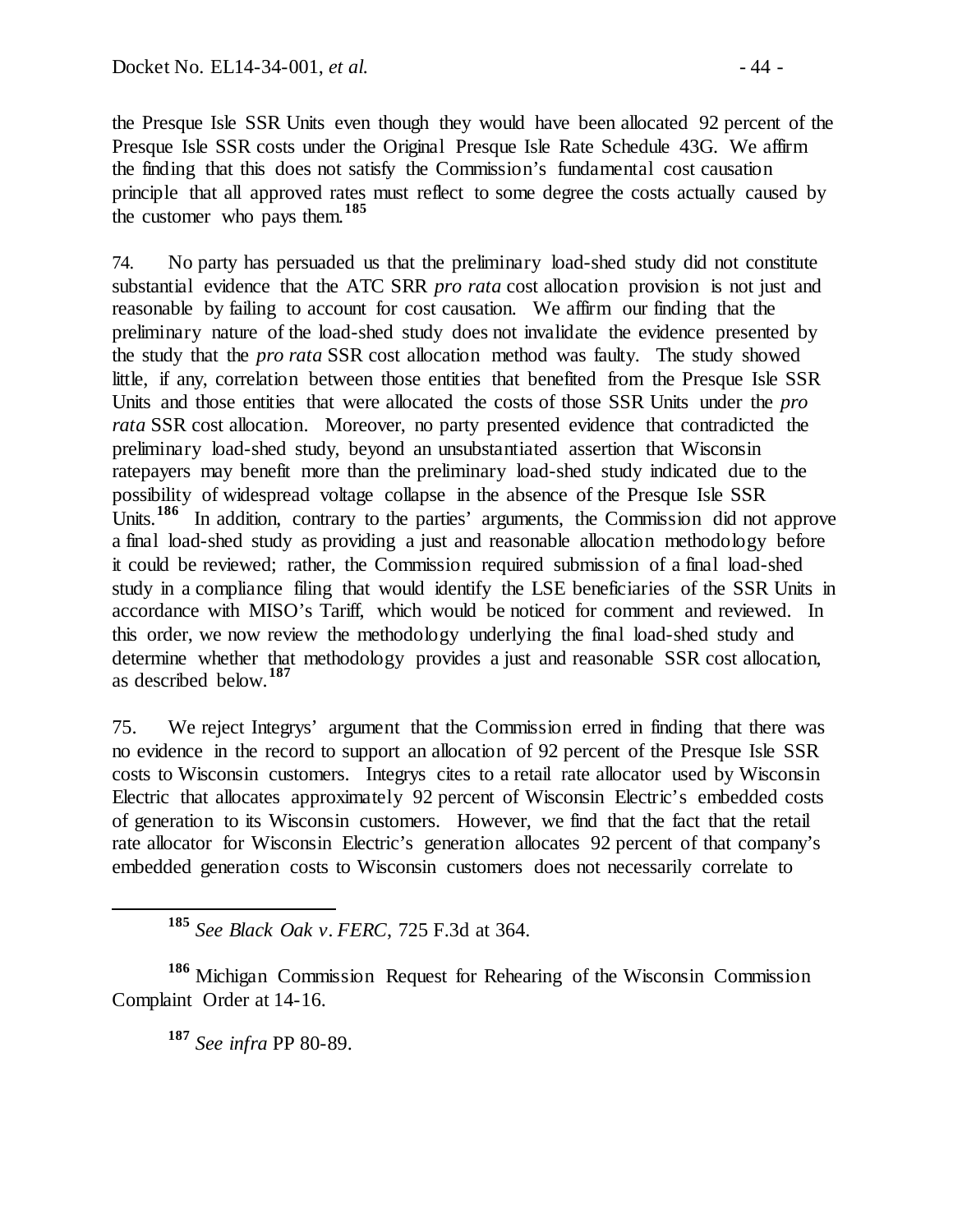the Presque Isle SSR Units even though they would have been allocated 92 percent of the Presque Isle SSR costs under the Original Presque Isle Rate Schedule 43G. We affirm the finding that this does not satisfy the Commission's fundamental cost causation principle that all approved rates must reflect to some degree the costs actually caused by the customer who pays them.[185]

74. No party has persuaded us that the preliminary load-shed study did not constitute substantial evidence that the ATC SRR *pro rata* cost allocation provision is not just and reasonable by failing to account for cost causation. We affirm our finding that the preliminary nature of the load-shed study does not invalidate the evidence presented by the study that the *pro rata* SSR cost allocation method was faulty. The study showed little, if any, correlation between those entities that benefited from the Presque Isle SSR Units and those entities that were allocated the costs of those SSR Units under the *pro rata* SSR cost allocation. Moreover, no party presented evidence that contradicted the preliminary load-shed study, beyond an unsubstantiated assertion that Wisconsin ratepayers may benefit more than the preliminary load-shed study indicated due to the possibility of widespread voltage collapse in the absence of the Presque Isle SSR Units.[186] In addition, contrary to the parties' arguments, the Commission did not approve a final load-shed study as providing a just and reasonable allocation methodology before it could be reviewed; rather, the Commission required submission of a final load-shed study in a compliance filing that would identify the LSE beneficiaries of the SSR Units in accordance with MISO's Tariff, which would be noticed for comment and reviewed. In this order, we now review the methodology underlying the final load-shed study and determine whether that methodology provides a just and reasonable SSR cost allocation, as described below.[187]

75. We reject Integrys' argument that the Commission erred in finding that there was no evidence in the record to support an allocation of 92 percent of the Presque Isle SSR costs to Wisconsin customers. Integrys cites to a retail rate allocator used by Wisconsin Electric that allocates approximately 92 percent of Wisconsin Electric's embedded costs of generation to its Wisconsin customers. However, we find that the fact that the retail rate allocator for Wisconsin Electric's generation allocates 92 percent of that company's embedded generation costs to Wisconsin customers does not necessarily correlate to

---

[185] *See Black Oak v. FERC*, 725 F.3d at 364.

[186] Michigan Commission Request for Rehearing of the Wisconsin Commission Complaint Order at 14-16.

[187] *See infra* PP 80-89.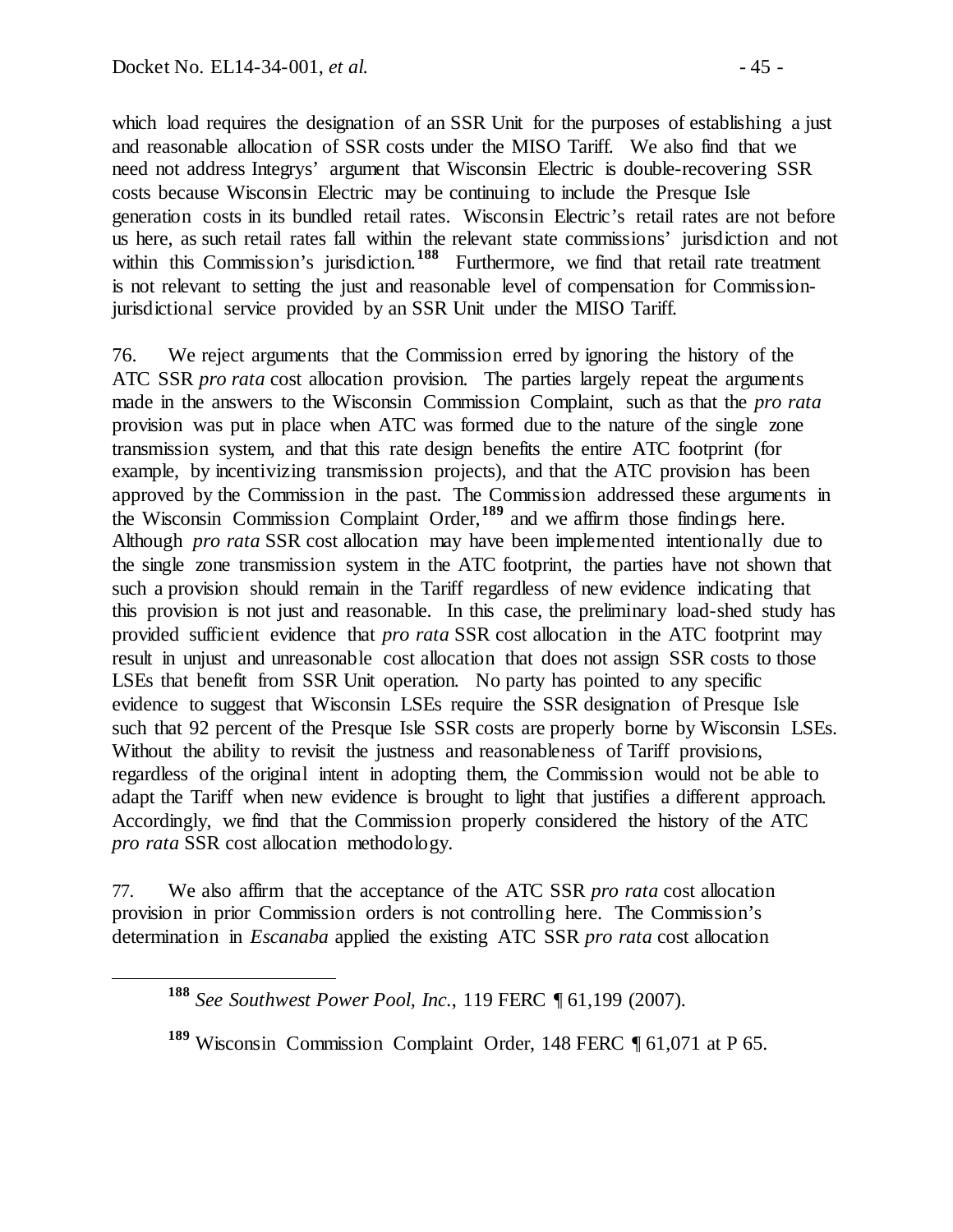which load requires the designation of an SSR Unit for the purposes of establishing a just and reasonable allocation of SSR costs under the MISO Tariff. We also find that we need not address Integrys' argument that Wisconsin Electric is double-recovering SSR costs because Wisconsin Electric may be continuing to include the Presque Isle generation costs in its bundled retail rates. Wisconsin Electric's retail rates are not before us here, as such retail rates fall within the relevant state commissions' jurisdiction and not within this Commission's jurisdiction.[188] Furthermore, we find that retail rate treatment is not relevant to setting the just and reasonable level of compensation for Commission-jurisdictional service provided by an SSR Unit under the MISO Tariff.

76. We reject arguments that the Commission erred by ignoring the history of the ATC SSR *pro rata* cost allocation provision. The parties largely repeat the arguments made in the answers to the Wisconsin Commission Complaint, such as that the *pro rata* provision was put in place when ATC was formed due to the nature of the single zone transmission system, and that this rate design benefits the entire ATC footprint (for example, by incentivizing transmission projects), and that the ATC provision has been approved by the Commission in the past. The Commission addressed these arguments in the Wisconsin Commission Complaint Order,[189] and we affirm those findings here. Although *pro rata* SSR cost allocation may have been implemented intentionally due to the single zone transmission system in the ATC footprint, the parties have not shown that such a provision should remain in the Tariff regardless of new evidence indicating that this provision is not just and reasonable. In this case, the preliminary load-shed study has provided sufficient evidence that *pro rata* SSR cost allocation in the ATC footprint may result in unjust and unreasonable cost allocation that does not assign SSR costs to those LSEs that benefit from SSR Unit operation. No party has pointed to any specific evidence to suggest that Wisconsin LSEs require the SSR designation of Presque Isle such that 92 percent of the Presque Isle SSR costs are properly borne by Wisconsin LSEs. Without the ability to revisit the justness and reasonableness of Tariff provisions, regardless of the original intent in adopting them, the Commission would not be able to adapt the Tariff when new evidence is brought to light that justifies a different approach. Accordingly, we find that the Commission properly considered the history of the ATC *pro rata* SSR cost allocation methodology.

77. We also affirm that the acceptance of the ATC SSR *pro rata* cost allocation provision in prior Commission orders is not controlling here. The Commission's determination in *Escanaba* applied the existing ATC SSR *pro rata* cost allocation

---

[188] *See Southwest Power Pool, Inc.*, 119 FERC ¶ 61,199 (2007).

[189] Wisconsin Commission Complaint Order, 148 FERC ¶ 61,071 at P 65.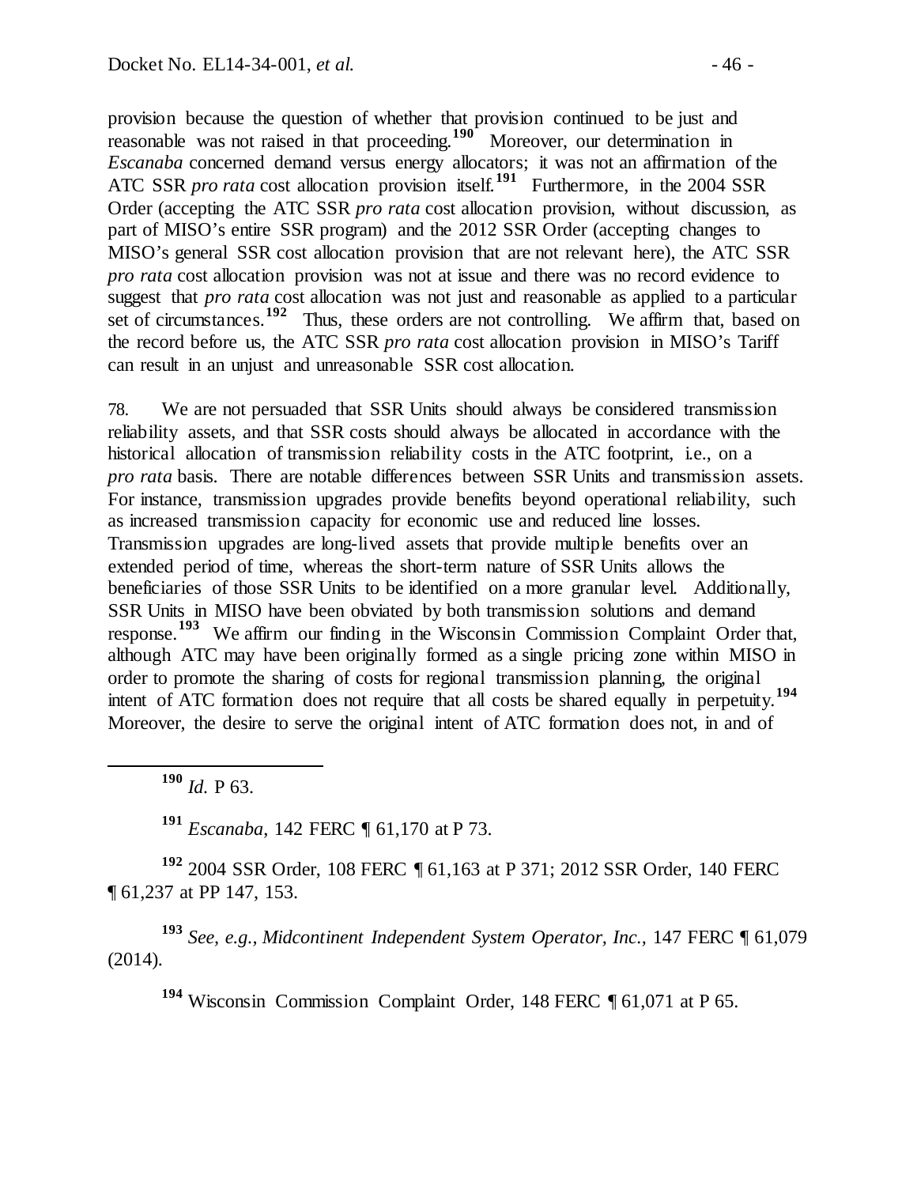provision because the question of whether that provision continued to be just and reasonable was not raised in that proceeding.[190] Moreover, our determination in *Escanaba* concerned demand versus energy allocators; it was not an affirmation of the ATC SSR *pro rata* cost allocation provision itself.[191] Furthermore, in the 2004 SSR Order (accepting the ATC SSR *pro rata* cost allocation provision, without discussion, as part of MISO's entire SSR program) and the 2012 SSR Order (accepting changes to MISO's general SSR cost allocation provision that are not relevant here), the ATC SSR *pro rata* cost allocation provision was not at issue and there was no record evidence to suggest that *pro rata* cost allocation was not just and reasonable as applied to a particular set of circumstances.[192] Thus, these orders are not controlling. We affirm that, based on the record before us, the ATC SSR *pro rata* cost allocation provision in MISO's Tariff can result in an unjust and unreasonable SSR cost allocation.

78. We are not persuaded that SSR Units should always be considered transmission reliability assets, and that SSR costs should always be allocated in accordance with the historical allocation of transmission reliability costs in the ATC footprint, i.e., on a *pro rata* basis. There are notable differences between SSR Units and transmission assets. For instance, transmission upgrades provide benefits beyond operational reliability, such as increased transmission capacity for economic use and reduced line losses. Transmission upgrades are long-lived assets that provide multiple benefits over an extended period of time, whereas the short-term nature of SSR Units allows the beneficiaries of those SSR Units to be identified on a more granular level. Additionally, SSR Units in MISO have been obviated by both transmission solutions and demand response.[193] We affirm our finding in the Wisconsin Commission Complaint Order that, although ATC may have been originally formed as a single pricing zone within MISO in order to promote the sharing of costs for regional transmission planning, the original intent of ATC formation does not require that all costs be shared equally in perpetuity.[194] Moreover, the desire to serve the original intent of ATC formation does not, in and of

---

[190] *Id.* P 63.

[191] *Escanaba*, 142 FERC ¶ 61,170 at P 73.

[192] 2004 SSR Order, 108 FERC ¶ 61,163 at P 371; 2012 SSR Order, 140 FERC ¶ 61,237 at PP 147, 153.

[193] *See, e.g., Midcontinent Independent System Operator, Inc.*, 147 FERC ¶ 61,079 (2014).

[194] Wisconsin Commission Complaint Order, 148 FERC ¶ 61,071 at P 65.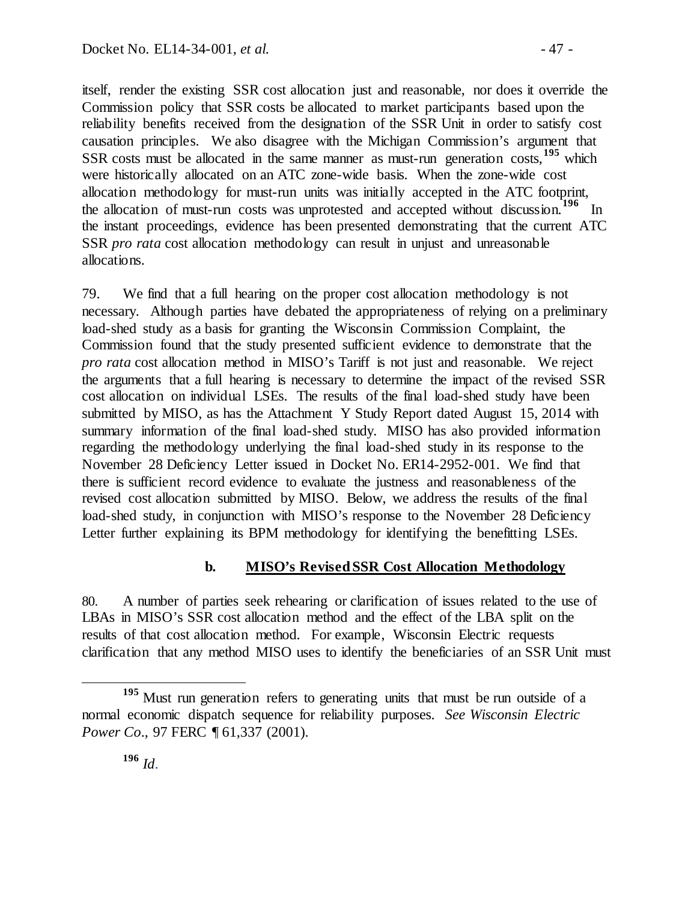itself, render the existing SSR cost allocation just and reasonable, nor does it override the Commission policy that SSR costs be allocated to market participants based upon the reliability benefits received from the designation of the SSR Unit in order to satisfy cost causation principles. We also disagree with the Michigan Commission's argument that SSR costs must be allocated in the same manner as must-run generation costs,[195] which were historically allocated on an ATC zone-wide basis. When the zone-wide cost allocation methodology for must-run units was initially accepted in the ATC footprint, the allocation of must-run costs was unprotested and accepted without discussion.[196] In the instant proceedings, evidence has been presented demonstrating that the current ATC SSR *pro rata* cost allocation methodology can result in unjust and unreasonable allocations.

79. We find that a full hearing on the proper cost allocation methodology is not necessary. Although parties have debated the appropriateness of relying on a preliminary load-shed study as a basis for granting the Wisconsin Commission Complaint, the Commission found that the study presented sufficient evidence to demonstrate that the *pro rata* cost allocation method in MISO's Tariff is not just and reasonable. We reject the arguments that a full hearing is necessary to determine the impact of the revised SSR cost allocation on individual LSEs. The results of the final load-shed study have been submitted by MISO, as has the Attachment Y Study Report dated August 15, 2014 with summary information of the final load-shed study. MISO has also provided information regarding the methodology underlying the final load-shed study in its response to the November 28 Deficiency Letter issued in Docket No. ER14-2952-001. We find that there is sufficient record evidence to evaluate the justness and reasonableness of the revised cost allocation submitted by MISO. Below, we address the results of the final load-shed study, in conjunction with MISO's response to the November 28 Deficiency Letter further explaining its BPM methodology for identifying the benefitting LSEs.

### b. MISO's Revised SSR Cost Allocation Methodology

80. A number of parties seek rehearing or clarification of issues related to the use of LBAs in MISO's SSR cost allocation method and the effect of the LBA split on the results of that cost allocation method. For example, Wisconsin Electric requests clarification that any method MISO uses to identify the beneficiaries of an SSR Unit must

---

[195] Must run generation refers to generating units that must be run outside of a normal economic dispatch sequence for reliability purposes. *See Wisconsin Electric Power Co*., 97 FERC ¶ 61,337 (2001).

[196] *Id*.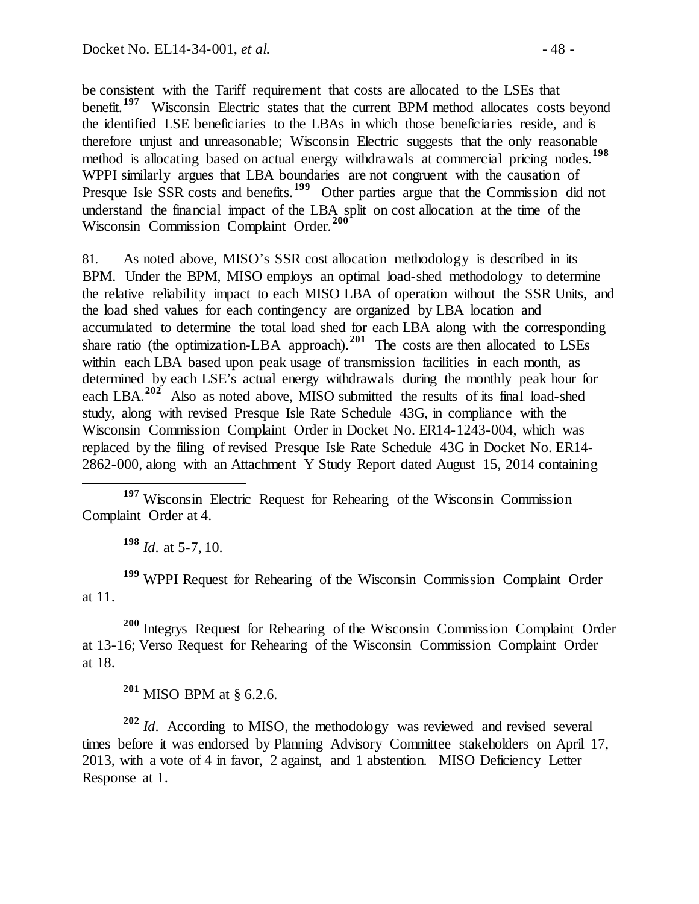be consistent with the Tariff requirement that costs are allocated to the LSEs that benefit.[197] Wisconsin Electric states that the current BPM method allocates costs beyond the identified LSE beneficiaries to the LBAs in which those beneficiaries reside, and is therefore unjust and unreasonable; Wisconsin Electric suggests that the only reasonable method is allocating based on actual energy withdrawals at commercial pricing nodes.[198] WPPI similarly argues that LBA boundaries are not congruent with the causation of Presque Isle SSR costs and benefits.[199] Other parties argue that the Commission did not understand the financial impact of the LBA split on cost allocation at the time of the Wisconsin Commission Complaint Order.[200]

81. As noted above, MISO's SSR cost allocation methodology is described in its BPM. Under the BPM, MISO employs an optimal load-shed methodology to determine the relative reliability impact to each MISO LBA of operation without the SSR Units, and the load shed values for each contingency are organized by LBA location and accumulated to determine the total load shed for each LBA along with the corresponding share ratio (the optimization-LBA approach).[201] The costs are then allocated to LSEs within each LBA based upon peak usage of transmission facilities in each month, as determined by each LSE's actual energy withdrawals during the monthly peak hour for each LBA.[202] Also as noted above, MISO submitted the results of its final load-shed study, along with revised Presque Isle Rate Schedule 43G, in compliance with the Wisconsin Commission Complaint Order in Docket No. ER14-1243-004, which was replaced by the filing of revised Presque Isle Rate Schedule 43G in Docket No. ER14-2862-000, along with an Attachment Y Study Report dated August 15, 2014 containing

---

[197] Wisconsin Electric Request for Rehearing of the Wisconsin Commission Complaint Order at 4.

[198] *Id*. at 5-7, 10.

[199] WPPI Request for Rehearing of the Wisconsin Commission Complaint Order at 11.

[200] Integrys Request for Rehearing of the Wisconsin Commission Complaint Order at 13-16; Verso Request for Rehearing of the Wisconsin Commission Complaint Order at 18.

[201] MISO BPM at § 6.2.6.

[202] *Id*. According to MISO, the methodology was reviewed and revised several times before it was endorsed by Planning Advisory Committee stakeholders on April 17, 2013, with a vote of 4 in favor, 2 against, and 1 abstention. MISO Deficiency Letter Response at 1.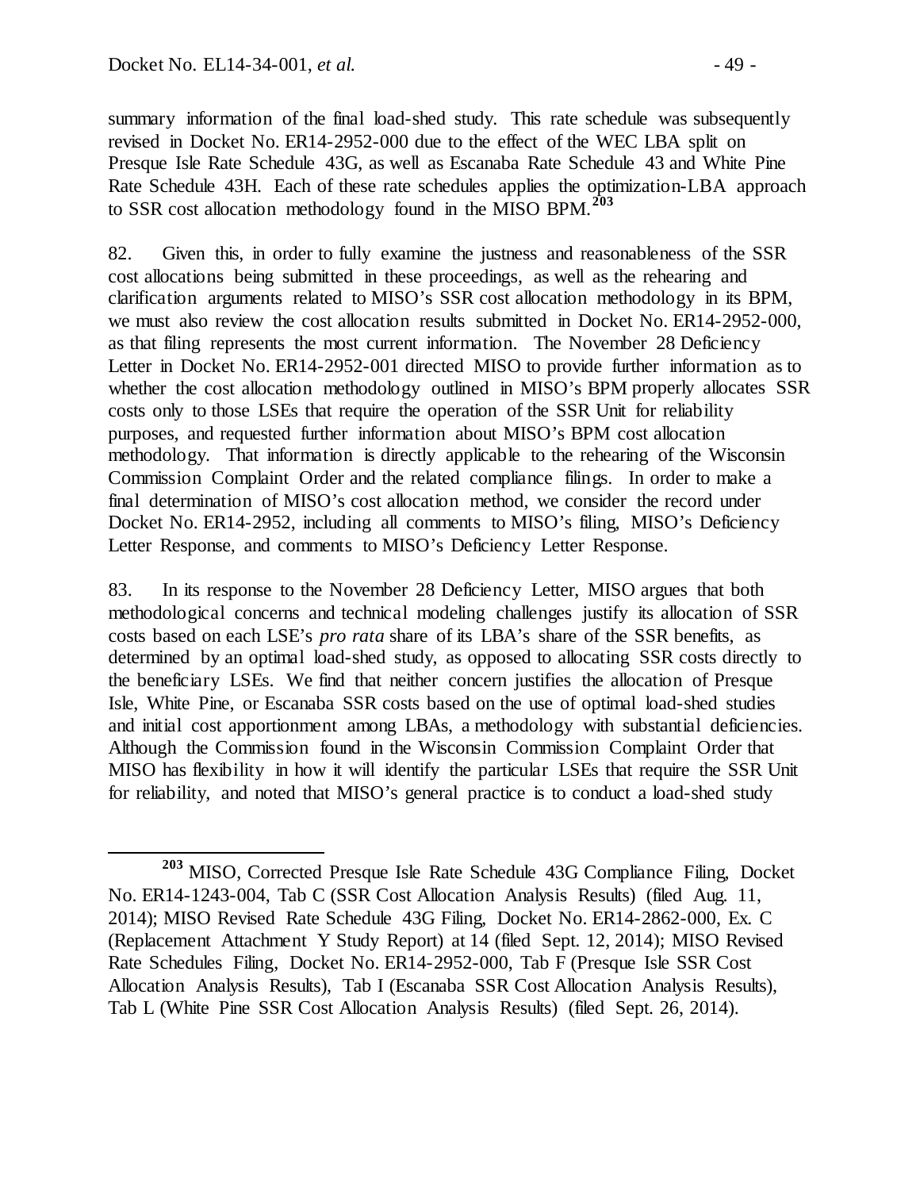summary information of the final load-shed study. This rate schedule was subsequently revised in Docket No. ER14-2952-000 due to the effect of the WEC LBA split on Presque Isle Rate Schedule 43G, as well as Escanaba Rate Schedule 43 and White Pine Rate Schedule 43H. Each of these rate schedules applies the optimization-LBA approach to SSR cost allocation methodology found in the MISO BPM.[203]

82. Given this, in order to fully examine the justness and reasonableness of the SSR cost allocations being submitted in these proceedings, as well as the rehearing and clarification arguments related to MISO's SSR cost allocation methodology in its BPM, we must also review the cost allocation results submitted in Docket No. ER14-2952-000, as that filing represents the most current information. The November 28 Deficiency Letter in Docket No. ER14-2952-001 directed MISO to provide further information as to whether the cost allocation methodology outlined in MISO's BPM properly allocates SSR costs only to those LSEs that require the operation of the SSR Unit for reliability purposes, and requested further information about MISO's BPM cost allocation methodology. That information is directly applicable to the rehearing of the Wisconsin Commission Complaint Order and the related compliance filings. In order to make a final determination of MISO's cost allocation method, we consider the record under Docket No. ER14-2952, including all comments to MISO's filing, MISO's Deficiency Letter Response, and comments to MISO's Deficiency Letter Response.

83. In its response to the November 28 Deficiency Letter, MISO argues that both methodological concerns and technical modeling challenges justify its allocation of SSR costs based on each LSE's *pro rata* share of its LBA's share of the SSR benefits, as determined by an optimal load-shed study, as opposed to allocating SSR costs directly to the beneficiary LSEs. We find that neither concern justifies the allocation of Presque Isle, White Pine, or Escanaba SSR costs based on the use of optimal load-shed studies and initial cost apportionment among LBAs, a methodology with substantial deficiencies. Although the Commission found in the Wisconsin Commission Complaint Order that MISO has flexibility in how it will identify the particular LSEs that require the SSR Unit for reliability, and noted that MISO's general practice is to conduct a load-shed study

[203] MISO, Corrected Presque Isle Rate Schedule 43G Compliance Filing, Docket No. ER14-1243-004, Tab C (SSR Cost Allocation Analysis Results) (filed Aug. 11, 2014); MISO Revised Rate Schedule 43G Filing, Docket No. ER14-2862-000, Ex. C (Replacement Attachment Y Study Report) at 14 (filed Sept. 12, 2014); MISO Revised Rate Schedules Filing, Docket No. ER14-2952-000, Tab F (Presque Isle SSR Cost Allocation Analysis Results), Tab I (Escanaba SSR Cost Allocation Analysis Results), Tab L (White Pine SSR Cost Allocation Analysis Results) (filed Sept. 26, 2014).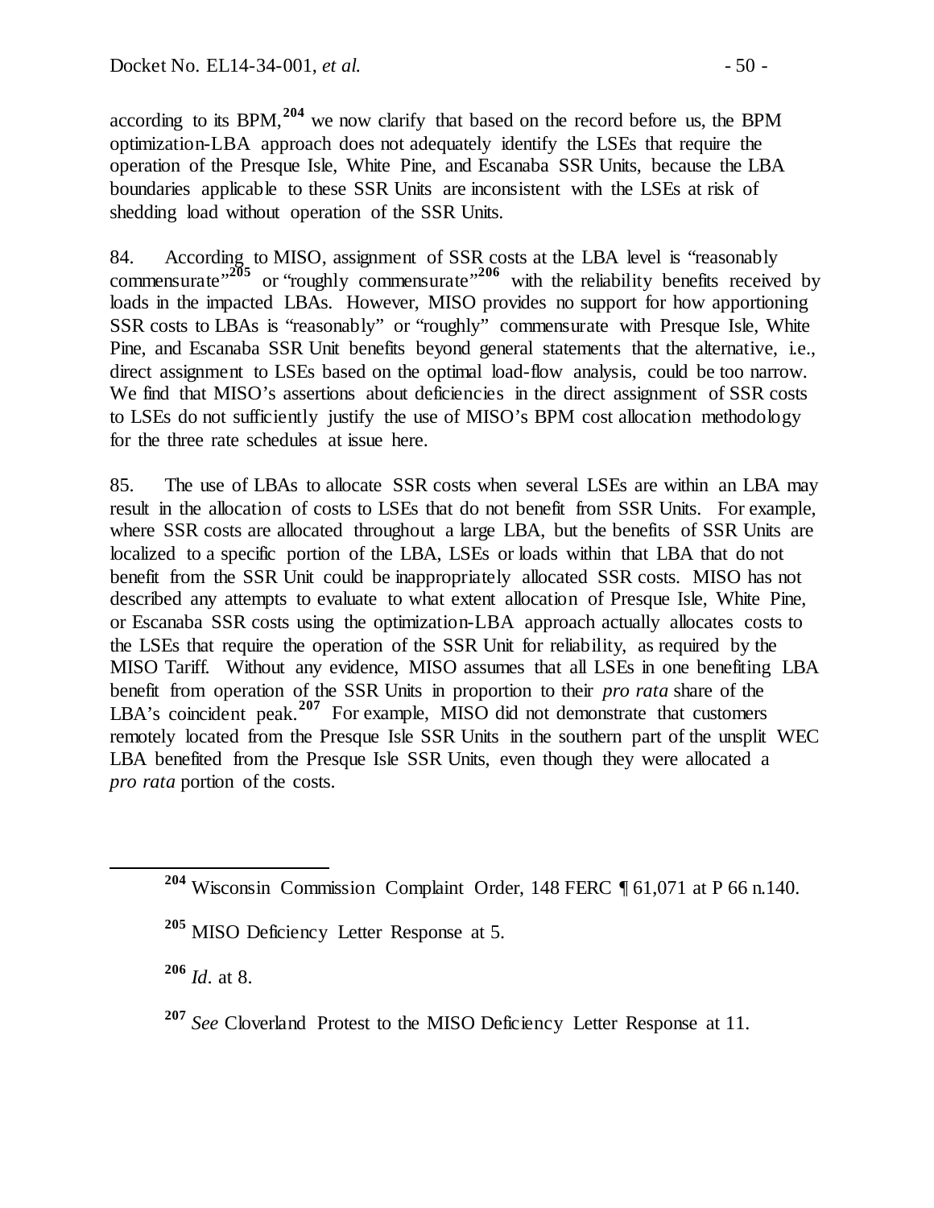according to its BPM,[204] we now clarify that based on the record before us, the BPM optimization-LBA approach does not adequately identify the LSEs that require the operation of the Presque Isle, White Pine, and Escanaba SSR Units, because the LBA boundaries applicable to these SSR Units are inconsistent with the LSEs at risk of shedding load without operation of the SSR Units.

84. According to MISO, assignment of SSR costs at the LBA level is "reasonably commensurate"[205] or "roughly commensurate"[206] with the reliability benefits received by loads in the impacted LBAs. However, MISO provides no support for how apportioning SSR costs to LBAs is "reasonably" or "roughly" commensurate with Presque Isle, White Pine, and Escanaba SSR Unit benefits beyond general statements that the alternative, i.e., direct assignment to LSEs based on the optimal load-flow analysis, could be too narrow. We find that MISO's assertions about deficiencies in the direct assignment of SSR costs to LSEs do not sufficiently justify the use of MISO's BPM cost allocation methodology for the three rate schedules at issue here.

85. The use of LBAs to allocate SSR costs when several LSEs are within an LBA may result in the allocation of costs to LSEs that do not benefit from SSR Units. For example, where SSR costs are allocated throughout a large LBA, but the benefits of SSR Units are localized to a specific portion of the LBA, LSEs or loads within that LBA that do not benefit from the SSR Unit could be inappropriately allocated SSR costs. MISO has not described any attempts to evaluate to what extent allocation of Presque Isle, White Pine, or Escanaba SSR costs using the optimization-LBA approach actually allocates costs to the LSEs that require the operation of the SSR Unit for reliability, as required by the MISO Tariff. Without any evidence, MISO assumes that all LSEs in one benefiting LBA benefit from operation of the SSR Units in proportion to their *pro rata* share of the LBA's coincident peak.[207] For example, MISO did not demonstrate that customers remotely located from the Presque Isle SSR Units in the southern part of the unsplit WEC LBA benefited from the Presque Isle SSR Units, even though they were allocated a *pro rata* portion of the costs.

---

[204] Wisconsin Commission Complaint Order, 148 FERC ¶ 61,071 at P 66 n.140.

[205] MISO Deficiency Letter Response at 5.

[206] *Id*. at 8.

[207] *See* Cloverland Protest to the MISO Deficiency Letter Response at 11.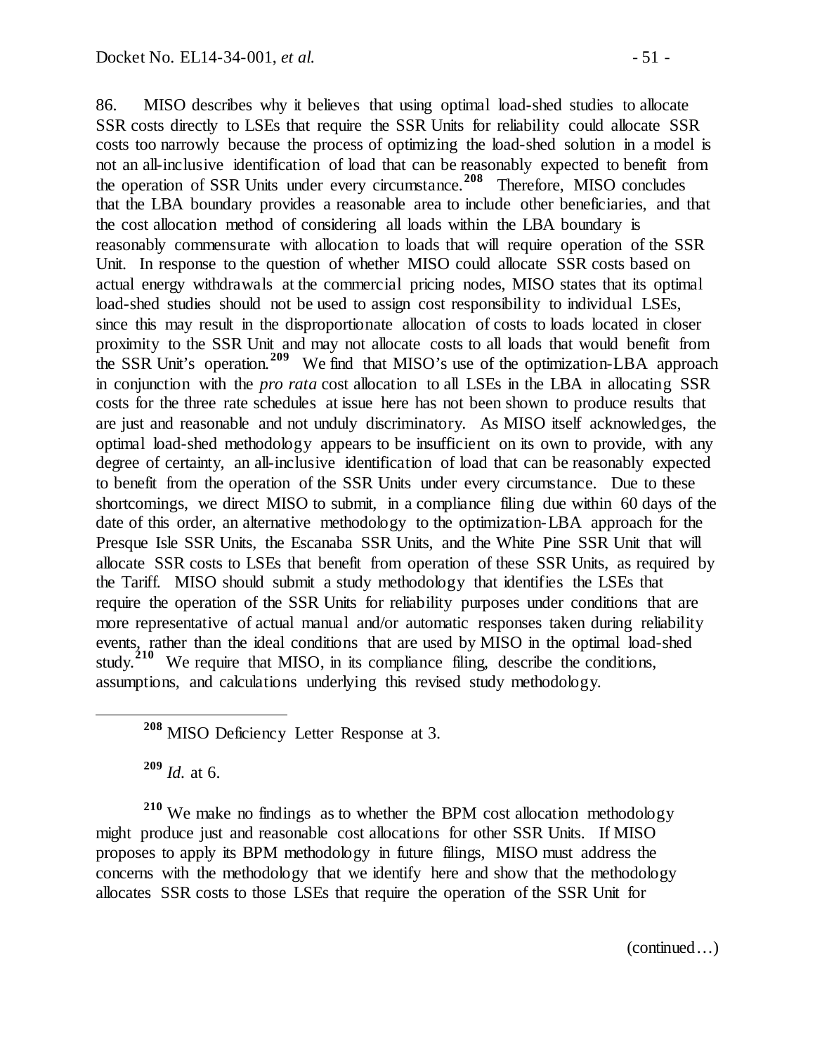86. MISO describes why it believes that using optimal load-shed studies to allocate SSR costs directly to LSEs that require the SSR Units for reliability could allocate SSR costs too narrowly because the process of optimizing the load-shed solution in a model is not an all-inclusive identification of load that can be reasonably expected to benefit from the operation of SSR Units under every circumstance.[208] Therefore, MISO concludes that the LBA boundary provides a reasonable area to include other beneficiaries, and that the cost allocation method of considering all loads within the LBA boundary is reasonably commensurate with allocation to loads that will require operation of the SSR Unit. In response to the question of whether MISO could allocate SSR costs based on actual energy withdrawals at the commercial pricing nodes, MISO states that its optimal load-shed studies should not be used to assign cost responsibility to individual LSEs, since this may result in the disproportionate allocation of costs to loads located in closer proximity to the SSR Unit and may not allocate costs to all loads that would benefit from the SSR Unit's operation.[209] We find that MISO's use of the optimization-LBA approach in conjunction with the *pro rata* cost allocation to all LSEs in the LBA in allocating SSR costs for the three rate schedules at issue here has not been shown to produce results that are just and reasonable and not unduly discriminatory. As MISO itself acknowledges, the optimal load-shed methodology appears to be insufficient on its own to provide, with any degree of certainty, an all-inclusive identification of load that can be reasonably expected to benefit from the operation of the SSR Units under every circumstance. Due to these shortcomings, we direct MISO to submit, in a compliance filing due within 60 days of the date of this order, an alternative methodology to the optimization-LBA approach for the Presque Isle SSR Units, the Escanaba SSR Units, and the White Pine SSR Unit that will allocate SSR costs to LSEs that benefit from operation of these SSR Units, as required by the Tariff. MISO should submit a study methodology that identifies the LSEs that require the operation of the SSR Units for reliability purposes under conditions that are more representative of actual manual and/or automatic responses taken during reliability events, rather than the ideal conditions that are used by MISO in the optimal load-shed study.[210] We require that MISO, in its compliance filing, describe the conditions, assumptions, and calculations underlying this revised study methodology.

---

[208] MISO Deficiency Letter Response at 3.

[209] *Id.* at 6.

[210] We make no findings as to whether the BPM cost allocation methodology might produce just and reasonable cost allocations for other SSR Units. If MISO proposes to apply its BPM methodology in future filings, MISO must address the concerns with the methodology that we identify here and show that the methodology allocates SSR costs to those LSEs that require the operation of the SSR Unit for

(continued…)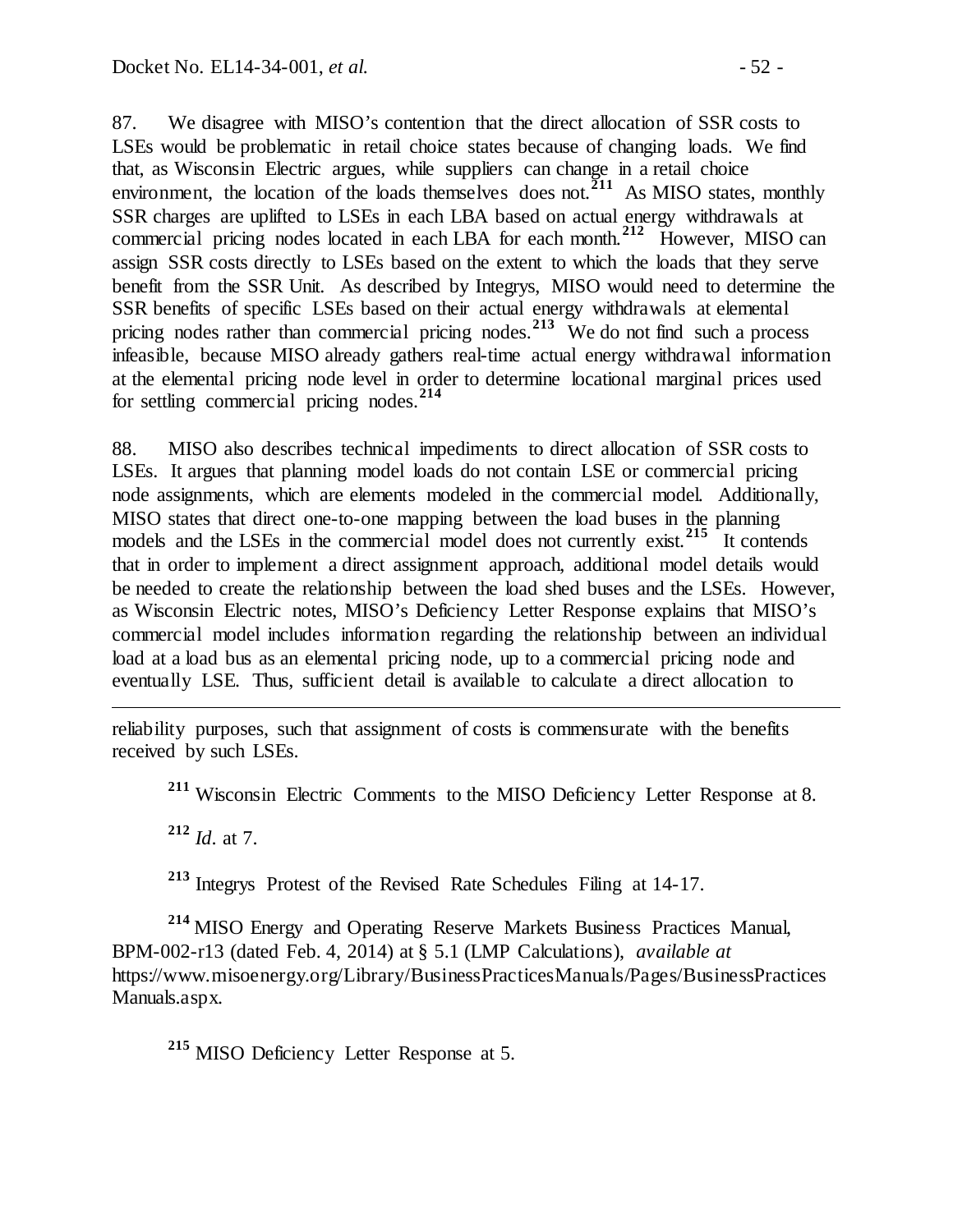87. We disagree with MISO's contention that the direct allocation of SSR costs to LSEs would be problematic in retail choice states because of changing loads. We find that, as Wisconsin Electric argues, while suppliers can change in a retail choice environment, the location of the loads themselves does not.[211] As MISO states, monthly SSR charges are uplifted to LSEs in each LBA based on actual energy withdrawals at commercial pricing nodes located in each LBA for each month.[212] However, MISO can assign SSR costs directly to LSEs based on the extent to which the loads that they serve benefit from the SSR Unit. As described by Integrys, MISO would need to determine the SSR benefits of specific LSEs based on their actual energy withdrawals at elemental pricing nodes rather than commercial pricing nodes.[213] We do not find such a process infeasible, because MISO already gathers real-time actual energy withdrawal information at the elemental pricing node level in order to determine locational marginal prices used for settling commercial pricing nodes.[214]

88. MISO also describes technical impediments to direct allocation of SSR costs to LSEs. It argues that planning model loads do not contain LSE or commercial pricing node assignments, which are elements modeled in the commercial model. Additionally, MISO states that direct one-to-one mapping between the load buses in the planning models and the LSEs in the commercial model does not currently exist.[215] It contends that in order to implement a direct assignment approach, additional model details would be needed to create the relationship between the load shed buses and the LSEs. However, as Wisconsin Electric notes, MISO's Deficiency Letter Response explains that MISO's commercial model includes information regarding the relationship between an individual load at a load bus as an elemental pricing node, up to a commercial pricing node and eventually LSE. Thus, sufficient detail is available to calculate a direct allocation to

---

reliability purposes, such that assignment of costs is commensurate with the benefits received by such LSEs.

[211] Wisconsin Electric Comments to the MISO Deficiency Letter Response at 8.

[212] *Id*. at 7.

[213] Integrys Protest of the Revised Rate Schedules Filing at 14-17.

[214] MISO Energy and Operating Reserve Markets Business Practices Manual, BPM-002-r13 (dated Feb. 4, 2014) at § 5.1 (LMP Calculations), *available at* https://www.misoenergy.org/Library/BusinessPracticesManuals/Pages/BusinessPracticesManuals.aspx.

[215] MISO Deficiency Letter Response at 5.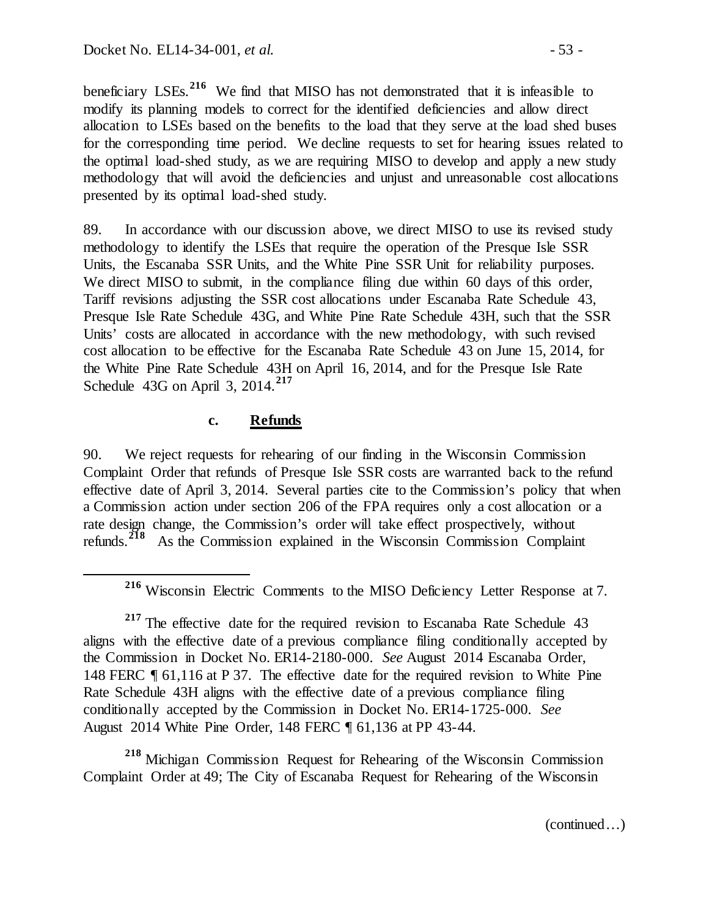beneficiary LSEs.[216] We find that MISO has not demonstrated that it is infeasible to modify its planning models to correct for the identified deficiencies and allow direct allocation to LSEs based on the benefits to the load that they serve at the load shed buses for the corresponding time period. We decline requests to set for hearing issues related to the optimal load-shed study, as we are requiring MISO to develop and apply a new study methodology that will avoid the deficiencies and unjust and unreasonable cost allocations presented by its optimal load-shed study.

89. In accordance with our discussion above, we direct MISO to use its revised study methodology to identify the LSEs that require the operation of the Presque Isle SSR Units, the Escanaba SSR Units, and the White Pine SSR Unit for reliability purposes. We direct MISO to submit, in the compliance filing due within 60 days of this order, Tariff revisions adjusting the SSR cost allocations under Escanaba Rate Schedule 43, Presque Isle Rate Schedule 43G, and White Pine Rate Schedule 43H, such that the SSR Units' costs are allocated in accordance with the new methodology, with such revised cost allocation to be effective for the Escanaba Rate Schedule 43 on June 15, 2014, for the White Pine Rate Schedule 43H on April 16, 2014, and for the Presque Isle Rate Schedule 43G on April 3, 2014.[217]

### c. Refunds

90. We reject requests for rehearing of our finding in the Wisconsin Commission Complaint Order that refunds of Presque Isle SSR costs are warranted back to the refund effective date of April 3, 2014. Several parties cite to the Commission's policy that when a Commission action under section 206 of the FPA requires only a cost allocation or a rate design change, the Commission's order will take effect prospectively, without refunds.[218] As the Commission explained in the Wisconsin Commission Complaint

---

[216] Wisconsin Electric Comments to the MISO Deficiency Letter Response at 7.

[217] The effective date for the required revision to Escanaba Rate Schedule 43 aligns with the effective date of a previous compliance filing conditionally accepted by the Commission in Docket No. ER14-2180-000. *See* August 2014 Escanaba Order, 148 FERC ¶ 61,116 at P 37. The effective date for the required revision to White Pine Rate Schedule 43H aligns with the effective date of a previous compliance filing conditionally accepted by the Commission in Docket No. ER14-1725-000. *See* August 2014 White Pine Order, 148 FERC ¶ 61,136 at PP 43-44.

[218] Michigan Commission Request for Rehearing of the Wisconsin Commission Complaint Order at 49; The City of Escanaba Request for Rehearing of the Wisconsin

(continued…)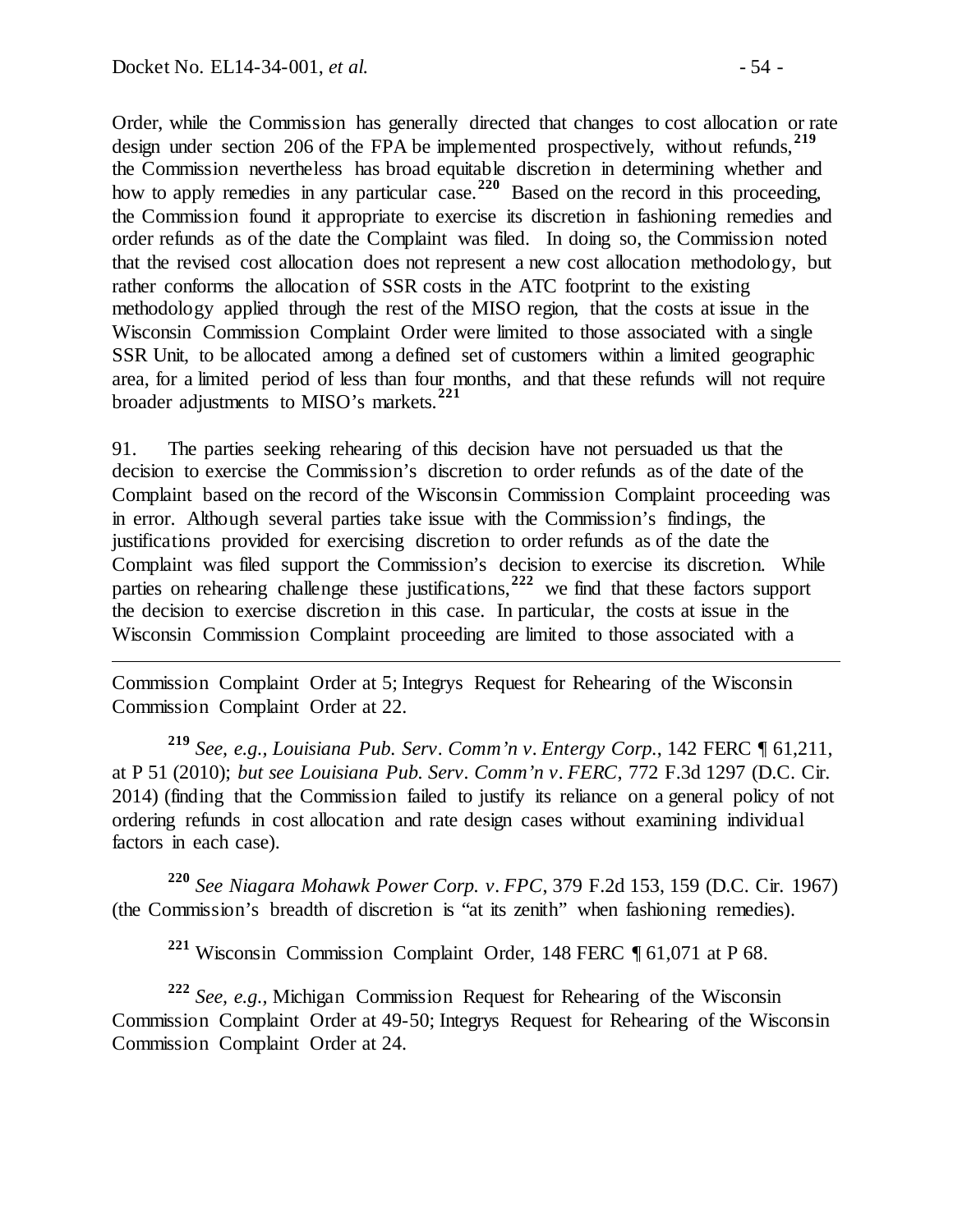Order, while the Commission has generally directed that changes to cost allocation or rate design under section 206 of the FPA be implemented prospectively, without refunds,[219] the Commission nevertheless has broad equitable discretion in determining whether and how to apply remedies in any particular case.[220] Based on the record in this proceeding, the Commission found it appropriate to exercise its discretion in fashioning remedies and order refunds as of the date the Complaint was filed. In doing so, the Commission noted that the revised cost allocation does not represent a new cost allocation methodology, but rather conforms the allocation of SSR costs in the ATC footprint to the existing methodology applied through the rest of the MISO region, that the costs at issue in the Wisconsin Commission Complaint Order were limited to those associated with a single SSR Unit, to be allocated among a defined set of customers within a limited geographic area, for a limited period of less than four months, and that these refunds will not require broader adjustments to MISO's markets.[221]

91. The parties seeking rehearing of this decision have not persuaded us that the decision to exercise the Commission's discretion to order refunds as of the date of the Complaint based on the record of the Wisconsin Commission Complaint proceeding was in error. Although several parties take issue with the Commission's findings, the justifications provided for exercising discretion to order refunds as of the date the Complaint was filed support the Commission's decision to exercise its discretion. While parties on rehearing challenge these justifications,[222] we find that these factors support the decision to exercise discretion in this case. In particular, the costs at issue in the Wisconsin Commission Complaint proceeding are limited to those associated with a

---

Commission Complaint Order at 5; Integrys Request for Rehearing of the Wisconsin Commission Complaint Order at 22.

[219] *See, e.g., Louisiana Pub. Serv. Comm'n v. Entergy Corp.*, 142 FERC ¶ 61,211, at P 51 (2010); *but see Louisiana Pub. Serv. Comm'n v. FERC*, 772 F.3d 1297 (D.C. Cir. 2014) (finding that the Commission failed to justify its reliance on a general policy of not ordering refunds in cost allocation and rate design cases without examining individual factors in each case).

[220] *See Niagara Mohawk Power Corp. v. FPC*, 379 F.2d 153, 159 (D.C. Cir. 1967) (the Commission's breadth of discretion is "at its zenith" when fashioning remedies).

[221] Wisconsin Commission Complaint Order, 148 FERC ¶ 61,071 at P 68.

[222] *See, e.g.,* Michigan Commission Request for Rehearing of the Wisconsin Commission Complaint Order at 49-50; Integrys Request for Rehearing of the Wisconsin Commission Complaint Order at 24.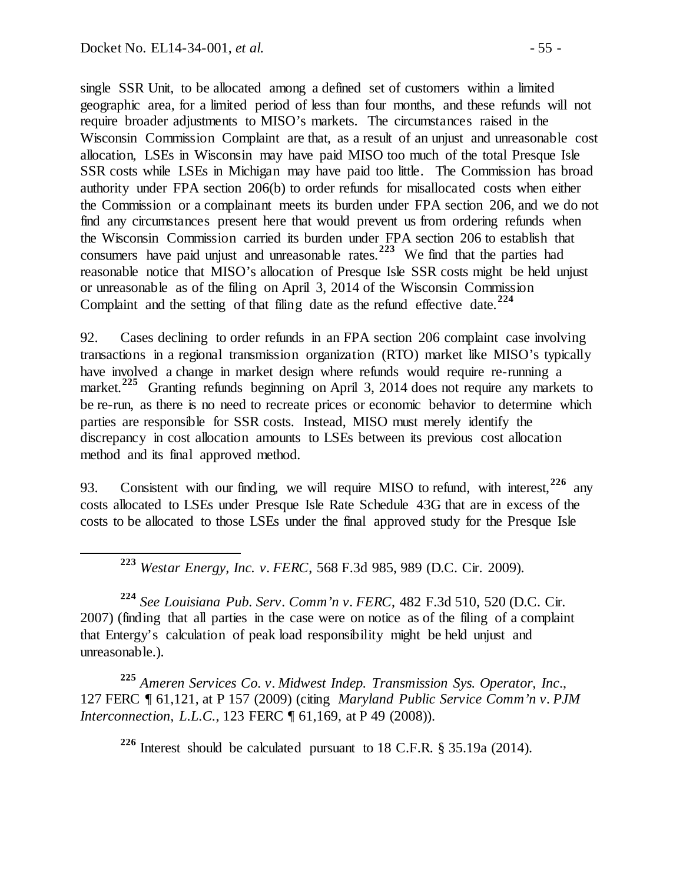single SSR Unit, to be allocated among a defined set of customers within a limited geographic area, for a limited period of less than four months, and these refunds will not require broader adjustments to MISO's markets. The circumstances raised in the Wisconsin Commission Complaint are that, as a result of an unjust and unreasonable cost allocation, LSEs in Wisconsin may have paid MISO too much of the total Presque Isle SSR costs while LSEs in Michigan may have paid too little. The Commission has broad authority under FPA section 206(b) to order refunds for misallocated costs when either the Commission or a complainant meets its burden under FPA section 206, and we do not find any circumstances present here that would prevent us from ordering refunds when the Wisconsin Commission carried its burden under FPA section 206 to establish that consumers have paid unjust and unreasonable rates.[223] We find that the parties had reasonable notice that MISO's allocation of Presque Isle SSR costs might be held unjust or unreasonable as of the filing on April 3, 2014 of the Wisconsin Commission Complaint and the setting of that filing date as the refund effective date.[224]

92. Cases declining to order refunds in an FPA section 206 complaint case involving transactions in a regional transmission organization (RTO) market like MISO's typically have involved a change in market design where refunds would require re-running a market.[225] Granting refunds beginning on April 3, 2014 does not require any markets to be re-run, as there is no need to recreate prices or economic behavior to determine which parties are responsible for SSR costs. Instead, MISO must merely identify the discrepancy in cost allocation amounts to LSEs between its previous cost allocation method and its final approved method.

93. Consistent with our finding, we will require MISO to refund, with interest,[226] any costs allocated to LSEs under Presque Isle Rate Schedule 43G that are in excess of the costs to be allocated to those LSEs under the final approved study for the Presque Isle

---

[223] *Westar Energy, Inc. v. FERC*, 568 F.3d 985, 989 (D.C. Cir. 2009).

[224] *See Louisiana Pub. Serv. Comm'n v. FERC*, 482 F.3d 510, 520 (D.C. Cir. 2007) (finding that all parties in the case were on notice as of the filing of a complaint that Entergy's calculation of peak load responsibility might be held unjust and unreasonable.).

[225] *Ameren Services Co. v. Midwest Indep. Transmission Sys. Operator, Inc*., 127 FERC ¶ 61,121, at P 157 (2009) (citing *Maryland Public Service Comm'n v. PJM Interconnection, L.L.C.*, 123 FERC ¶ 61,169, at P 49 (2008)).

[226] Interest should be calculated pursuant to 18 C.F.R. § 35.19a (2014).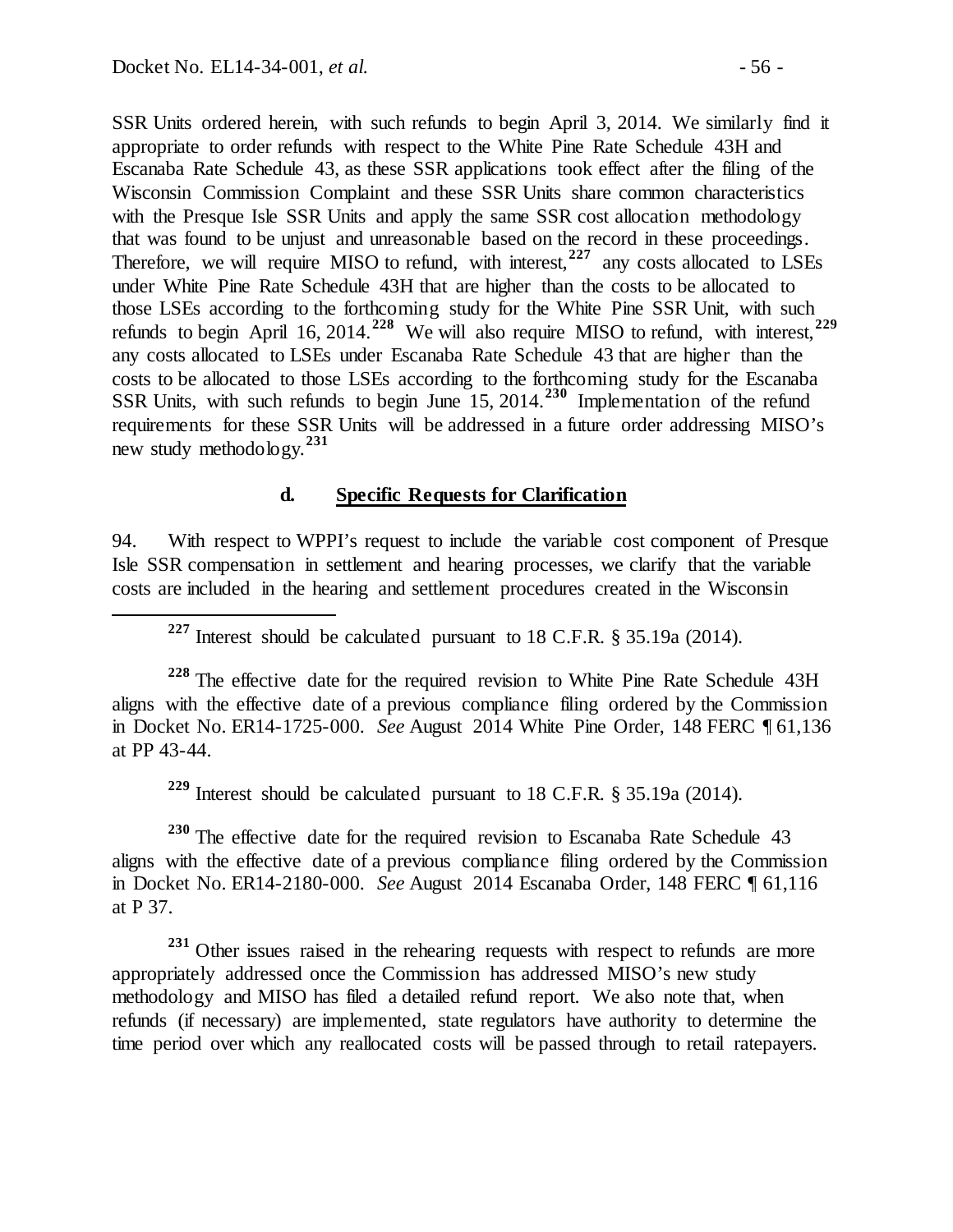SSR Units ordered herein, with such refunds to begin April 3, 2014. We similarly find it appropriate to order refunds with respect to the White Pine Rate Schedule 43H and Escanaba Rate Schedule 43, as these SSR applications took effect after the filing of the Wisconsin Commission Complaint and these SSR Units share common characteristics with the Presque Isle SSR Units and apply the same SSR cost allocation methodology that was found to be unjust and unreasonable based on the record in these proceedings. Therefore, we will require MISO to refund, with interest,[227] any costs allocated to LSEs under White Pine Rate Schedule 43H that are higher than the costs to be allocated to those LSEs according to the forthcoming study for the White Pine SSR Unit, with such refunds to begin April 16, 2014.[228] We will also require MISO to refund, with interest,[229] any costs allocated to LSEs under Escanaba Rate Schedule 43 that are higher than the costs to be allocated to those LSEs according to the forthcoming study for the Escanaba SSR Units, with such refunds to begin June 15, 2014.[230] Implementation of the refund requirements for these SSR Units will be addressed in a future order addressing MISO's new study methodology.[231]

### d. Specific Requests for Clarification

94. With respect to WPPI's request to include the variable cost component of Presque Isle SSR compensation in settlement and hearing processes, we clarify that the variable costs are included in the hearing and settlement procedures created in the Wisconsin

---

[227] Interest should be calculated pursuant to 18 C.F.R. § 35.19a (2014).

[228] The effective date for the required revision to White Pine Rate Schedule 43H aligns with the effective date of a previous compliance filing ordered by the Commission in Docket No. ER14-1725-000. *See* August 2014 White Pine Order, 148 FERC ¶ 61,136 at PP 43-44.

[229] Interest should be calculated pursuant to 18 C.F.R. § 35.19a (2014).

[230] The effective date for the required revision to Escanaba Rate Schedule 43 aligns with the effective date of a previous compliance filing ordered by the Commission in Docket No. ER14-2180-000. *See* August 2014 Escanaba Order, 148 FERC ¶ 61,116 at P 37.

[231] Other issues raised in the rehearing requests with respect to refunds are more appropriately addressed once the Commission has addressed MISO's new study methodology and MISO has filed a detailed refund report. We also note that, when refunds (if necessary) are implemented, state regulators have authority to determine the time period over which any reallocated costs will be passed through to retail ratepayers.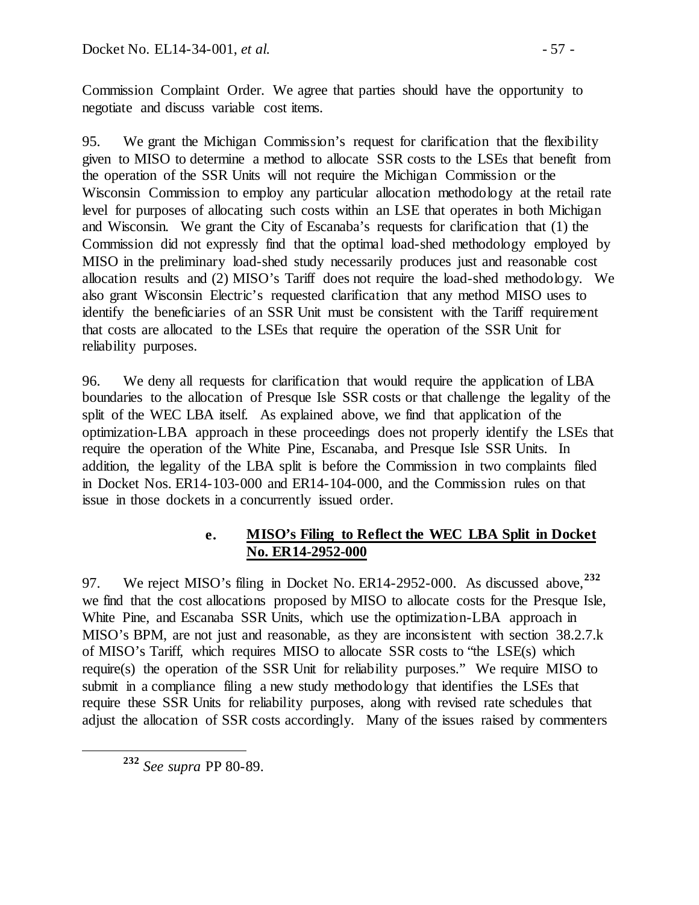Commission Complaint Order. We agree that parties should have the opportunity to negotiate and discuss variable cost items.

95. We grant the Michigan Commission's request for clarification that the flexibility given to MISO to determine a method to allocate SSR costs to the LSEs that benefit from the operation of the SSR Units will not require the Michigan Commission or the Wisconsin Commission to employ any particular allocation methodology at the retail rate level for purposes of allocating such costs within an LSE that operates in both Michigan and Wisconsin. We grant the City of Escanaba's requests for clarification that (1) the Commission did not expressly find that the optimal load-shed methodology employed by MISO in the preliminary load-shed study necessarily produces just and reasonable cost allocation results and (2) MISO's Tariff does not require the load-shed methodology. We also grant Wisconsin Electric's requested clarification that any method MISO uses to identify the beneficiaries of an SSR Unit must be consistent with the Tariff requirement that costs are allocated to the LSEs that require the operation of the SSR Unit for reliability purposes.

96. We deny all requests for clarification that would require the application of LBA boundaries to the allocation of Presque Isle SSR costs or that challenge the legality of the split of the WEC LBA itself. As explained above, we find that application of the optimization-LBA approach in these proceedings does not properly identify the LSEs that require the operation of the White Pine, Escanaba, and Presque Isle SSR Units. In addition, the legality of the LBA split is before the Commission in two complaints filed in Docket Nos. ER14-103-000 and ER14-104-000, and the Commission rules on that issue in those dockets in a concurrently issued order.

#### e. MISO's Filing to Reflect the WEC LBA Split in Docket No. ER14-2952-000

97. We reject MISO's filing in Docket No. ER14-2952-000. As discussed above,[232] we find that the cost allocations proposed by MISO to allocate costs for the Presque Isle, White Pine, and Escanaba SSR Units, which use the optimization-LBA approach in MISO's BPM, are not just and reasonable, as they are inconsistent with section 38.2.7.k of MISO's Tariff, which requires MISO to allocate SSR costs to "the LSE(s) which require(s) the operation of the SSR Unit for reliability purposes." We require MISO to submit in a compliance filing a new study methodology that identifies the LSEs that require these SSR Units for reliability purposes, along with revised rate schedules that adjust the allocation of SSR costs accordingly. Many of the issues raised by commenters

---

[232] *See supra* PP 80-89.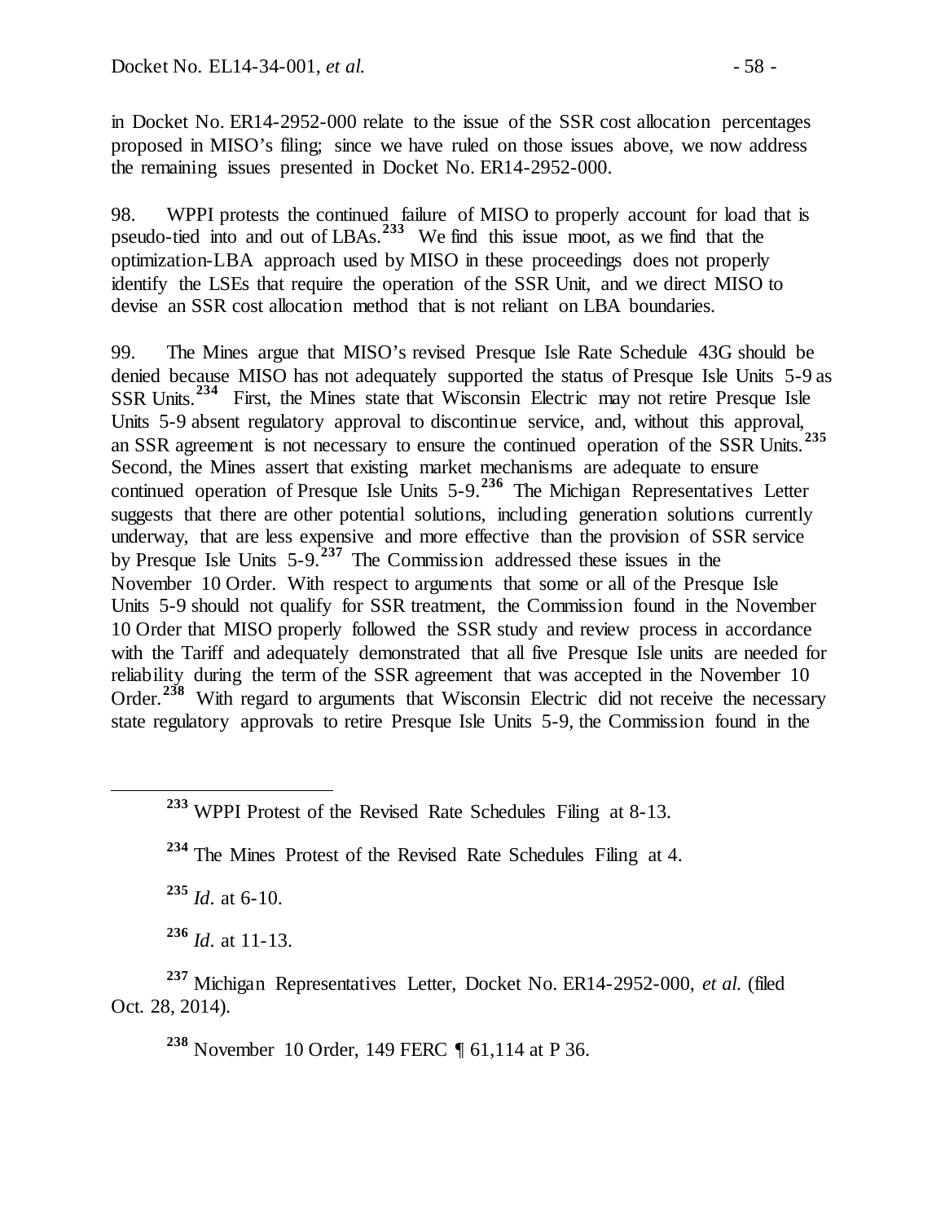in Docket No. ER14-2952-000 relate to the issue of the SSR cost allocation percentages proposed in MISO's filing; since we have ruled on those issues above, we now address the remaining issues presented in Docket No. ER14-2952-000.

98. WPPI protests the continued failure of MISO to properly account for load that is pseudo-tied into and out of LBAs.[233] We find this issue moot, as we find that the optimization-LBA approach used by MISO in these proceedings does not properly identify the LSEs that require the operation of the SSR Unit, and we direct MISO to devise an SSR cost allocation method that is not reliant on LBA boundaries.

99. The Mines argue that MISO's revised Presque Isle Rate Schedule 43G should be denied because MISO has not adequately supported the status of Presque Isle Units 5-9 as SSR Units.[234] First, the Mines state that Wisconsin Electric may not retire Presque Isle Units 5-9 absent regulatory approval to discontinue service, and, without this approval, an SSR agreement is not necessary to ensure the continued operation of the SSR Units.[235] Second, the Mines assert that existing market mechanisms are adequate to ensure continued operation of Presque Isle Units 5-9.[236] The Michigan Representatives Letter suggests that there are other potential solutions, including generation solutions currently underway, that are less expensive and more effective than the provision of SSR service by Presque Isle Units 5-9.[237] The Commission addressed these issues in the November 10 Order. With respect to arguments that some or all of the Presque Isle Units 5-9 should not qualify for SSR treatment, the Commission found in the November 10 Order that MISO properly followed the SSR study and review process in accordance with the Tariff and adequately demonstrated that all five Presque Isle units are needed for reliability during the term of the SSR agreement that was accepted in the November 10 Order.[238] With regard to arguments that Wisconsin Electric did not receive the necessary state regulatory approvals to retire Presque Isle Units 5-9, the Commission found in the

---

[233] WPPI Protest of the Revised Rate Schedules Filing at 8-13.

[234] The Mines Protest of the Revised Rate Schedules Filing at 4.

[235] *Id*. at 6-10.

[236] *Id*. at 11-13.

[237] Michigan Representatives Letter, Docket No. ER14-2952-000, *et al.* (filed Oct. 28, 2014).

[238] November 10 Order, 149 FERC ¶ 61,114 at P 36.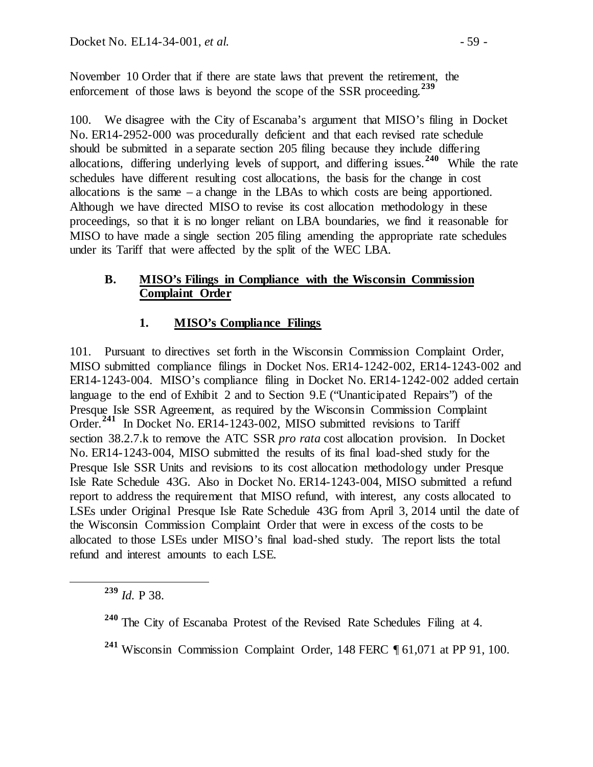November 10 Order that if there are state laws that prevent the retirement, the enforcement of those laws is beyond the scope of the SSR proceeding.[239]

100. We disagree with the City of Escanaba's argument that MISO's filing in Docket No. ER14-2952-000 was procedurally deficient and that each revised rate schedule should be submitted in a separate section 205 filing because they include differing allocations, differing underlying levels of support, and differing issues.[240] While the rate schedules have different resulting cost allocations, the basis for the change in cost allocations is the same – a change in the LBAs to which costs are being apportioned. Although we have directed MISO to revise its cost allocation methodology in these proceedings, so that it is no longer reliant on LBA boundaries, we find it reasonable for MISO to have made a single section 205 filing amending the appropriate rate schedules under its Tariff that were affected by the split of the WEC LBA.

## B. MISO's Filings in Compliance with the Wisconsin Commission Complaint Order

### 1. MISO's Compliance Filings

101. Pursuant to directives set forth in the Wisconsin Commission Complaint Order, MISO submitted compliance filings in Docket Nos. ER14-1242-002, ER14-1243-002 and ER14-1243-004. MISO's compliance filing in Docket No. ER14-1242-002 added certain language to the end of Exhibit 2 and to Section 9.E ("Unanticipated Repairs") of the Presque Isle SSR Agreement, as required by the Wisconsin Commission Complaint Order.[241] In Docket No. ER14-1243-002, MISO submitted revisions to Tariff section 38.2.7.k to remove the ATC SSR *pro rata* cost allocation provision. In Docket No. ER14-1243-004, MISO submitted the results of its final load-shed study for the Presque Isle SSR Units and revisions to its cost allocation methodology under Presque Isle Rate Schedule 43G. Also in Docket No. ER14-1243-004, MISO submitted a refund report to address the requirement that MISO refund, with interest, any costs allocated to LSEs under Original Presque Isle Rate Schedule 43G from April 3, 2014 until the date of the Wisconsin Commission Complaint Order that were in excess of the costs to be allocated to those LSEs under MISO's final load-shed study. The report lists the total refund and interest amounts to each LSE.

[239] *Id.* P 38.

[240] The City of Escanaba Protest of the Revised Rate Schedules Filing at 4.

[241] Wisconsin Commission Complaint Order, 148 FERC ¶ 61,071 at PP 91, 100.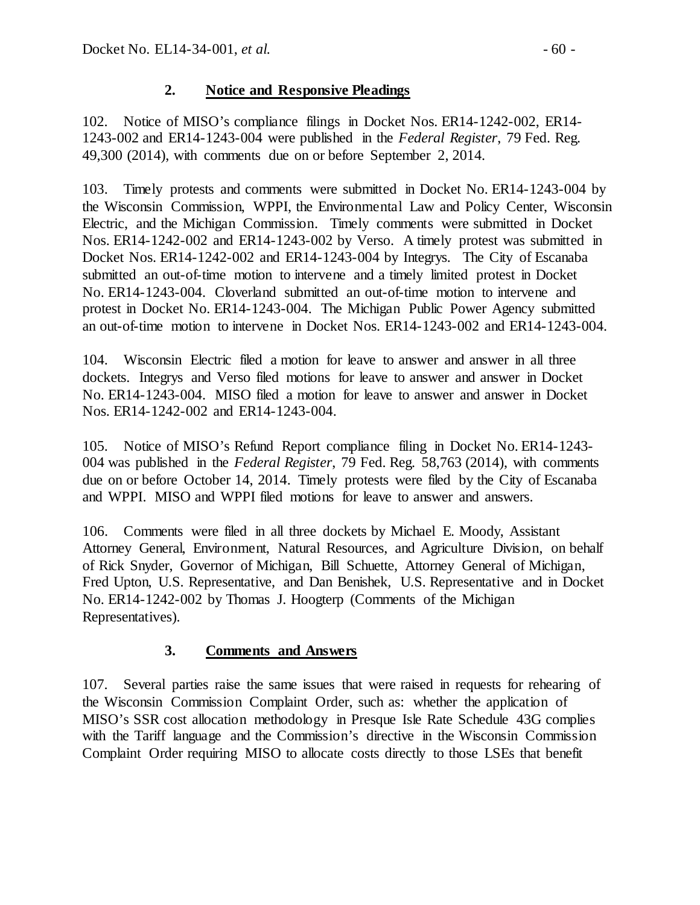### 2. **Notice and Responsive Pleadings**

102. Notice of MISO's compliance filings in Docket Nos. ER14-1242-002, ER14-1243-002 and ER14-1243-004 were published in the *Federal Register*, 79 Fed. Reg. 49,300 (2014), with comments due on or before September 2, 2014.

103. Timely protests and comments were submitted in Docket No. ER14-1243-004 by the Wisconsin Commission, WPPI, the Environmental Law and Policy Center, Wisconsin Electric, and the Michigan Commission. Timely comments were submitted in Docket Nos. ER14-1242-002 and ER14-1243-002 by Verso. A timely protest was submitted in Docket Nos. ER14-1242-002 and ER14-1243-004 by Integrys. The City of Escanaba submitted an out-of-time motion to intervene and a timely limited protest in Docket No. ER14-1243-004. Cloverland submitted an out-of-time motion to intervene and protest in Docket No. ER14-1243-004. The Michigan Public Power Agency submitted an out-of-time motion to intervene in Docket Nos. ER14-1243-002 and ER14-1243-004.

104. Wisconsin Electric filed a motion for leave to answer and answer in all three dockets. Integrys and Verso filed motions for leave to answer and answer in Docket No. ER14-1243-004. MISO filed a motion for leave to answer and answer in Docket Nos. ER14-1242-002 and ER14-1243-004.

105. Notice of MISO's Refund Report compliance filing in Docket No. ER14-1243-004 was published in the *Federal Register*, 79 Fed. Reg. 58,763 (2014), with comments due on or before October 14, 2014. Timely protests were filed by the City of Escanaba and WPPI. MISO and WPPI filed motions for leave to answer and answers.

106. Comments were filed in all three dockets by Michael E. Moody, Assistant Attorney General, Environment, Natural Resources, and Agriculture Division, on behalf of Rick Snyder, Governor of Michigan, Bill Schuette, Attorney General of Michigan, Fred Upton, U.S. Representative, and Dan Benishek, U.S. Representative and in Docket No. ER14-1242-002 by Thomas J. Hoogterp (Comments of the Michigan Representatives).

### 3. **Comments and Answers**

107. Several parties raise the same issues that were raised in requests for rehearing of the Wisconsin Commission Complaint Order, such as: whether the application of MISO's SSR cost allocation methodology in Presque Isle Rate Schedule 43G complies with the Tariff language and the Commission's directive in the Wisconsin Commission Complaint Order requiring MISO to allocate costs directly to those LSEs that benefit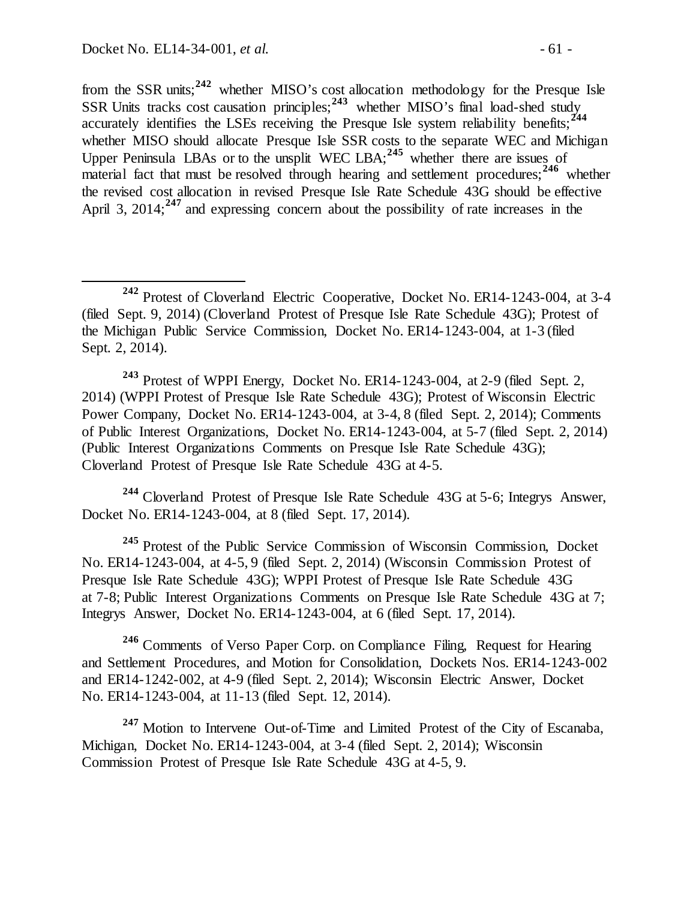from the SSR units;[242] whether MISO's cost allocation methodology for the Presque Isle SSR Units tracks cost causation principles;[243] whether MISO's final load-shed study accurately identifies the LSEs receiving the Presque Isle system reliability benefits;[244] whether MISO should allocate Presque Isle SSR costs to the separate WEC and Michigan Upper Peninsula LBAs or to the unsplit WEC LBA;[245] whether there are issues of material fact that must be resolved through hearing and settlement procedures;[246] whether the revised cost allocation in revised Presque Isle Rate Schedule 43G should be effective April 3, 2014;[247] and expressing concern about the possibility of rate increases in the

---

[242] Protest of Cloverland Electric Cooperative, Docket No. ER14-1243-004, at 3-4 (filed Sept. 9, 2014) (Cloverland Protest of Presque Isle Rate Schedule 43G); Protest of the Michigan Public Service Commission, Docket No. ER14-1243-004, at 1-3 (filed Sept. 2, 2014).

[243] Protest of WPPI Energy, Docket No. ER14-1243-004, at 2-9 (filed Sept. 2, 2014) (WPPI Protest of Presque Isle Rate Schedule 43G); Protest of Wisconsin Electric Power Company, Docket No. ER14-1243-004, at 3-4, 8 (filed Sept. 2, 2014); Comments of Public Interest Organizations, Docket No. ER14-1243-004, at 5-7 (filed Sept. 2, 2014) (Public Interest Organizations Comments on Presque Isle Rate Schedule 43G); Cloverland Protest of Presque Isle Rate Schedule 43G at 4-5.

[244] Cloverland Protest of Presque Isle Rate Schedule 43G at 5-6; Integrys Answer, Docket No. ER14-1243-004, at 8 (filed Sept. 17, 2014).

[245] Protest of the Public Service Commission of Wisconsin Commission, Docket No. ER14-1243-004, at 4-5, 9 (filed Sept. 2, 2014) (Wisconsin Commission Protest of Presque Isle Rate Schedule 43G); WPPI Protest of Presque Isle Rate Schedule 43G at 7-8; Public Interest Organizations Comments on Presque Isle Rate Schedule 43G at 7; Integrys Answer, Docket No. ER14-1243-004, at 6 (filed Sept. 17, 2014).

[246] Comments of Verso Paper Corp. on Compliance Filing, Request for Hearing and Settlement Procedures, and Motion for Consolidation, Dockets Nos. ER14-1243-002 and ER14-1242-002, at 4-9 (filed Sept. 2, 2014); Wisconsin Electric Answer, Docket No. ER14-1243-004, at 11-13 (filed Sept. 12, 2014).

[247] Motion to Intervene Out-of-Time and Limited Protest of the City of Escanaba, Michigan, Docket No. ER14-1243-004, at 3-4 (filed Sept. 2, 2014); Wisconsin Commission Protest of Presque Isle Rate Schedule 43G at 4-5, 9.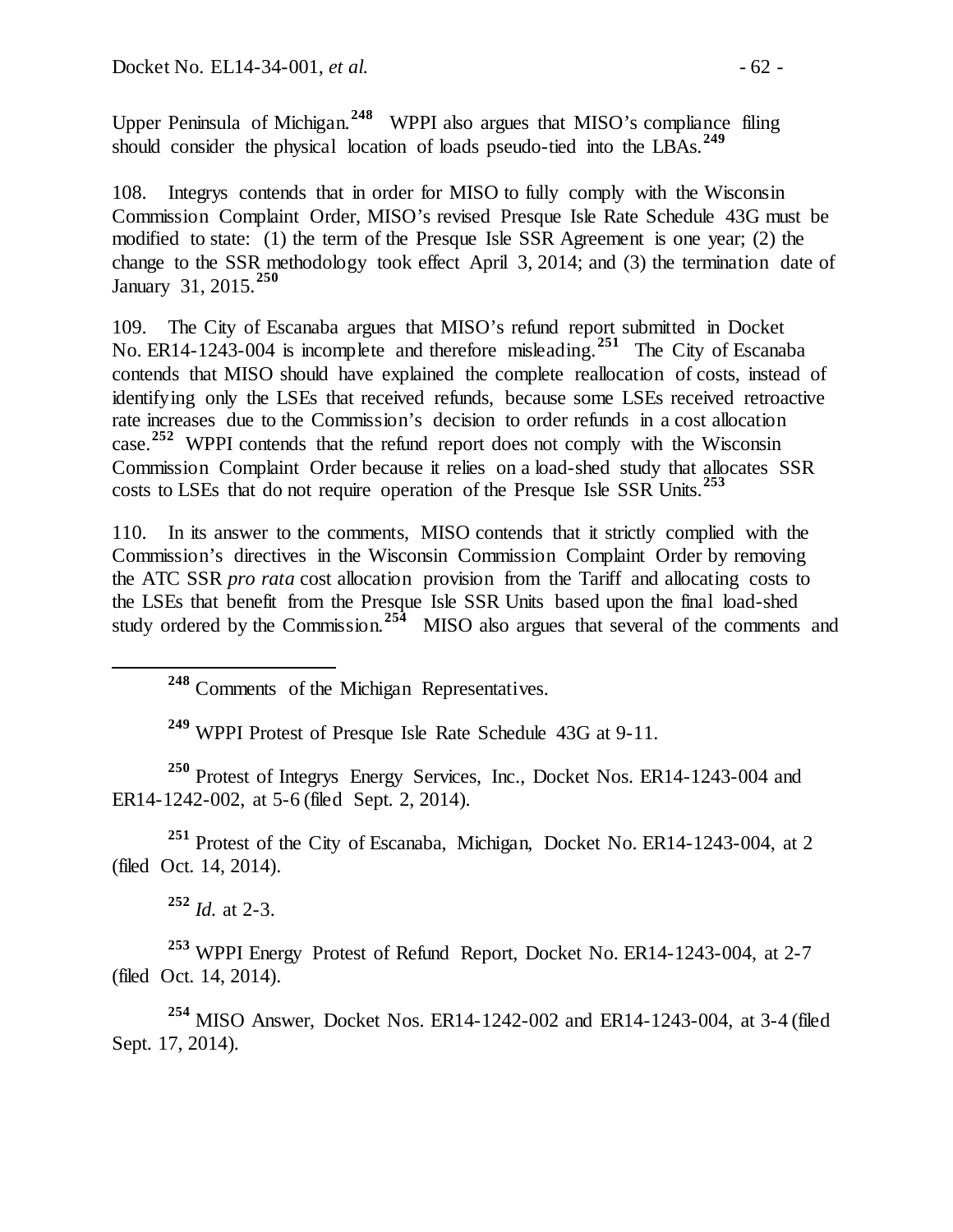Upper Peninsula of Michigan.[248] WPPI also argues that MISO's compliance filing should consider the physical location of loads pseudo-tied into the LBAs.[249]

108. Integrys contends that in order for MISO to fully comply with the Wisconsin Commission Complaint Order, MISO's revised Presque Isle Rate Schedule 43G must be modified to state: (1) the term of the Presque Isle SSR Agreement is one year; (2) the change to the SSR methodology took effect April 3, 2014; and (3) the termination date of January 31, 2015.[250]

109. The City of Escanaba argues that MISO's refund report submitted in Docket No. ER14-1243-004 is incomplete and therefore misleading.[251] The City of Escanaba contends that MISO should have explained the complete reallocation of costs, instead of identifying only the LSEs that received refunds, because some LSEs received retroactive rate increases due to the Commission's decision to order refunds in a cost allocation case.[252] WPPI contends that the refund report does not comply with the Wisconsin Commission Complaint Order because it relies on a load-shed study that allocates SSR costs to LSEs that do not require operation of the Presque Isle SSR Units.[253]

110. In its answer to the comments, MISO contends that it strictly complied with the Commission's directives in the Wisconsin Commission Complaint Order by removing the ATC SSR *pro rata* cost allocation provision from the Tariff and allocating costs to the LSEs that benefit from the Presque Isle SSR Units based upon the final load-shed study ordered by the Commission.[254] MISO also argues that several of the comments and

---

[248] Comments of the Michigan Representatives.

[249] WPPI Protest of Presque Isle Rate Schedule 43G at 9-11.

[250] Protest of Integrys Energy Services, Inc., Docket Nos. ER14-1243-004 and ER14-1242-002, at 5-6 (filed Sept. 2, 2014).

[251] Protest of the City of Escanaba, Michigan, Docket No. ER14-1243-004, at 2 (filed Oct. 14, 2014).

[252] *Id.* at 2-3.

[253] WPPI Energy Protest of Refund Report, Docket No. ER14-1243-004, at 2-7 (filed Oct. 14, 2014).

[254] MISO Answer, Docket Nos. ER14-1242-002 and ER14-1243-004, at 3-4 (filed Sept. 17, 2014).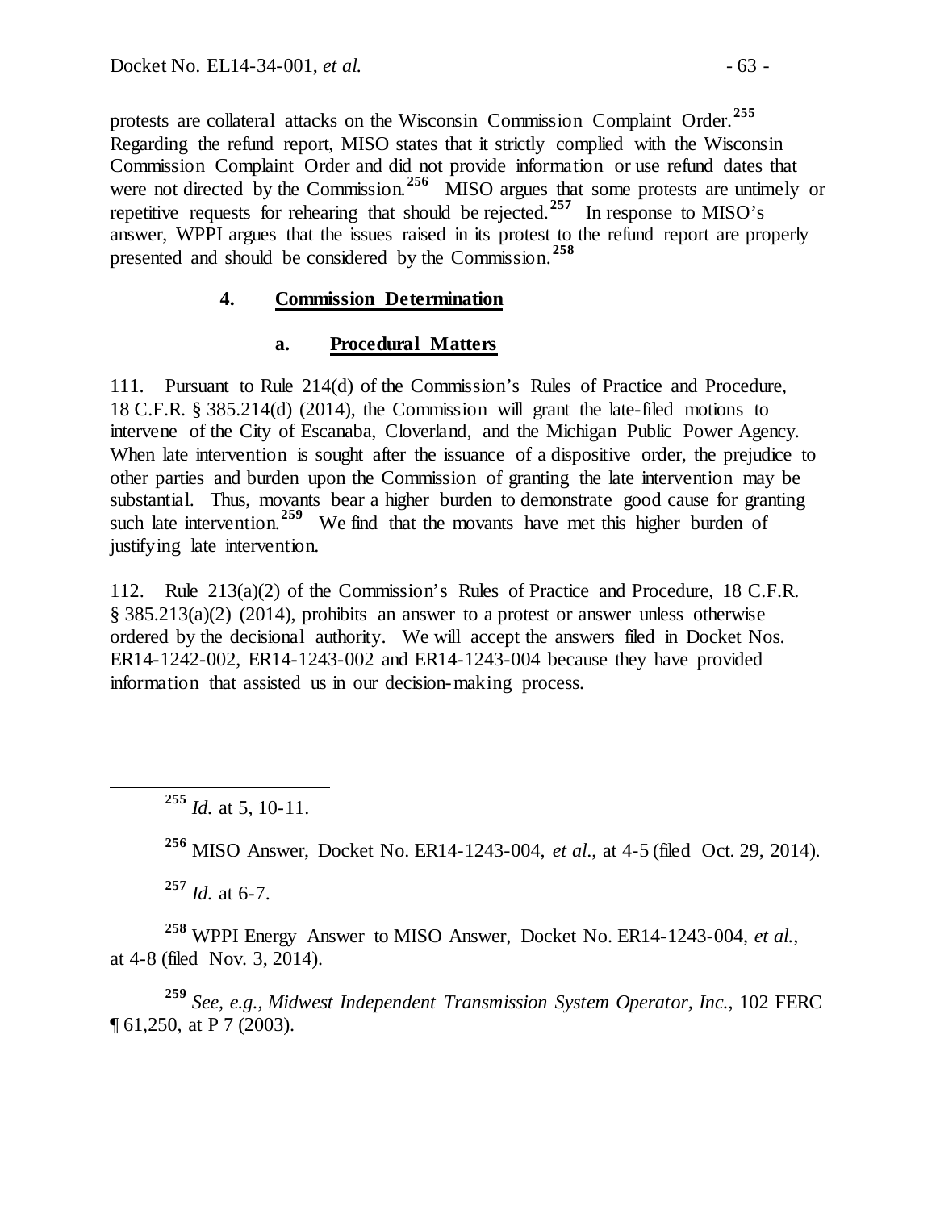protests are collateral attacks on the Wisconsin Commission Complaint Order.[255] Regarding the refund report, MISO states that it strictly complied with the Wisconsin Commission Complaint Order and did not provide information or use refund dates that were not directed by the Commission.[256] MISO argues that some protests are untimely or repetitive requests for rehearing that should be rejected.[257] In response to MISO's answer, WPPI argues that the issues raised in its protest to the refund report are properly presented and should be considered by the Commission.[258]

### 4. Commission Determination

#### a. Procedural Matters

111. Pursuant to Rule 214(d) of the Commission's Rules of Practice and Procedure, 18 C.F.R. § 385.214(d) (2014), the Commission will grant the late-filed motions to intervene of the City of Escanaba, Cloverland, and the Michigan Public Power Agency. When late intervention is sought after the issuance of a dispositive order, the prejudice to other parties and burden upon the Commission of granting the late intervention may be substantial. Thus, movants bear a higher burden to demonstrate good cause for granting such late intervention.[259] We find that the movants have met this higher burden of justifying late intervention.

112. Rule 213(a)(2) of the Commission's Rules of Practice and Procedure, 18 C.F.R. § 385.213(a)(2) (2014), prohibits an answer to a protest or answer unless otherwise ordered by the decisional authority. We will accept the answers filed in Docket Nos. ER14-1242-002, ER14-1243-002 and ER14-1243-004 because they have provided information that assisted us in our decision-making process.

---

[255] *Id.* at 5, 10-11.

[256] MISO Answer, Docket No. ER14-1243-004, *et al*., at 4-5 (filed Oct. 29, 2014).

[257] *Id.* at 6-7.

[258] WPPI Energy Answer to MISO Answer, Docket No. ER14-1243-004, *et al.*, at 4-8 (filed Nov. 3, 2014).

[259] *See, e.g., Midwest Independent Transmission System Operator, Inc.*, 102 FERC ¶ 61,250, at P 7 (2003).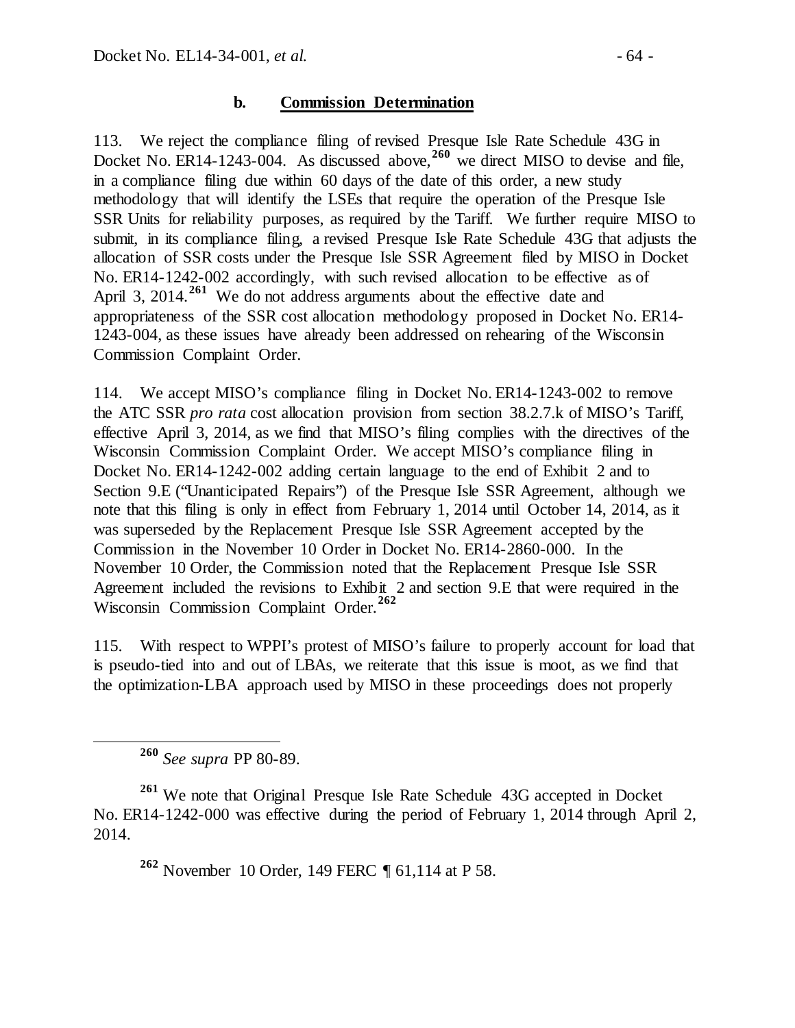#### b. Commission Determination

113. We reject the compliance filing of revised Presque Isle Rate Schedule 43G in Docket No. ER14-1243-004. As discussed above,[260] we direct MISO to devise and file, in a compliance filing due within 60 days of the date of this order, a new study methodology that will identify the LSEs that require the operation of the Presque Isle SSR Units for reliability purposes, as required by the Tariff. We further require MISO to submit, in its compliance filing, a revised Presque Isle Rate Schedule 43G that adjusts the allocation of SSR costs under the Presque Isle SSR Agreement filed by MISO in Docket No. ER14-1242-002 accordingly, with such revised allocation to be effective as of April 3, 2014.[261] We do not address arguments about the effective date and appropriateness of the SSR cost allocation methodology proposed in Docket No. ER14-1243-004, as these issues have already been addressed on rehearing of the Wisconsin Commission Complaint Order.

114. We accept MISO's compliance filing in Docket No. ER14-1243-002 to remove the ATC SSR *pro rata* cost allocation provision from section 38.2.7.k of MISO's Tariff, effective April 3, 2014, as we find that MISO's filing complies with the directives of the Wisconsin Commission Complaint Order. We accept MISO's compliance filing in Docket No. ER14-1242-002 adding certain language to the end of Exhibit 2 and to Section 9.E ("Unanticipated Repairs") of the Presque Isle SSR Agreement, although we note that this filing is only in effect from February 1, 2014 until October 14, 2014, as it was superseded by the Replacement Presque Isle SSR Agreement accepted by the Commission in the November 10 Order in Docket No. ER14-2860-000. In the November 10 Order, the Commission noted that the Replacement Presque Isle SSR Agreement included the revisions to Exhibit 2 and section 9.E that were required in the Wisconsin Commission Complaint Order.[262]

115. With respect to WPPI's protest of MISO's failure to properly account for load that is pseudo-tied into and out of LBAs, we reiterate that this issue is moot, as we find that the optimization-LBA approach used by MISO in these proceedings does not properly

---

[260] *See supra* PP 80-89.

[261] We note that Original Presque Isle Rate Schedule 43G accepted in Docket No. ER14-1242-000 was effective during the period of February 1, 2014 through April 2, 2014.

[262] November 10 Order, 149 FERC ¶ 61,114 at P 58.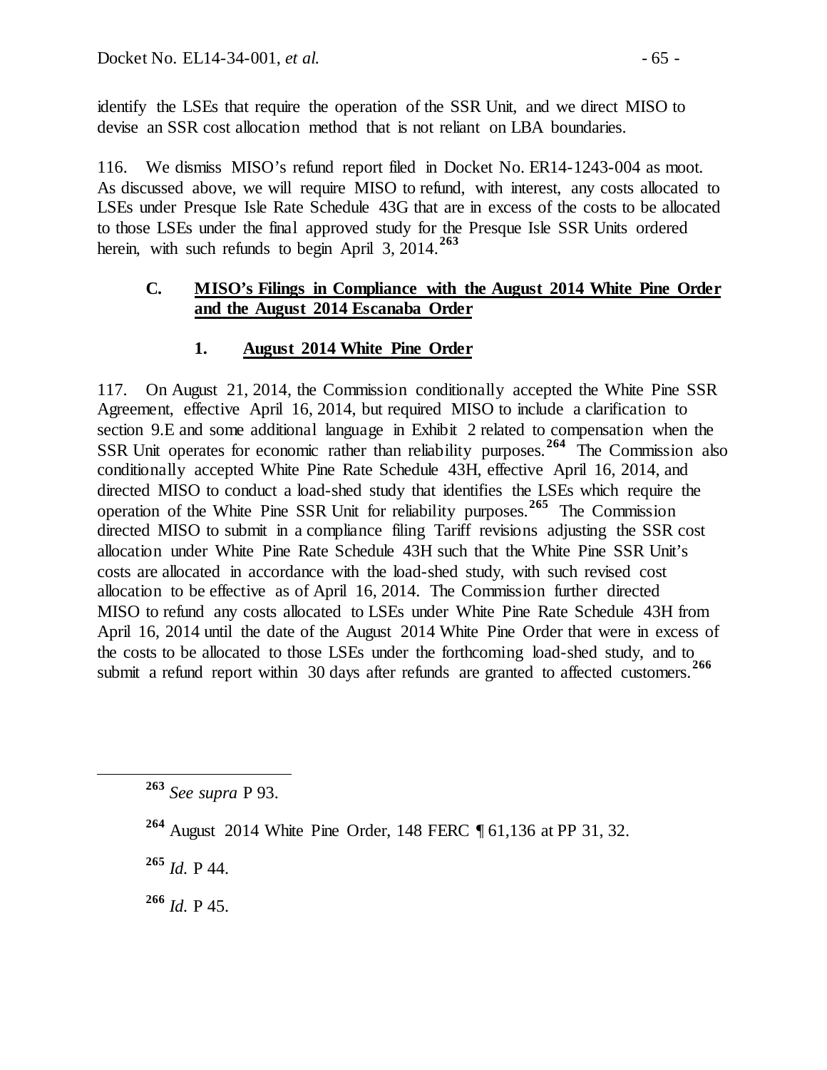identify the LSEs that require the operation of the SSR Unit, and we direct MISO to devise an SSR cost allocation method that is not reliant on LBA boundaries.

116. We dismiss MISO's refund report filed in Docket No. ER14-1243-004 as moot. As discussed above, we will require MISO to refund, with interest, any costs allocated to LSEs under Presque Isle Rate Schedule 43G that are in excess of the costs to be allocated to those LSEs under the final approved study for the Presque Isle SSR Units ordered herein, with such refunds to begin April 3, 2014.[263]

### C. MISO's Filings in Compliance with the August 2014 White Pine Order and the August 2014 Escanaba Order

#### 1. August 2014 White Pine Order

117. On August 21, 2014, the Commission conditionally accepted the White Pine SSR Agreement, effective April 16, 2014, but required MISO to include a clarification to section 9.E and some additional language in Exhibit 2 related to compensation when the SSR Unit operates for economic rather than reliability purposes.[264] The Commission also conditionally accepted White Pine Rate Schedule 43H, effective April 16, 2014, and directed MISO to conduct a load-shed study that identifies the LSEs which require the operation of the White Pine SSR Unit for reliability purposes.[265] The Commission directed MISO to submit in a compliance filing Tariff revisions adjusting the SSR cost allocation under White Pine Rate Schedule 43H such that the White Pine SSR Unit's costs are allocated in accordance with the load-shed study, with such revised cost allocation to be effective as of April 16, 2014. The Commission further directed MISO to refund any costs allocated to LSEs under White Pine Rate Schedule 43H from April 16, 2014 until the date of the August 2014 White Pine Order that were in excess of the costs to be allocated to those LSEs under the forthcoming load-shed study, and to submit a refund report within 30 days after refunds are granted to affected customers.[266]

---

[263] *See supra* P 93.

[264] August 2014 White Pine Order, 148 FERC ¶ 61,136 at PP 31, 32.

[265] *Id.* P 44.

[266] *Id.* P 45.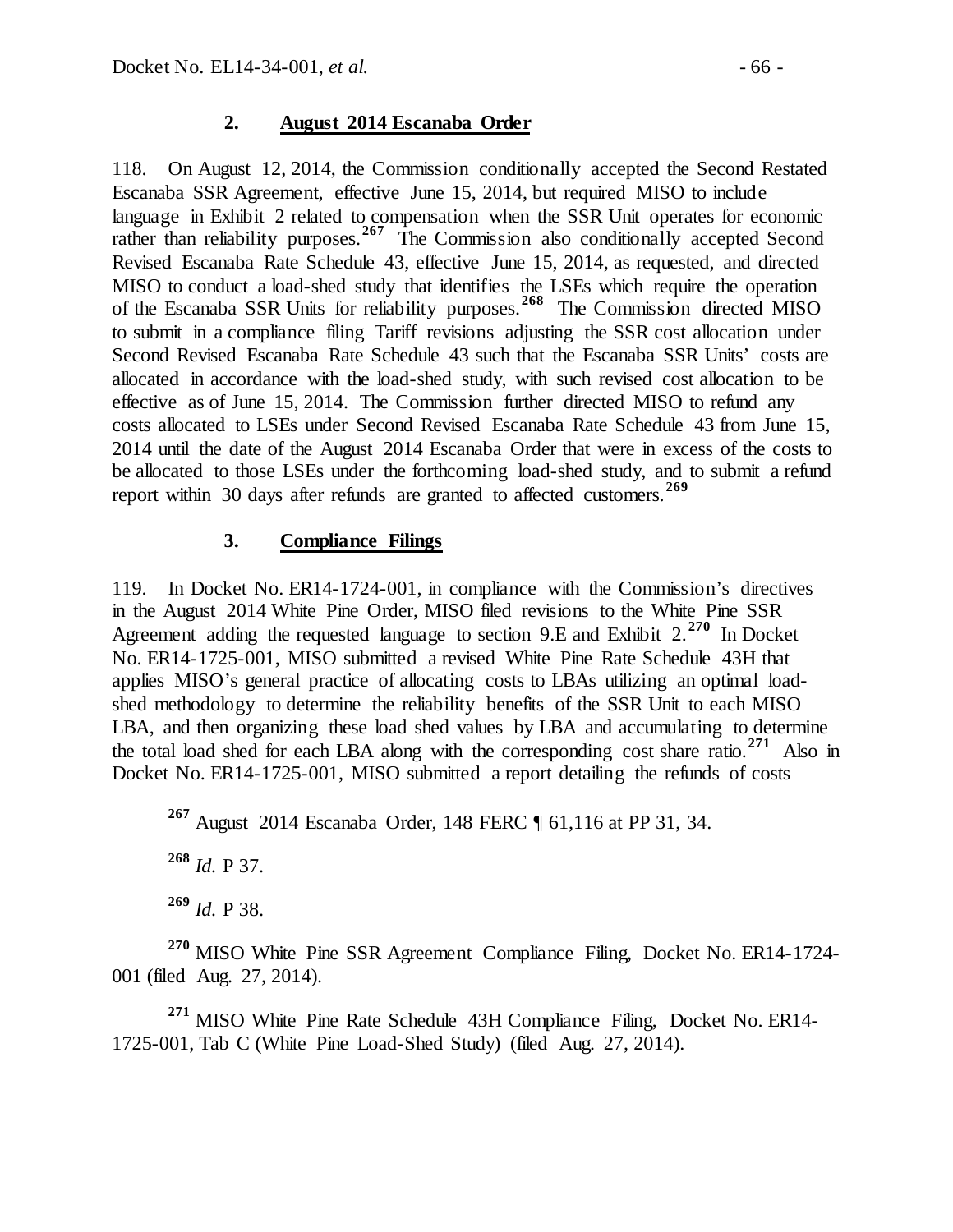### 2. August 2014 Escanaba Order

118. On August 12, 2014, the Commission conditionally accepted the Second Restated Escanaba SSR Agreement, effective June 15, 2014, but required MISO to include language in Exhibit 2 related to compensation when the SSR Unit operates for economic rather than reliability purposes.[267] The Commission also conditionally accepted Second Revised Escanaba Rate Schedule 43, effective June 15, 2014, as requested, and directed MISO to conduct a load-shed study that identifies the LSEs which require the operation of the Escanaba SSR Units for reliability purposes.[268] The Commission directed MISO to submit in a compliance filing Tariff revisions adjusting the SSR cost allocation under Second Revised Escanaba Rate Schedule 43 such that the Escanaba SSR Units' costs are allocated in accordance with the load-shed study, with such revised cost allocation to be effective as of June 15, 2014. The Commission further directed MISO to refund any costs allocated to LSEs under Second Revised Escanaba Rate Schedule 43 from June 15, 2014 until the date of the August 2014 Escanaba Order that were in excess of the costs to be allocated to those LSEs under the forthcoming load-shed study, and to submit a refund report within 30 days after refunds are granted to affected customers.[269]

### 3. Compliance Filings

119. In Docket No. ER14-1724-001, in compliance with the Commission's directives in the August 2014 White Pine Order, MISO filed revisions to the White Pine SSR Agreement adding the requested language to section 9.E and Exhibit 2.[270] In Docket No. ER14-1725-001, MISO submitted a revised White Pine Rate Schedule 43H that applies MISO's general practice of allocating costs to LBAs utilizing an optimal load-shed methodology to determine the reliability benefits of the SSR Unit to each MISO LBA, and then organizing these load shed values by LBA and accumulating to determine the total load shed for each LBA along with the corresponding cost share ratio.[271] Also in Docket No. ER14-1725-001, MISO submitted a report detailing the refunds of costs

---

[267] August 2014 Escanaba Order, 148 FERC ¶ 61,116 at PP 31, 34.

[268] *Id.* P 37.

[269] *Id.* P 38.

[270] MISO White Pine SSR Agreement Compliance Filing, Docket No. ER14-1724-001 (filed Aug. 27, 2014).

[271] MISO White Pine Rate Schedule 43H Compliance Filing, Docket No. ER14-1725-001, Tab C (White Pine Load-Shed Study) (filed Aug. 27, 2014).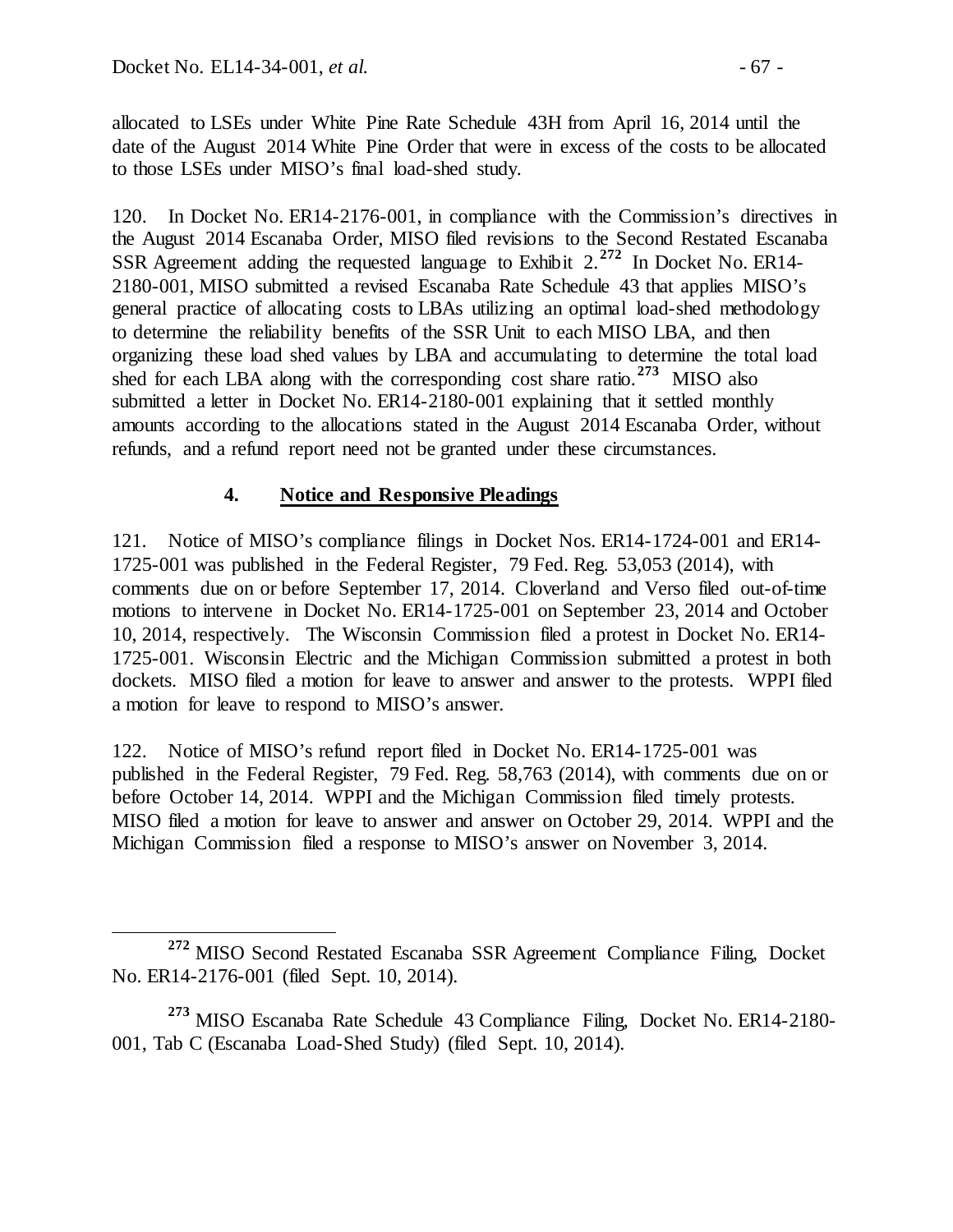allocated to LSEs under White Pine Rate Schedule 43H from April 16, 2014 until the date of the August 2014 White Pine Order that were in excess of the costs to be allocated to those LSEs under MISO's final load-shed study.

120. In Docket No. ER14-2176-001, in compliance with the Commission's directives in the August 2014 Escanaba Order, MISO filed revisions to the Second Restated Escanaba SSR Agreement adding the requested language to Exhibit 2.[272] In Docket No. ER14-2180-001, MISO submitted a revised Escanaba Rate Schedule 43 that applies MISO's general practice of allocating costs to LBAs utilizing an optimal load-shed methodology to determine the reliability benefits of the SSR Unit to each MISO LBA, and then organizing these load shed values by LBA and accumulating to determine the total load shed for each LBA along with the corresponding cost share ratio.[273] MISO also submitted a letter in Docket No. ER14-2180-001 explaining that it settled monthly amounts according to the allocations stated in the August 2014 Escanaba Order, without refunds, and a refund report need not be granted under these circumstances.

### 4. Notice and Responsive Pleadings

121. Notice of MISO's compliance filings in Docket Nos. ER14-1724-001 and ER14-1725-001 was published in the Federal Register, 79 Fed. Reg. 53,053 (2014), with comments due on or before September 17, 2014. Cloverland and Verso filed out-of-time motions to intervene in Docket No. ER14-1725-001 on September 23, 2014 and October 10, 2014, respectively. The Wisconsin Commission filed a protest in Docket No. ER14-1725-001. Wisconsin Electric and the Michigan Commission submitted a protest in both dockets. MISO filed a motion for leave to answer and answer to the protests. WPPI filed a motion for leave to respond to MISO's answer.

122. Notice of MISO's refund report filed in Docket No. ER14-1725-001 was published in the Federal Register, 79 Fed. Reg. 58,763 (2014), with comments due on or before October 14, 2014. WPPI and the Michigan Commission filed timely protests. MISO filed a motion for leave to answer and answer on October 29, 2014. WPPI and the Michigan Commission filed a response to MISO's answer on November 3, 2014.

---

[272] MISO Second Restated Escanaba SSR Agreement Compliance Filing, Docket No. ER14-2176-001 (filed Sept. 10, 2014).

[273] MISO Escanaba Rate Schedule 43 Compliance Filing, Docket No. ER14-2180-001, Tab C (Escanaba Load-Shed Study) (filed Sept. 10, 2014).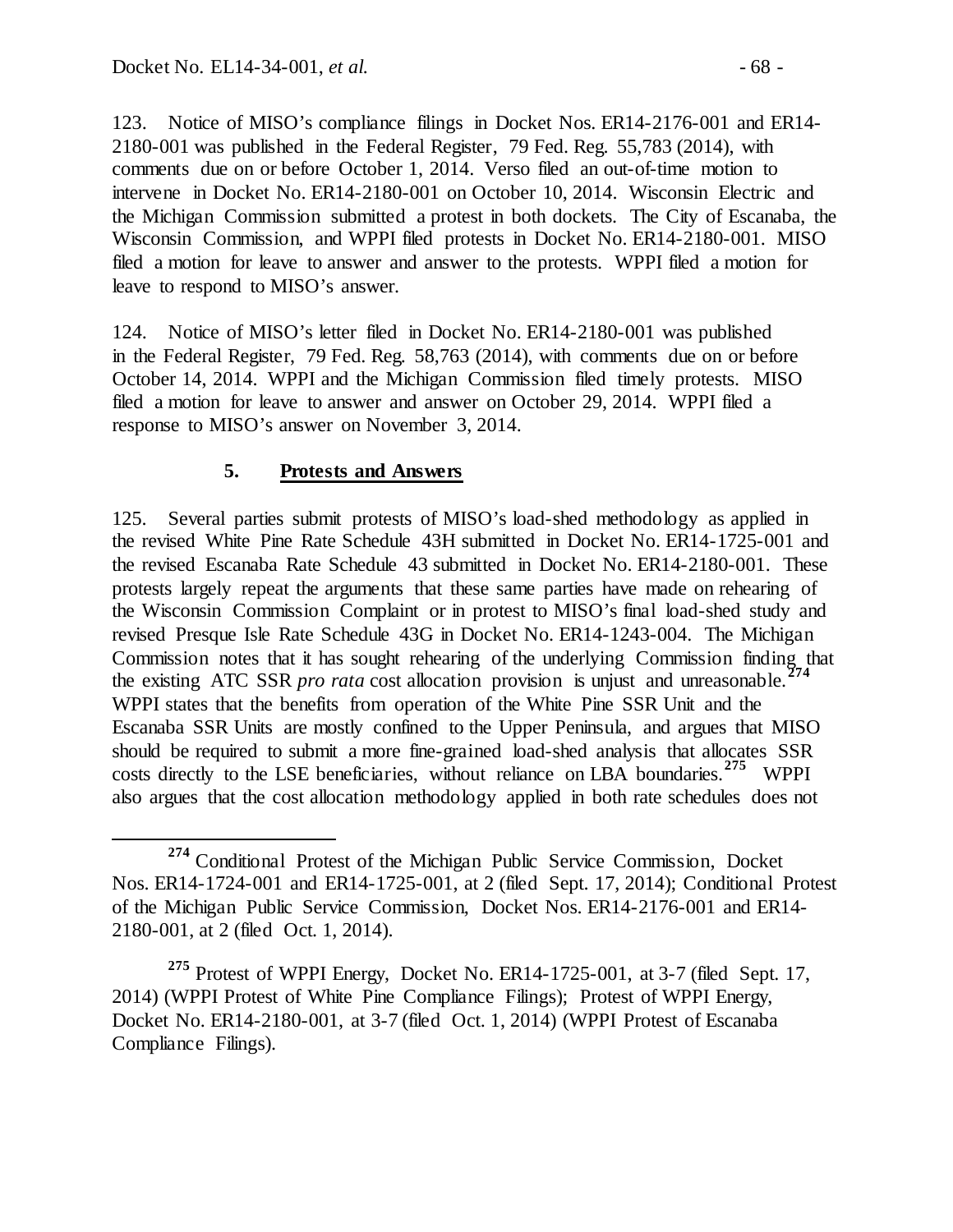123. Notice of MISO's compliance filings in Docket Nos. ER14-2176-001 and ER14-2180-001 was published in the Federal Register, 79 Fed. Reg. 55,783 (2014), with comments due on or before October 1, 2014. Verso filed an out-of-time motion to intervene in Docket No. ER14-2180-001 on October 10, 2014. Wisconsin Electric and the Michigan Commission submitted a protest in both dockets. The City of Escanaba, the Wisconsin Commission, and WPPI filed protests in Docket No. ER14-2180-001. MISO filed a motion for leave to answer and answer to the protests. WPPI filed a motion for leave to respond to MISO's answer.

124. Notice of MISO's letter filed in Docket No. ER14-2180-001 was published in the Federal Register, 79 Fed. Reg. 58,763 (2014), with comments due on or before October 14, 2014. WPPI and the Michigan Commission filed timely protests. MISO filed a motion for leave to answer and answer on October 29, 2014. WPPI filed a response to MISO's answer on November 3, 2014.

### 5. Protests and Answers

125. Several parties submit protests of MISO's load-shed methodology as applied in the revised White Pine Rate Schedule 43H submitted in Docket No. ER14-1725-001 and the revised Escanaba Rate Schedule 43 submitted in Docket No. ER14-2180-001. These protests largely repeat the arguments that these same parties have made on rehearing of the Wisconsin Commission Complaint or in protest to MISO's final load-shed study and revised Presque Isle Rate Schedule 43G in Docket No. ER14-1243-004. The Michigan Commission notes that it has sought rehearing of the underlying Commission finding that the existing ATC SSR *pro rata* cost allocation provision is unjust and unreasonable.[274] WPPI states that the benefits from operation of the White Pine SSR Unit and the Escanaba SSR Units are mostly confined to the Upper Peninsula, and argues that MISO should be required to submit a more fine-grained load-shed analysis that allocates SSR costs directly to the LSE beneficiaries, without reliance on LBA boundaries.[275] WPPI also argues that the cost allocation methodology applied in both rate schedules does not

---

[274] Conditional Protest of the Michigan Public Service Commission, Docket Nos. ER14-1724-001 and ER14-1725-001, at 2 (filed Sept. 17, 2014); Conditional Protest of the Michigan Public Service Commission, Docket Nos. ER14-2176-001 and ER14-2180-001, at 2 (filed Oct. 1, 2014).

[275] Protest of WPPI Energy, Docket No. ER14-1725-001, at 3-7 (filed Sept. 17, 2014) (WPPI Protest of White Pine Compliance Filings); Protest of WPPI Energy, Docket No. ER14-2180-001, at 3-7 (filed Oct. 1, 2014) (WPPI Protest of Escanaba Compliance Filings).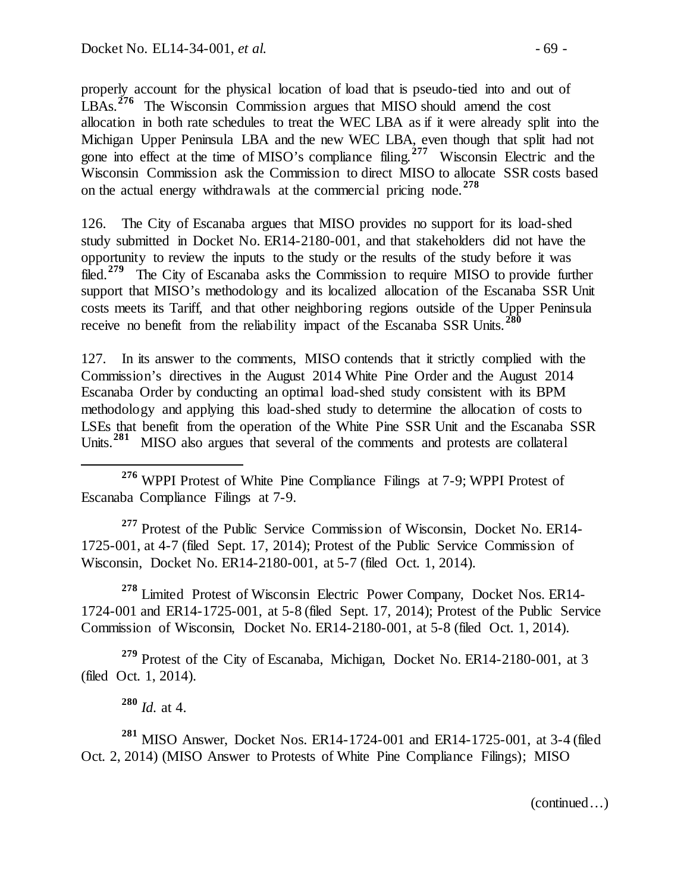properly account for the physical location of load that is pseudo-tied into and out of LBAs.[276] The Wisconsin Commission argues that MISO should amend the cost allocation in both rate schedules to treat the WEC LBA as if it were already split into the Michigan Upper Peninsula LBA and the new WEC LBA, even though that split had not gone into effect at the time of MISO's compliance filing.[277] Wisconsin Electric and the Wisconsin Commission ask the Commission to direct MISO to allocate SSR costs based on the actual energy withdrawals at the commercial pricing node.[278]

126. The City of Escanaba argues that MISO provides no support for its load-shed study submitted in Docket No. ER14-2180-001, and that stakeholders did not have the opportunity to review the inputs to the study or the results of the study before it was filed.[279] The City of Escanaba asks the Commission to require MISO to provide further support that MISO's methodology and its localized allocation of the Escanaba SSR Unit costs meets its Tariff, and that other neighboring regions outside of the Upper Peninsula receive no benefit from the reliability impact of the Escanaba SSR Units.[280]

127. In its answer to the comments, MISO contends that it strictly complied with the Commission's directives in the August 2014 White Pine Order and the August 2014 Escanaba Order by conducting an optimal load-shed study consistent with its BPM methodology and applying this load-shed study to determine the allocation of costs to LSEs that benefit from the operation of the White Pine SSR Unit and the Escanaba SSR Units.[281] MISO also argues that several of the comments and protests are collateral

---

[276] WPPI Protest of White Pine Compliance Filings at 7-9; WPPI Protest of Escanaba Compliance Filings at 7-9.

[277] Protest of the Public Service Commission of Wisconsin, Docket No. ER14-1725-001, at 4-7 (filed Sept. 17, 2014); Protest of the Public Service Commission of Wisconsin, Docket No. ER14-2180-001, at 5-7 (filed Oct. 1, 2014).

[278] Limited Protest of Wisconsin Electric Power Company, Docket Nos. ER14-1724-001 and ER14-1725-001, at 5-8 (filed Sept. 17, 2014); Protest of the Public Service Commission of Wisconsin, Docket No. ER14-2180-001, at 5-8 (filed Oct. 1, 2014).

[279] Protest of the City of Escanaba, Michigan, Docket No. ER14-2180-001, at 3 (filed Oct. 1, 2014).

[280] *Id.* at 4.

[281] MISO Answer, Docket Nos. ER14-1724-001 and ER14-1725-001, at 3-4 (filed Oct. 2, 2014) (MISO Answer to Protests of White Pine Compliance Filings); MISO

(continued…)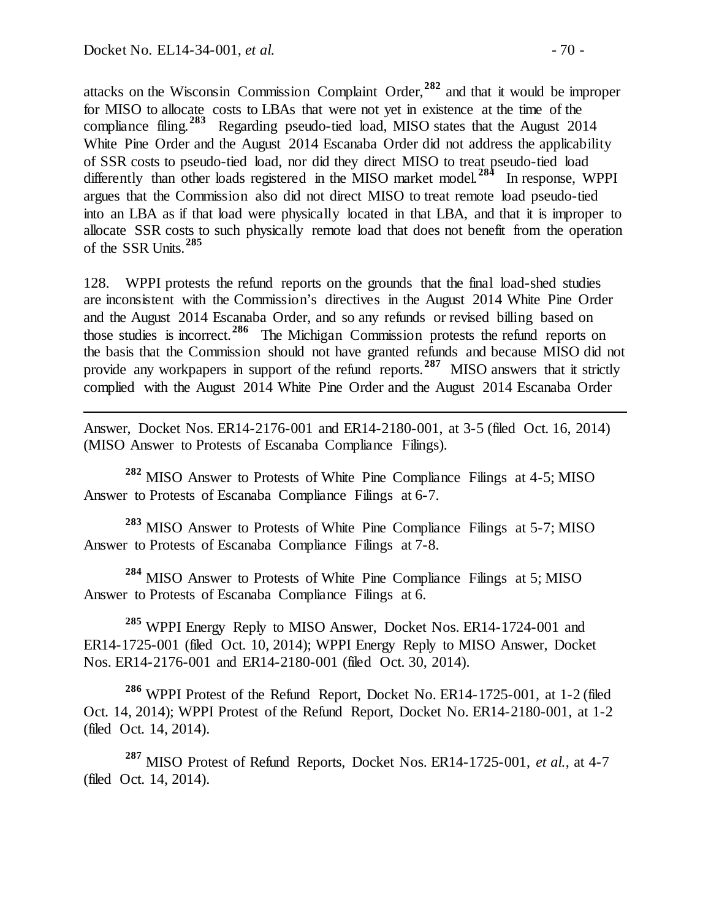attacks on the Wisconsin Commission Complaint Order,[282] and that it would be improper for MISO to allocate costs to LBAs that were not yet in existence at the time of the compliance filing.[283] Regarding pseudo-tied load, MISO states that the August 2014 White Pine Order and the August 2014 Escanaba Order did not address the applicability of SSR costs to pseudo-tied load, nor did they direct MISO to treat pseudo-tied load differently than other loads registered in the MISO market model.[284] In response, WPPI argues that the Commission also did not direct MISO to treat remote load pseudo-tied into an LBA as if that load were physically located in that LBA, and that it is improper to allocate SSR costs to such physically remote load that does not benefit from the operation of the SSR Units.[285]

128. WPPI protests the refund reports on the grounds that the final load-shed studies are inconsistent with the Commission's directives in the August 2014 White Pine Order and the August 2014 Escanaba Order, and so any refunds or revised billing based on those studies is incorrect.[286] The Michigan Commission protests the refund reports on the basis that the Commission should not have granted refunds and because MISO did not provide any workpapers in support of the refund reports.[287] MISO answers that it strictly complied with the August 2014 White Pine Order and the August 2014 Escanaba Order

---

Answer, Docket Nos. ER14-2176-001 and ER14-2180-001, at 3-5 (filed Oct. 16, 2014) (MISO Answer to Protests of Escanaba Compliance Filings).

[282] MISO Answer to Protests of White Pine Compliance Filings at 4-5; MISO Answer to Protests of Escanaba Compliance Filings at 6-7.

[283] MISO Answer to Protests of White Pine Compliance Filings at 5-7; MISO Answer to Protests of Escanaba Compliance Filings at 7-8.

[284] MISO Answer to Protests of White Pine Compliance Filings at 5; MISO Answer to Protests of Escanaba Compliance Filings at 6.

[285] WPPI Energy Reply to MISO Answer, Docket Nos. ER14-1724-001 and ER14-1725-001 (filed Oct. 10, 2014); WPPI Energy Reply to MISO Answer, Docket Nos. ER14-2176-001 and ER14-2180-001 (filed Oct. 30, 2014).

[286] WPPI Protest of the Refund Report, Docket No. ER14-1725-001, at 1-2 (filed Oct. 14, 2014); WPPI Protest of the Refund Report, Docket No. ER14-2180-001, at 1-2 (filed Oct. 14, 2014).

[287] MISO Protest of Refund Reports, Docket Nos. ER14-1725-001, *et al.*, at 4-7 (filed Oct. 14, 2014).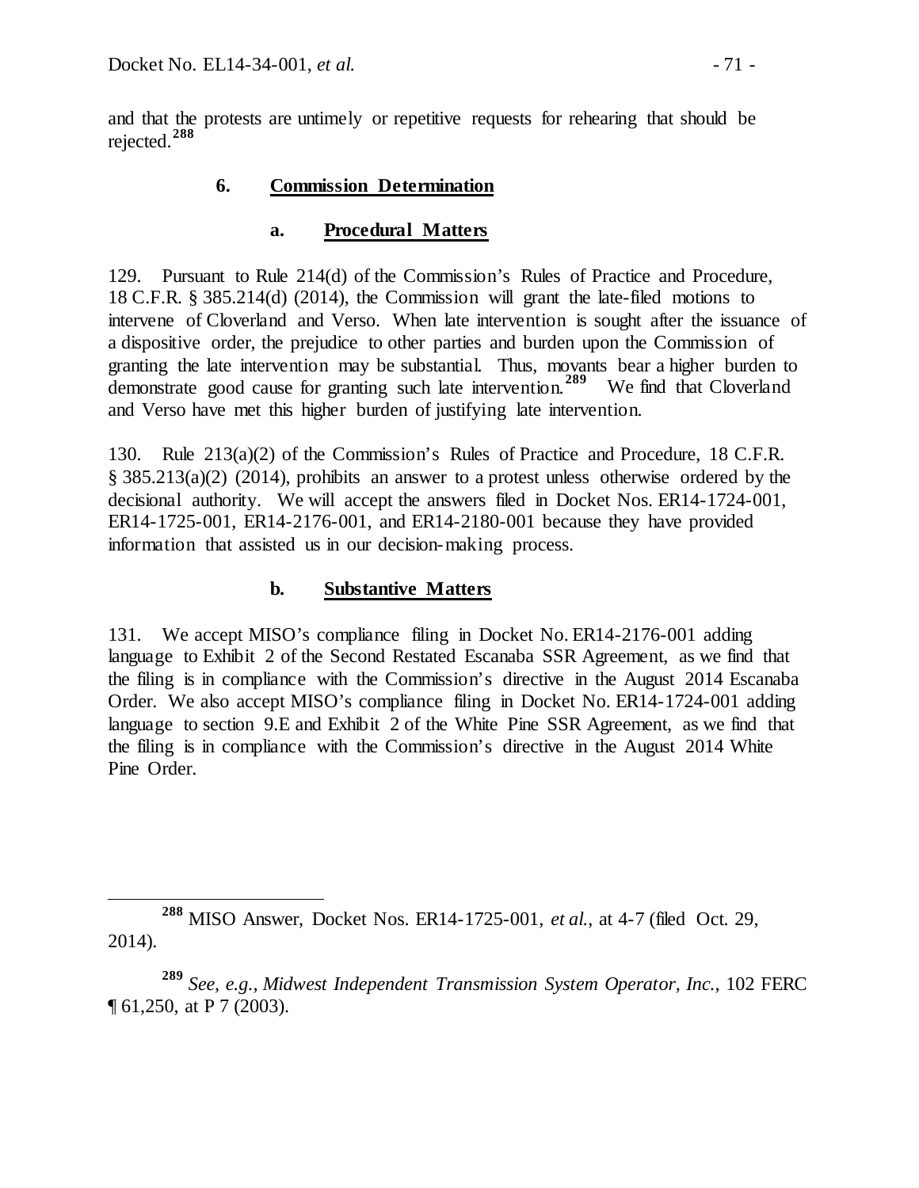and that the protests are untimely or repetitive requests for rehearing that should be rejected.[288]

### 6. Commission Determination

#### a. Procedural Matters

129. Pursuant to Rule 214(d) of the Commission's Rules of Practice and Procedure, 18 C.F.R. § 385.214(d) (2014), the Commission will grant the late-filed motions to intervene of Cloverland and Verso. When late intervention is sought after the issuance of a dispositive order, the prejudice to other parties and burden upon the Commission of granting the late intervention may be substantial. Thus, movants bear a higher burden to demonstrate good cause for granting such late intervention.[289] We find that Cloverland and Verso have met this higher burden of justifying late intervention.

130. Rule 213(a)(2) of the Commission's Rules of Practice and Procedure, 18 C.F.R. § 385.213(a)(2) (2014), prohibits an answer to a protest unless otherwise ordered by the decisional authority. We will accept the answers filed in Docket Nos. ER14-1724-001, ER14-1725-001, ER14-2176-001, and ER14-2180-001 because they have provided information that assisted us in our decision-making process.

#### b. Substantive Matters

131. We accept MISO's compliance filing in Docket No. ER14-2176-001 adding language to Exhibit 2 of the Second Restated Escanaba SSR Agreement, as we find that the filing is in compliance with the Commission's directive in the August 2014 Escanaba Order. We also accept MISO's compliance filing in Docket No. ER14-1724-001 adding language to section 9.E and Exhibit 2 of the White Pine SSR Agreement, as we find that the filing is in compliance with the Commission's directive in the August 2014 White Pine Order.

---

[288] MISO Answer, Docket Nos. ER14-1725-001, *et al.*, at 4-7 (filed Oct. 29, 2014).

[289] *See, e.g., Midwest Independent Transmission System Operator, Inc.*, 102 FERC ¶ 61,250, at P 7 (2003).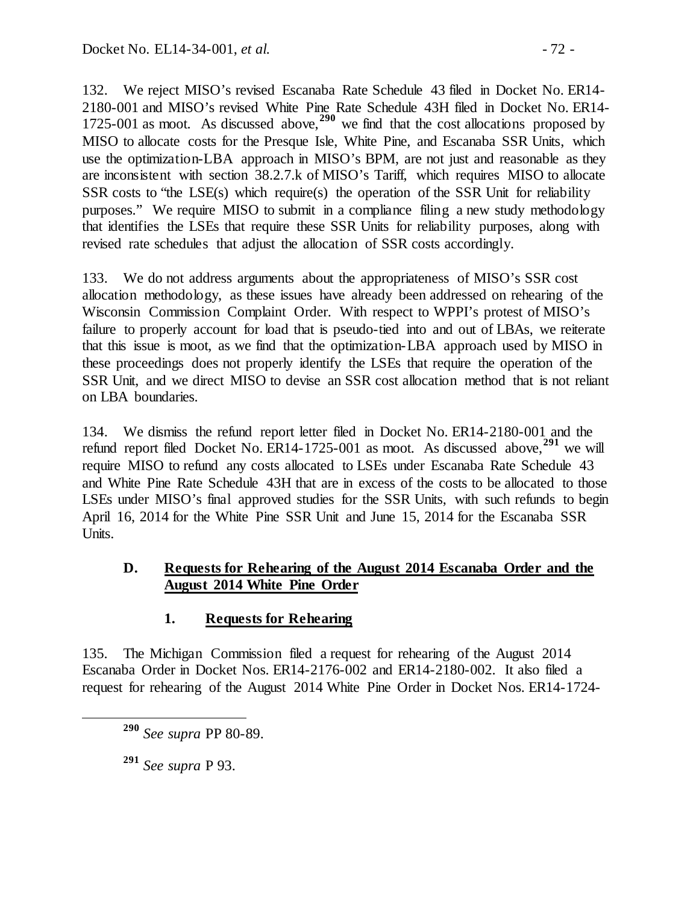132. We reject MISO's revised Escanaba Rate Schedule 43 filed in Docket No. ER14-2180-001 and MISO's revised White Pine Rate Schedule 43H filed in Docket No. ER14-1725-001 as moot. As discussed above,[290] we find that the cost allocations proposed by MISO to allocate costs for the Presque Isle, White Pine, and Escanaba SSR Units, which use the optimization-LBA approach in MISO's BPM, are not just and reasonable as they are inconsistent with section 38.2.7.k of MISO's Tariff, which requires MISO to allocate SSR costs to "the LSE(s) which require(s) the operation of the SSR Unit for reliability purposes." We require MISO to submit in a compliance filing a new study methodology that identifies the LSEs that require these SSR Units for reliability purposes, along with revised rate schedules that adjust the allocation of SSR costs accordingly.

133. We do not address arguments about the appropriateness of MISO's SSR cost allocation methodology, as these issues have already been addressed on rehearing of the Wisconsin Commission Complaint Order. With respect to WPPI's protest of MISO's failure to properly account for load that is pseudo-tied into and out of LBAs, we reiterate that this issue is moot, as we find that the optimization-LBA approach used by MISO in these proceedings does not properly identify the LSEs that require the operation of the SSR Unit, and we direct MISO to devise an SSR cost allocation method that is not reliant on LBA boundaries.

134. We dismiss the refund report letter filed in Docket No. ER14-2180-001 and the refund report filed Docket No. ER14-1725-001 as moot. As discussed above,[291] we will require MISO to refund any costs allocated to LSEs under Escanaba Rate Schedule 43 and White Pine Rate Schedule 43H that are in excess of the costs to be allocated to those LSEs under MISO's final approved studies for the SSR Units, with such refunds to begin April 16, 2014 for the White Pine SSR Unit and June 15, 2014 for the Escanaba SSR Units.

### D. Requests for Rehearing of the August 2014 Escanaba Order and the August 2014 White Pine Order

#### 1. Requests for Rehearing

135. The Michigan Commission filed a request for rehearing of the August 2014 Escanaba Order in Docket Nos. ER14-2176-002 and ER14-2180-002. It also filed a request for rehearing of the August 2014 White Pine Order in Docket Nos. ER14-1724-

---

[290] *See supra* PP 80-89.

[291] *See supra* P 93.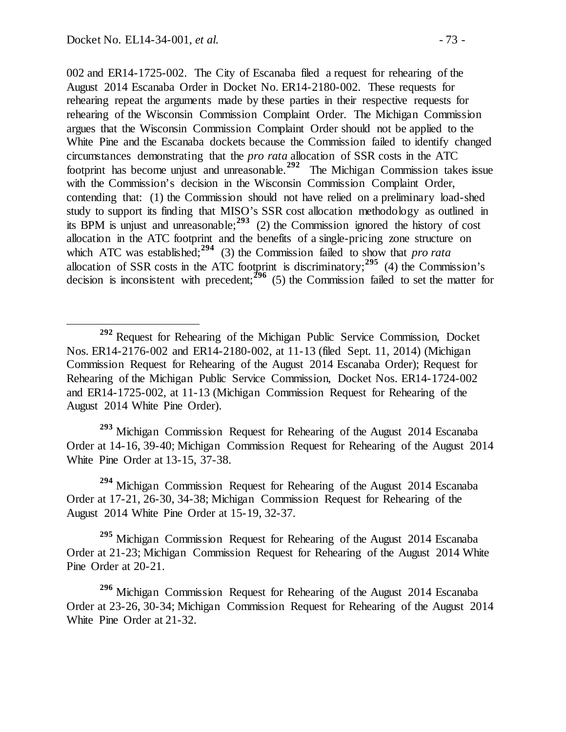002 and ER14-1725-002. The City of Escanaba filed a request for rehearing of the August 2014 Escanaba Order in Docket No. ER14-2180-002. These requests for rehearing repeat the arguments made by these parties in their respective requests for rehearing of the Wisconsin Commission Complaint Order. The Michigan Commission argues that the Wisconsin Commission Complaint Order should not be applied to the White Pine and the Escanaba dockets because the Commission failed to identify changed circumstances demonstrating that the *pro rata* allocation of SSR costs in the ATC footprint has become unjust and unreasonable.[292] The Michigan Commission takes issue with the Commission's decision in the Wisconsin Commission Complaint Order, contending that: (1) the Commission should not have relied on a preliminary load-shed study to support its finding that MISO's SSR cost allocation methodology as outlined in its BPM is unjust and unreasonable;[293] (2) the Commission ignored the history of cost allocation in the ATC footprint and the benefits of a single-pricing zone structure on which ATC was established;[294] (3) the Commission failed to show that *pro rata* allocation of SSR costs in the ATC footprint is discriminatory;[295] (4) the Commission's decision is inconsistent with precedent;[296] (5) the Commission failed to set the matter for

[292] Request for Rehearing of the Michigan Public Service Commission, Docket Nos. ER14-2176-002 and ER14-2180-002, at 11-13 (filed Sept. 11, 2014) (Michigan Commission Request for Rehearing of the August 2014 Escanaba Order); Request for Rehearing of the Michigan Public Service Commission, Docket Nos. ER14-1724-002 and ER14-1725-002, at 11-13 (Michigan Commission Request for Rehearing of the August 2014 White Pine Order).

[293] Michigan Commission Request for Rehearing of the August 2014 Escanaba Order at 14-16, 39-40; Michigan Commission Request for Rehearing of the August 2014 White Pine Order at 13-15, 37-38.

[294] Michigan Commission Request for Rehearing of the August 2014 Escanaba Order at 17-21, 26-30, 34-38; Michigan Commission Request for Rehearing of the August 2014 White Pine Order at 15-19, 32-37.

[295] Michigan Commission Request for Rehearing of the August 2014 Escanaba Order at 21-23; Michigan Commission Request for Rehearing of the August 2014 White Pine Order at 20-21.

[296] Michigan Commission Request for Rehearing of the August 2014 Escanaba Order at 23-26, 30-34; Michigan Commission Request for Rehearing of the August 2014 White Pine Order at 21-32.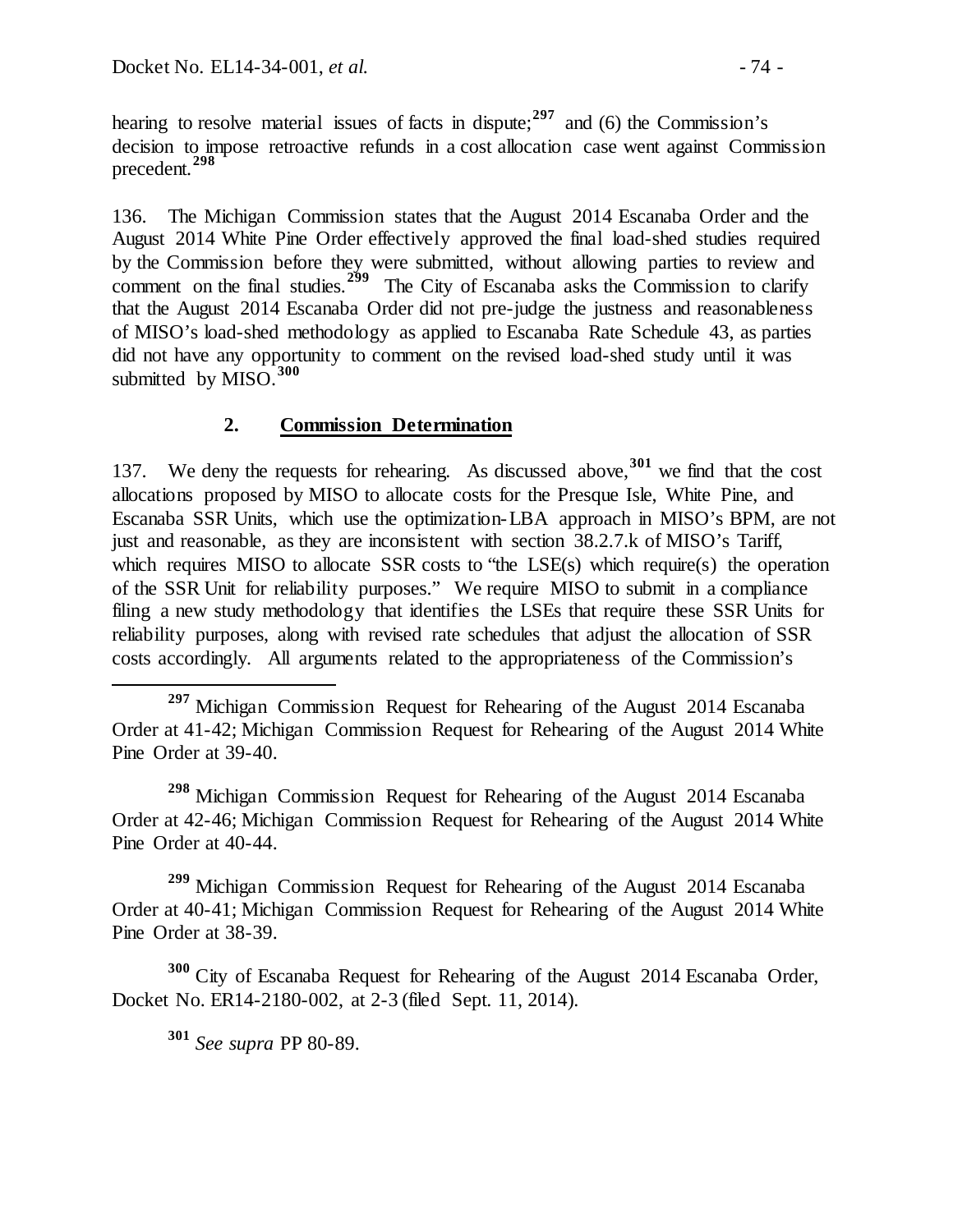hearing to resolve material issues of facts in dispute;[297] and (6) the Commission's decision to impose retroactive refunds in a cost allocation case went against Commission precedent.[298]

136. The Michigan Commission states that the August 2014 Escanaba Order and the August 2014 White Pine Order effectively approved the final load-shed studies required by the Commission before they were submitted, without allowing parties to review and comment on the final studies.[299] The City of Escanaba asks the Commission to clarify that the August 2014 Escanaba Order did not pre-judge the justness and reasonableness of MISO's load-shed methodology as applied to Escanaba Rate Schedule 43, as parties did not have any opportunity to comment on the revised load-shed study until it was submitted by MISO.[300]

### 2. Commission Determination

137. We deny the requests for rehearing. As discussed above,[301] we find that the cost allocations proposed by MISO to allocate costs for the Presque Isle, White Pine, and Escanaba SSR Units, which use the optimization-LBA approach in MISO's BPM, are not just and reasonable, as they are inconsistent with section 38.2.7.k of MISO's Tariff, which requires MISO to allocate SSR costs to "the LSE(s) which require(s) the operation of the SSR Unit for reliability purposes." We require MISO to submit in a compliance filing a new study methodology that identifies the LSEs that require these SSR Units for reliability purposes, along with revised rate schedules that adjust the allocation of SSR costs accordingly. All arguments related to the appropriateness of the Commission's

---

[297] Michigan Commission Request for Rehearing of the August 2014 Escanaba Order at 41-42; Michigan Commission Request for Rehearing of the August 2014 White Pine Order at 39-40.

[298] Michigan Commission Request for Rehearing of the August 2014 Escanaba Order at 42-46; Michigan Commission Request for Rehearing of the August 2014 White Pine Order at 40-44.

[299] Michigan Commission Request for Rehearing of the August 2014 Escanaba Order at 40-41; Michigan Commission Request for Rehearing of the August 2014 White Pine Order at 38-39.

[300] City of Escanaba Request for Rehearing of the August 2014 Escanaba Order, Docket No. ER14-2180-002, at 2-3 (filed Sept. 11, 2014).

[301] *See supra* PP 80-89.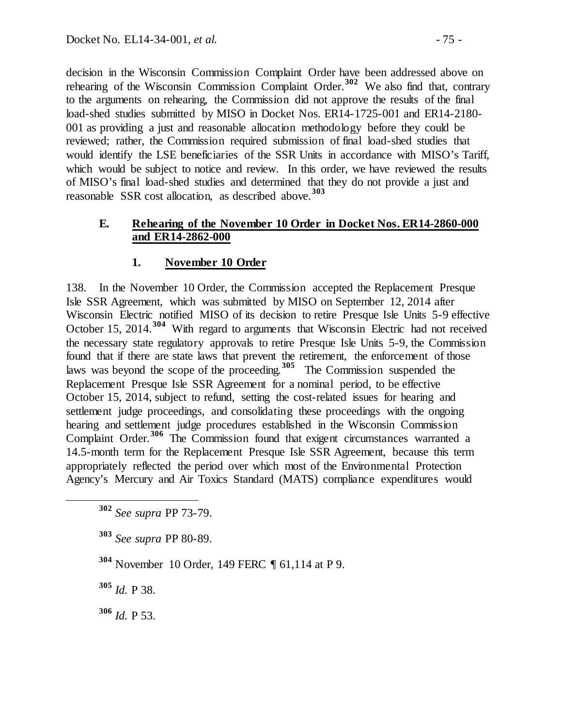decision in the Wisconsin Commission Complaint Order have been addressed above on rehearing of the Wisconsin Commission Complaint Order.[302] We also find that, contrary to the arguments on rehearing, the Commission did not approve the results of the final load-shed studies submitted by MISO in Docket Nos. ER14-1725-001 and ER14-2180-001 as providing a just and reasonable allocation methodology before they could be reviewed; rather, the Commission required submission of final load-shed studies that would identify the LSE beneficiaries of the SSR Units in accordance with MISO's Tariff, which would be subject to notice and review. In this order, we have reviewed the results of MISO's final load-shed studies and determined that they do not provide a just and reasonable SSR cost allocation, as described above.[303]

### E. Rehearing of the November 10 Order in Docket Nos. ER14-2860-000 and ER14-2862-000

#### 1. November 10 Order

138. In the November 10 Order, the Commission accepted the Replacement Presque Isle SSR Agreement, which was submitted by MISO on September 12, 2014 after Wisconsin Electric notified MISO of its decision to retire Presque Isle Units 5-9 effective October 15, 2014.[304] With regard to arguments that Wisconsin Electric had not received the necessary state regulatory approvals to retire Presque Isle Units 5-9, the Commission found that if there are state laws that prevent the retirement, the enforcement of those laws was beyond the scope of the proceeding.[305] The Commission suspended the Replacement Presque Isle SSR Agreement for a nominal period, to be effective October 15, 2014, subject to refund, setting the cost-related issues for hearing and settlement judge proceedings, and consolidating these proceedings with the ongoing hearing and settlement judge procedures established in the Wisconsin Commission Complaint Order.[306] The Commission found that exigent circumstances warranted a 14.5-month term for the Replacement Presque Isle SSR Agreement, because this term appropriately reflected the period over which most of the Environmental Protection Agency's Mercury and Air Toxics Standard (MATS) compliance expenditures would

[302] *See supra* PP 73-79.

[303] *See supra* PP 80-89.

[304] November 10 Order, 149 FERC ¶ 61,114 at P 9.

[305] *Id.* P 38.

[306] *Id.* P 53.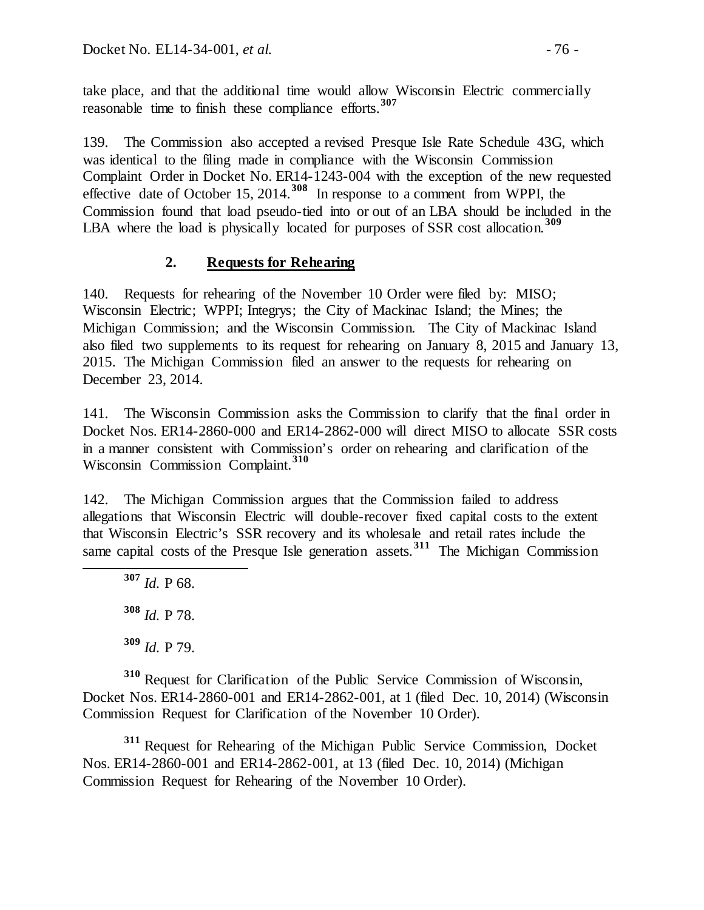take place, and that the additional time would allow Wisconsin Electric commercially reasonable time to finish these compliance efforts.[307]

139. The Commission also accepted a revised Presque Isle Rate Schedule 43G, which was identical to the filing made in compliance with the Wisconsin Commission Complaint Order in Docket No. ER14-1243-004 with the exception of the new requested effective date of October 15, 2014.[308] In response to a comment from WPPI, the Commission found that load pseudo-tied into or out of an LBA should be included in the LBA where the load is physically located for purposes of SSR cost allocation.[309]

### 2. Requests for Rehearing

140. Requests for rehearing of the November 10 Order were filed by: MISO; Wisconsin Electric; WPPI; Integrys; the City of Mackinac Island; the Mines; the Michigan Commission; and the Wisconsin Commission. The City of Mackinac Island also filed two supplements to its request for rehearing on January 8, 2015 and January 13, 2015. The Michigan Commission filed an answer to the requests for rehearing on December 23, 2014.

141. The Wisconsin Commission asks the Commission to clarify that the final order in Docket Nos. ER14-2860-000 and ER14-2862-000 will direct MISO to allocate SSR costs in a manner consistent with Commission's order on rehearing and clarification of the Wisconsin Commission Complaint.[310]

142. The Michigan Commission argues that the Commission failed to address allegations that Wisconsin Electric will double-recover fixed capital costs to the extent that Wisconsin Electric's SSR recovery and its wholesale and retail rates include the same capital costs of the Presque Isle generation assets.[311] The Michigan Commission

---

[307] *Id.* P 68.

[308] *Id.* P 78.

[309] *Id.* P 79.

[310] Request for Clarification of the Public Service Commission of Wisconsin, Docket Nos. ER14-2860-001 and ER14-2862-001, at 1 (filed Dec. 10, 2014) (Wisconsin Commission Request for Clarification of the November 10 Order).

[311] Request for Rehearing of the Michigan Public Service Commission, Docket Nos. ER14-2860-001 and ER14-2862-001, at 13 (filed Dec. 10, 2014) (Michigan Commission Request for Rehearing of the November 10 Order).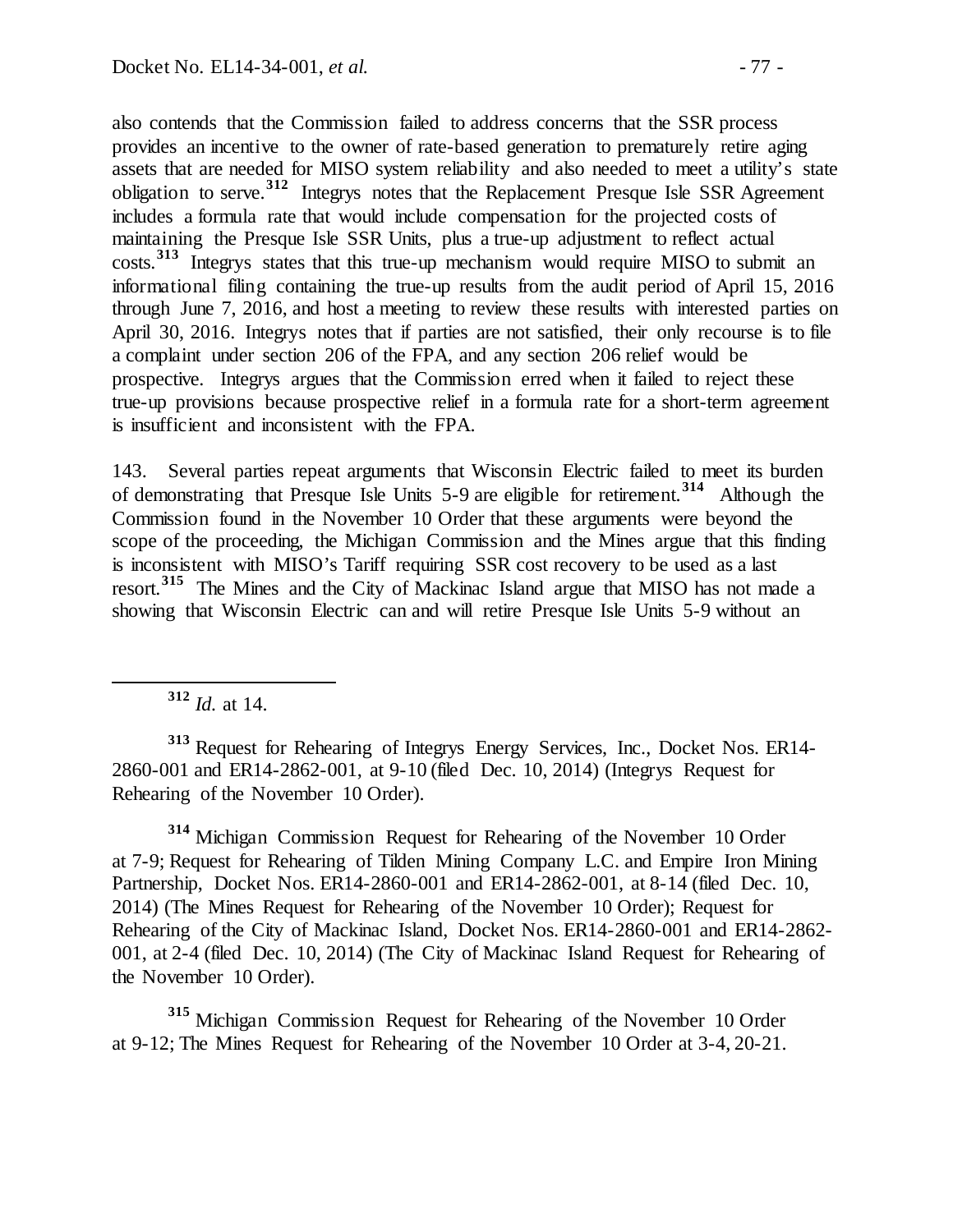also contends that the Commission failed to address concerns that the SSR process provides an incentive to the owner of rate-based generation to prematurely retire aging assets that are needed for MISO system reliability and also needed to meet a utility's state obligation to serve.[312] Integrys notes that the Replacement Presque Isle SSR Agreement includes a formula rate that would include compensation for the projected costs of maintaining the Presque Isle SSR Units, plus a true-up adjustment to reflect actual costs.[313] Integrys states that this true-up mechanism would require MISO to submit an informational filing containing the true-up results from the audit period of April 15, 2016 through June 7, 2016, and host a meeting to review these results with interested parties on April 30, 2016. Integrys notes that if parties are not satisfied, their only recourse is to file a complaint under section 206 of the FPA, and any section 206 relief would be prospective. Integrys argues that the Commission erred when it failed to reject these true-up provisions because prospective relief in a formula rate for a short-term agreement is insufficient and inconsistent with the FPA.

143. Several parties repeat arguments that Wisconsin Electric failed to meet its burden of demonstrating that Presque Isle Units 5-9 are eligible for retirement.[314] Although the Commission found in the November 10 Order that these arguments were beyond the scope of the proceeding, the Michigan Commission and the Mines argue that this finding is inconsistent with MISO's Tariff requiring SSR cost recovery to be used as a last resort.[315] The Mines and the City of Mackinac Island argue that MISO has not made a showing that Wisconsin Electric can and will retire Presque Isle Units 5-9 without an

---

[312] *Id.* at 14.

[313] Request for Rehearing of Integrys Energy Services, Inc., Docket Nos. ER14-2860-001 and ER14-2862-001, at 9-10 (filed Dec. 10, 2014) (Integrys Request for Rehearing of the November 10 Order).

[314] Michigan Commission Request for Rehearing of the November 10 Order at 7-9; Request for Rehearing of Tilden Mining Company L.C. and Empire Iron Mining Partnership, Docket Nos. ER14-2860-001 and ER14-2862-001, at 8-14 (filed Dec. 10, 2014) (The Mines Request for Rehearing of the November 10 Order); Request for Rehearing of the City of Mackinac Island, Docket Nos. ER14-2860-001 and ER14-2862-001, at 2-4 (filed Dec. 10, 2014) (The City of Mackinac Island Request for Rehearing of the November 10 Order).

[315] Michigan Commission Request for Rehearing of the November 10 Order at 9-12; The Mines Request for Rehearing of the November 10 Order at 3-4, 20-21.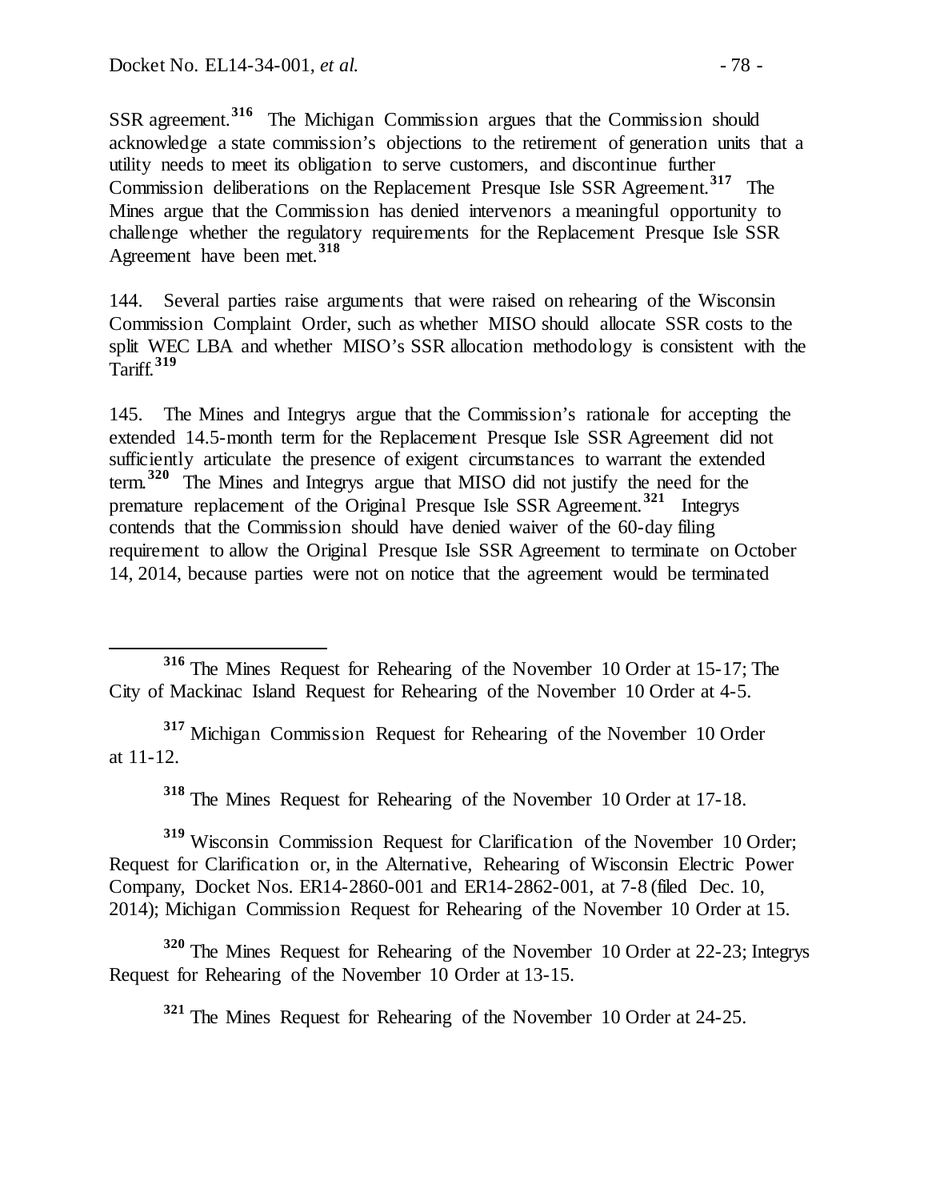SSR agreement.[316] The Michigan Commission argues that the Commission should acknowledge a state commission's objections to the retirement of generation units that a utility needs to meet its obligation to serve customers, and discontinue further Commission deliberations on the Replacement Presque Isle SSR Agreement.[317] The Mines argue that the Commission has denied intervenors a meaningful opportunity to challenge whether the regulatory requirements for the Replacement Presque Isle SSR Agreement have been met.[318]

144. Several parties raise arguments that were raised on rehearing of the Wisconsin Commission Complaint Order, such as whether MISO should allocate SSR costs to the split WEC LBA and whether MISO's SSR allocation methodology is consistent with the Tariff.[319]

145. The Mines and Integrys argue that the Commission's rationale for accepting the extended 14.5-month term for the Replacement Presque Isle SSR Agreement did not sufficiently articulate the presence of exigent circumstances to warrant the extended term.[320] The Mines and Integrys argue that MISO did not justify the need for the premature replacement of the Original Presque Isle SSR Agreement.[321] Integrys contends that the Commission should have denied waiver of the 60-day filing requirement to allow the Original Presque Isle SSR Agreement to terminate on October 14, 2014, because parties were not on notice that the agreement would be terminated

---

[316] The Mines Request for Rehearing of the November 10 Order at 15-17; The City of Mackinac Island Request for Rehearing of the November 10 Order at 4-5.

[317] Michigan Commission Request for Rehearing of the November 10 Order at 11-12.

[318] The Mines Request for Rehearing of the November 10 Order at 17-18.

[319] Wisconsin Commission Request for Clarification of the November 10 Order; Request for Clarification or, in the Alternative, Rehearing of Wisconsin Electric Power Company, Docket Nos. ER14-2860-001 and ER14-2862-001, at 7-8 (filed Dec. 10, 2014); Michigan Commission Request for Rehearing of the November 10 Order at 15.

[320] The Mines Request for Rehearing of the November 10 Order at 22-23; Integrys Request for Rehearing of the November 10 Order at 13-15.

[321] The Mines Request for Rehearing of the November 10 Order at 24-25.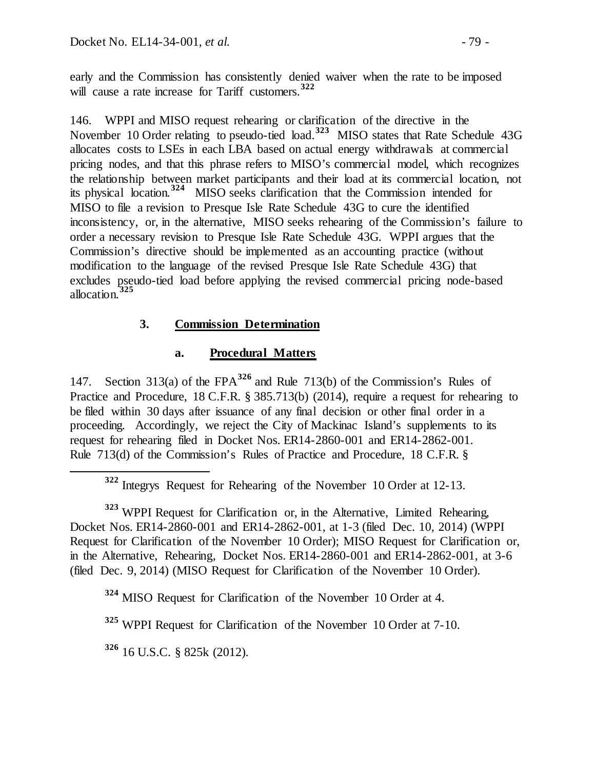early and the Commission has consistently denied waiver when the rate to be imposed will cause a rate increase for Tariff customers.[322]

146. WPPI and MISO request rehearing or clarification of the directive in the November 10 Order relating to pseudo-tied load.[323] MISO states that Rate Schedule 43G allocates costs to LSEs in each LBA based on actual energy withdrawals at commercial pricing nodes, and that this phrase refers to MISO's commercial model, which recognizes the relationship between market participants and their load at its commercial location, not its physical location.[324] MISO seeks clarification that the Commission intended for MISO to file a revision to Presque Isle Rate Schedule 43G to cure the identified inconsistency, or, in the alternative, MISO seeks rehearing of the Commission's failure to order a necessary revision to Presque Isle Rate Schedule 43G. WPPI argues that the Commission's directive should be implemented as an accounting practice (without modification to the language of the revised Presque Isle Rate Schedule 43G) that excludes pseudo-tied load before applying the revised commercial pricing node-based allocation.[325]

### 3. Commission Determination

#### a. Procedural Matters

147. Section 313(a) of the FPA[326] and Rule 713(b) of the Commission's Rules of Practice and Procedure, 18 C.F.R. § 385.713(b) (2014), require a request for rehearing to be filed within 30 days after issuance of any final decision or other final order in a proceeding. Accordingly, we reject the City of Mackinac Island's supplements to its request for rehearing filed in Docket Nos. ER14-2860-001 and ER14-2862-001. Rule 713(d) of the Commission's Rules of Practice and Procedure, 18 C.F.R. §

---

[322] Integrys Request for Rehearing of the November 10 Order at 12-13.

[323] WPPI Request for Clarification or, in the Alternative, Limited Rehearing, Docket Nos. ER14-2860-001 and ER14-2862-001, at 1-3 (filed Dec. 10, 2014) (WPPI Request for Clarification of the November 10 Order); MISO Request for Clarification or, in the Alternative, Rehearing, Docket Nos. ER14-2860-001 and ER14-2862-001, at 3-6 (filed Dec. 9, 2014) (MISO Request for Clarification of the November 10 Order).

[324] MISO Request for Clarification of the November 10 Order at 4.

[325] WPPI Request for Clarification of the November 10 Order at 7-10.

[326] 16 U.S.C. § 825k (2012).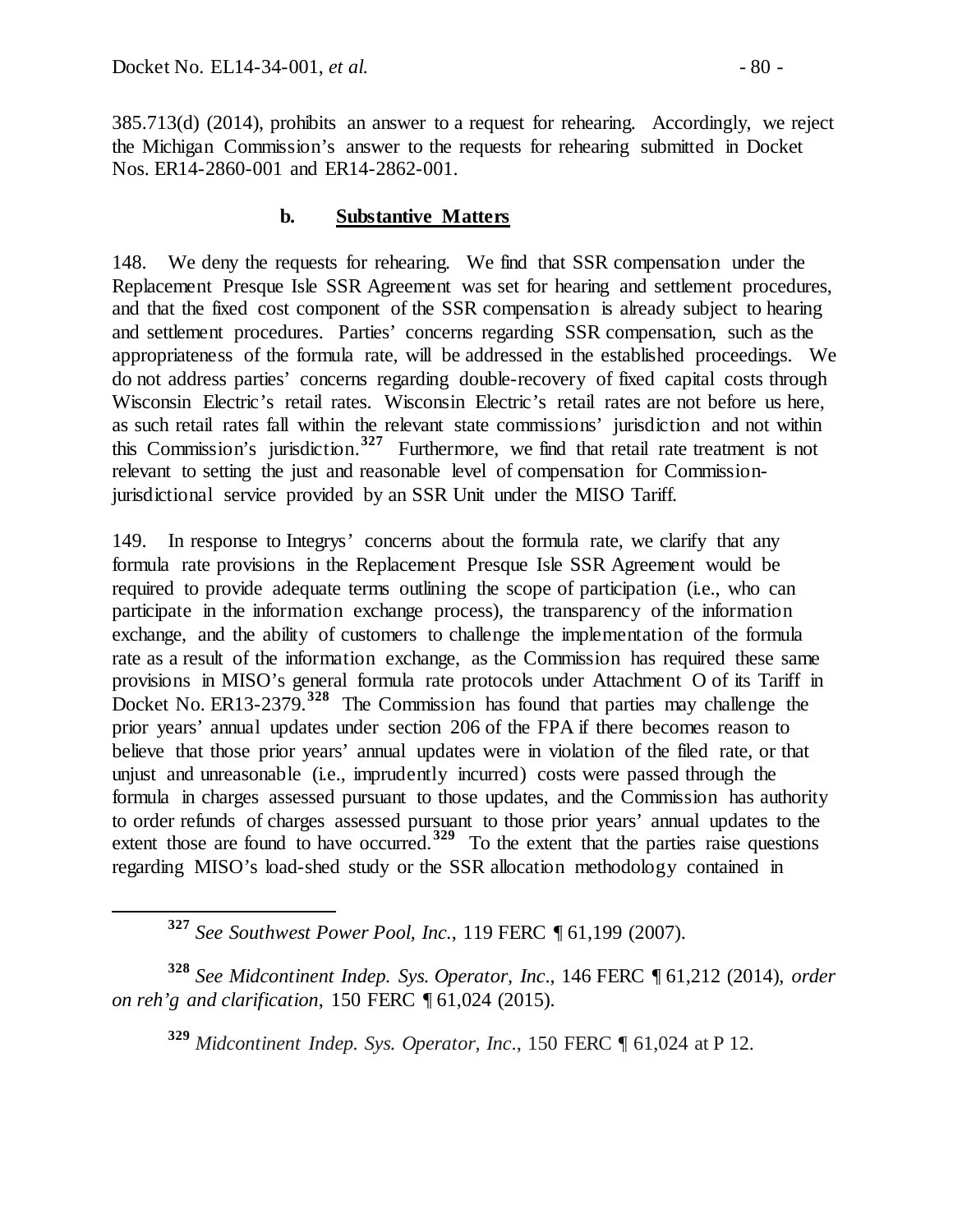385.713(d) (2014), prohibits an answer to a request for rehearing. Accordingly, we reject the Michigan Commission's answer to the requests for rehearing submitted in Docket Nos. ER14-2860-001 and ER14-2862-001.

### b. Substantive Matters

148. We deny the requests for rehearing. We find that SSR compensation under the Replacement Presque Isle SSR Agreement was set for hearing and settlement procedures, and that the fixed cost component of the SSR compensation is already subject to hearing and settlement procedures. Parties' concerns regarding SSR compensation, such as the appropriateness of the formula rate, will be addressed in the established proceedings. We do not address parties' concerns regarding double-recovery of fixed capital costs through Wisconsin Electric's retail rates. Wisconsin Electric's retail rates are not before us here, as such retail rates fall within the relevant state commissions' jurisdiction and not within this Commission's jurisdiction.[327] Furthermore, we find that retail rate treatment is not relevant to setting the just and reasonable level of compensation for Commission-jurisdictional service provided by an SSR Unit under the MISO Tariff.

149. In response to Integrys' concerns about the formula rate, we clarify that any formula rate provisions in the Replacement Presque Isle SSR Agreement would be required to provide adequate terms outlining the scope of participation (i.e., who can participate in the information exchange process), the transparency of the information exchange, and the ability of customers to challenge the implementation of the formula rate as a result of the information exchange, as the Commission has required these same provisions in MISO's general formula rate protocols under Attachment O of its Tariff in Docket No. ER13-2379.[328] The Commission has found that parties may challenge the prior years' annual updates under section 206 of the FPA if there becomes reason to believe that those prior years' annual updates were in violation of the filed rate, or that unjust and unreasonable (i.e., imprudently incurred) costs were passed through the formula in charges assessed pursuant to those updates, and the Commission has authority to order refunds of charges assessed pursuant to those prior years' annual updates to the extent those are found to have occurred.[329] To the extent that the parties raise questions regarding MISO's load-shed study or the SSR allocation methodology contained in

---

[327] *See Southwest Power Pool, Inc.*, 119 FERC ¶ 61,199 (2007).

[328] *See Midcontinent Indep. Sys. Operator, Inc.*, 146 FERC ¶ 61,212 (2014), *order on reh'g and clarification*, 150 FERC ¶ 61,024 (2015).

[329] *Midcontinent Indep. Sys. Operator, Inc.*, 150 FERC ¶ 61,024 at P 12.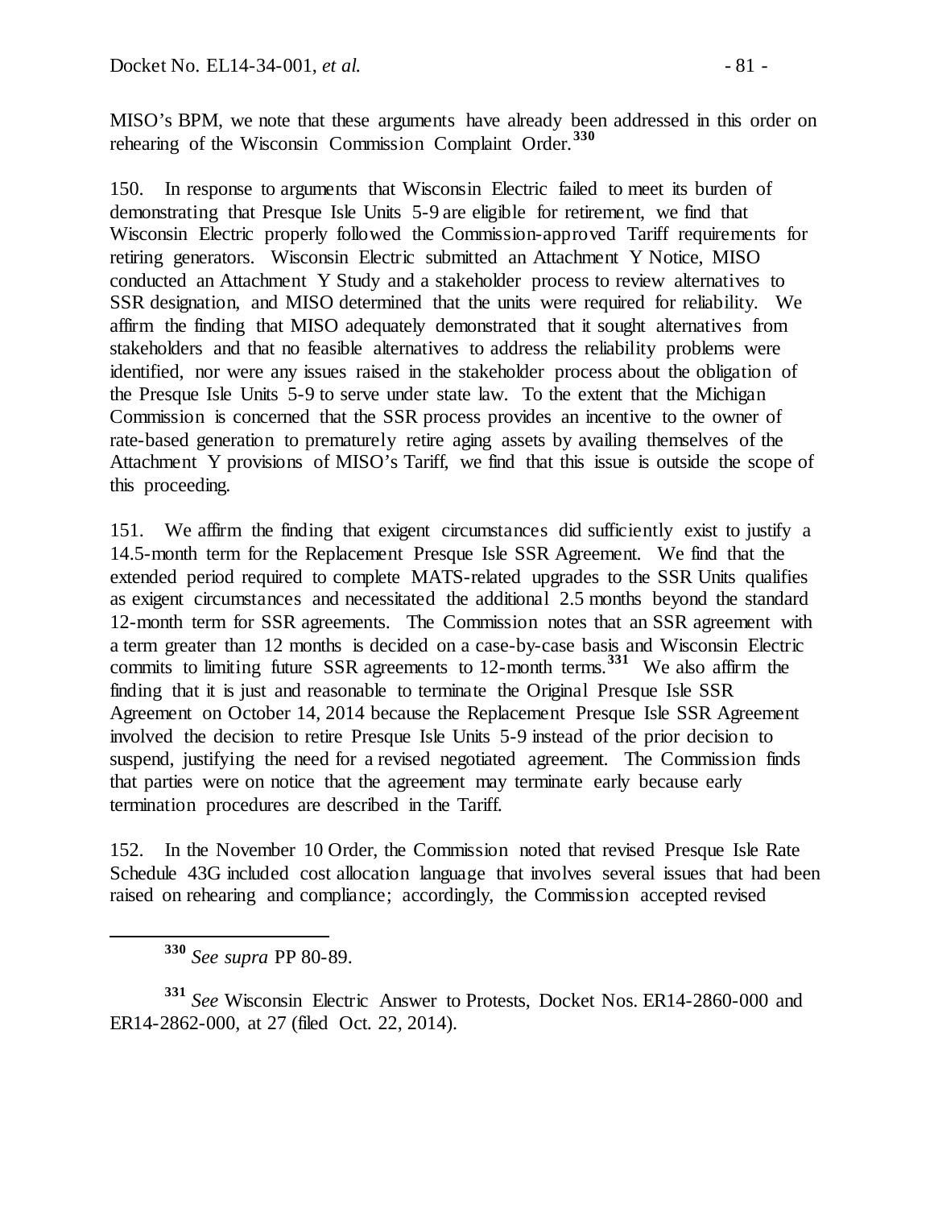MISO's BPM, we note that these arguments have already been addressed in this order on rehearing of the Wisconsin Commission Complaint Order.[330]

150. In response to arguments that Wisconsin Electric failed to meet its burden of demonstrating that Presque Isle Units 5-9 are eligible for retirement, we find that Wisconsin Electric properly followed the Commission-approved Tariff requirements for retiring generators. Wisconsin Electric submitted an Attachment Y Notice, MISO conducted an Attachment Y Study and a stakeholder process to review alternatives to SSR designation, and MISO determined that the units were required for reliability. We affirm the finding that MISO adequately demonstrated that it sought alternatives from stakeholders and that no feasible alternatives to address the reliability problems were identified, nor were any issues raised in the stakeholder process about the obligation of the Presque Isle Units 5-9 to serve under state law. To the extent that the Michigan Commission is concerned that the SSR process provides an incentive to the owner of rate-based generation to prematurely retire aging assets by availing themselves of the Attachment Y provisions of MISO's Tariff, we find that this issue is outside the scope of this proceeding.

151. We affirm the finding that exigent circumstances did sufficiently exist to justify a 14.5-month term for the Replacement Presque Isle SSR Agreement. We find that the extended period required to complete MATS-related upgrades to the SSR Units qualifies as exigent circumstances and necessitated the additional 2.5 months beyond the standard 12-month term for SSR agreements. The Commission notes that an SSR agreement with a term greater than 12 months is decided on a case-by-case basis and Wisconsin Electric commits to limiting future SSR agreements to 12-month terms.[331] We also affirm the finding that it is just and reasonable to terminate the Original Presque Isle SSR Agreement on October 14, 2014 because the Replacement Presque Isle SSR Agreement involved the decision to retire Presque Isle Units 5-9 instead of the prior decision to suspend, justifying the need for a revised negotiated agreement. The Commission finds that parties were on notice that the agreement may terminate early because early termination procedures are described in the Tariff.

152. In the November 10 Order, the Commission noted that revised Presque Isle Rate Schedule 43G included cost allocation language that involves several issues that had been raised on rehearing and compliance; accordingly, the Commission accepted revised

---

[330] *See supra* PP 80-89.

[331] *See* Wisconsin Electric Answer to Protests, Docket Nos. ER14-2860-000 and ER14-2862-000, at 27 (filed Oct. 22, 2014).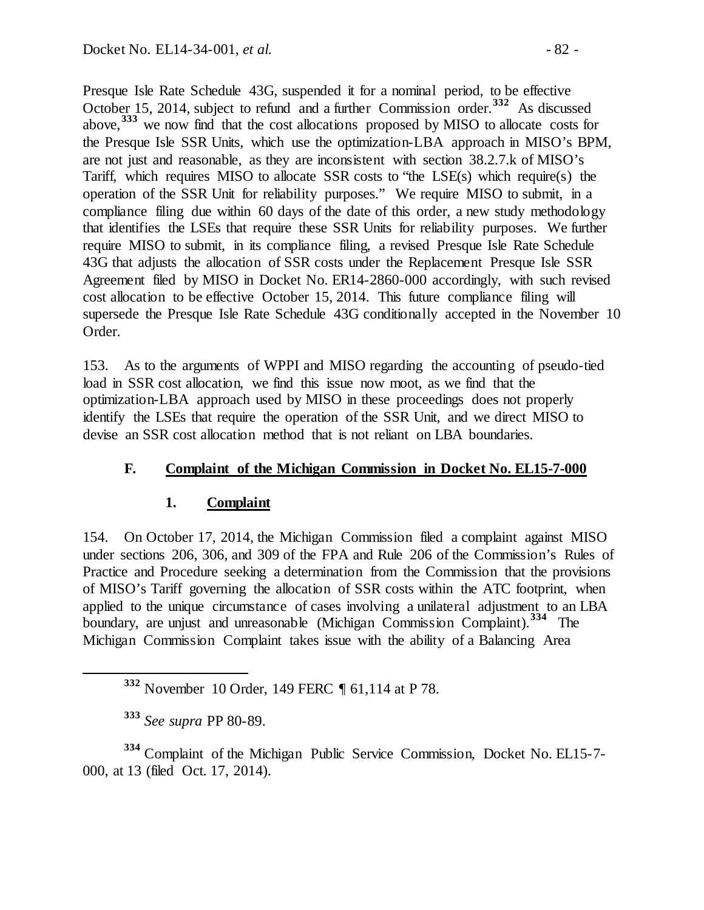Presque Isle Rate Schedule 43G, suspended it for a nominal period, to be effective October 15, 2014, subject to refund and a further Commission order.[332] As discussed above,[333] we now find that the cost allocations proposed by MISO to allocate costs for the Presque Isle SSR Units, which use the optimization-LBA approach in MISO's BPM, are not just and reasonable, as they are inconsistent with section 38.2.7.k of MISO's Tariff, which requires MISO to allocate SSR costs to "the LSE(s) which require(s) the operation of the SSR Unit for reliability purposes." We require MISO to submit, in a compliance filing due within 60 days of the date of this order, a new study methodology that identifies the LSEs that require these SSR Units for reliability purposes. We further require MISO to submit, in its compliance filing, a revised Presque Isle Rate Schedule 43G that adjusts the allocation of SSR costs under the Replacement Presque Isle SSR Agreement filed by MISO in Docket No. ER14-2860-000 accordingly, with such revised cost allocation to be effective October 15, 2014. This future compliance filing will supersede the Presque Isle Rate Schedule 43G conditionally accepted in the November 10 Order.

153. As to the arguments of WPPI and MISO regarding the accounting of pseudo-tied load in SSR cost allocation, we find this issue now moot, as we find that the optimization-LBA approach used by MISO in these proceedings does not properly identify the LSEs that require the operation of the SSR Unit, and we direct MISO to devise an SSR cost allocation method that is not reliant on LBA boundaries.

### F. Complaint of the Michigan Commission in Docket No. EL15-7-000

#### 1. Complaint

154. On October 17, 2014, the Michigan Commission filed a complaint against MISO under sections 206, 306, and 309 of the FPA and Rule 206 of the Commission's Rules of Practice and Procedure seeking a determination from the Commission that the provisions of MISO's Tariff governing the allocation of SSR costs within the ATC footprint, when applied to the unique circumstance of cases involving a unilateral adjustment to an LBA boundary, are unjust and unreasonable (Michigan Commission Complaint).[334] The Michigan Commission Complaint takes issue with the ability of a Balancing Area

---

[332] November 10 Order, 149 FERC ¶ 61,114 at P 78.

[333] *See supra* PP 80-89.

[334] Complaint of the Michigan Public Service Commission, Docket No. EL15-7-000, at 13 (filed Oct. 17, 2014).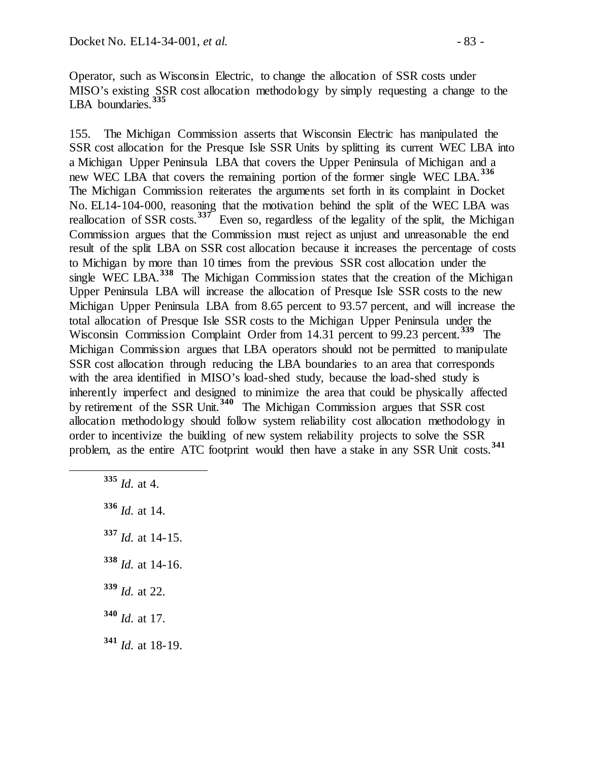Operator, such as Wisconsin Electric, to change the allocation of SSR costs under MISO's existing SSR cost allocation methodology by simply requesting a change to the LBA boundaries.[335]

155. The Michigan Commission asserts that Wisconsin Electric has manipulated the SSR cost allocation for the Presque Isle SSR Units by splitting its current WEC LBA into a Michigan Upper Peninsula LBA that covers the Upper Peninsula of Michigan and a new WEC LBA that covers the remaining portion of the former single WEC LBA.[336] The Michigan Commission reiterates the arguments set forth in its complaint in Docket No. EL14-104-000, reasoning that the motivation behind the split of the WEC LBA was reallocation of SSR costs.[337] Even so, regardless of the legality of the split, the Michigan Commission argues that the Commission must reject as unjust and unreasonable the end result of the split LBA on SSR cost allocation because it increases the percentage of costs to Michigan by more than 10 times from the previous SSR cost allocation under the single WEC LBA.[338] The Michigan Commission states that the creation of the Michigan Upper Peninsula LBA will increase the allocation of Presque Isle SSR costs to the new Michigan Upper Peninsula LBA from 8.65 percent to 93.57 percent, and will increase the total allocation of Presque Isle SSR costs to the Michigan Upper Peninsula under the Wisconsin Commission Complaint Order from 14.31 percent to 99.23 percent.[339] The Michigan Commission argues that LBA operators should not be permitted to manipulate SSR cost allocation through reducing the LBA boundaries to an area that corresponds with the area identified in MISO's load-shed study, because the load-shed study is inherently imperfect and designed to minimize the area that could be physically affected by retirement of the SSR Unit.[340] The Michigan Commission argues that SSR cost allocation methodology should follow system reliability cost allocation methodology in order to incentivize the building of new system reliability projects to solve the SSR problem, as the entire ATC footprint would then have a stake in any SSR Unit costs.[341]

---

[335] *Id.* at 4.

[336] *Id.* at 14.

[337] *Id.* at 14-15.

[338] *Id.* at 14-16.

[339] *Id.* at 22.

[340] *Id.* at 17.

[341] *Id.* at 18-19.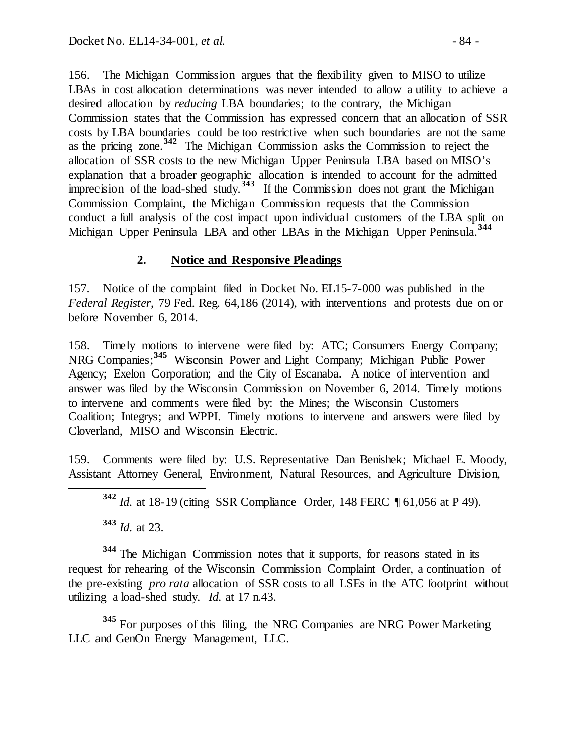156. The Michigan Commission argues that the flexibility given to MISO to utilize LBAs in cost allocation determinations was never intended to allow a utility to achieve a desired allocation by *reducing* LBA boundaries; to the contrary, the Michigan Commission states that the Commission has expressed concern that an allocation of SSR costs by LBA boundaries could be too restrictive when such boundaries are not the same as the pricing zone.[342] The Michigan Commission asks the Commission to reject the allocation of SSR costs to the new Michigan Upper Peninsula LBA based on MISO's explanation that a broader geographic allocation is intended to account for the admitted imprecision of the load-shed study.[343] If the Commission does not grant the Michigan Commission Complaint, the Michigan Commission requests that the Commission conduct a full analysis of the cost impact upon individual customers of the LBA split on Michigan Upper Peninsula LBA and other LBAs in the Michigan Upper Peninsula.[344]

### 2. Notice and Responsive Pleadings

157. Notice of the complaint filed in Docket No. EL15-7-000 was published in the *Federal Register*, 79 Fed. Reg. 64,186 (2014), with interventions and protests due on or before November 6, 2014.

158. Timely motions to intervene were filed by: ATC; Consumers Energy Company; NRG Companies;[345] Wisconsin Power and Light Company; Michigan Public Power Agency; Exelon Corporation; and the City of Escanaba. A notice of intervention and answer was filed by the Wisconsin Commission on November 6, 2014. Timely motions to intervene and comments were filed by: the Mines; the Wisconsin Customers Coalition; Integrys; and WPPI. Timely motions to intervene and answers were filed by Cloverland, MISO and Wisconsin Electric.

159. Comments were filed by: U.S. Representative Dan Benishek; Michael E. Moody, Assistant Attorney General, Environment, Natural Resources, and Agriculture Division,

---

[342] *Id.* at 18-19 (citing SSR Compliance Order, 148 FERC ¶ 61,056 at P 49).

[343] *Id.* at 23.

[344] The Michigan Commission notes that it supports, for reasons stated in its request for rehearing of the Wisconsin Commission Complaint Order, a continuation of the pre-existing *pro rata* allocation of SSR costs to all LSEs in the ATC footprint without utilizing a load-shed study. *Id.* at 17 n.43.

[345] For purposes of this filing, the NRG Companies are NRG Power Marketing LLC and GenOn Energy Management, LLC.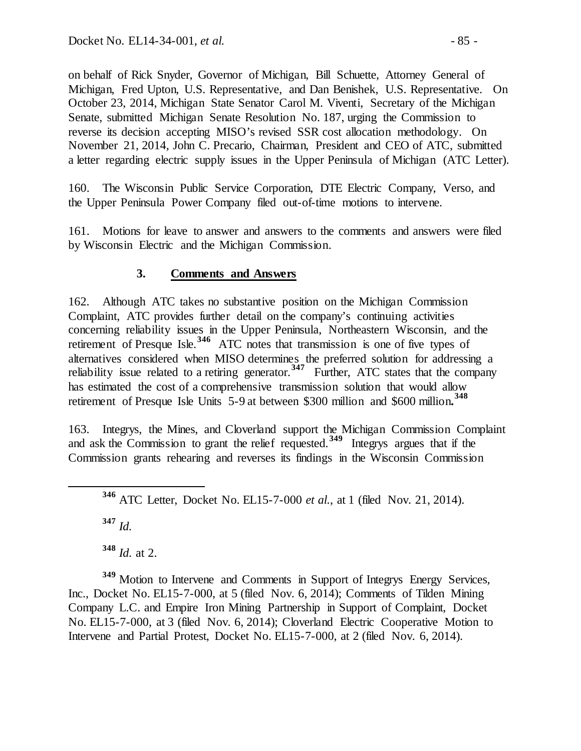on behalf of Rick Snyder, Governor of Michigan, Bill Schuette, Attorney General of Michigan, Fred Upton, U.S. Representative, and Dan Benishek, U.S. Representative. On October 23, 2014, Michigan State Senator Carol M. Viventi, Secretary of the Michigan Senate, submitted Michigan Senate Resolution No. 187, urging the Commission to reverse its decision accepting MISO's revised SSR cost allocation methodology. On November 21, 2014, John C. Precario, Chairman, President and CEO of ATC, submitted a letter regarding electric supply issues in the Upper Peninsula of Michigan (ATC Letter).

160. The Wisconsin Public Service Corporation, DTE Electric Company, Verso, and the Upper Peninsula Power Company filed out-of-time motions to intervene.

161. Motions for leave to answer and answers to the comments and answers were filed by Wisconsin Electric and the Michigan Commission.

### 3. Comments and Answers

162. Although ATC takes no substantive position on the Michigan Commission Complaint, ATC provides further detail on the company's continuing activities concerning reliability issues in the Upper Peninsula, Northeastern Wisconsin, and the retirement of Presque Isle.[346] ATC notes that transmission is one of five types of alternatives considered when MISO determines the preferred solution for addressing a reliability issue related to a retiring generator.[347] Further, ATC states that the company has estimated the cost of a comprehensive transmission solution that would allow retirement of Presque Isle Units 5-9 at between $300 million and $600 million.[348]

163. Integrys, the Mines, and Cloverland support the Michigan Commission Complaint and ask the Commission to grant the relief requested.[349] Integrys argues that if the Commission grants rehearing and reverses its findings in the Wisconsin Commission

---

[346] ATC Letter, Docket No. EL15-7-000 *et al.*, at 1 (filed Nov. 21, 2014).

[347] *Id.*

[348] *Id.* at 2.

[349] Motion to Intervene and Comments in Support of Integrys Energy Services, Inc., Docket No. EL15-7-000, at 5 (filed Nov. 6, 2014); Comments of Tilden Mining Company L.C. and Empire Iron Mining Partnership in Support of Complaint, Docket No. EL15-7-000, at 3 (filed Nov. 6, 2014); Cloverland Electric Cooperative Motion to Intervene and Partial Protest, Docket No. EL15-7-000, at 2 (filed Nov. 6, 2014).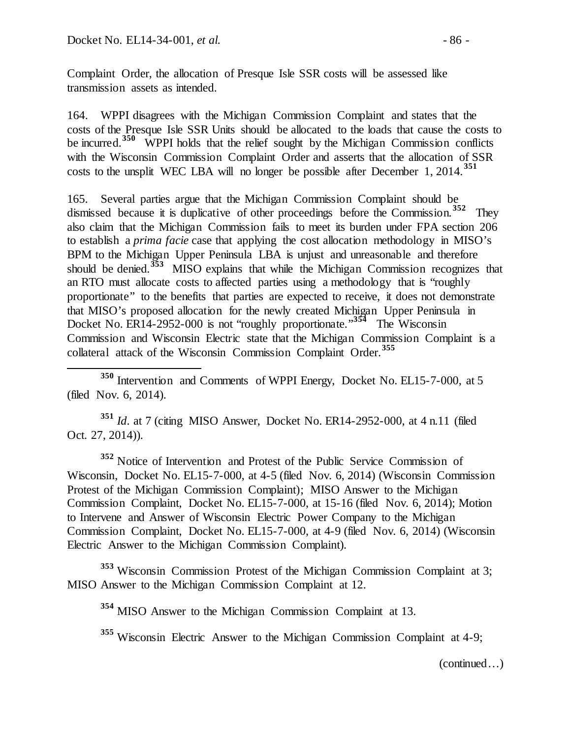Complaint Order, the allocation of Presque Isle SSR costs will be assessed like transmission assets as intended.

164. WPPI disagrees with the Michigan Commission Complaint and states that the costs of the Presque Isle SSR Units should be allocated to the loads that cause the costs to be incurred.[350] WPPI holds that the relief sought by the Michigan Commission conflicts with the Wisconsin Commission Complaint Order and asserts that the allocation of SSR costs to the unsplit WEC LBA will no longer be possible after December 1, 2014.[351]

165. Several parties argue that the Michigan Commission Complaint should be dismissed because it is duplicative of other proceedings before the Commission.[352] They also claim that the Michigan Commission fails to meet its burden under FPA section 206 to establish a *prima facie* case that applying the cost allocation methodology in MISO's BPM to the Michigan Upper Peninsula LBA is unjust and unreasonable and therefore should be denied.[353] MISO explains that while the Michigan Commission recognizes that an RTO must allocate costs to affected parties using a methodology that is "roughly proportionate" to the benefits that parties are expected to receive, it does not demonstrate that MISO's proposed allocation for the newly created Michigan Upper Peninsula in Docket No. ER14-2952-000 is not "roughly proportionate."[354] The Wisconsin Commission and Wisconsin Electric state that the Michigan Commission Complaint is a collateral attack of the Wisconsin Commission Complaint Order.[355]

---

[350] Intervention and Comments of WPPI Energy, Docket No. EL15-7-000, at 5 (filed Nov. 6, 2014).

[351] *Id*. at 7 (citing MISO Answer, Docket No. ER14-2952-000, at 4 n.11 (filed Oct. 27, 2014)).

[352] Notice of Intervention and Protest of the Public Service Commission of Wisconsin, Docket No. EL15-7-000, at 4-5 (filed Nov. 6, 2014) (Wisconsin Commission Protest of the Michigan Commission Complaint); MISO Answer to the Michigan Commission Complaint, Docket No. EL15-7-000, at 15-16 (filed Nov. 6, 2014); Motion to Intervene and Answer of Wisconsin Electric Power Company to the Michigan Commission Complaint, Docket No. EL15-7-000, at 4-9 (filed Nov. 6, 2014) (Wisconsin Electric Answer to the Michigan Commission Complaint).

[353] Wisconsin Commission Protest of the Michigan Commission Complaint at 3; MISO Answer to the Michigan Commission Complaint at 12.

[354] MISO Answer to the Michigan Commission Complaint at 13.

[355] Wisconsin Electric Answer to the Michigan Commission Complaint at 4-9;

(continued…)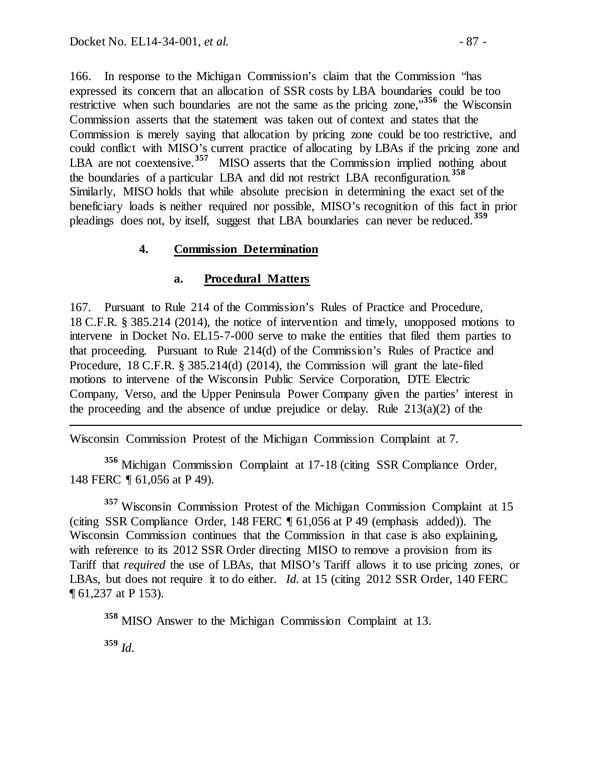166. In response to the Michigan Commission's claim that the Commission "has expressed its concern that an allocation of SSR costs by LBA boundaries could be too restrictive when such boundaries are not the same as the pricing zone,"[356] the Wisconsin Commission asserts that the statement was taken out of context and states that the Commission is merely saying that allocation by pricing zone could be too restrictive, and could conflict with MISO's current practice of allocating by LBAs if the pricing zone and LBA are not coextensive.[357] MISO asserts that the Commission implied nothing about the boundaries of a particular LBA and did not restrict LBA reconfiguration.[358] Similarly, MISO holds that while absolute precision in determining the exact set of the beneficiary loads is neither required nor possible, MISO's recognition of this fact in prior pleadings does not, by itself, suggest that LBA boundaries can never be reduced.[359]

#### 4. **Commission Determination**

##### a. **Procedural Matters**

167. Pursuant to Rule 214 of the Commission's Rules of Practice and Procedure, 18 C.F.R. § 385.214 (2014), the notice of intervention and timely, unopposed motions to intervene in Docket No. EL15-7-000 serve to make the entities that filed them parties to that proceeding. Pursuant to Rule 214(d) of the Commission's Rules of Practice and Procedure, 18 C.F.R. § 385.214(d) (2014), the Commission will grant the late-filed motions to intervene of the Wisconsin Public Service Corporation, DTE Electric Company, Verso, and the Upper Peninsula Power Company given the parties' interest in the proceeding and the absence of undue prejudice or delay. Rule 213(a)(2) of the

---

Wisconsin Commission Protest of the Michigan Commission Complaint at 7.

[356] Michigan Commission Complaint at 17-18 (citing SSR Compliance Order, 148 FERC ¶ 61,056 at P 49).

[357] Wisconsin Commission Protest of the Michigan Commission Complaint at 15 (citing SSR Compliance Order, 148 FERC ¶ 61,056 at P 49 (emphasis added)). The Wisconsin Commission continues that the Commission in that case is also explaining, with reference to its 2012 SSR Order directing MISO to remove a provision from its Tariff that *required* the use of LBAs, that MISO's Tariff allows it to use pricing zones, or LBAs, but does not require it to do either. *Id.* at 15 (citing 2012 SSR Order, 140 FERC ¶ 61,237 at P 153).

[358] MISO Answer to the Michigan Commission Complaint at 13.

[359] *Id.*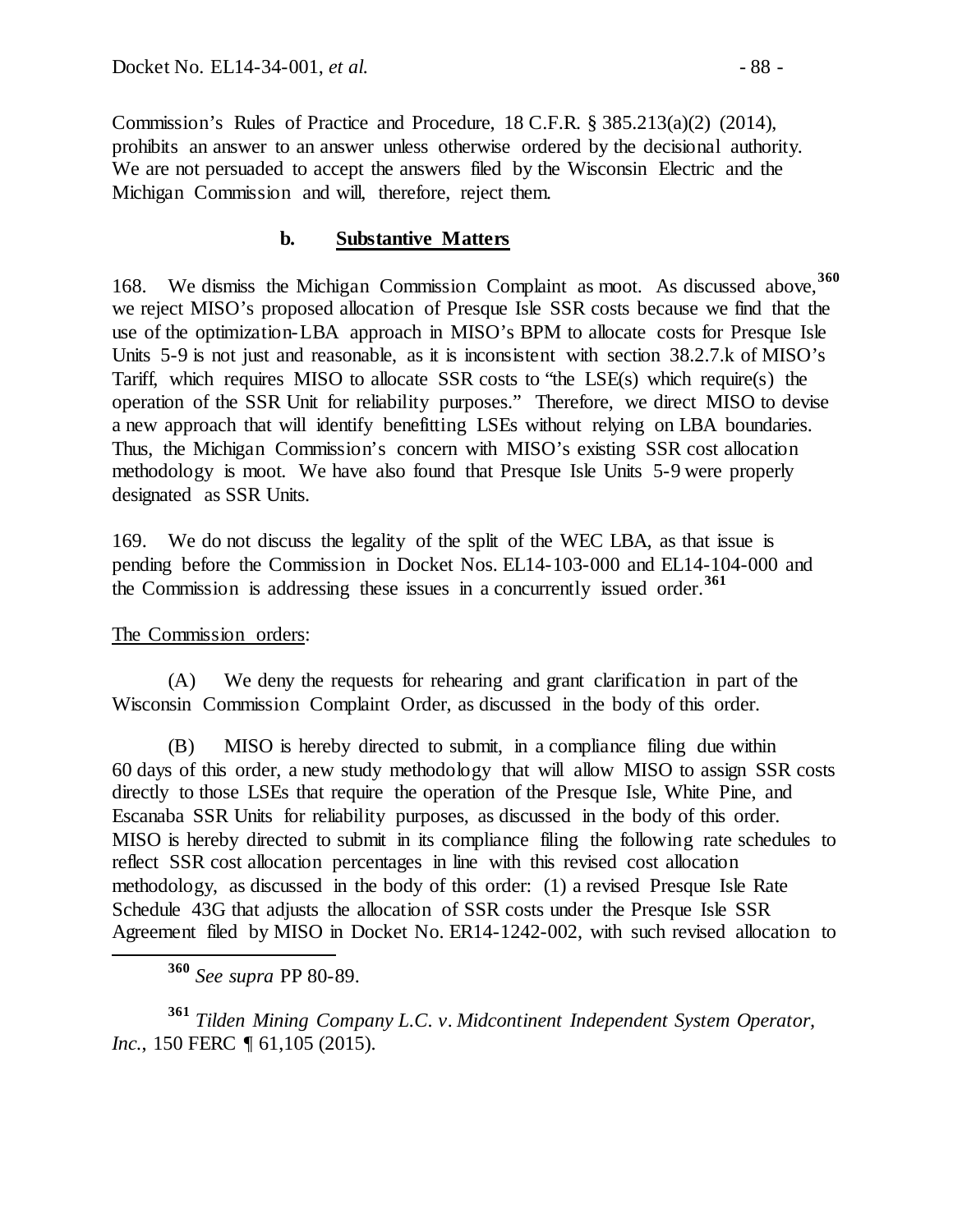Commission's Rules of Practice and Procedure, 18 C.F.R. § 385.213(a)(2) (2014), prohibits an answer to an answer unless otherwise ordered by the decisional authority. We are not persuaded to accept the answers filed by the Wisconsin Electric and the Michigan Commission and will, therefore, reject them.

### b. **Substantive Matters**

168. We dismiss the Michigan Commission Complaint as moot. As discussed above,[360] we reject MISO's proposed allocation of Presque Isle SSR costs because we find that the use of the optimization-LBA approach in MISO's BPM to allocate costs for Presque Isle Units 5-9 is not just and reasonable, as it is inconsistent with section 38.2.7.k of MISO's Tariff, which requires MISO to allocate SSR costs to "the LSE(s) which require(s) the operation of the SSR Unit for reliability purposes." Therefore, we direct MISO to devise a new approach that will identify benefitting LSEs without relying on LBA boundaries. Thus, the Michigan Commission's concern with MISO's existing SSR cost allocation methodology is moot. We have also found that Presque Isle Units 5-9 were properly designated as SSR Units.

169. We do not discuss the legality of the split of the WEC LBA, as that issue is pending before the Commission in Docket Nos. EL14-103-000 and EL14-104-000 and the Commission is addressing these issues in a concurrently issued order.[361]

The Commission orders:

(A) We deny the requests for rehearing and grant clarification in part of the Wisconsin Commission Complaint Order, as discussed in the body of this order.

(B) MISO is hereby directed to submit, in a compliance filing due within 60 days of this order, a new study methodology that will allow MISO to assign SSR costs directly to those LSEs that require the operation of the Presque Isle, White Pine, and Escanaba SSR Units for reliability purposes, as discussed in the body of this order. MISO is hereby directed to submit in its compliance filing the following rate schedules to reflect SSR cost allocation percentages in line with this revised cost allocation methodology, as discussed in the body of this order: (1) a revised Presque Isle Rate Schedule 43G that adjusts the allocation of SSR costs under the Presque Isle SSR Agreement filed by MISO in Docket No. ER14-1242-002, with such revised allocation to

---

[360] *See supra* PP 80-89.

[361] *Tilden Mining Company L.C. v. Midcontinent Independent System Operator, Inc.*, 150 FERC ¶ 61,105 (2015).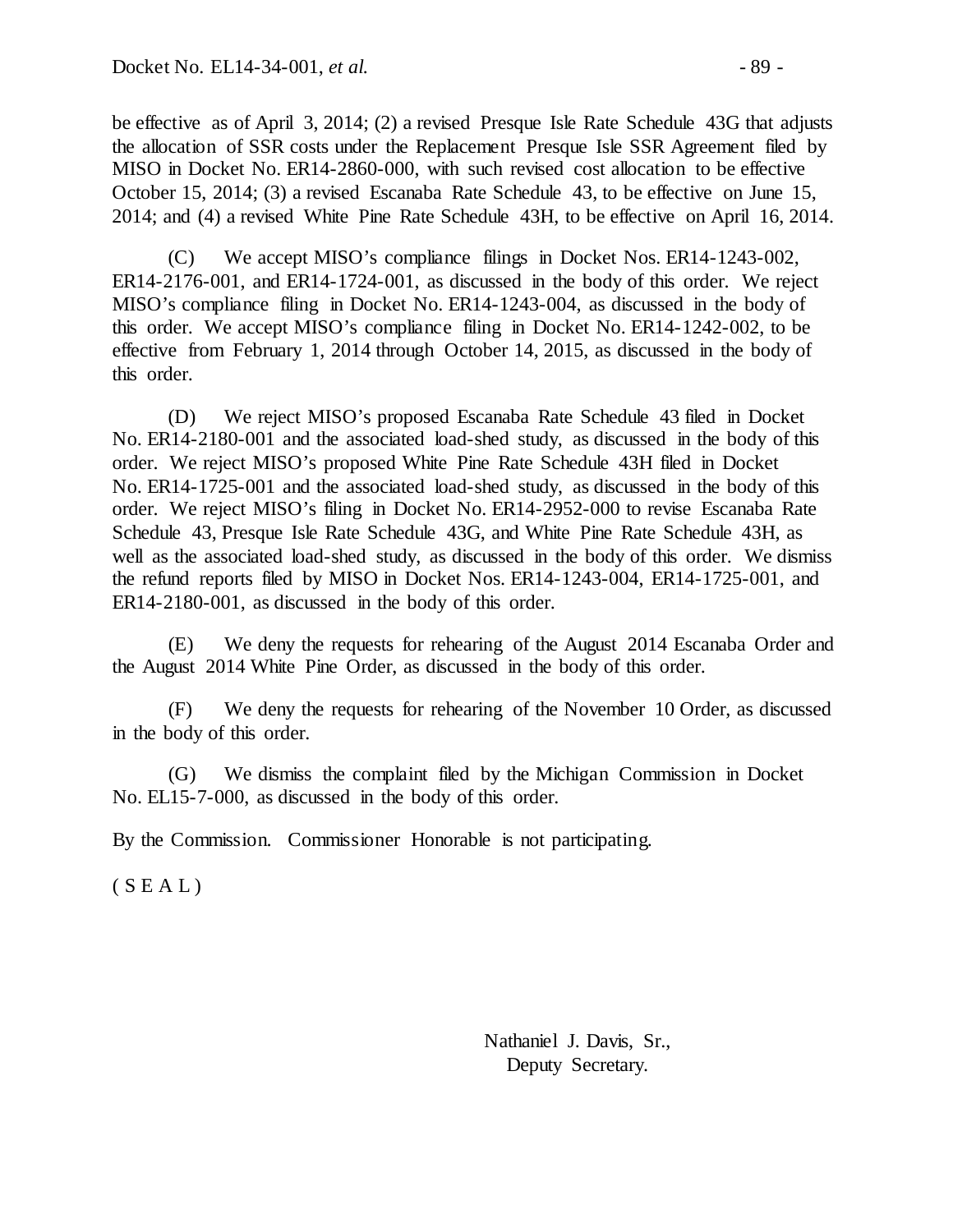be effective as of April 3, 2014; (2) a revised Presque Isle Rate Schedule 43G that adjusts the allocation of SSR costs under the Replacement Presque Isle SSR Agreement filed by MISO in Docket No. ER14-2860-000, with such revised cost allocation to be effective October 15, 2014; (3) a revised Escanaba Rate Schedule 43, to be effective on June 15, 2014; and (4) a revised White Pine Rate Schedule 43H, to be effective on April 16, 2014.

(C) We accept MISO's compliance filings in Docket Nos. ER14-1243-002, ER14-2176-001, and ER14-1724-001, as discussed in the body of this order. We reject MISO's compliance filing in Docket No. ER14-1243-004, as discussed in the body of this order. We accept MISO's compliance filing in Docket No. ER14-1242-002, to be effective from February 1, 2014 through October 14, 2015, as discussed in the body of this order.

(D) We reject MISO's proposed Escanaba Rate Schedule 43 filed in Docket No. ER14-2180-001 and the associated load-shed study, as discussed in the body of this order. We reject MISO's proposed White Pine Rate Schedule 43H filed in Docket No. ER14-1725-001 and the associated load-shed study, as discussed in the body of this order. We reject MISO's filing in Docket No. ER14-2952-000 to revise Escanaba Rate Schedule 43, Presque Isle Rate Schedule 43G, and White Pine Rate Schedule 43H, as well as the associated load-shed study, as discussed in the body of this order. We dismiss the refund reports filed by MISO in Docket Nos. ER14-1243-004, ER14-1725-001, and ER14-2180-001, as discussed in the body of this order.

(E) We deny the requests for rehearing of the August 2014 Escanaba Order and the August 2014 White Pine Order, as discussed in the body of this order.

(F) We deny the requests for rehearing of the November 10 Order, as discussed in the body of this order.

(G) We dismiss the complaint filed by the Michigan Commission in Docket No. EL15-7-000, as discussed in the body of this order.

By the Commission. Commissioner Honorable is not participating.

( S E A L )

Nathaniel J. Davis, Sr.,
Deputy Secretary.